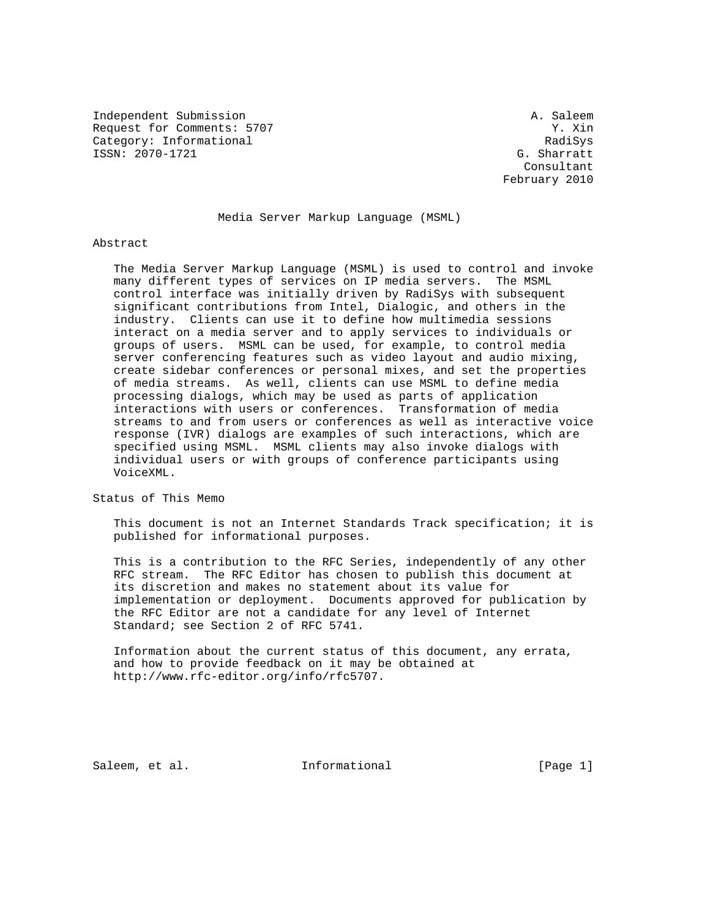Independent Submission A. Saleem
Request for Comments: 5707 Y. Xin
Category: Informational RadiSys
ISSN: 2070-1721 G. Sharratt
Consultant
February 2010

# Media Server Markup Language (MSML)

## Abstract

The Media Server Markup Language (MSML) is used to control and invoke many different types of services on IP media servers. The MSML control interface was initially driven by RadiSys with subsequent significant contributions from Intel, Dialogic, and others in the industry. Clients can use it to define how multimedia sessions interact on a media server and to apply services to individuals or groups of users. MSML can be used, for example, to control media server conferencing features such as video layout and audio mixing, create sidebar conferences or personal mixes, and set the properties of media streams. As well, clients can use MSML to define media processing dialogs, which may be used as parts of application interactions with users or conferences. Transformation of media streams to and from users or conferences as well as interactive voice response (IVR) dialogs are examples of such interactions, which are specified using MSML. MSML clients may also invoke dialogs with individual users or with groups of conference participants using VoiceXML.

## Status of This Memo

This document is not an Internet Standards Track specification; it is published for informational purposes.

This is a contribution to the RFC Series, independently of any other RFC stream. The RFC Editor has chosen to publish this document at its discretion and makes no statement about its value for implementation or deployment. Documents approved for publication by the RFC Editor are not a candidate for any level of Internet Standard; see Section 2 of RFC 5741.

Information about the current status of this document, any errata, and how to provide feedback on it may be obtained at http://www.rfc-editor.org/info/rfc5707.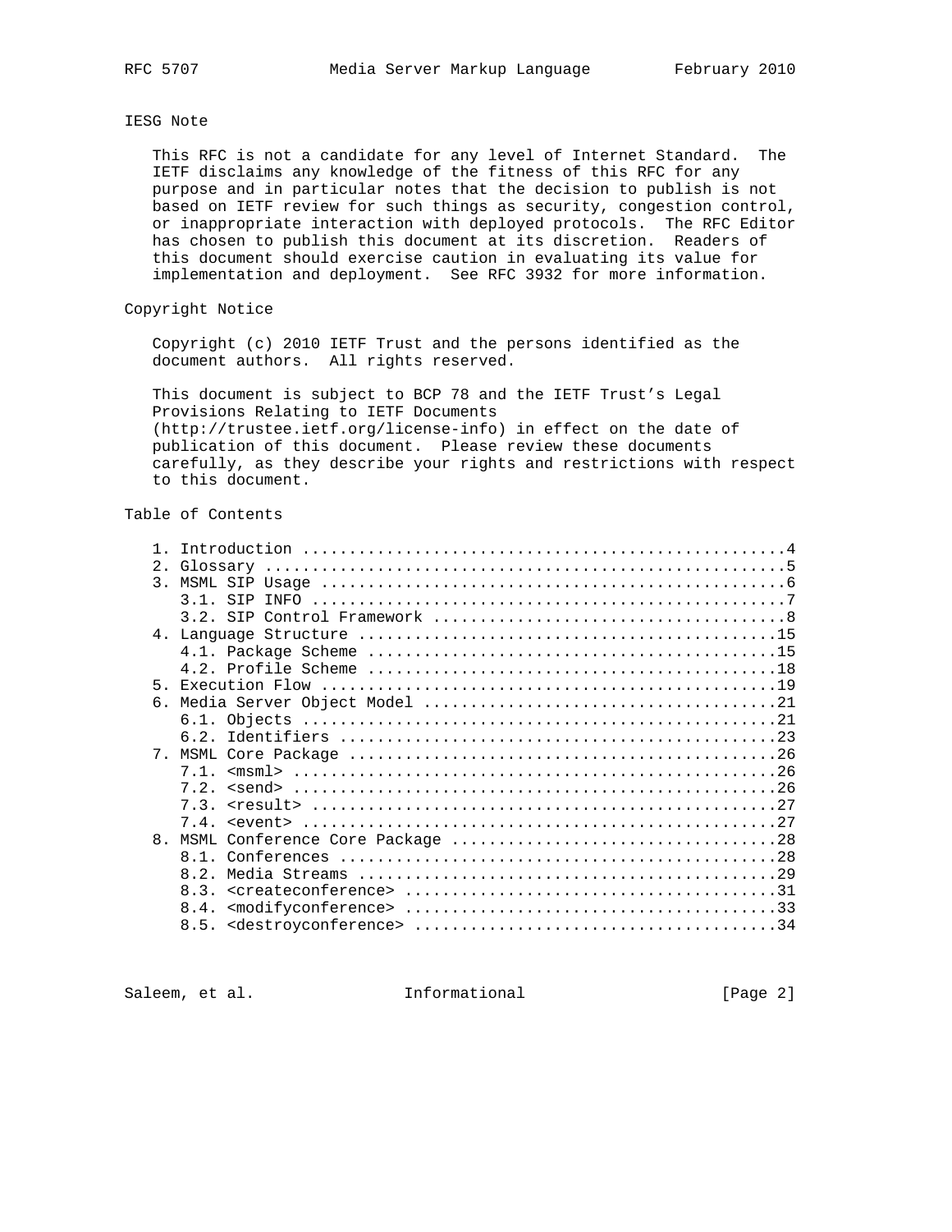## IESG Note

This RFC is not a candidate for any level of Internet Standard. The IETF disclaims any knowledge of the fitness of this RFC for any purpose and in particular notes that the decision to publish is not based on IETF review for such things as security, congestion control, or inappropriate interaction with deployed protocols. The RFC Editor has chosen to publish this document at its discretion. Readers of this document should exercise caution in evaluating its value for implementation and deployment. See RFC 3932 for more information.

## Copyright Notice

Copyright (c) 2010 IETF Trust and the persons identified as the document authors. All rights reserved.

This document is subject to BCP 78 and the IETF Trust's Legal Provisions Relating to IETF Documents (http://trustee.ietf.org/license-info) in effect on the date of publication of this document. Please review these documents carefully, as they describe your rights and restrictions with respect to this document.

## Table of Contents

```
   1. Introduction ....................................................4
   2. Glossary ........................................................5
   3. MSML SIP Usage ..................................................6
      3.1. SIP INFO ...................................................7
      3.2. SIP Control Framework ......................................8
   4. Language Structure .............................................15
      4.1. Package Scheme ............................................15
      4.2. Profile Scheme ............................................18
   5. Execution Flow .................................................19
   6. Media Server Object Model ......................................21
      6.1. Objects ...................................................21
      6.2. Identifiers ...............................................23
   7. MSML Core Package ..............................................26
      7.1. <msml> ....................................................26
      7.2. <send> ....................................................26
      7.3. <result> ..................................................27
      7.4. <event> ...................................................27
   8. MSML Conference Core Package ...................................28
      8.1. Conferences ...............................................28
      8.2. Media Streams .............................................29
      8.3. <createconference> ........................................31
      8.4. <modifyconference> ........................................33
      8.5. <destroyconference> .......................................34
```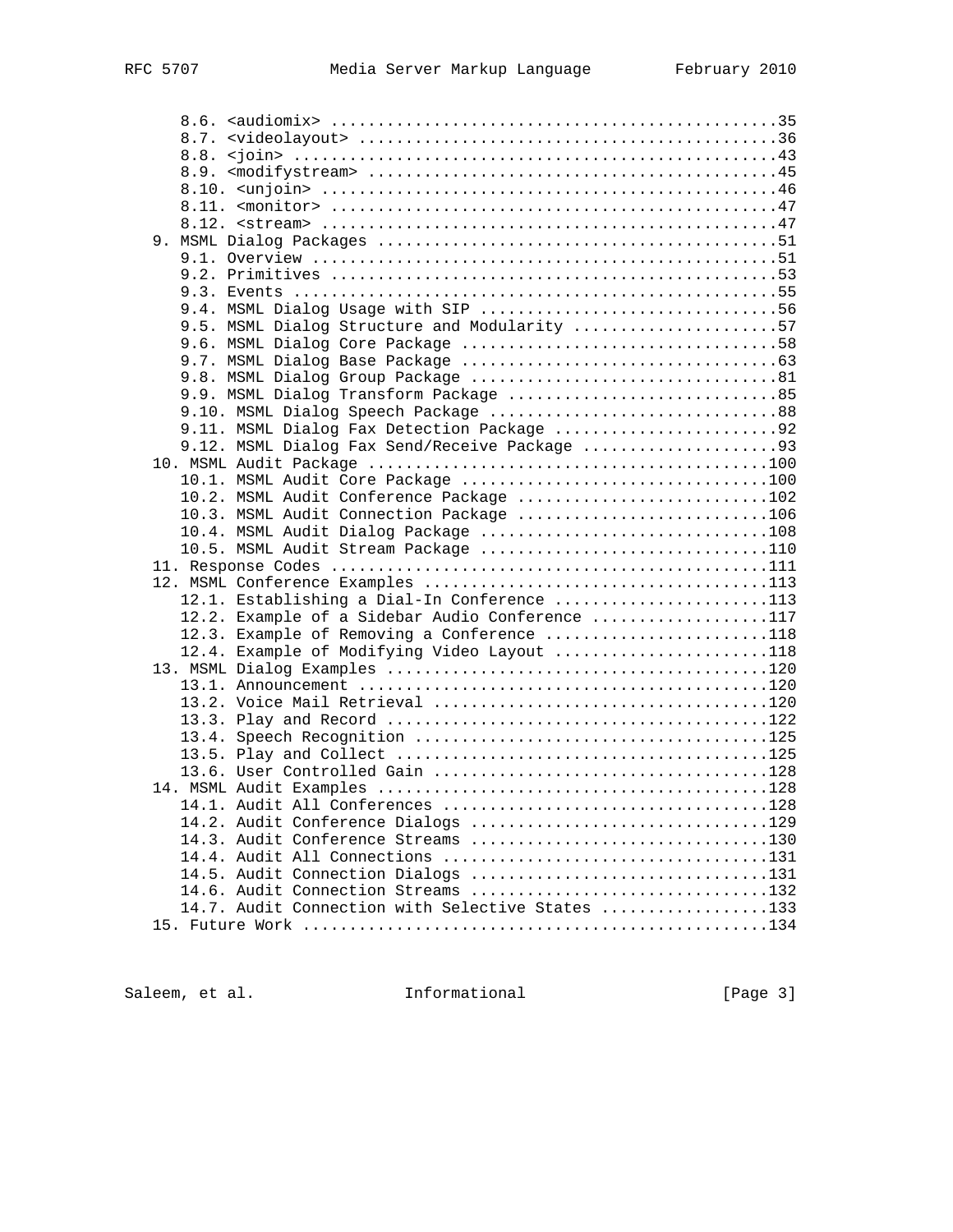8.6. <audiomix> ...............................................35
      8.7. <videolayout> ............................................36
      8.8. <join> ...................................................43
      8.9. <modifystream> ...........................................45
      8.10. <unjoin> ................................................46
      8.11. <monitor> ...............................................47
      8.12. <stream> ................................................47
   9. MSML Dialog Packages ..........................................51
      9.1. Overview .................................................51
      9.2. Primitives ...............................................53
      9.3. Events ...................................................55
      9.4. MSML Dialog Usage with SIP ...............................56
      9.5. MSML Dialog Structure and Modularity .....................57
      9.6. MSML Dialog Core Package .................................58
      9.7. MSML Dialog Base Package .................................63
      9.8. MSML Dialog Group Package ................................81
      9.9. MSML Dialog Transform Package ............................85
      9.10. MSML Dialog Speech Package ..............................88
      9.11. MSML Dialog Fax Detection Package .......................92
      9.12. MSML Dialog Fax Send/Receive Package ....................93
   10. MSML Audit Package ..........................................100
      10.1. MSML Audit Core Package ................................100
      10.2. MSML Audit Conference Package ..........................102
      10.3. MSML Audit Connection Package ..........................106
      10.4. MSML Audit Dialog Package ..............................108
      10.5. MSML Audit Stream Package ..............................110
   11. Response Codes ..............................................111
   12. MSML Conference Examples ....................................113
      12.1. Establishing a Dial-In Conference ......................113
      12.2. Example of a Sidebar Audio Conference ..................117
      12.3. Example of Removing a Conference .......................118
      12.4. Example of Modifying Video Layout ......................118
   13. MSML Dialog Examples ........................................120
      13.1. Announcement ...........................................120
      13.2. Voice Mail Retrieval ...................................120
      13.3. Play and Record ........................................122
      13.4. Speech Recognition .....................................125
      13.5. Play and Collect .......................................125
      13.6. User Controlled Gain ...................................128
   14. MSML Audit Examples .........................................128
      14.1. Audit All Conferences ..................................128
      14.2. Audit Conference Dialogs ...............................129
      14.3. Audit Conference Streams ...............................130
      14.4. Audit All Connections ..................................131
      14.5. Audit Connection Dialogs ...............................131
      14.6. Audit Connection Streams ...............................132
      14.7. Audit Connection with Selective States .................133
   15. Future Work .................................................134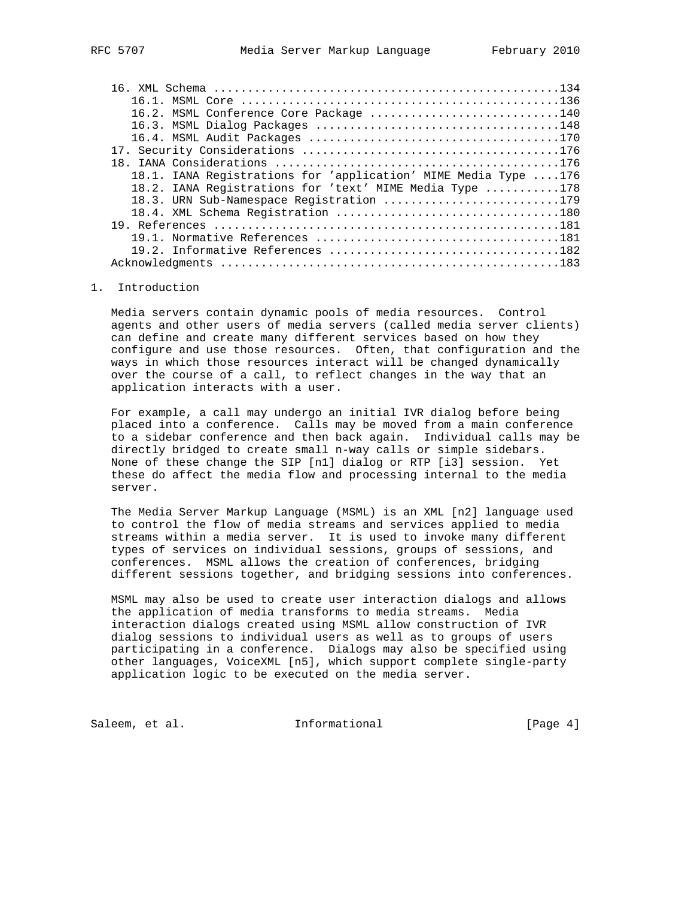16. XML Schema ....................................................134
   16.1. MSML Core ................................................136
   16.2. MSML Conference Core Package .............................140
   16.3. MSML Dialog Packages .....................................148
   16.4. MSML Audit Packages ......................................170
17. Security Considerations .......................................176
18. IANA Considerations ...........................................176
   18.1. IANA Registrations for 'application' MIME Media Type ....176
   18.2. IANA Registrations for 'text' MIME Media Type ...........178
   18.3. URN Sub-Namespace Registration ...........................179
   18.4. XML Schema Registration ..................................180
19. References ....................................................181
   19.1. Normative References .....................................181
   19.2. Informative References ...................................182
Acknowledgments ...................................................183

# 1. Introduction

Media servers contain dynamic pools of media resources. Control agents and other users of media servers (called media server clients) can define and create many different services based on how they configure and use those resources. Often, that configuration and the ways in which those resources interact will be changed dynamically over the course of a call, to reflect changes in the way that an application interacts with a user.

For example, a call may undergo an initial IVR dialog before being placed into a conference. Calls may be moved from a main conference to a sidebar conference and then back again. Individual calls may be directly bridged to create small n-way calls or simple sidebars. None of these change the SIP [n1] dialog or RTP [i3] session. Yet these do affect the media flow and processing internal to the media server.

The Media Server Markup Language (MSML) is an XML [n2] language used to control the flow of media streams and services applied to media streams within a media server. It is used to invoke many different types of services on individual sessions, groups of sessions, and conferences. MSML allows the creation of conferences, bridging different sessions together, and bridging sessions into conferences.

MSML may also be used to create user interaction dialogs and allows the application of media transforms to media streams. Media interaction dialogs created using MSML allow construction of IVR dialog sessions to individual users as well as to groups of users participating in a conference. Dialogs may also be specified using other languages, VoiceXML [n5], which support complete single-party application logic to be executed on the media server.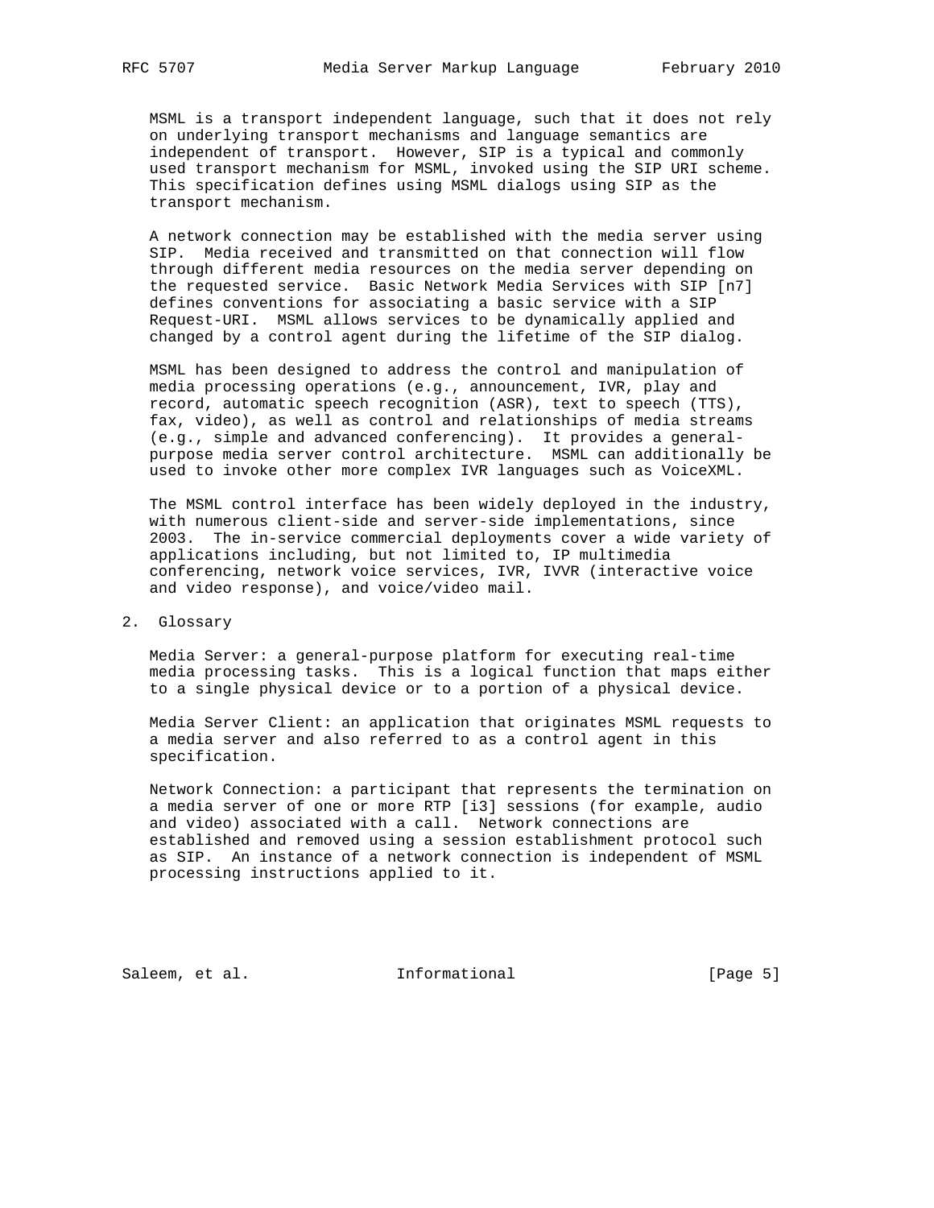MSML is a transport independent language, such that it does not rely on underlying transport mechanisms and language semantics are independent of transport. However, SIP is a typical and commonly used transport mechanism for MSML, invoked using the SIP URI scheme. This specification defines using MSML dialogs using SIP as the transport mechanism.

A network connection may be established with the media server using SIP. Media received and transmitted on that connection will flow through different media resources on the media server depending on the requested service. Basic Network Media Services with SIP [n7] defines conventions for associating a basic service with a SIP Request-URI. MSML allows services to be dynamically applied and changed by a control agent during the lifetime of the SIP dialog.

MSML has been designed to address the control and manipulation of media processing operations (e.g., announcement, IVR, play and record, automatic speech recognition (ASR), text to speech (TTS), fax, video), as well as control and relationships of media streams (e.g., simple and advanced conferencing). It provides a general-purpose media server control architecture. MSML can additionally be used to invoke other more complex IVR languages such as VoiceXML.

The MSML control interface has been widely deployed in the industry, with numerous client-side and server-side implementations, since 2003. The in-service commercial deployments cover a wide variety of applications including, but not limited to, IP multimedia conferencing, network voice services, IVR, IVVR (interactive voice and video response), and voice/video mail.

## 2. Glossary

Media Server: a general-purpose platform for executing real-time media processing tasks. This is a logical function that maps either to a single physical device or to a portion of a physical device.

Media Server Client: an application that originates MSML requests to a media server and also referred to as a control agent in this specification.

Network Connection: a participant that represents the termination on a media server of one or more RTP [i3] sessions (for example, audio and video) associated with a call. Network connections are established and removed using a session establishment protocol such as SIP. An instance of a network connection is independent of MSML processing instructions applied to it.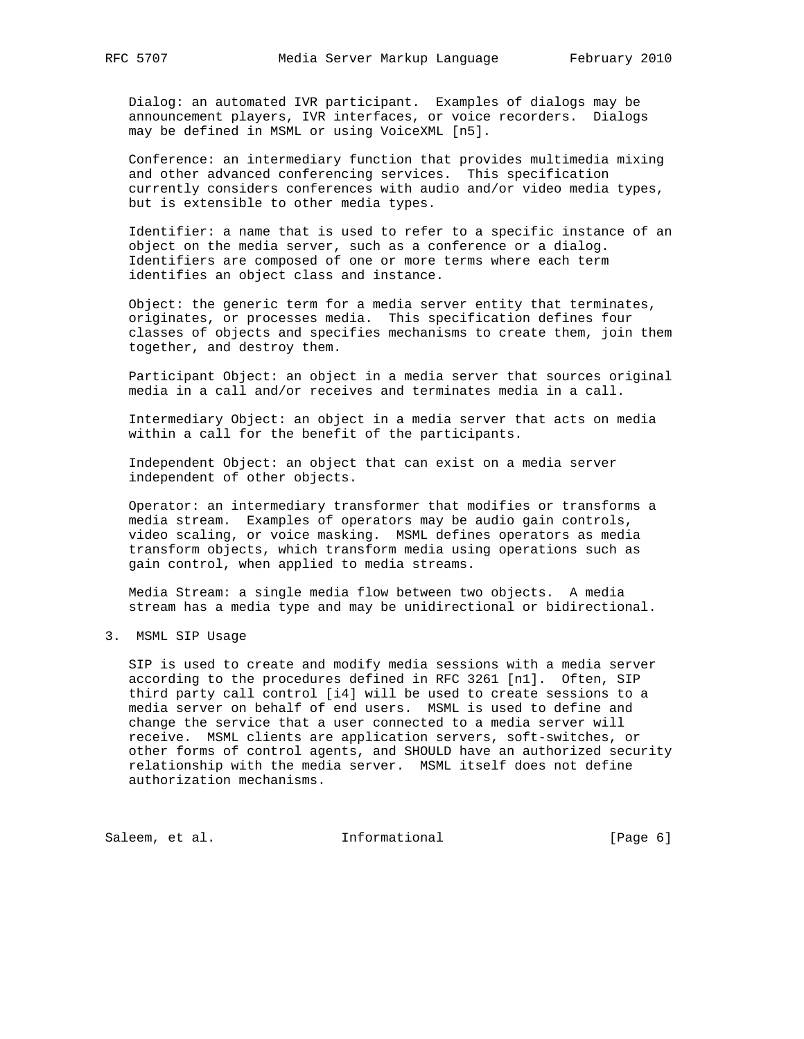Dialog: an automated IVR participant. Examples of dialogs may be announcement players, IVR interfaces, or voice recorders. Dialogs may be defined in MSML or using VoiceXML [n5].

Conference: an intermediary function that provides multimedia mixing and other advanced conferencing services. This specification currently considers conferences with audio and/or video media types, but is extensible to other media types.

Identifier: a name that is used to refer to a specific instance of an object on the media server, such as a conference or a dialog. Identifiers are composed of one or more terms where each term identifies an object class and instance.

Object: the generic term for a media server entity that terminates, originates, or processes media. This specification defines four classes of objects and specifies mechanisms to create them, join them together, and destroy them.

Participant Object: an object in a media server that sources original media in a call and/or receives and terminates media in a call.

Intermediary Object: an object in a media server that acts on media within a call for the benefit of the participants.

Independent Object: an object that can exist on a media server independent of other objects.

Operator: an intermediary transformer that modifies or transforms a media stream. Examples of operators may be audio gain controls, video scaling, or voice masking. MSML defines operators as media transform objects, which transform media using operations such as gain control, when applied to media streams.

Media Stream: a single media flow between two objects. A media stream has a media type and may be unidirectional or bidirectional.

## 3. MSML SIP Usage

SIP is used to create and modify media sessions with a media server according to the procedures defined in RFC 3261 [n1]. Often, SIP third party call control [i4] will be used to create sessions to a media server on behalf of end users. MSML is used to define and change the service that a user connected to a media server will receive. MSML clients are application servers, soft-switches, or other forms of control agents, and SHOULD have an authorized security relationship with the media server. MSML itself does not define authorization mechanisms.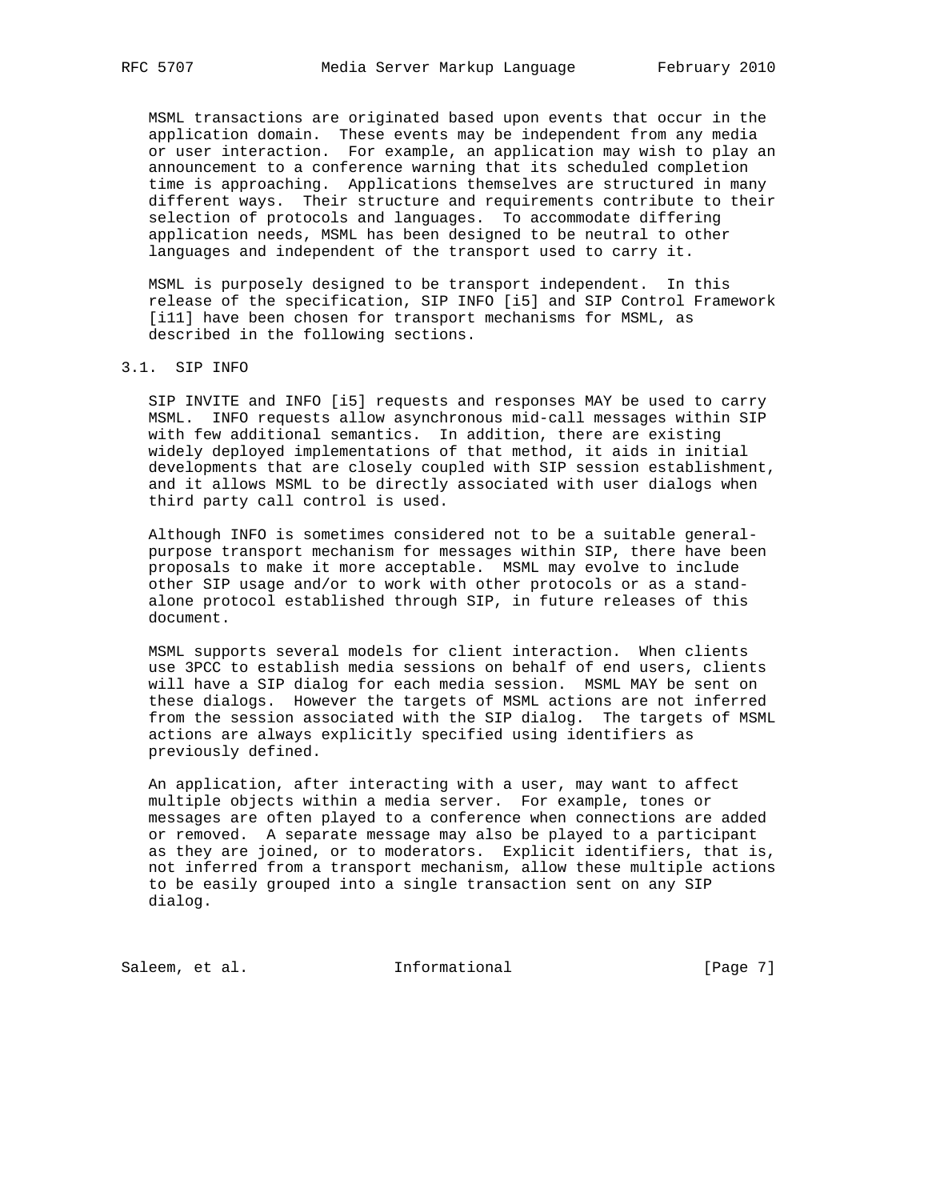MSML transactions are originated based upon events that occur in the application domain. These events may be independent from any media or user interaction. For example, an application may wish to play an announcement to a conference warning that its scheduled completion time is approaching. Applications themselves are structured in many different ways. Their structure and requirements contribute to their selection of protocols and languages. To accommodate differing application needs, MSML has been designed to be neutral to other languages and independent of the transport used to carry it.

MSML is purposely designed to be transport independent. In this release of the specification, SIP INFO [i5] and SIP Control Framework [i11] have been chosen for transport mechanisms for MSML, as described in the following sections.

## 3.1. SIP INFO

SIP INVITE and INFO [i5] requests and responses MAY be used to carry MSML. INFO requests allow asynchronous mid-call messages within SIP with few additional semantics. In addition, there are existing widely deployed implementations of that method, it aids in initial developments that are closely coupled with SIP session establishment, and it allows MSML to be directly associated with user dialogs when third party call control is used.

Although INFO is sometimes considered not to be a suitable general-purpose transport mechanism for messages within SIP, there have been proposals to make it more acceptable. MSML may evolve to include other SIP usage and/or to work with other protocols or as a stand-alone protocol established through SIP, in future releases of this document.

MSML supports several models for client interaction. When clients use 3PCC to establish media sessions on behalf of end users, clients will have a SIP dialog for each media session. MSML MAY be sent on these dialogs. However the targets of MSML actions are not inferred from the session associated with the SIP dialog. The targets of MSML actions are always explicitly specified using identifiers as previously defined.

An application, after interacting with a user, may want to affect multiple objects within a media server. For example, tones or messages are often played to a conference when connections are added or removed. A separate message may also be played to a participant as they are joined, or to moderators. Explicit identifiers, that is, not inferred from a transport mechanism, allow these multiple actions to be easily grouped into a single transaction sent on any SIP dialog.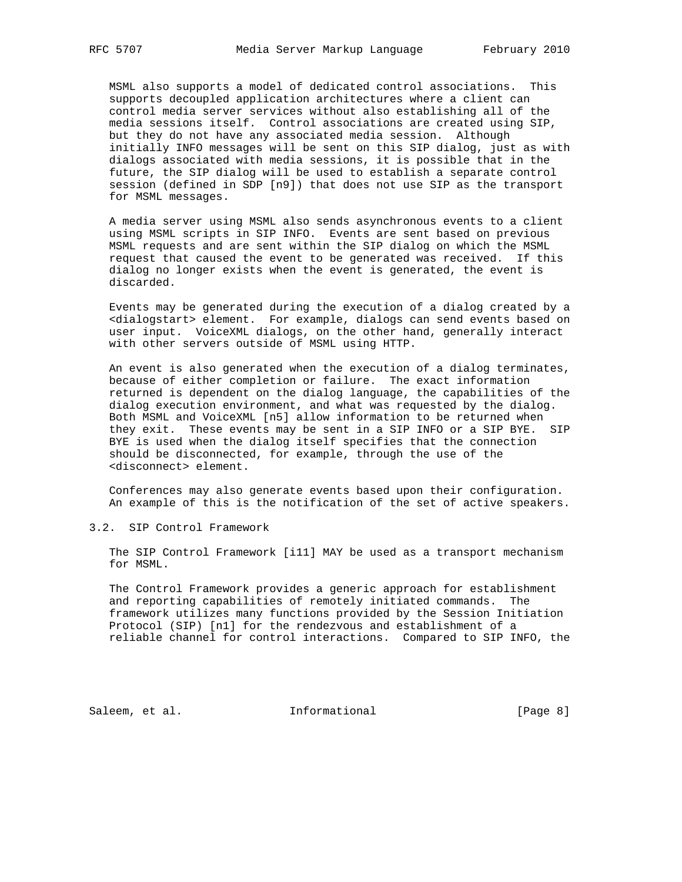MSML also supports a model of dedicated control associations. This supports decoupled application architectures where a client can control media server services without also establishing all of the media sessions itself. Control associations are created using SIP, but they do not have any associated media session. Although initially INFO messages will be sent on this SIP dialog, just as with dialogs associated with media sessions, it is possible that in the future, the SIP dialog will be used to establish a separate control session (defined in SDP [n9]) that does not use SIP as the transport for MSML messages.

A media server using MSML also sends asynchronous events to a client using MSML scripts in SIP INFO. Events are sent based on previous MSML requests and are sent within the SIP dialog on which the MSML request that caused the event to be generated was received. If this dialog no longer exists when the event is generated, the event is discarded.

Events may be generated during the execution of a dialog created by a <dialogstart> element. For example, dialogs can send events based on user input. VoiceXML dialogs, on the other hand, generally interact with other servers outside of MSML using HTTP.

An event is also generated when the execution of a dialog terminates, because of either completion or failure. The exact information returned is dependent on the dialog language, the capabilities of the dialog execution environment, and what was requested by the dialog. Both MSML and VoiceXML [n5] allow information to be returned when they exit. These events may be sent in a SIP INFO or a SIP BYE. SIP BYE is used when the dialog itself specifies that the connection should be disconnected, for example, through the use of the <disconnect> element.

Conferences may also generate events based upon their configuration. An example of this is the notification of the set of active speakers.

### 3.2. SIP Control Framework

The SIP Control Framework [i11] MAY be used as a transport mechanism for MSML.

The Control Framework provides a generic approach for establishment and reporting capabilities of remotely initiated commands. The framework utilizes many functions provided by the Session Initiation Protocol (SIP) [n1] for the rendezvous and establishment of a reliable channel for control interactions. Compared to SIP INFO, the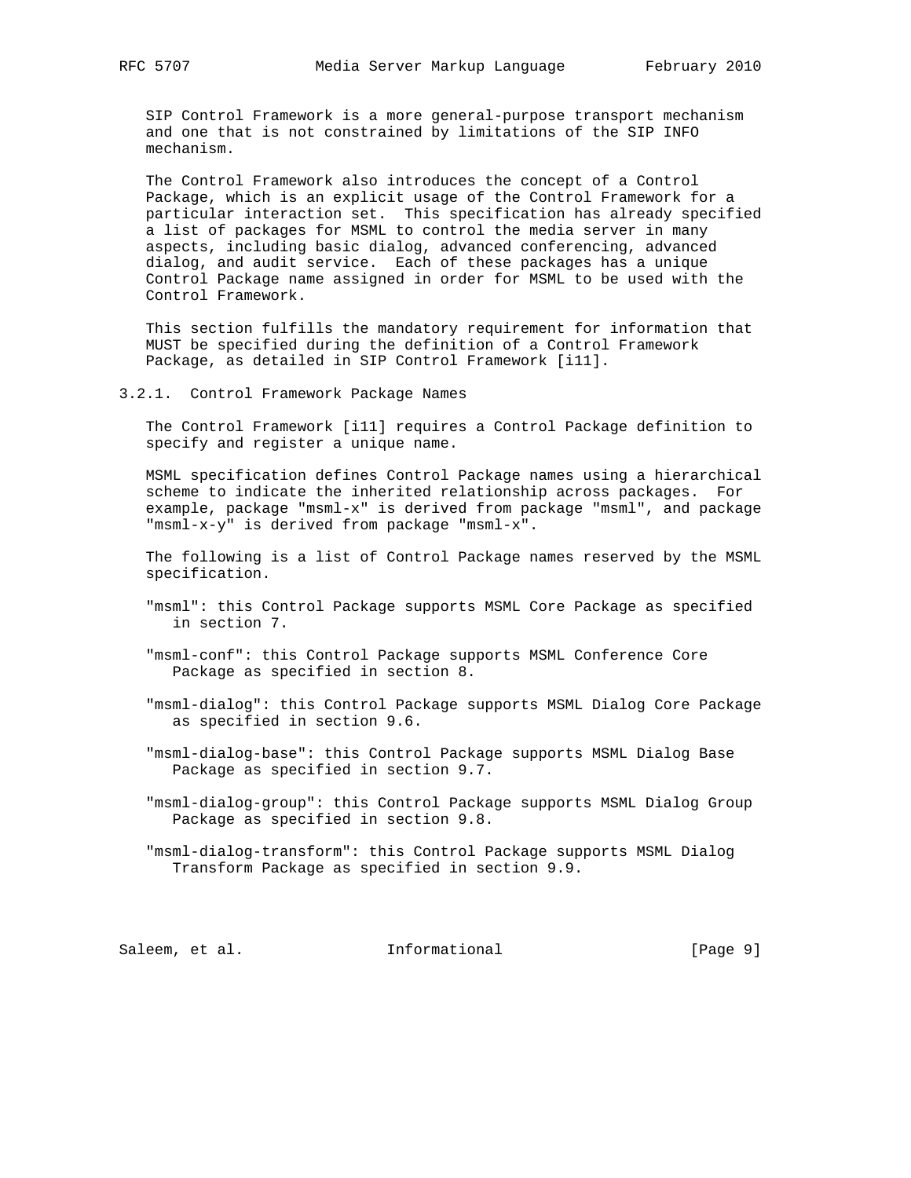SIP Control Framework is a more general-purpose transport mechanism and one that is not constrained by limitations of the SIP INFO mechanism.

The Control Framework also introduces the concept of a Control Package, which is an explicit usage of the Control Framework for a particular interaction set. This specification has already specified a list of packages for MSML to control the media server in many aspects, including basic dialog, advanced conferencing, advanced dialog, and audit service. Each of these packages has a unique Control Package name assigned in order for MSML to be used with the Control Framework.

This section fulfills the mandatory requirement for information that MUST be specified during the definition of a Control Framework Package, as detailed in SIP Control Framework [i11].

### 3.2.1. Control Framework Package Names

The Control Framework [i11] requires a Control Package definition to specify and register a unique name.

MSML specification defines Control Package names using a hierarchical scheme to indicate the inherited relationship across packages. For example, package "msml-x" is derived from package "msml", and package "msml-x-y" is derived from package "msml-x".

The following is a list of Control Package names reserved by the MSML specification.

"msml": this Control Package supports MSML Core Package as specified in section 7.

"msml-conf": this Control Package supports MSML Conference Core Package as specified in section 8.

"msml-dialog": this Control Package supports MSML Dialog Core Package as specified in section 9.6.

"msml-dialog-base": this Control Package supports MSML Dialog Base Package as specified in section 9.7.

"msml-dialog-group": this Control Package supports MSML Dialog Group Package as specified in section 9.8.

"msml-dialog-transform": this Control Package supports MSML Dialog Transform Package as specified in section 9.9.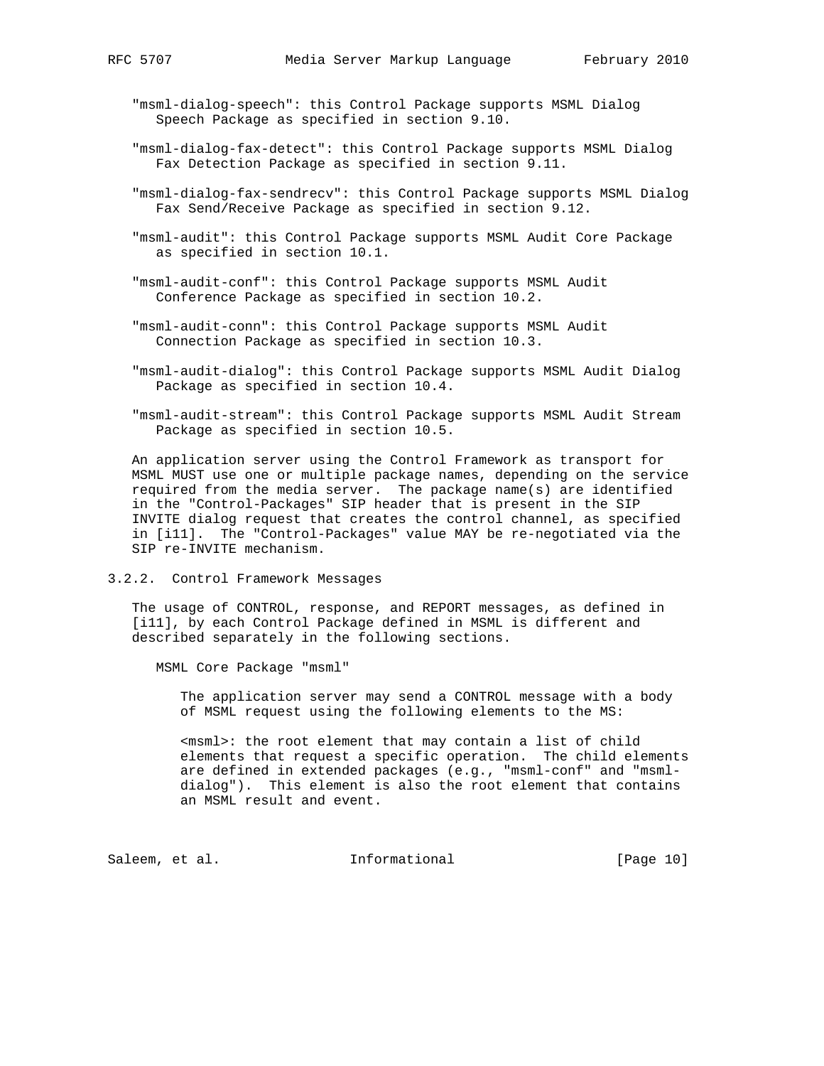"msml-dialog-speech": this Control Package supports MSML Dialog Speech Package as specified in section 9.10.

"msml-dialog-fax-detect": this Control Package supports MSML Dialog Fax Detection Package as specified in section 9.11.

"msml-dialog-fax-sendrecv": this Control Package supports MSML Dialog Fax Send/Receive Package as specified in section 9.12.

"msml-audit": this Control Package supports MSML Audit Core Package as specified in section 10.1.

"msml-audit-conf": this Control Package supports MSML Audit Conference Package as specified in section 10.2.

"msml-audit-conn": this Control Package supports MSML Audit Connection Package as specified in section 10.3.

"msml-audit-dialog": this Control Package supports MSML Audit Dialog Package as specified in section 10.4.

"msml-audit-stream": this Control Package supports MSML Audit Stream Package as specified in section 10.5.

An application server using the Control Framework as transport for MSML MUST use one or multiple package names, depending on the service required from the media server. The package name(s) are identified in the "Control-Packages" SIP header that is present in the SIP INVITE dialog request that creates the control channel, as specified in [i11]. The "Control-Packages" value MAY be re-negotiated via the SIP re-INVITE mechanism.

### 3.2.2. Control Framework Messages

The usage of CONTROL, response, and REPORT messages, as defined in [i11], by each Control Package defined in MSML is different and described separately in the following sections.

MSML Core Package "msml"

The application server may send a CONTROL message with a body of MSML request using the following elements to the MS:

<msml>: the root element that may contain a list of child elements that request a specific operation. The child elements are defined in extended packages (e.g., "msml-conf" and "msml-dialog"). This element is also the root element that contains an MSML result and event.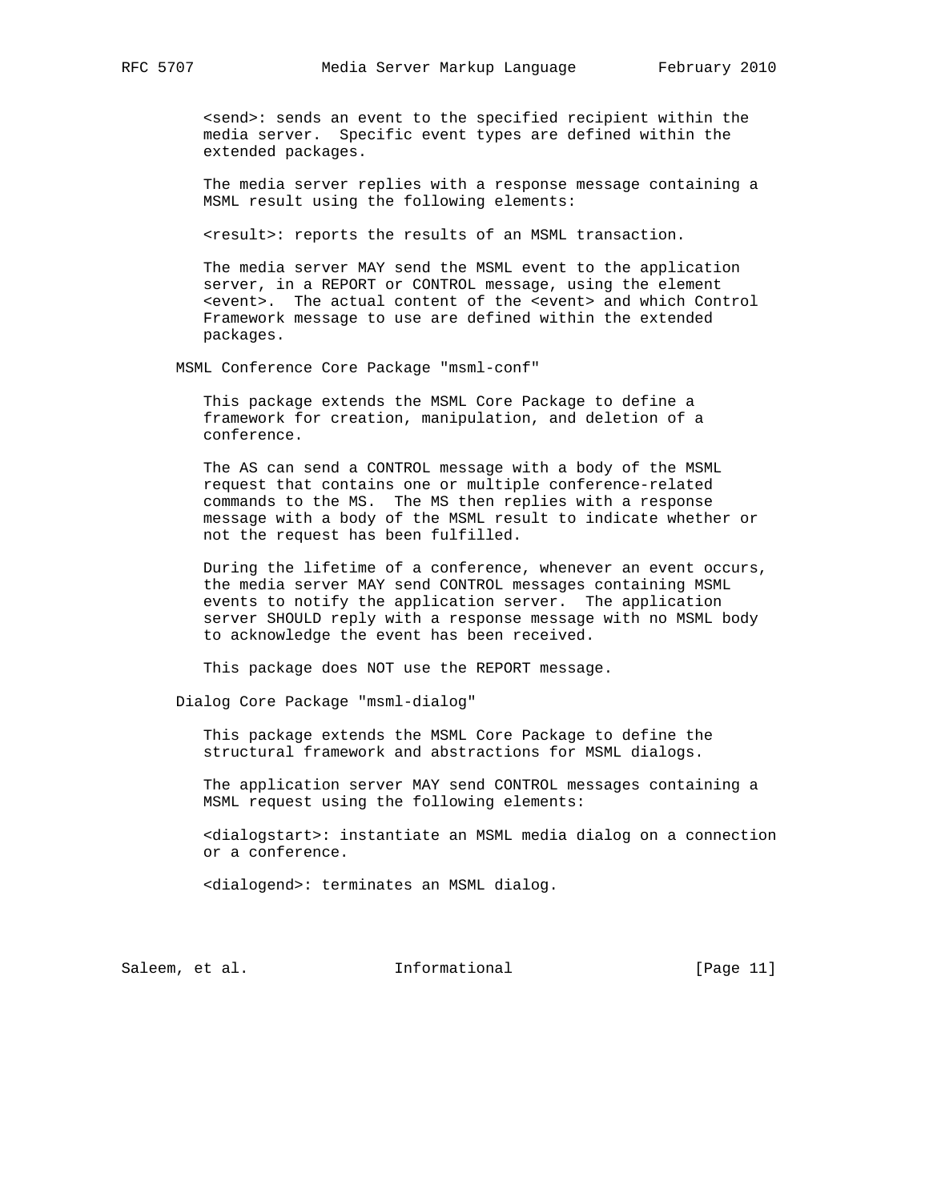<send>: sends an event to the specified recipient within the media server. Specific event types are defined within the extended packages.

The media server replies with a response message containing a MSML result using the following elements:

<result>: reports the results of an MSML transaction.

The media server MAY send the MSML event to the application server, in a REPORT or CONTROL message, using the element <event>. The actual content of the <event> and which Control Framework message to use are defined within the extended packages.

MSML Conference Core Package "msml-conf"

This package extends the MSML Core Package to define a framework for creation, manipulation, and deletion of a conference.

The AS can send a CONTROL message with a body of the MSML request that contains one or multiple conference-related commands to the MS. The MS then replies with a response message with a body of the MSML result to indicate whether or not the request has been fulfilled.

During the lifetime of a conference, whenever an event occurs, the media server MAY send CONTROL messages containing MSML events to notify the application server. The application server SHOULD reply with a response message with no MSML body to acknowledge the event has been received.

This package does NOT use the REPORT message.

Dialog Core Package "msml-dialog"

This package extends the MSML Core Package to define the structural framework and abstractions for MSML dialogs.

The application server MAY send CONTROL messages containing a MSML request using the following elements:

<dialogstart>: instantiate an MSML media dialog on a connection or a conference.

<dialogend>: terminates an MSML dialog.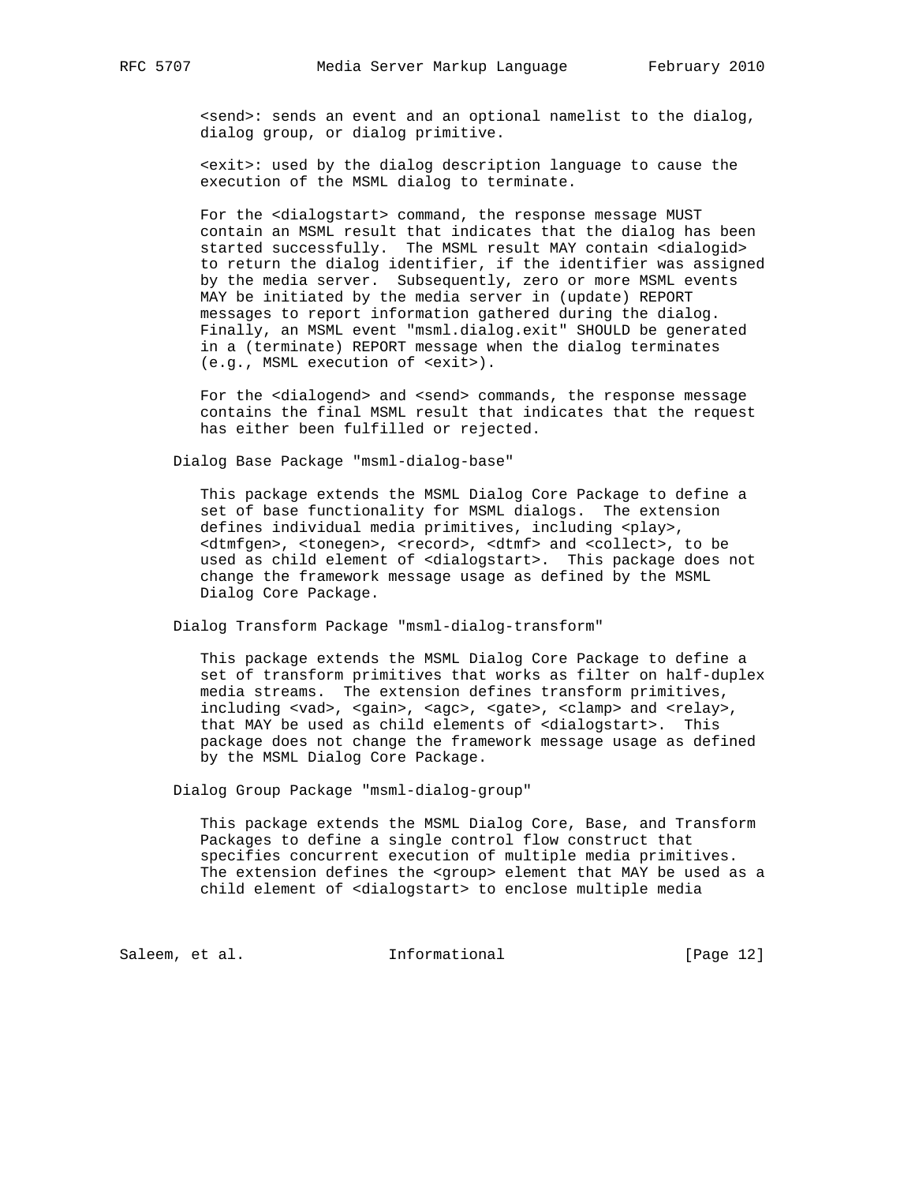<send>: sends an event and an optional namelist to the dialog, dialog group, or dialog primitive.

<exit>: used by the dialog description language to cause the execution of the MSML dialog to terminate.

For the <dialogstart> command, the response message MUST contain an MSML result that indicates that the dialog has been started successfully. The MSML result MAY contain <dialogid> to return the dialog identifier, if the identifier was assigned by the media server. Subsequently, zero or more MSML events MAY be initiated by the media server in (update) REPORT messages to report information gathered during the dialog. Finally, an MSML event "msml.dialog.exit" SHOULD be generated in a (terminate) REPORT message when the dialog terminates (e.g., MSML execution of <exit>).

For the <dialogend> and <send> commands, the response message contains the final MSML result that indicates that the request has either been fulfilled or rejected.

Dialog Base Package "msml-dialog-base"

This package extends the MSML Dialog Core Package to define a set of base functionality for MSML dialogs. The extension defines individual media primitives, including <play>, <dtmfgen>, <tonegen>, <record>, <dtmf> and <collect>, to be used as child element of <dialogstart>. This package does not change the framework message usage as defined by the MSML Dialog Core Package.

Dialog Transform Package "msml-dialog-transform"

This package extends the MSML Dialog Core Package to define a set of transform primitives that works as filter on half-duplex media streams. The extension defines transform primitives, including <vad>, <gain>, <agc>, <gate>, <clamp> and <relay>, that MAY be used as child elements of <dialogstart>. This package does not change the framework message usage as defined by the MSML Dialog Core Package.

Dialog Group Package "msml-dialog-group"

This package extends the MSML Dialog Core, Base, and Transform Packages to define a single control flow construct that specifies concurrent execution of multiple media primitives. The extension defines the <group> element that MAY be used as a child element of <dialogstart> to enclose multiple media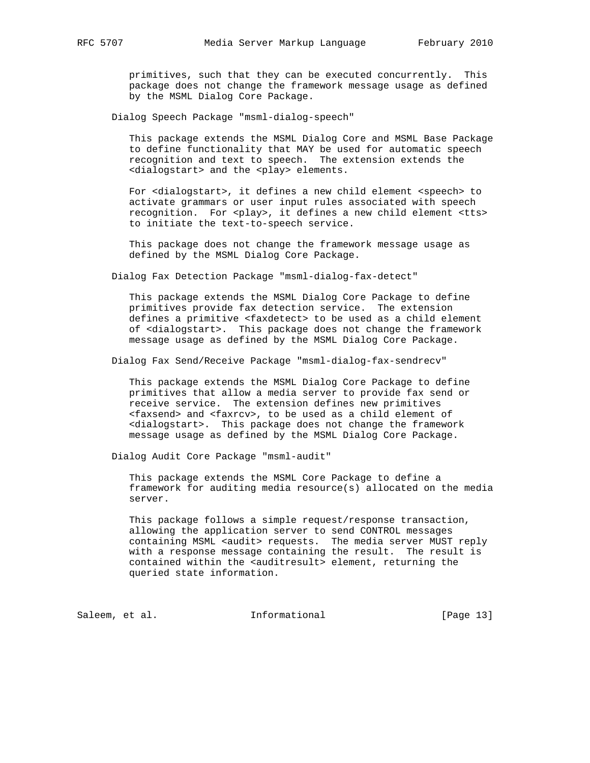primitives, such that they can be executed concurrently. This package does not change the framework message usage as defined by the MSML Dialog Core Package.

Dialog Speech Package "msml-dialog-speech"

This package extends the MSML Dialog Core and MSML Base Package to define functionality that MAY be used for automatic speech recognition and text to speech. The extension extends the <dialogstart> and the <play> elements.

For <dialogstart>, it defines a new child element <speech> to activate grammars or user input rules associated with speech recognition. For <play>, it defines a new child element <tts> to initiate the text-to-speech service.

This package does not change the framework message usage as defined by the MSML Dialog Core Package.

Dialog Fax Detection Package "msml-dialog-fax-detect"

This package extends the MSML Dialog Core Package to define primitives provide fax detection service. The extension defines a primitive <faxdetect> to be used as a child element of <dialogstart>. This package does not change the framework message usage as defined by the MSML Dialog Core Package.

Dialog Fax Send/Receive Package "msml-dialog-fax-sendrecv"

This package extends the MSML Dialog Core Package to define primitives that allow a media server to provide fax send or receive service. The extension defines new primitives <faxsend> and <faxrcv>, to be used as a child element of <dialogstart>. This package does not change the framework message usage as defined by the MSML Dialog Core Package.

Dialog Audit Core Package "msml-audit"

This package extends the MSML Core Package to define a framework for auditing media resource(s) allocated on the media server.

This package follows a simple request/response transaction, allowing the application server to send CONTROL messages containing MSML <audit> requests. The media server MUST reply with a response message containing the result. The result is contained within the <auditresult> element, returning the queried state information.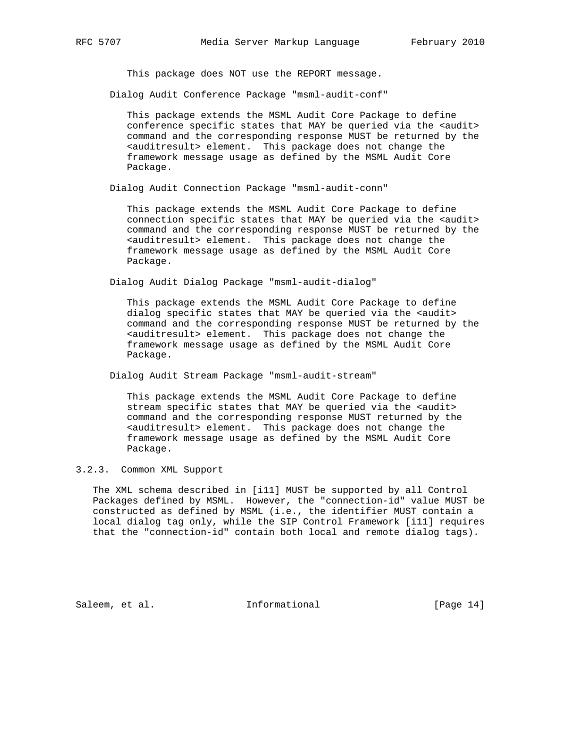This package does NOT use the REPORT message.

Dialog Audit Conference Package "msml-audit-conf"

This package extends the MSML Audit Core Package to define conference specific states that MAY be queried via the <audit> command and the corresponding response MUST be returned by the <auditresult> element. This package does not change the framework message usage as defined by the MSML Audit Core Package.

Dialog Audit Connection Package "msml-audit-conn"

This package extends the MSML Audit Core Package to define connection specific states that MAY be queried via the <audit> command and the corresponding response MUST be returned by the <auditresult> element. This package does not change the framework message usage as defined by the MSML Audit Core Package.

Dialog Audit Dialog Package "msml-audit-dialog"

This package extends the MSML Audit Core Package to define dialog specific states that MAY be queried via the <audit> command and the corresponding response MUST be returned by the <auditresult> element. This package does not change the framework message usage as defined by the MSML Audit Core Package.

Dialog Audit Stream Package "msml-audit-stream"

This package extends the MSML Audit Core Package to define stream specific states that MAY be queried via the <audit> command and the corresponding response MUST returned by the <auditresult> element. This package does not change the framework message usage as defined by the MSML Audit Core Package.

### 3.2.3. Common XML Support

The XML schema described in [i11] MUST be supported by all Control Packages defined by MSML. However, the "connection-id" value MUST be constructed as defined by MSML (i.e., the identifier MUST contain a local dialog tag only, while the SIP Control Framework [i11] requires that the "connection-id" contain both local and remote dialog tags).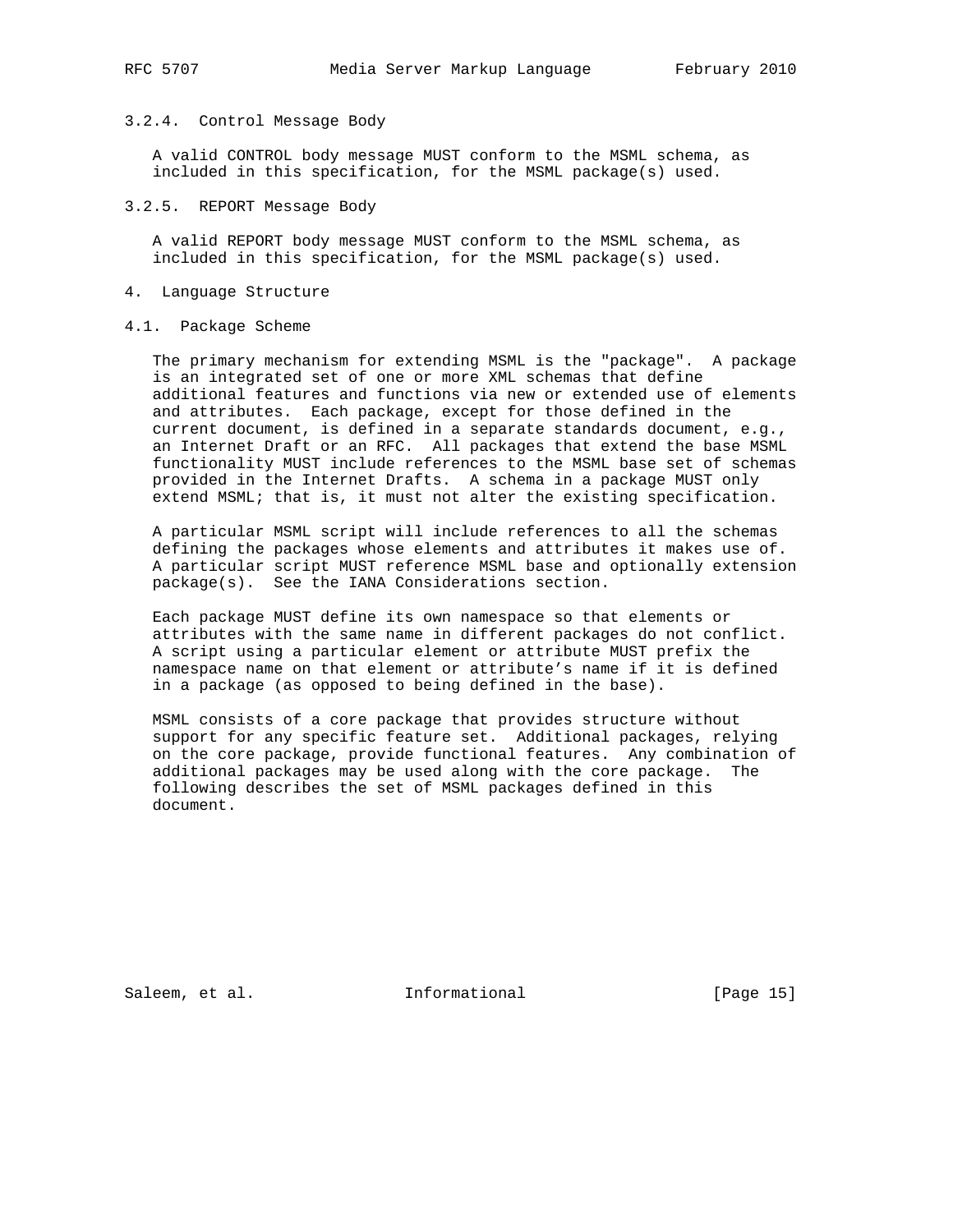### 3.2.4. Control Message Body

A valid CONTROL body message MUST conform to the MSML schema, as included in this specification, for the MSML package(s) used.

### 3.2.5. REPORT Message Body

A valid REPORT body message MUST conform to the MSML schema, as included in this specification, for the MSML package(s) used.

## 4. Language Structure

### 4.1. Package Scheme

The primary mechanism for extending MSML is the "package". A package is an integrated set of one or more XML schemas that define additional features and functions via new or extended use of elements and attributes. Each package, except for those defined in the current document, is defined in a separate standards document, e.g., an Internet Draft or an RFC. All packages that extend the base MSML functionality MUST include references to the MSML base set of schemas provided in the Internet Drafts. A schema in a package MUST only extend MSML; that is, it must not alter the existing specification.

A particular MSML script will include references to all the schemas defining the packages whose elements and attributes it makes use of. A particular script MUST reference MSML base and optionally extension package(s). See the IANA Considerations section.

Each package MUST define its own namespace so that elements or attributes with the same name in different packages do not conflict. A script using a particular element or attribute MUST prefix the namespace name on that element or attribute's name if it is defined in a package (as opposed to being defined in the base).

MSML consists of a core package that provides structure without support for any specific feature set. Additional packages, relying on the core package, provide functional features. Any combination of additional packages may be used along with the core package. The following describes the set of MSML packages defined in this document.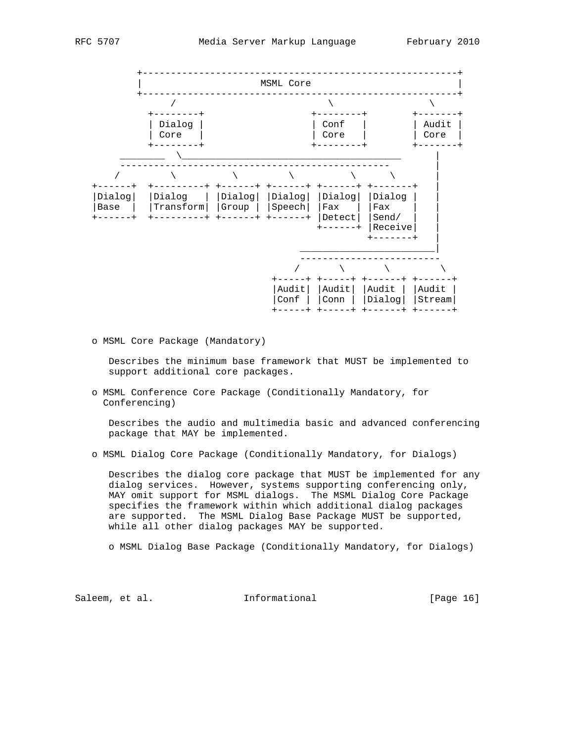```
        +------------------------------------------------------+
        |                      MSML Core                        |
        +------------------------------------------------------+
              /                        \                  \
           +--------+               +--------+        +-------+
           | Dialog |               | Conf   |        | Audit |
           | Core   |               | Core   |        | Core  |
           +--------+               +--------+        +-------+
       ________  \________________________________________       |
      ------------------------------------------------           |
     /          \          \          \          \      \        |
  +------+  +---------+ +------+ +------+ +------+ +-------+     |
  |Dialog|  |Dialog   | |Dialog| |Dialog| |Dialog| |Dialog |     |
  |Base  |  |Transform| |Group | |Speech| |Fax   | |Fax    |     |
  +------+  +---------+ +------+ +------+ |Detect| |Send/  |     |
                                          +------+ |Receive|     |
                                                   +-------+     |
                                       __________________________|
                                       -------------------------
                                      /       \       \        \
                                  +-----+ +-----+ +------+ +------+
                                  |Audit| |Audit| |Audit | |Audit |
                                  |Conf | |Conn | |Dialog| |Stream|
                                  +-----+ +-----+ +------+ +------+
```

- MSML Core Package (Mandatory)

  Describes the minimum base framework that MUST be implemented to support additional core packages.

- MSML Conference Core Package (Conditionally Mandatory, for Conferencing)

  Describes the audio and multimedia basic and advanced conferencing package that MAY be implemented.

- MSML Dialog Core Package (Conditionally Mandatory, for Dialogs)

  Describes the dialog core package that MUST be implemented for any dialog services. However, systems supporting conferencing only, MAY omit support for MSML dialogs. The MSML Dialog Core Package specifies the framework within which additional dialog packages are supported. The MSML Dialog Base Package MUST be supported, while all other dialog packages MAY be supported.

  - MSML Dialog Base Package (Conditionally Mandatory, for Dialogs)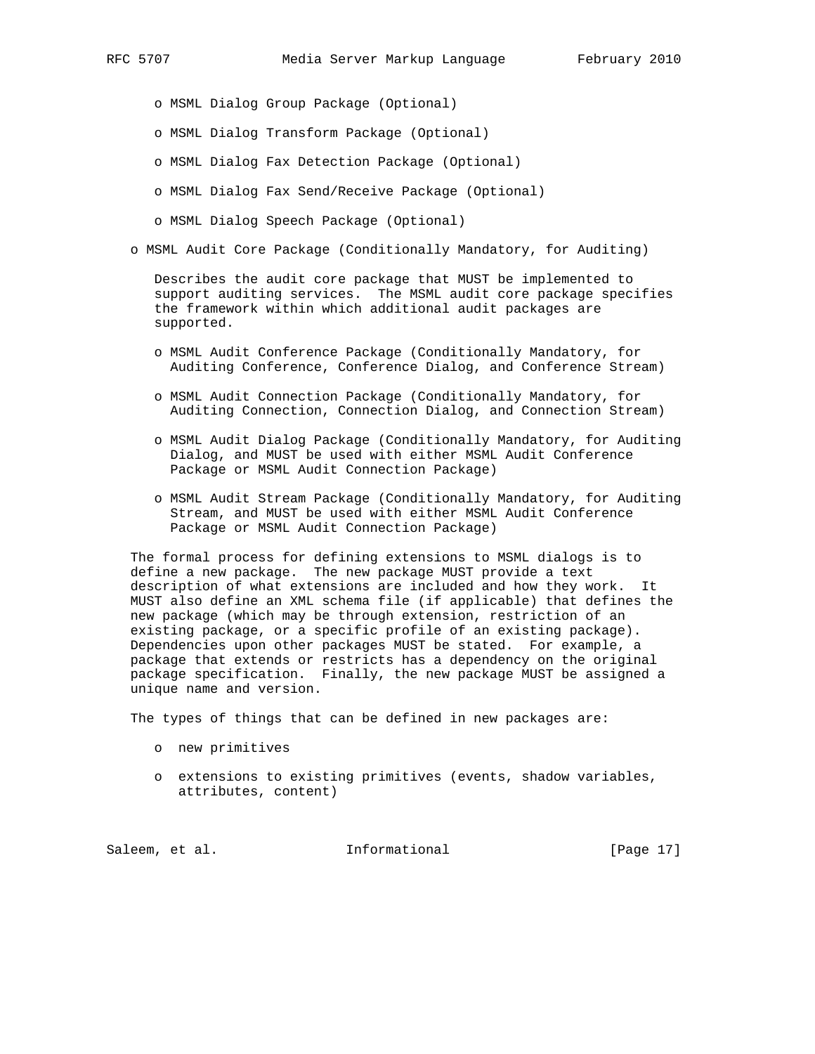- MSML Dialog Group Package (Optional)
- MSML Dialog Transform Package (Optional)
- MSML Dialog Fax Detection Package (Optional)
- MSML Dialog Fax Send/Receive Package (Optional)
- MSML Dialog Speech Package (Optional)

- MSML Audit Core Package (Conditionally Mandatory, for Auditing)

  Describes the audit core package that MUST be implemented to support auditing services. The MSML audit core package specifies the framework within which additional audit packages are supported.

  - MSML Audit Conference Package (Conditionally Mandatory, for Auditing Conference, Conference Dialog, and Conference Stream)
  - MSML Audit Connection Package (Conditionally Mandatory, for Auditing Connection, Connection Dialog, and Connection Stream)
  - MSML Audit Dialog Package (Conditionally Mandatory, for Auditing Dialog, and MUST be used with either MSML Audit Conference Package or MSML Audit Connection Package)
  - MSML Audit Stream Package (Conditionally Mandatory, for Auditing Stream, and MUST be used with either MSML Audit Conference Package or MSML Audit Connection Package)

The formal process for defining extensions to MSML dialogs is to define a new package. The new package MUST provide a text description of what extensions are included and how they work. It MUST also define an XML schema file (if applicable) that defines the new package (which may be through extension, restriction of an existing package, or a specific profile of an existing package). Dependencies upon other packages MUST be stated. For example, a package that extends or restricts has a dependency on the original package specification. Finally, the new package MUST be assigned a unique name and version.

The types of things that can be defined in new packages are:

- new primitives
- extensions to existing primitives (events, shadow variables, attributes, content)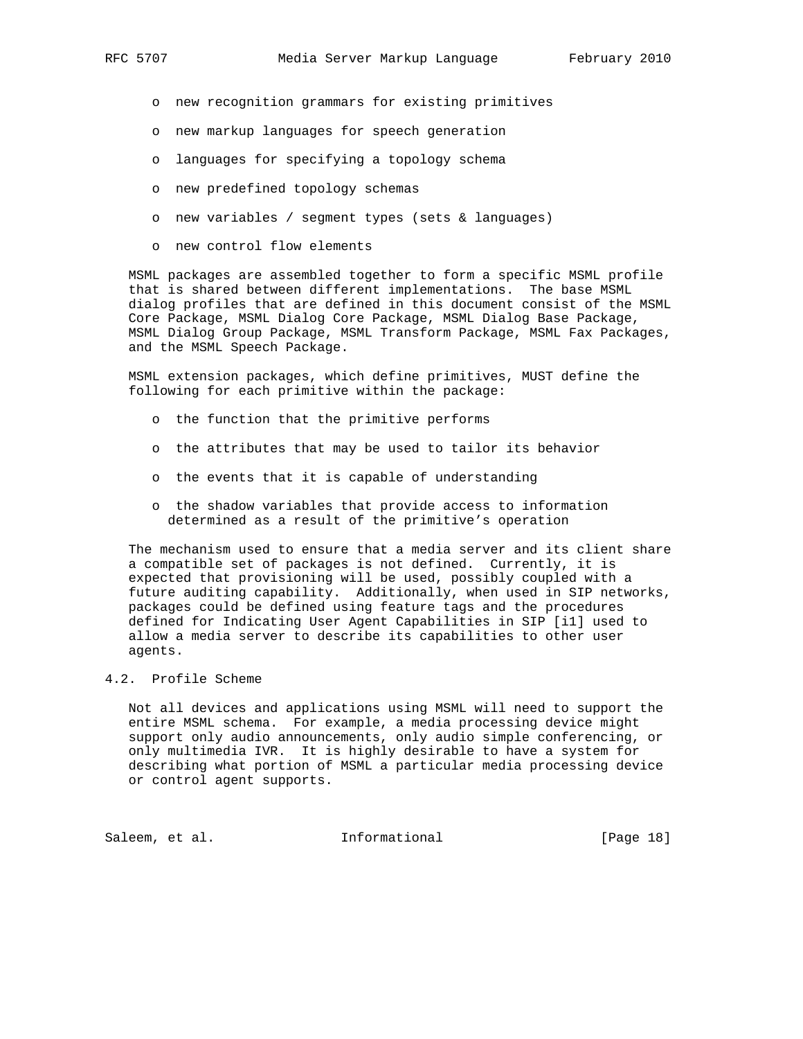- new recognition grammars for existing primitives
- new markup languages for speech generation
- languages for specifying a topology schema
- new predefined topology schemas
- new variables / segment types (sets & languages)
- new control flow elements

MSML packages are assembled together to form a specific MSML profile that is shared between different implementations. The base MSML dialog profiles that are defined in this document consist of the MSML Core Package, MSML Dialog Core Package, MSML Dialog Base Package, MSML Dialog Group Package, MSML Transform Package, MSML Fax Packages, and the MSML Speech Package.

MSML extension packages, which define primitives, MUST define the following for each primitive within the package:

- the function that the primitive performs
- the attributes that may be used to tailor its behavior
- the events that it is capable of understanding
- the shadow variables that provide access to information determined as a result of the primitive’s operation

The mechanism used to ensure that a media server and its client share a compatible set of packages is not defined. Currently, it is expected that provisioning will be used, possibly coupled with a future auditing capability. Additionally, when used in SIP networks, packages could be defined using feature tags and the procedures defined for Indicating User Agent Capabilities in SIP [i1] used to allow a media server to describe its capabilities to other user agents.

## 4.2. Profile Scheme

Not all devices and applications using MSML will need to support the entire MSML schema. For example, a media processing device might support only audio announcements, only audio simple conferencing, or only multimedia IVR. It is highly desirable to have a system for describing what portion of MSML a particular media processing device or control agent supports.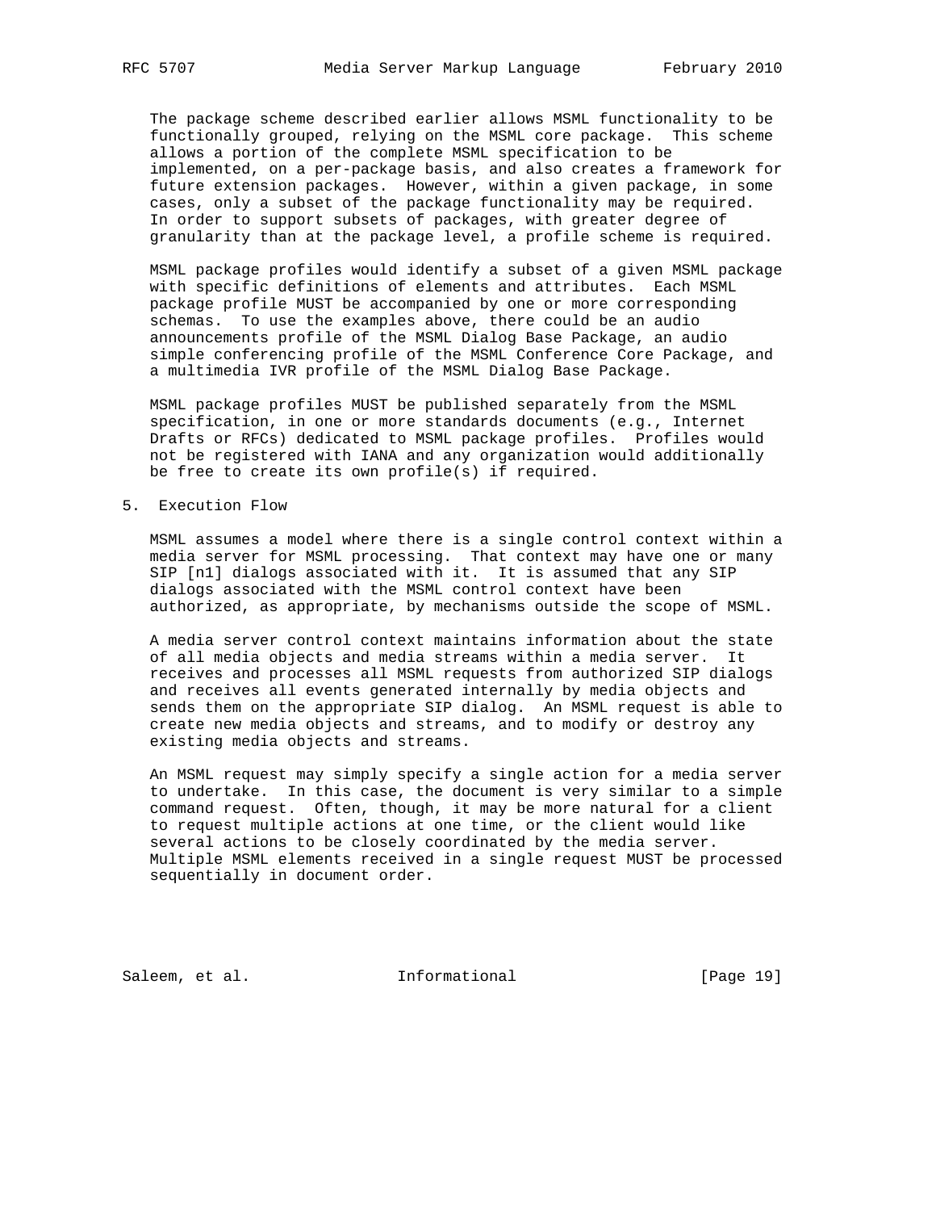The package scheme described earlier allows MSML functionality to be functionally grouped, relying on the MSML core package. This scheme allows a portion of the complete MSML specification to be implemented, on a per-package basis, and also creates a framework for future extension packages. However, within a given package, in some cases, only a subset of the package functionality may be required. In order to support subsets of packages, with greater degree of granularity than at the package level, a profile scheme is required.

MSML package profiles would identify a subset of a given MSML package with specific definitions of elements and attributes. Each MSML package profile MUST be accompanied by one or more corresponding schemas. To use the examples above, there could be an audio announcements profile of the MSML Dialog Base Package, an audio simple conferencing profile of the MSML Conference Core Package, and a multimedia IVR profile of the MSML Dialog Base Package.

MSML package profiles MUST be published separately from the MSML specification, in one or more standards documents (e.g., Internet Drafts or RFCs) dedicated to MSML package profiles. Profiles would not be registered with IANA and any organization would additionally be free to create its own profile(s) if required.

## 5. Execution Flow

MSML assumes a model where there is a single control context within a media server for MSML processing. That context may have one or many SIP [n1] dialogs associated with it. It is assumed that any SIP dialogs associated with the MSML control context have been authorized, as appropriate, by mechanisms outside the scope of MSML.

A media server control context maintains information about the state of all media objects and media streams within a media server. It receives and processes all MSML requests from authorized SIP dialogs and receives all events generated internally by media objects and sends them on the appropriate SIP dialog. An MSML request is able to create new media objects and streams, and to modify or destroy any existing media objects and streams.

An MSML request may simply specify a single action for a media server to undertake. In this case, the document is very similar to a simple command request. Often, though, it may be more natural for a client to request multiple actions at one time, or the client would like several actions to be closely coordinated by the media server. Multiple MSML elements received in a single request MUST be processed sequentially in document order.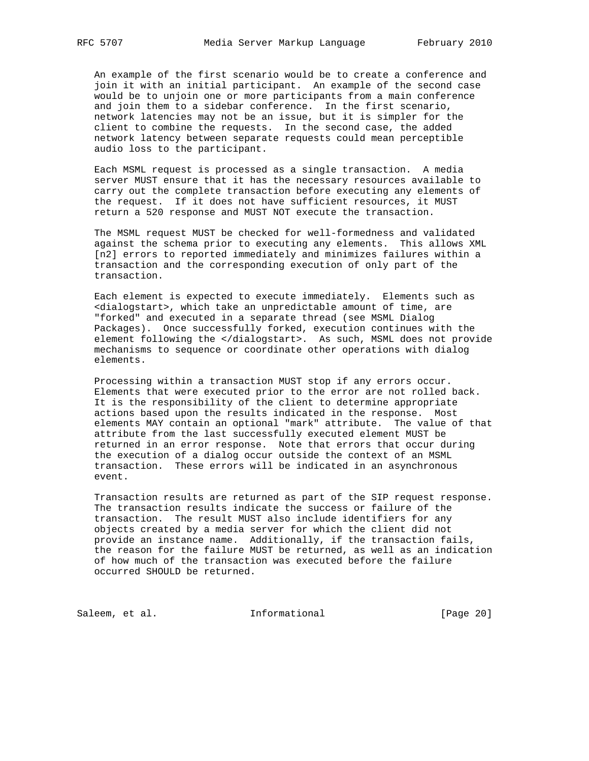An example of the first scenario would be to create a conference and join it with an initial participant. An example of the second case would be to unjoin one or more participants from a main conference and join them to a sidebar conference. In the first scenario, network latencies may not be an issue, but it is simpler for the client to combine the requests. In the second case, the added network latency between separate requests could mean perceptible audio loss to the participant.

Each MSML request is processed as a single transaction. A media server MUST ensure that it has the necessary resources available to carry out the complete transaction before executing any elements of the request. If it does not have sufficient resources, it MUST return a 520 response and MUST NOT execute the transaction.

The MSML request MUST be checked for well-formedness and validated against the schema prior to executing any elements. This allows XML [n2] errors to reported immediately and minimizes failures within a transaction and the corresponding execution of only part of the transaction.

Each element is expected to execute immediately. Elements such as <dialogstart>, which take an unpredictable amount of time, are "forked" and executed in a separate thread (see MSML Dialog Packages). Once successfully forked, execution continues with the element following the </dialogstart>. As such, MSML does not provide mechanisms to sequence or coordinate other operations with dialog elements.

Processing within a transaction MUST stop if any errors occur. Elements that were executed prior to the error are not rolled back. It is the responsibility of the client to determine appropriate actions based upon the results indicated in the response. Most elements MAY contain an optional "mark" attribute. The value of that attribute from the last successfully executed element MUST be returned in an error response. Note that errors that occur during the execution of a dialog occur outside the context of an MSML transaction. These errors will be indicated in an asynchronous event.

Transaction results are returned as part of the SIP request response. The transaction results indicate the success or failure of the transaction. The result MUST also include identifiers for any objects created by a media server for which the client did not provide an instance name. Additionally, if the transaction fails, the reason for the failure MUST be returned, as well as an indication of how much of the transaction was executed before the failure occurred SHOULD be returned.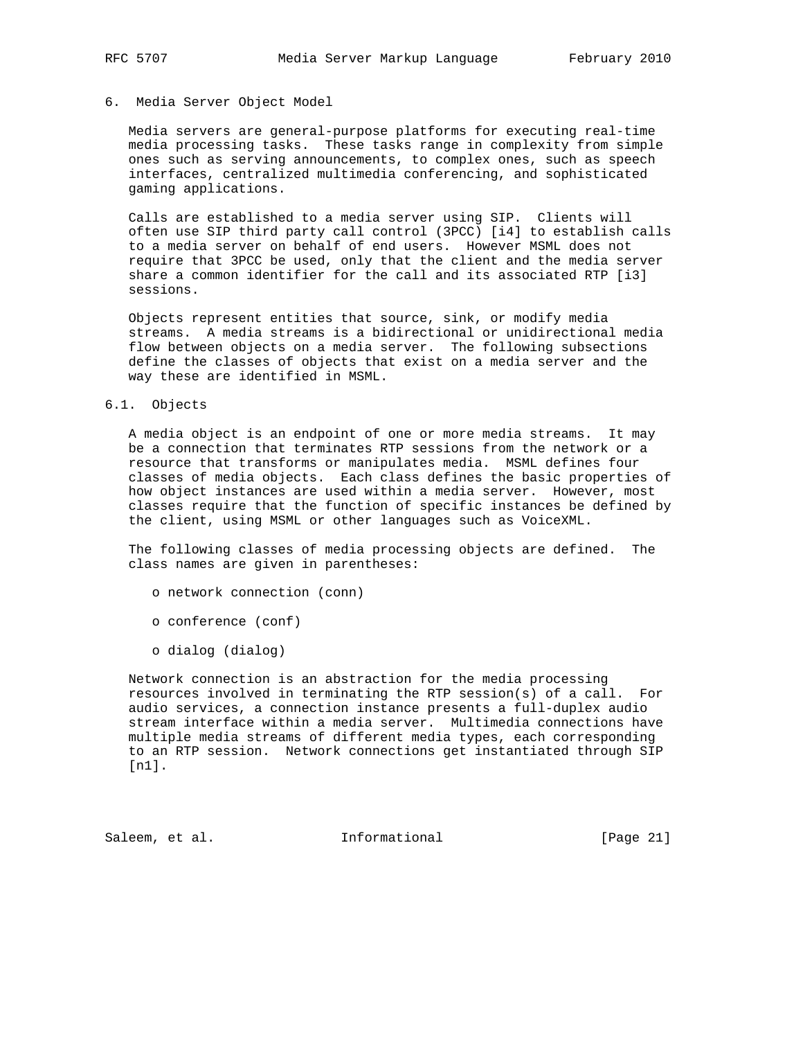## 6. Media Server Object Model

Media servers are general-purpose platforms for executing real-time media processing tasks. These tasks range in complexity from simple ones such as serving announcements, to complex ones, such as speech interfaces, centralized multimedia conferencing, and sophisticated gaming applications.

Calls are established to a media server using SIP. Clients will often use SIP third party call control (3PCC) [i4] to establish calls to a media server on behalf of end users. However MSML does not require that 3PCC be used, only that the client and the media server share a common identifier for the call and its associated RTP [i3] sessions.

Objects represent entities that source, sink, or modify media streams. A media streams is a bidirectional or unidirectional media flow between objects on a media server. The following subsections define the classes of objects that exist on a media server and the way these are identified in MSML.

### 6.1. Objects

A media object is an endpoint of one or more media streams. It may be a connection that terminates RTP sessions from the network or a resource that transforms or manipulates media. MSML defines four classes of media objects. Each class defines the basic properties of how object instances are used within a media server. However, most classes require that the function of specific instances be defined by the client, using MSML or other languages such as VoiceXML.

The following classes of media processing objects are defined. The class names are given in parentheses:

- network connection (conn)
- conference (conf)
- dialog (dialog)

Network connection is an abstraction for the media processing resources involved in terminating the RTP session(s) of a call. For audio services, a connection instance presents a full-duplex audio stream interface within a media server. Multimedia connections have multiple media streams of different media types, each corresponding to an RTP session. Network connections get instantiated through SIP [n1].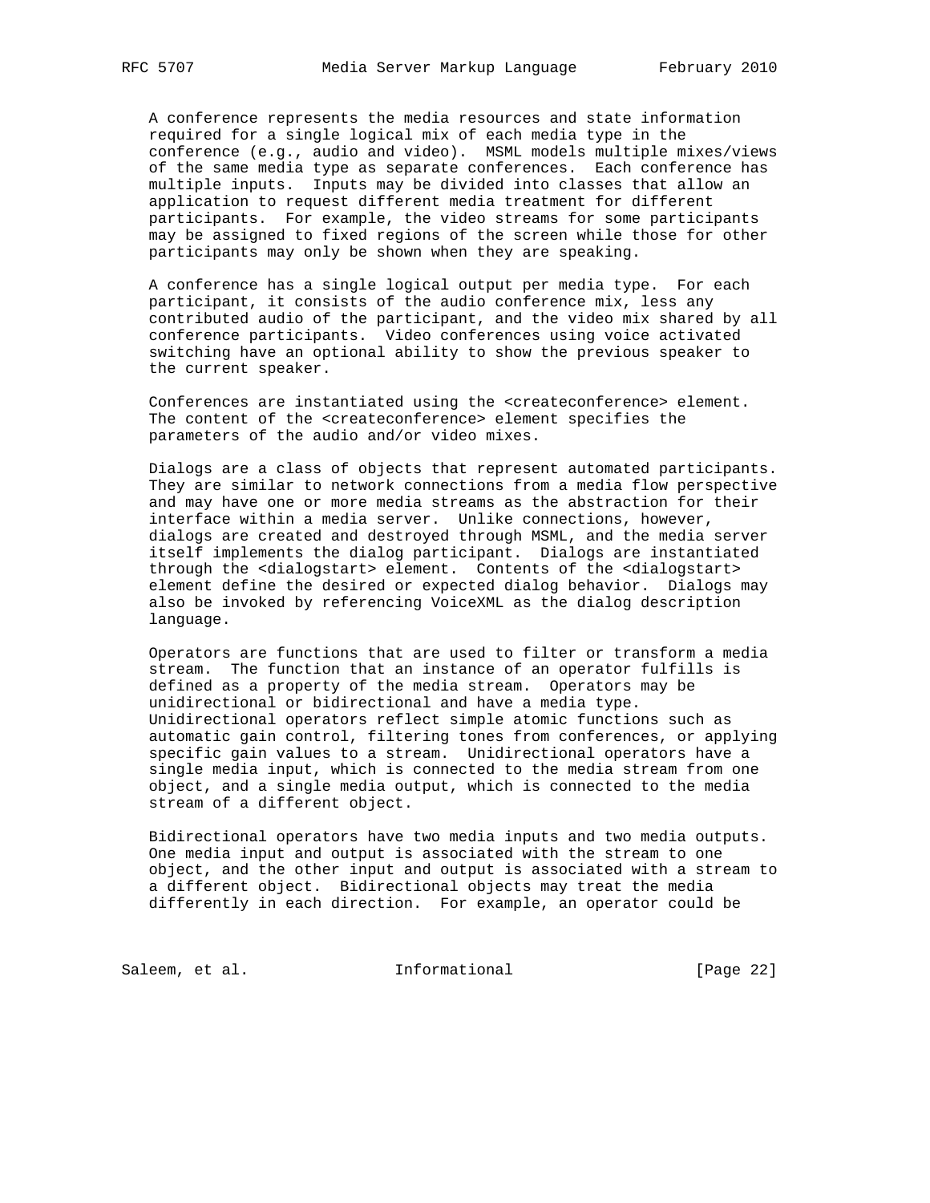A conference represents the media resources and state information required for a single logical mix of each media type in the conference (e.g., audio and video). MSML models multiple mixes/views of the same media type as separate conferences. Each conference has multiple inputs. Inputs may be divided into classes that allow an application to request different media treatment for different participants. For example, the video streams for some participants may be assigned to fixed regions of the screen while those for other participants may only be shown when they are speaking.

A conference has a single logical output per media type. For each participant, it consists of the audio conference mix, less any contributed audio of the participant, and the video mix shared by all conference participants. Video conferences using voice activated switching have an optional ability to show the previous speaker to the current speaker.

Conferences are instantiated using the <createconference> element. The content of the <createconference> element specifies the parameters of the audio and/or video mixes.

Dialogs are a class of objects that represent automated participants. They are similar to network connections from a media flow perspective and may have one or more media streams as the abstraction for their interface within a media server. Unlike connections, however, dialogs are created and destroyed through MSML, and the media server itself implements the dialog participant. Dialogs are instantiated through the <dialogstart> element. Contents of the <dialogstart> element define the desired or expected dialog behavior. Dialogs may also be invoked by referencing VoiceXML as the dialog description language.

Operators are functions that are used to filter or transform a media stream. The function that an instance of an operator fulfills is defined as a property of the media stream. Operators may be unidirectional or bidirectional and have a media type. Unidirectional operators reflect simple atomic functions such as automatic gain control, filtering tones from conferences, or applying specific gain values to a stream. Unidirectional operators have a single media input, which is connected to the media stream from one object, and a single media output, which is connected to the media stream of a different object.

Bidirectional operators have two media inputs and two media outputs. One media input and output is associated with the stream to one object, and the other input and output is associated with a stream to a different object. Bidirectional objects may treat the media differently in each direction. For example, an operator could be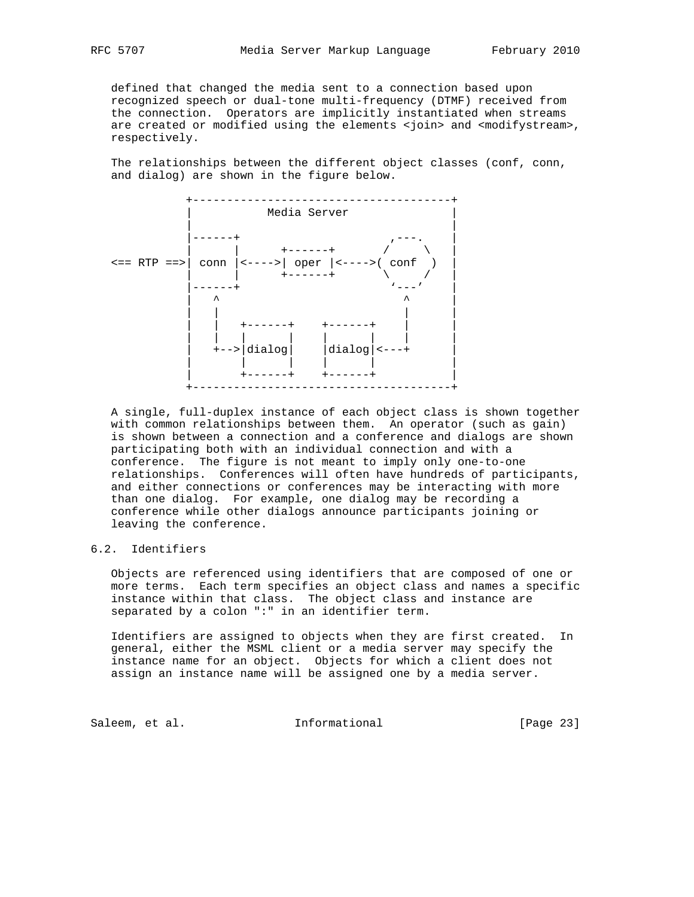defined that changed the media sent to a connection based upon recognized speech or dual-tone multi-frequency (DTMF) received from the connection. Operators are implicitly instantiated when streams are created or modified using the elements <join> and <modifystream>, respectively.

The relationships between the different object classes (conf, conn, and dialog) are shown in the figure below.

```
            +--------------------------------------+
            |           Media Server               |
            |                                      |
            |------+                     ,---.     |
            |      |      +------+      /     \    |
<== RTP ==>| conn |<---->| oper |<---->( conf  )  |
            |      |      +------+      \     /    |
            |------+                     `---'     |
            |   ^                          ^       |
            |   |                          |       |
            |   |   +------+    +------+   |       |
            |   |   |      |    |      |   |       |
            |   +-->|dialog|    |dialog|<--+       |
            |       |      |    |      |           |
            |       +------+    +------+           |
            +--------------------------------------+
```

A single, full-duplex instance of each object class is shown together with common relationships between them. An operator (such as gain) is shown between a connection and a conference and dialogs are shown participating both with an individual connection and with a conference. The figure is not meant to imply only one-to-one relationships. Conferences will often have hundreds of participants, and either connections or conferences may be interacting with more than one dialog. For example, one dialog may be recording a conference while other dialogs announce participants joining or leaving the conference.

## 6.2. Identifiers

Objects are referenced using identifiers that are composed of one or more terms. Each term specifies an object class and names a specific instance within that class. The object class and instance are separated by a colon ":" in an identifier term.

Identifiers are assigned to objects when they are first created. In general, either the MSML client or a media server may specify the instance name for an object. Objects for which a client does not assign an instance name will be assigned one by a media server.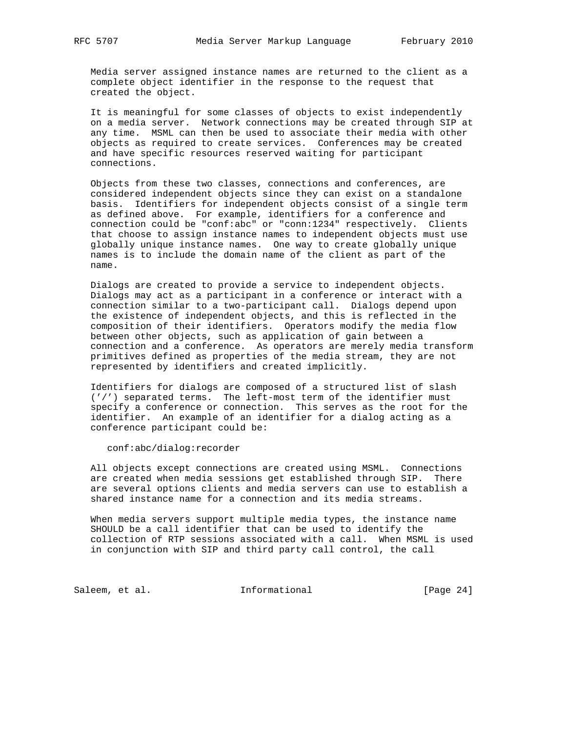Media server assigned instance names are returned to the client as a complete object identifier in the response to the request that created the object.

It is meaningful for some classes of objects to exist independently on a media server. Network connections may be created through SIP at any time. MSML can then be used to associate their media with other objects as required to create services. Conferences may be created and have specific resources reserved waiting for participant connections.

Objects from these two classes, connections and conferences, are considered independent objects since they can exist on a standalone basis. Identifiers for independent objects consist of a single term as defined above. For example, identifiers for a conference and connection could be "conf:abc" or "conn:1234" respectively. Clients that choose to assign instance names to independent objects must use globally unique instance names. One way to create globally unique names is to include the domain name of the client as part of the name.

Dialogs are created to provide a service to independent objects. Dialogs may act as a participant in a conference or interact with a connection similar to a two-participant call. Dialogs depend upon the existence of independent objects, and this is reflected in the composition of their identifiers. Operators modify the media flow between other objects, such as application of gain between a connection and a conference. As operators are merely media transform primitives defined as properties of the media stream, they are not represented by identifiers and created implicitly.

Identifiers for dialogs are composed of a structured list of slash ('/') separated terms. The left-most term of the identifier must specify a conference or connection. This serves as the root for the identifier. An example of an identifier for a dialog acting as a conference participant could be:

```
conf:abc/dialog:recorder
```

All objects except connections are created using MSML. Connections are created when media sessions get established through SIP. There are several options clients and media servers can use to establish a shared instance name for a connection and its media streams.

When media servers support multiple media types, the instance name SHOULD be a call identifier that can be used to identify the collection of RTP sessions associated with a call. When MSML is used in conjunction with SIP and third party call control, the call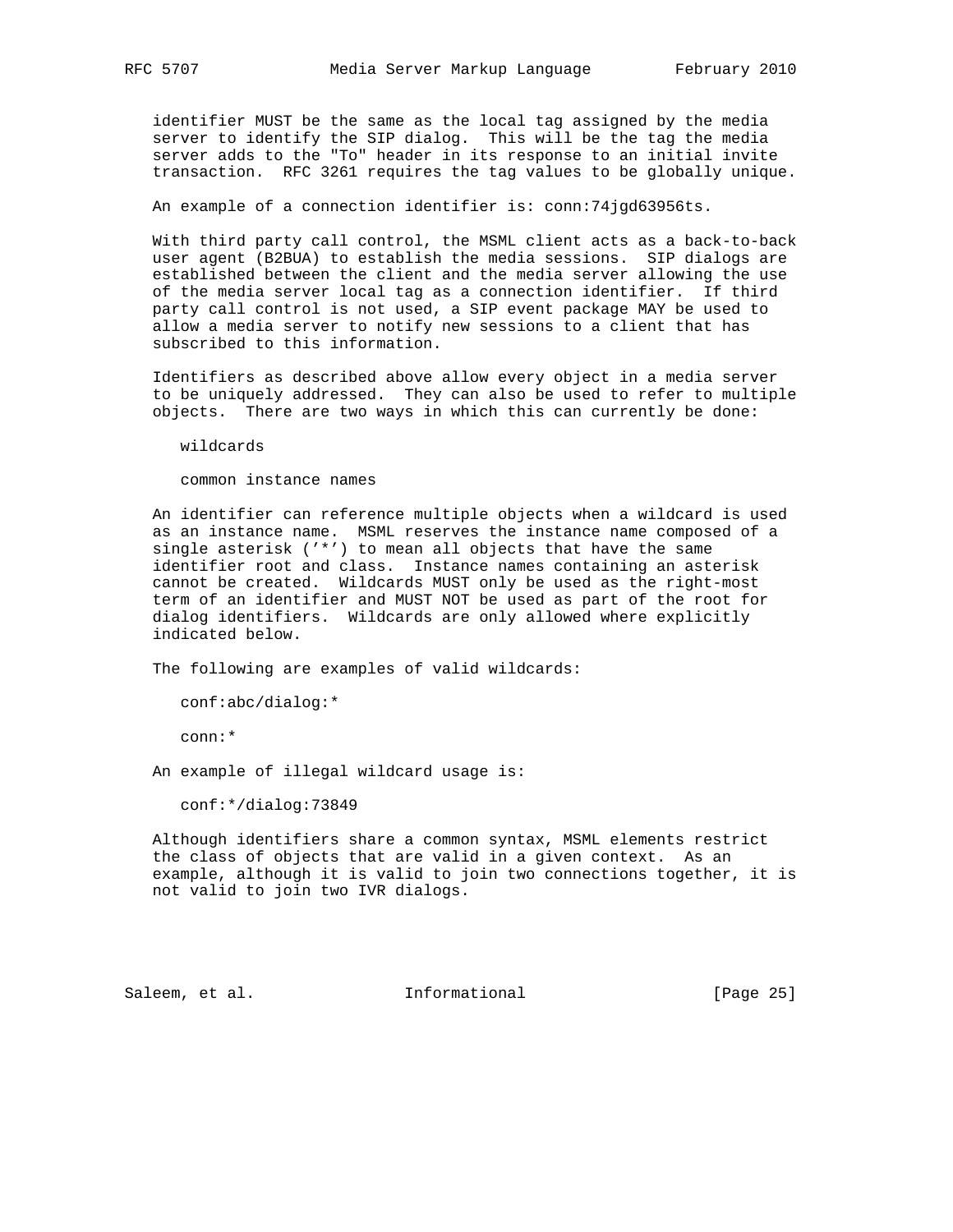identifier MUST be the same as the local tag assigned by the media server to identify the SIP dialog. This will be the tag the media server adds to the "To" header in its response to an initial invite transaction. RFC 3261 requires the tag values to be globally unique.

An example of a connection identifier is: conn:74jgd63956ts.

With third party call control, the MSML client acts as a back-to-back user agent (B2BUA) to establish the media sessions. SIP dialogs are established between the client and the media server allowing the use of the media server local tag as a connection identifier. If third party call control is not used, a SIP event package MAY be used to allow a media server to notify new sessions to a client that has subscribed to this information.

Identifiers as described above allow every object in a media server to be uniquely addressed. They can also be used to refer to multiple objects. There are two ways in which this can currently be done:

wildcards

common instance names

An identifier can reference multiple objects when a wildcard is used as an instance name. MSML reserves the instance name composed of a single asterisk ('*') to mean all objects that have the same identifier root and class. Instance names containing an asterisk cannot be created. Wildcards MUST only be used as the right-most term of an identifier and MUST NOT be used as part of the root for dialog identifiers. Wildcards are only allowed where explicitly indicated below.

The following are examples of valid wildcards:

```
conf:abc/dialog:*

conn:*
```

An example of illegal wildcard usage is:

```
conf:*/dialog:73849
```

Although identifiers share a common syntax, MSML elements restrict the class of objects that are valid in a given context. As an example, although it is valid to join two connections together, it is not valid to join two IVR dialogs.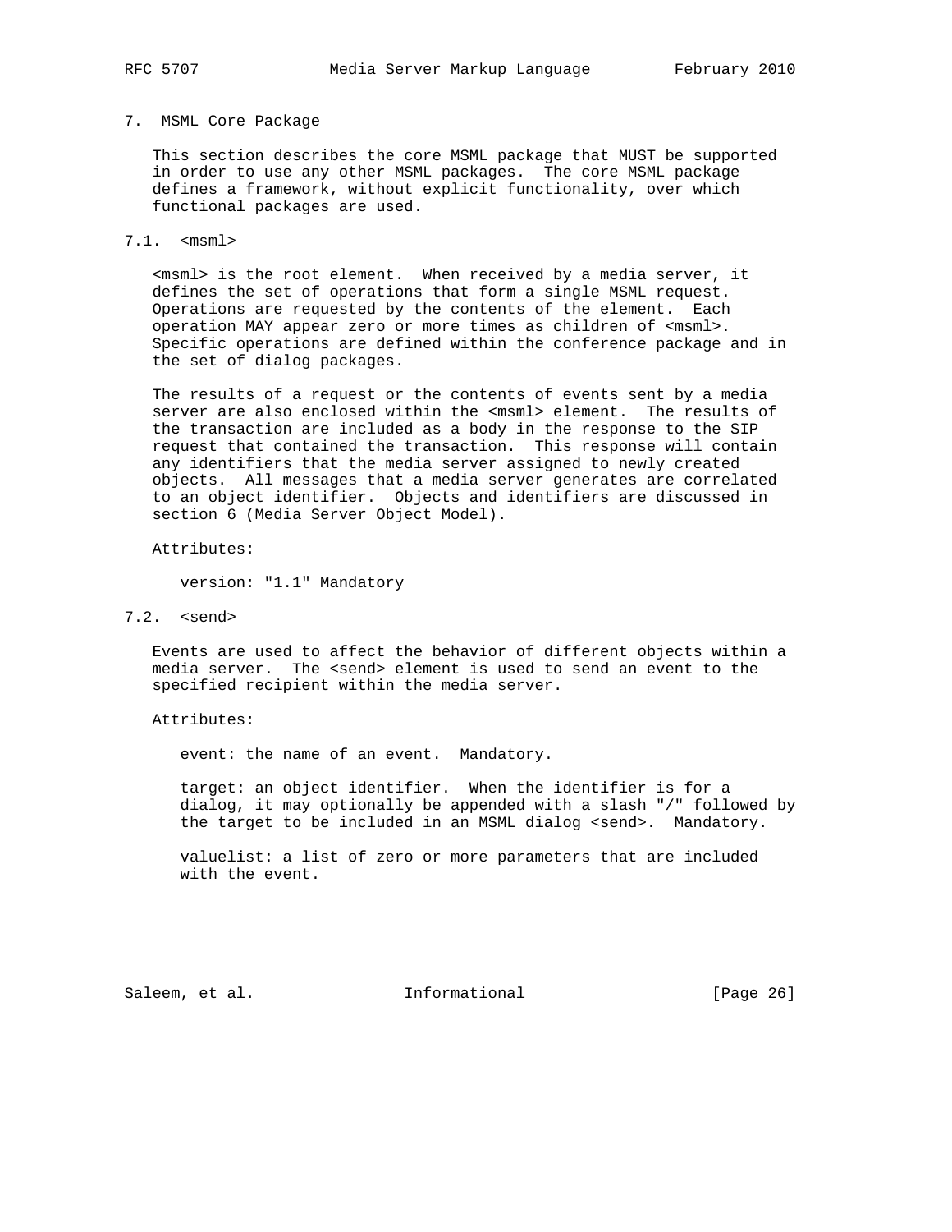## 7. MSML Core Package

This section describes the core MSML package that MUST be supported in order to use any other MSML packages. The core MSML package defines a framework, without explicit functionality, over which functional packages are used.

### 7.1. <msml>

<msml> is the root element. When received by a media server, it defines the set of operations that form a single MSML request. Operations are requested by the contents of the element. Each operation MAY appear zero or more times as children of <msml>. Specific operations are defined within the conference package and in the set of dialog packages.

The results of a request or the contents of events sent by a media server are also enclosed within the <msml> element. The results of the transaction are included as a body in the response to the SIP request that contained the transaction. This response will contain any identifiers that the media server assigned to newly created objects. All messages that a media server generates are correlated to an object identifier. Objects and identifiers are discussed in section 6 (Media Server Object Model).

Attributes:

version: "1.1" Mandatory

### 7.2. <send>

Events are used to affect the behavior of different objects within a media server. The <send> element is used to send an event to the specified recipient within the media server.

Attributes:

event: the name of an event. Mandatory.

target: an object identifier. When the identifier is for a dialog, it may optionally be appended with a slash "/" followed by the target to be included in an MSML dialog <send>. Mandatory.

valuelist: a list of zero or more parameters that are included with the event.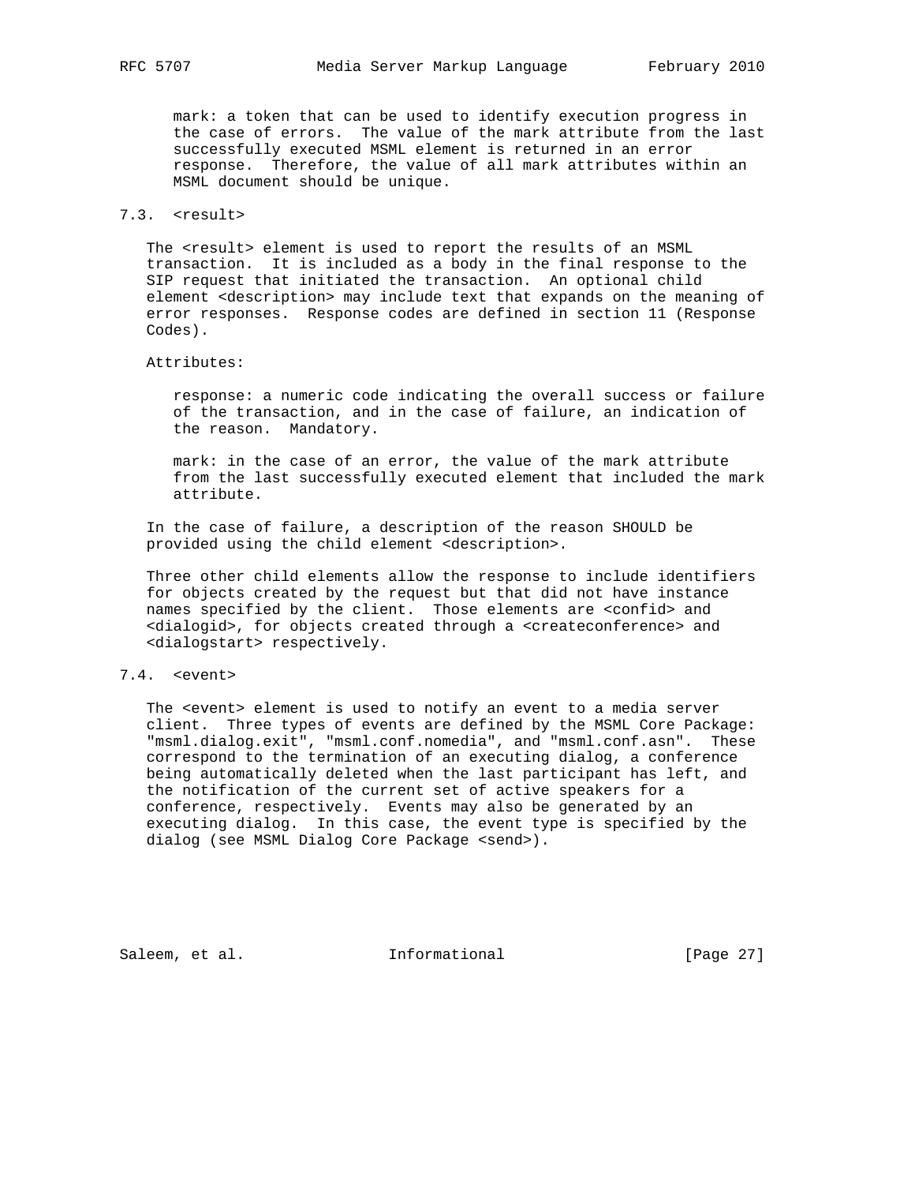mark: a token that can be used to identify execution progress in the case of errors. The value of the mark attribute from the last successfully executed MSML element is returned in an error response. Therefore, the value of all mark attributes within an MSML document should be unique.

### 7.3. <result>

The <result> element is used to report the results of an MSML transaction. It is included as a body in the final response to the SIP request that initiated the transaction. An optional child element <description> may include text that expands on the meaning of error responses. Response codes are defined in section 11 (Response Codes).

Attributes:

response: a numeric code indicating the overall success or failure of the transaction, and in the case of failure, an indication of the reason. Mandatory.

mark: in the case of an error, the value of the mark attribute from the last successfully executed element that included the mark attribute.

In the case of failure, a description of the reason SHOULD be provided using the child element <description>.

Three other child elements allow the response to include identifiers for objects created by the request but that did not have instance names specified by the client. Those elements are <confid> and <dialogid>, for objects created through a <createconference> and <dialogstart> respectively.

### 7.4. <event>

The <event> element is used to notify an event to a media server client. Three types of events are defined by the MSML Core Package: "msml.dialog.exit", "msml.conf.nomedia", and "msml.conf.asn". These correspond to the termination of an executing dialog, a conference being automatically deleted when the last participant has left, and the notification of the current set of active speakers for a conference, respectively. Events may also be generated by an executing dialog. In this case, the event type is specified by the dialog (see MSML Dialog Core Package <send>).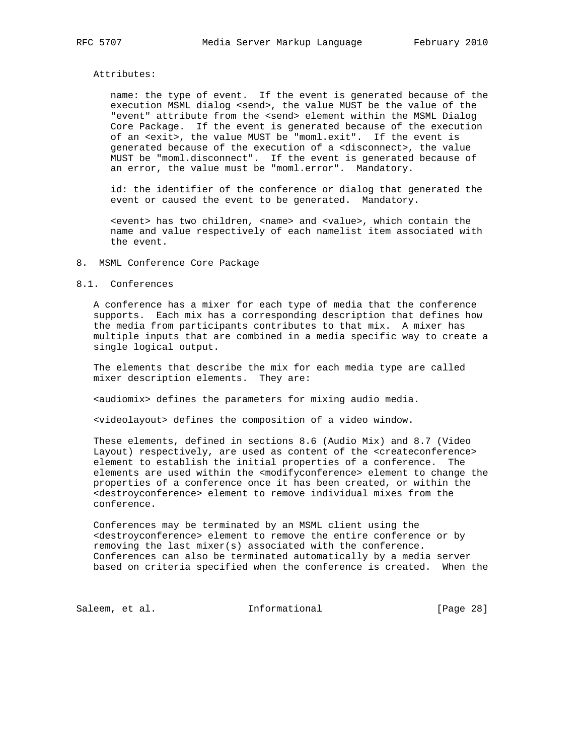Attributes:

name: the type of event. If the event is generated because of the execution MSML dialog <send>, the value MUST be the value of the "event" attribute from the <send> element within the MSML Dialog Core Package. If the event is generated because of the execution of an <exit>, the value MUST be "moml.exit". If the event is generated because of the execution of a <disconnect>, the value MUST be "moml.disconnect". If the event is generated because of an error, the value must be "moml.error". Mandatory.

id: the identifier of the conference or dialog that generated the event or caused the event to be generated. Mandatory.

<event> has two children, <name> and <value>, which contain the name and value respectively of each namelist item associated with the event.

## 8. MSML Conference Core Package

### 8.1. Conferences

A conference has a mixer for each type of media that the conference supports. Each mix has a corresponding description that defines how the media from participants contributes to that mix. A mixer has multiple inputs that are combined in a media specific way to create a single logical output.

The elements that describe the mix for each media type are called mixer description elements. They are:

<audiomix> defines the parameters for mixing audio media.

<videolayout> defines the composition of a video window.

These elements, defined in sections 8.6 (Audio Mix) and 8.7 (Video Layout) respectively, are used as content of the <createconference> element to establish the initial properties of a conference. The elements are used within the <modifyconference> element to change the properties of a conference once it has been created, or within the <destroyconference> element to remove individual mixes from the conference.

Conferences may be terminated by an MSML client using the <destroyconference> element to remove the entire conference or by removing the last mixer(s) associated with the conference. Conferences can also be terminated automatically by a media server based on criteria specified when the conference is created. When the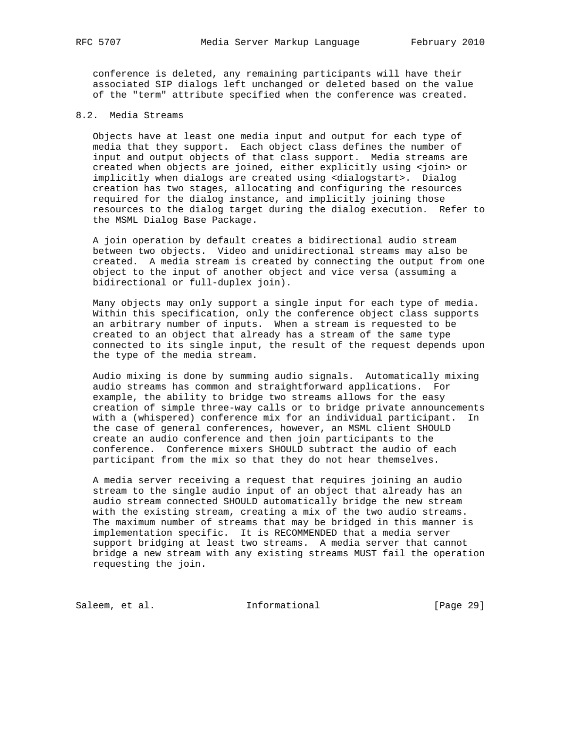conference is deleted, any remaining participants will have their associated SIP dialogs left unchanged or deleted based on the value of the "term" attribute specified when the conference was created.

## 8.2. Media Streams

Objects have at least one media input and output for each type of media that they support. Each object class defines the number of input and output objects of that class support. Media streams are created when objects are joined, either explicitly using <join> or implicitly when dialogs are created using <dialogstart>. Dialog creation has two stages, allocating and configuring the resources required for the dialog instance, and implicitly joining those resources to the dialog target during the dialog execution. Refer to the MSML Dialog Base Package.

A join operation by default creates a bidirectional audio stream between two objects. Video and unidirectional streams may also be created. A media stream is created by connecting the output from one object to the input of another object and vice versa (assuming a bidirectional or full-duplex join).

Many objects may only support a single input for each type of media. Within this specification, only the conference object class supports an arbitrary number of inputs. When a stream is requested to be created to an object that already has a stream of the same type connected to its single input, the result of the request depends upon the type of the media stream.

Audio mixing is done by summing audio signals. Automatically mixing audio streams has common and straightforward applications. For example, the ability to bridge two streams allows for the easy creation of simple three-way calls or to bridge private announcements with a (whispered) conference mix for an individual participant. In the case of general conferences, however, an MSML client SHOULD create an audio conference and then join participants to the conference. Conference mixers SHOULD subtract the audio of each participant from the mix so that they do not hear themselves.

A media server receiving a request that requires joining an audio stream to the single audio input of an object that already has an audio stream connected SHOULD automatically bridge the new stream with the existing stream, creating a mix of the two audio streams. The maximum number of streams that may be bridged in this manner is implementation specific. It is RECOMMENDED that a media server support bridging at least two streams. A media server that cannot bridge a new stream with any existing streams MUST fail the operation requesting the join.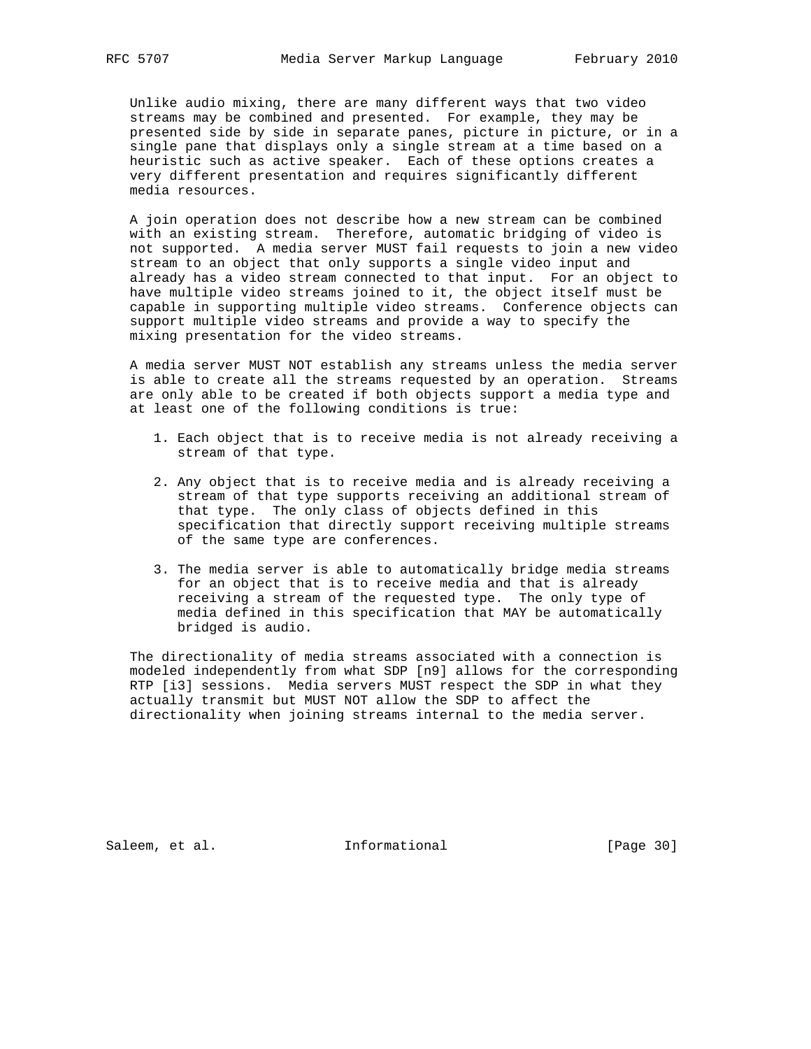Unlike audio mixing, there are many different ways that two video streams may be combined and presented. For example, they may be presented side by side in separate panes, picture in picture, or in a single pane that displays only a single stream at a time based on a heuristic such as active speaker. Each of these options creates a very different presentation and requires significantly different media resources.

A join operation does not describe how a new stream can be combined with an existing stream. Therefore, automatic bridging of video is not supported. A media server MUST fail requests to join a new video stream to an object that only supports a single video input and already has a video stream connected to that input. For an object to have multiple video streams joined to it, the object itself must be capable in supporting multiple video streams. Conference objects can support multiple video streams and provide a way to specify the mixing presentation for the video streams.

A media server MUST NOT establish any streams unless the media server is able to create all the streams requested by an operation. Streams are only able to be created if both objects support a media type and at least one of the following conditions is true:

1. Each object that is to receive media is not already receiving a stream of that type.

2. Any object that is to receive media and is already receiving a stream of that type supports receiving an additional stream of that type. The only class of objects defined in this specification that directly support receiving multiple streams of the same type are conferences.

3. The media server is able to automatically bridge media streams for an object that is to receive media and that is already receiving a stream of the requested type. The only type of media defined in this specification that MAY be automatically bridged is audio.

The directionality of media streams associated with a connection is modeled independently from what SDP [n9] allows for the corresponding RTP [i3] sessions. Media servers MUST respect the SDP in what they actually transmit but MUST NOT allow the SDP to affect the directionality when joining streams internal to the media server.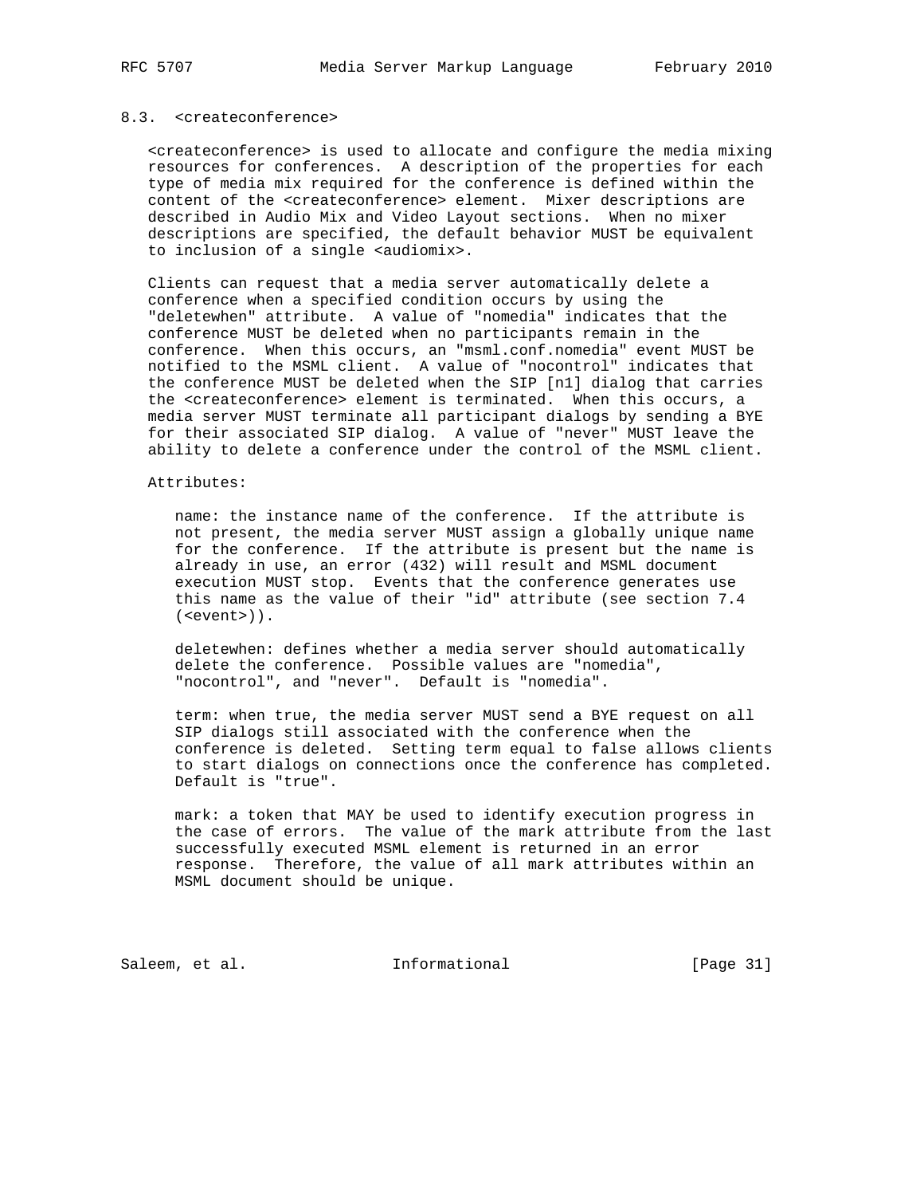### 8.3. <createconference>

<createconference> is used to allocate and configure the media mixing resources for conferences. A description of the properties for each type of media mix required for the conference is defined within the content of the <createconference> element. Mixer descriptions are described in Audio Mix and Video Layout sections. When no mixer descriptions are specified, the default behavior MUST be equivalent to inclusion of a single <audiomix>.

Clients can request that a media server automatically delete a conference when a specified condition occurs by using the "deletewhen" attribute. A value of "nomedia" indicates that the conference MUST be deleted when no participants remain in the conference. When this occurs, an "msml.conf.nomedia" event MUST be notified to the MSML client. A value of "nocontrol" indicates that the conference MUST be deleted when the SIP [n1] dialog that carries the <createconference> element is terminated. When this occurs, a media server MUST terminate all participant dialogs by sending a BYE for their associated SIP dialog. A value of "never" MUST leave the ability to delete a conference under the control of the MSML client.

Attributes:

name: the instance name of the conference. If the attribute is not present, the media server MUST assign a globally unique name for the conference. If the attribute is present but the name is already in use, an error (432) will result and MSML document execution MUST stop. Events that the conference generates use this name as the value of their "id" attribute (see section 7.4 (<event>)).

deletewhen: defines whether a media server should automatically delete the conference. Possible values are "nomedia", "nocontrol", and "never". Default is "nomedia".

term: when true, the media server MUST send a BYE request on all SIP dialogs still associated with the conference when the conference is deleted. Setting term equal to false allows clients to start dialogs on connections once the conference has completed. Default is "true".

mark: a token that MAY be used to identify execution progress in the case of errors. The value of the mark attribute from the last successfully executed MSML element is returned in an error response. Therefore, the value of all mark attributes within an MSML document should be unique.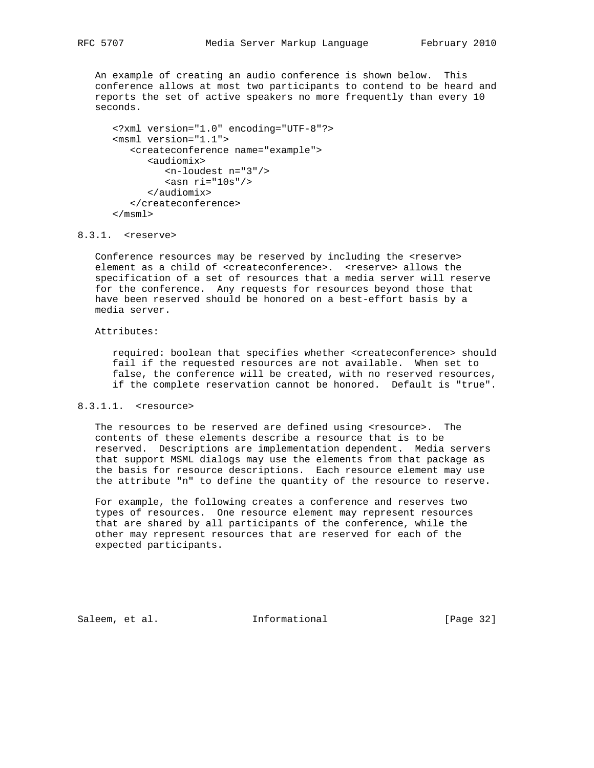An example of creating an audio conference is shown below. This conference allows at most two participants to contend to be heard and reports the set of active speakers no more frequently than every 10 seconds.

```
<?xml version="1.0" encoding="UTF-8"?>
<msml version="1.1">
   <createconference name="example">
      <audiomix>
         <n-loudest n="3"/>
         <asn ri="10s"/>
      </audiomix>
   </createconference>
</msml>
```

#### 8.3.1. <reserve>

Conference resources may be reserved by including the <reserve> element as a child of <createconference>. <reserve> allows the specification of a set of resources that a media server will reserve for the conference. Any requests for resources beyond those that have been reserved should be honored on a best-effort basis by a media server.

Attributes:

required: boolean that specifies whether <createconference> should fail if the requested resources are not available. When set to false, the conference will be created, with no reserved resources, if the complete reservation cannot be honored. Default is "true".

##### 8.3.1.1. <resource>

The resources to be reserved are defined using <resource>. The contents of these elements describe a resource that is to be reserved. Descriptions are implementation dependent. Media servers that support MSML dialogs may use the elements from that package as the basis for resource descriptions. Each resource element may use the attribute "n" to define the quantity of the resource to reserve.

For example, the following creates a conference and reserves two types of resources. One resource element may represent resources that are shared by all participants of the conference, while the other may represent resources that are reserved for each of the expected participants.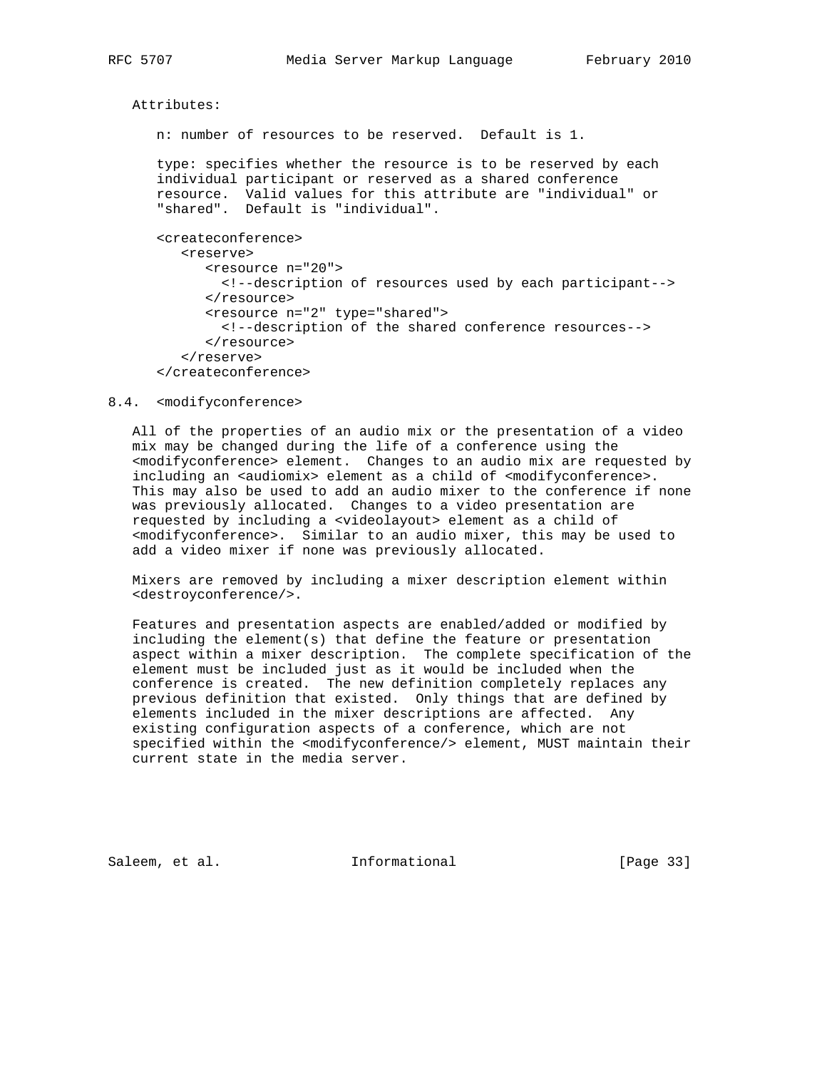Attributes:

n: number of resources to be reserved. Default is 1.

type: specifies whether the resource is to be reserved by each individual participant or reserved as a shared conference resource. Valid values for this attribute are "individual" or "shared". Default is "individual".

```
<createconference>
   <reserve>
      <resource n="20">
        <!--description of resources used by each participant-->
      </resource>
      <resource n="2" type="shared">
        <!--description of the shared conference resources-->
      </resource>
   </reserve>
</createconference>
```

## 8.4. <modifyconference>

All of the properties of an audio mix or the presentation of a video mix may be changed during the life of a conference using the <modifyconference> element. Changes to an audio mix are requested by including an <audiomix> element as a child of <modifyconference>. This may also be used to add an audio mixer to the conference if none was previously allocated. Changes to a video presentation are requested by including a <videolayout> element as a child of <modifyconference>. Similar to an audio mixer, this may be used to add a video mixer if none was previously allocated.

Mixers are removed by including a mixer description element within <destroyconference/>.

Features and presentation aspects are enabled/added or modified by including the element(s) that define the feature or presentation aspect within a mixer description. The complete specification of the element must be included just as it would be included when the conference is created. The new definition completely replaces any previous definition that existed. Only things that are defined by elements included in the mixer descriptions are affected. Any existing configuration aspects of a conference, which are not specified within the <modifyconference/> element, MUST maintain their current state in the media server.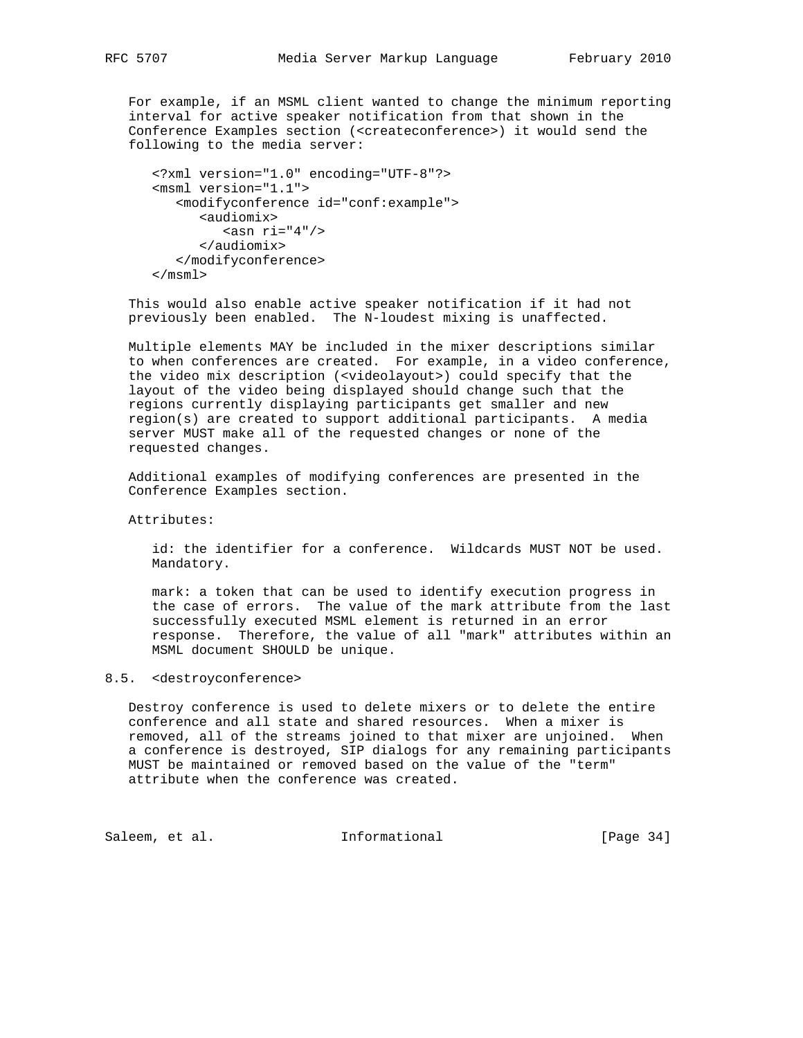For example, if an MSML client wanted to change the minimum reporting interval for active speaker notification from that shown in the Conference Examples section (<createconference>) it would send the following to the media server:

```
<?xml version="1.0" encoding="UTF-8"?>
<msml version="1.1">
   <modifyconference id="conf:example">
      <audiomix>
         <asn ri="4"/>
      </audiomix>
   </modifyconference>
</msml>
```

This would also enable active speaker notification if it had not previously been enabled. The N-loudest mixing is unaffected.

Multiple elements MAY be included in the mixer descriptions similar to when conferences are created. For example, in a video conference, the video mix description (<videolayout>) could specify that the layout of the video being displayed should change such that the regions currently displaying participants get smaller and new region(s) are created to support additional participants. A media server MUST make all of the requested changes or none of the requested changes.

Additional examples of modifying conferences are presented in the Conference Examples section.

Attributes:

id: the identifier for a conference. Wildcards MUST NOT be used. Mandatory.

mark: a token that can be used to identify execution progress in the case of errors. The value of the mark attribute from the last successfully executed MSML element is returned in an error response. Therefore, the value of all "mark" attributes within an MSML document SHOULD be unique.

## 8.5. <destroyconference>

Destroy conference is used to delete mixers or to delete the entire conference and all state and shared resources. When a mixer is removed, all of the streams joined to that mixer are unjoined. When a conference is destroyed, SIP dialogs for any remaining participants MUST be maintained or removed based on the value of the "term" attribute when the conference was created.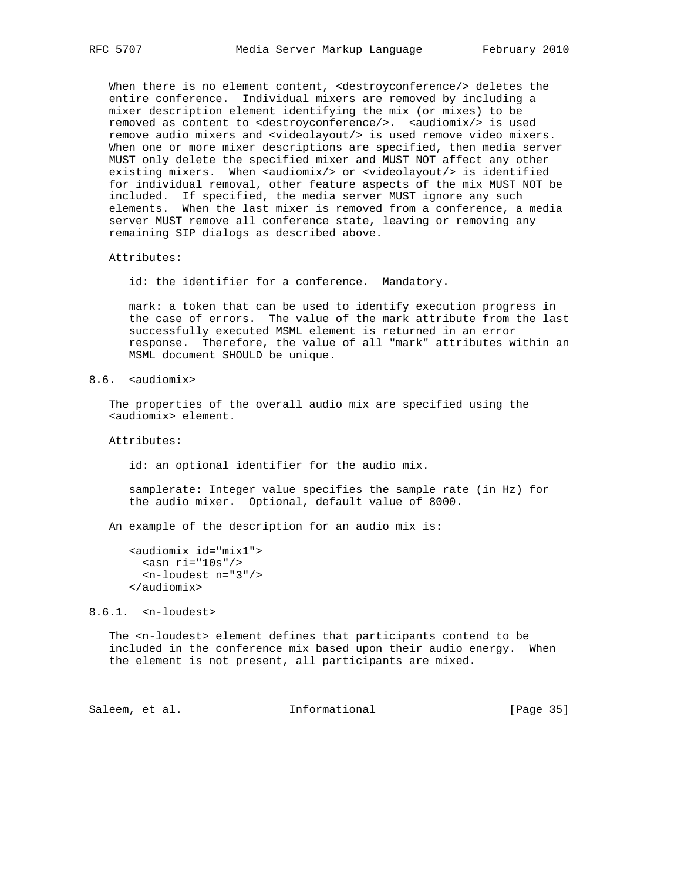When there is no element content, <destroyconference/> deletes the entire conference. Individual mixers are removed by including a mixer description element identifying the mix (or mixes) to be removed as content to <destroyconference/>. <audiomix/> is used remove audio mixers and <videolayout/> is used remove video mixers. When one or more mixer descriptions are specified, then media server MUST only delete the specified mixer and MUST NOT affect any other existing mixers. When <audiomix/> or <videolayout/> is identified for individual removal, other feature aspects of the mix MUST NOT be included. If specified, the media server MUST ignore any such elements. When the last mixer is removed from a conference, a media server MUST remove all conference state, leaving or removing any remaining SIP dialogs as described above.

Attributes:

id: the identifier for a conference. Mandatory.

mark: a token that can be used to identify execution progress in the case of errors. The value of the mark attribute from the last successfully executed MSML element is returned in an error response. Therefore, the value of all "mark" attributes within an MSML document SHOULD be unique.

## 8.6. <audiomix>

The properties of the overall audio mix are specified using the <audiomix> element.

Attributes:

id: an optional identifier for the audio mix.

samplerate: Integer value specifies the sample rate (in Hz) for the audio mixer. Optional, default value of 8000.

An example of the description for an audio mix is:

```
<audiomix id="mix1">
  <asn ri="10s"/>
  <n-loudest n="3"/>
</audiomix>
```

### 8.6.1. <n-loudest>

The <n-loudest> element defines that participants contend to be included in the conference mix based upon their audio energy. When the element is not present, all participants are mixed.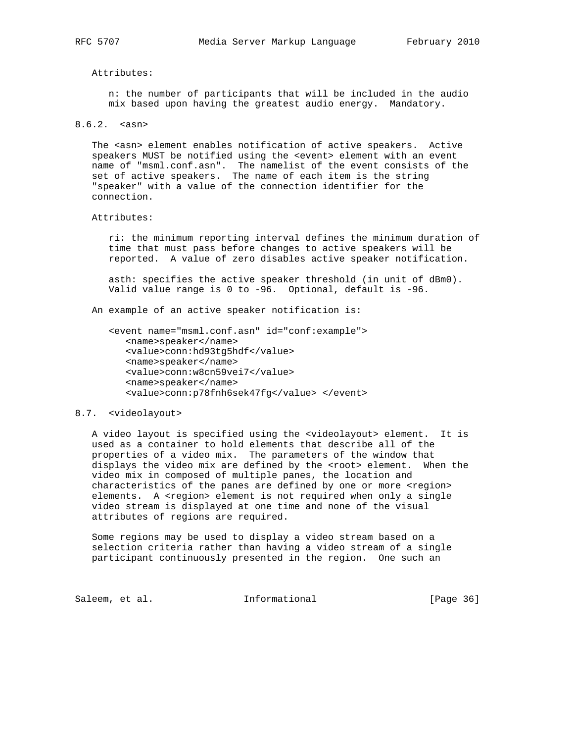Attributes:

n: the number of participants that will be included in the audio mix based upon having the greatest audio energy. Mandatory.

### 8.6.2. <asn>

The <asn> element enables notification of active speakers. Active speakers MUST be notified using the <event> element with an event name of "msml.conf.asn". The namelist of the event consists of the set of active speakers. The name of each item is the string "speaker" with a value of the connection identifier for the connection.

Attributes:

ri: the minimum reporting interval defines the minimum duration of time that must pass before changes to active speakers will be reported. A value of zero disables active speaker notification.

asth: specifies the active speaker threshold (in unit of dBm0). Valid value range is 0 to -96. Optional, default is -96.

An example of an active speaker notification is:

```
<event name="msml.conf.asn" id="conf:example">
   <name>speaker</name>
   <value>conn:hd93tg5hdf</value>
   <name>speaker</name>
   <value>conn:w8cn59vei7</value>
   <name>speaker</name>
   <value>conn:p78fnh6sek47fg</value> </event>
```

## 8.7. <videolayout>

A video layout is specified using the <videolayout> element. It is used as a container to hold elements that describe all of the properties of a video mix. The parameters of the window that displays the video mix are defined by the <root> element. When the video mix in composed of multiple panes, the location and characteristics of the panes are defined by one or more <region> elements. A <region> element is not required when only a single video stream is displayed at one time and none of the visual attributes of regions are required.

Some regions may be used to display a video stream based on a selection criteria rather than having a video stream of a single participant continuously presented in the region. One such an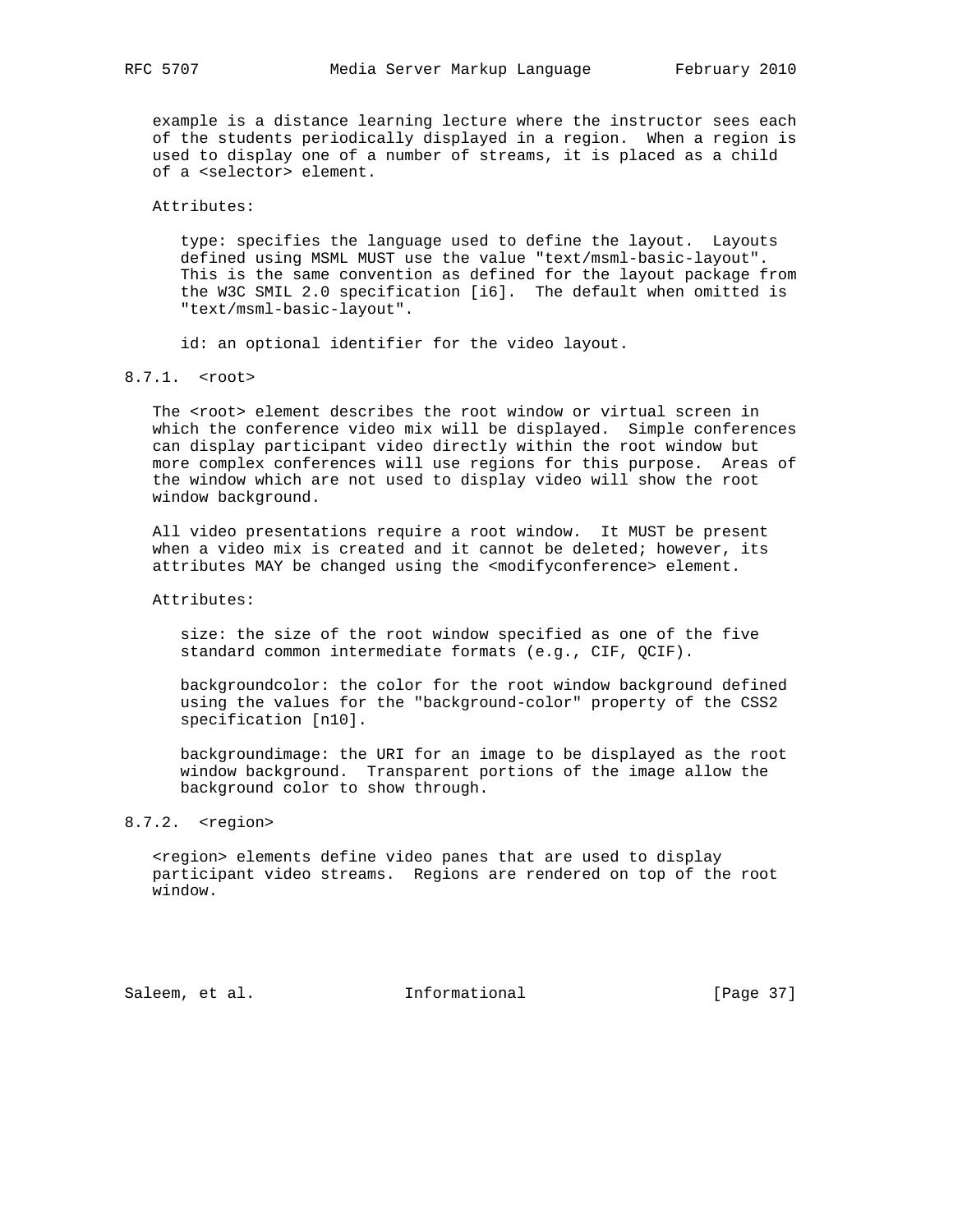example is a distance learning lecture where the instructor sees each of the students periodically displayed in a region. When a region is used to display one of a number of streams, it is placed as a child of a <selector> element.

Attributes:

type: specifies the language used to define the layout. Layouts defined using MSML MUST use the value "text/msml-basic-layout". This is the same convention as defined for the layout package from the W3C SMIL 2.0 specification [i6]. The default when omitted is "text/msml-basic-layout".

id: an optional identifier for the video layout.

### 8.7.1. <root>

The <root> element describes the root window or virtual screen in which the conference video mix will be displayed. Simple conferences can display participant video directly within the root window but more complex conferences will use regions for this purpose. Areas of the window which are not used to display video will show the root window background.

All video presentations require a root window. It MUST be present when a video mix is created and it cannot be deleted; however, its attributes MAY be changed using the <modifyconference> element.

Attributes:

size: the size of the root window specified as one of the five standard common intermediate formats (e.g., CIF, QCIF).

backgroundcolor: the color for the root window background defined using the values for the "background-color" property of the CSS2 specification [n10].

backgroundimage: the URI for an image to be displayed as the root window background. Transparent portions of the image allow the background color to show through.

### 8.7.2. <region>

<region> elements define video panes that are used to display participant video streams. Regions are rendered on top of the root window.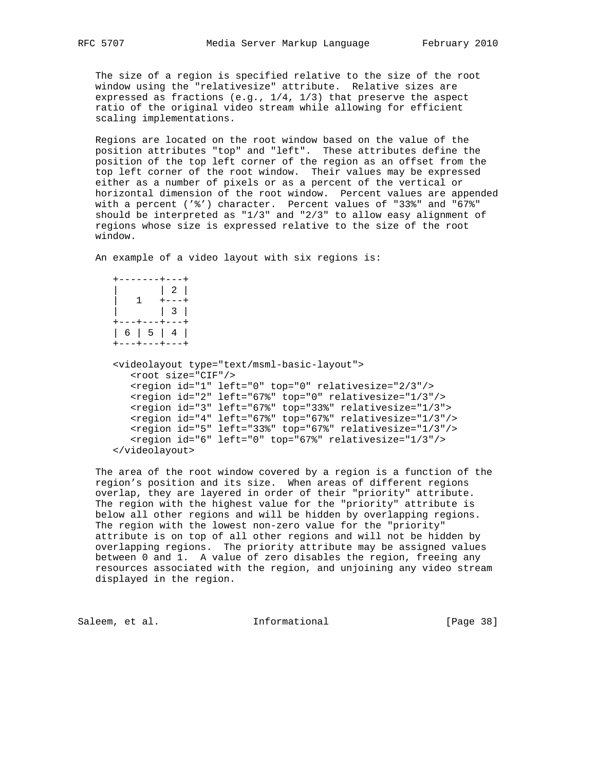The size of a region is specified relative to the size of the root window using the "relativesize" attribute. Relative sizes are expressed as fractions (e.g., 1/4, 1/3) that preserve the aspect ratio of the original video stream while allowing for efficient scaling implementations.

Regions are located on the root window based on the value of the position attributes "top" and "left". These attributes define the position of the top left corner of the region as an offset from the top left corner of the root window. Their values may be expressed either as a number of pixels or as a percent of the vertical or horizontal dimension of the root window. Percent values are appended with a percent ('%') character. Percent values of "33%" and "67%" should be interpreted as "1/3" and "2/3" to allow easy alignment of regions whose size is expressed relative to the size of the root window.

An example of a video layout with six regions is:

```
+-------+---+
|       | 2 |
|   1   +---+
|       | 3 |
+---+---+---+
| 6 | 5 | 4 |
+---+---+---+

<videolayout type="text/msml-basic-layout">
   <root size="CIF"/>
   <region id="1" left="0" top="0" relativesize="2/3"/>
   <region id="2" left="67%" top="0" relativesize="1/3"/>
   <region id="3" left="67%" top="33%" relativesize="1/3">
   <region id="4" left="67%" top="67%" relativesize="1/3"/>
   <region id="5" left="33%" top="67%" relativesize="1/3"/>
   <region id="6" left="0" top="67%" relativesize="1/3"/>
</videolayout>
```

The area of the root window covered by a region is a function of the region's position and its size. When areas of different regions overlap, they are layered in order of their "priority" attribute. The region with the highest value for the "priority" attribute is below all other regions and will be hidden by overlapping regions. The region with the lowest non-zero value for the "priority" attribute is on top of all other regions and will not be hidden by overlapping regions. The priority attribute may be assigned values between 0 and 1. A value of zero disables the region, freeing any resources associated with the region, and unjoining any video stream displayed in the region.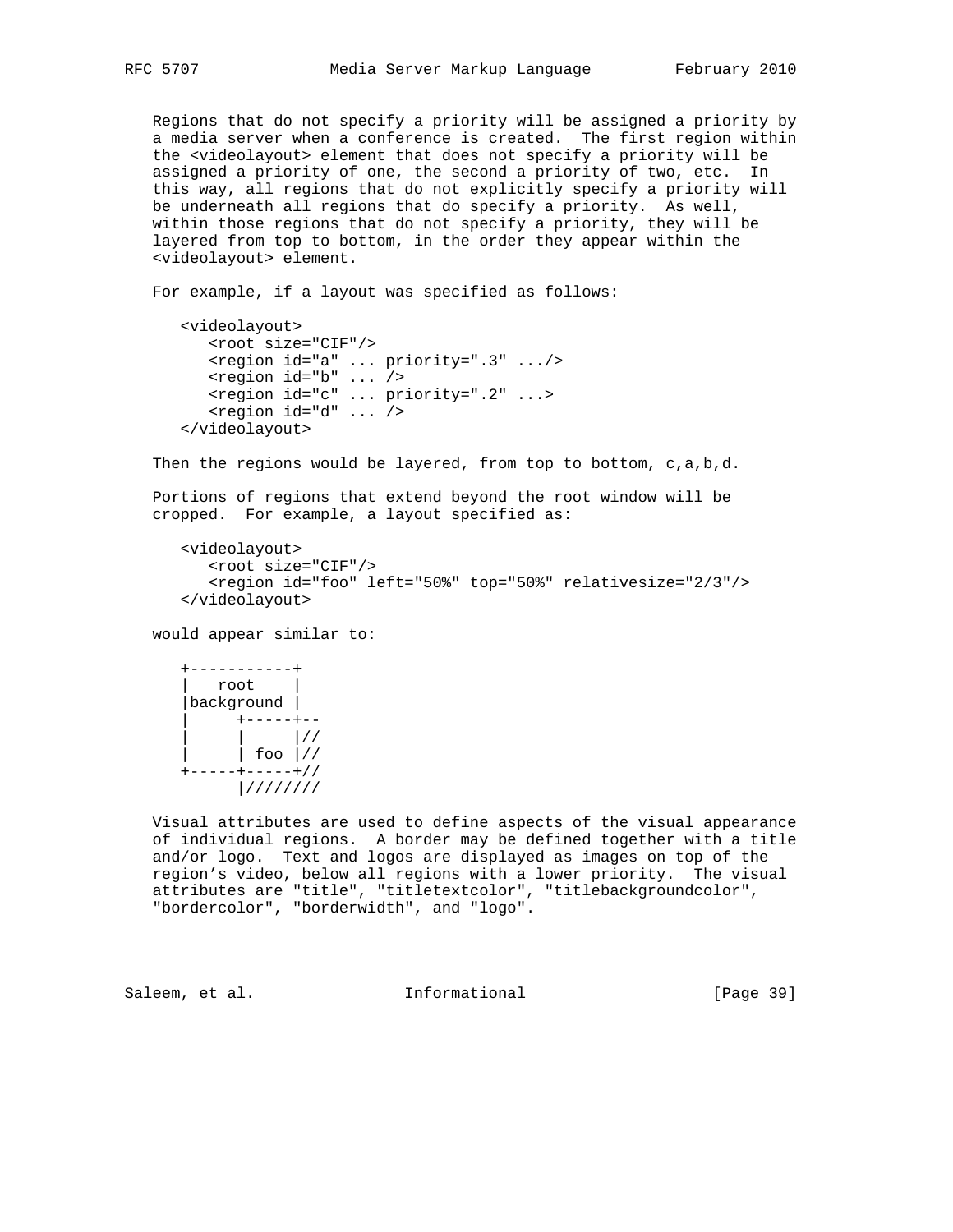Regions that do not specify a priority will be assigned a priority by a media server when a conference is created. The first region within the <videolayout> element that does not specify a priority will be assigned a priority of one, the second a priority of two, etc. In this way, all regions that do not explicitly specify a priority will be underneath all regions that do specify a priority. As well, within those regions that do not specify a priority, they will be layered from top to bottom, in the order they appear within the <videolayout> element.

For example, if a layout was specified as follows:

```
<videolayout>
   <root size="CIF"/>
   <region id="a" ... priority=".3" .../>
   <region id="b" ... />
   <region id="c" ... priority=".2" ...>
   <region id="d" ... />
</videolayout>
```

Then the regions would be layered, from top to bottom, c,a,b,d.

Portions of regions that extend beyond the root window will be cropped. For example, a layout specified as:

```
<videolayout>
   <root size="CIF"/>
   <region id="foo" left="50%" top="50%" relativesize="2/3"/>
</videolayout>
```

would appear similar to:

```
+-----------+
|   root    |
|background |
|     +-----+--
|     |     |//
|     | foo |//
+-----+-----+//
      |////////
```

Visual attributes are used to define aspects of the visual appearance of individual regions. A border may be defined together with a title and/or logo. Text and logos are displayed as images on top of the region's video, below all regions with a lower priority. The visual attributes are "title", "titletextcolor", "titlebackgroundcolor", "bordercolor", "borderwidth", and "logo".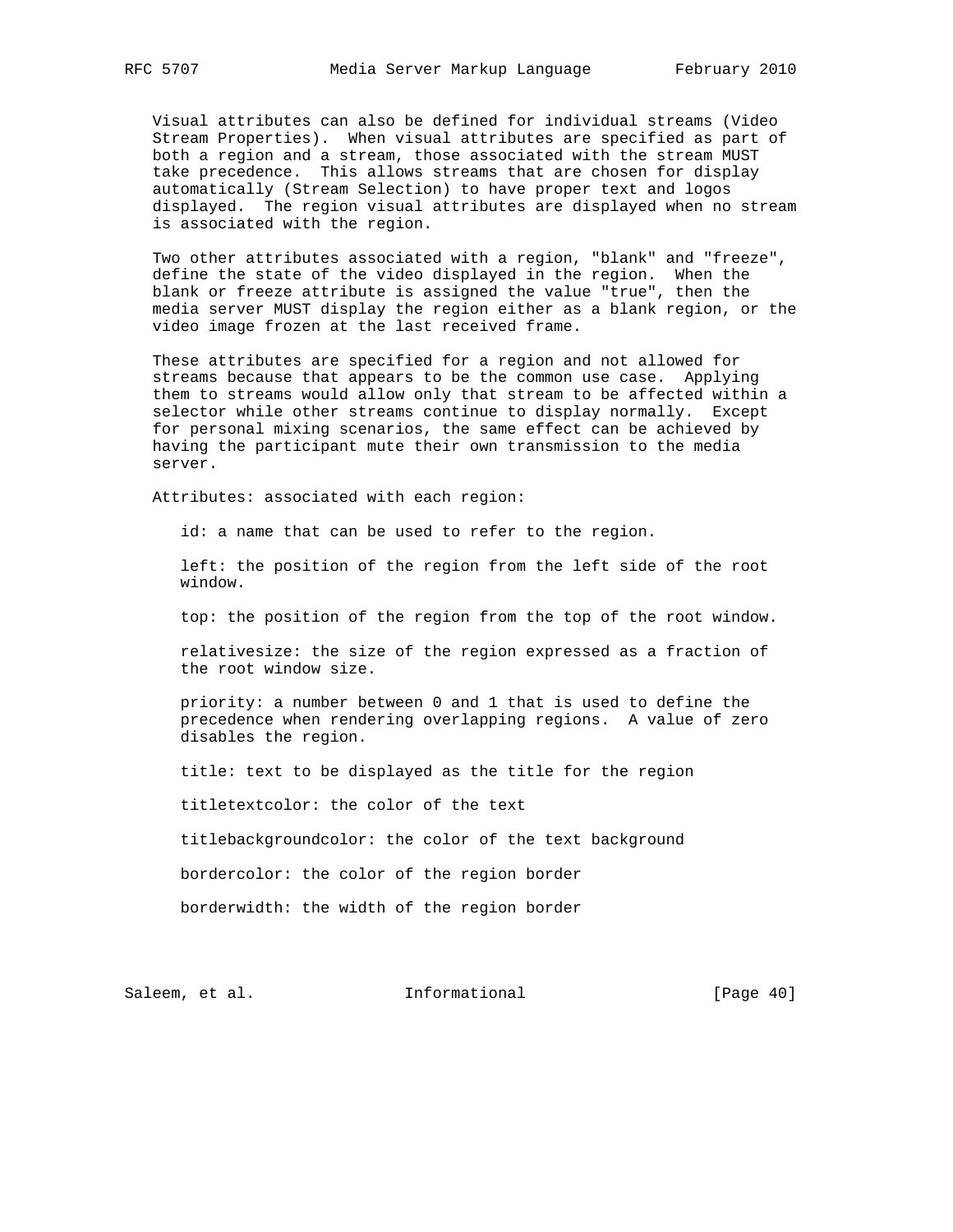Visual attributes can also be defined for individual streams (Video Stream Properties). When visual attributes are specified as part of both a region and a stream, those associated with the stream MUST take precedence. This allows streams that are chosen for display automatically (Stream Selection) to have proper text and logos displayed. The region visual attributes are displayed when no stream is associated with the region.

Two other attributes associated with a region, "blank" and "freeze", define the state of the video displayed in the region. When the blank or freeze attribute is assigned the value "true", then the media server MUST display the region either as a blank region, or the video image frozen at the last received frame.

These attributes are specified for a region and not allowed for streams because that appears to be the common use case. Applying them to streams would allow only that stream to be affected within a selector while other streams continue to display normally. Except for personal mixing scenarios, the same effect can be achieved by having the participant mute their own transmission to the media server.

Attributes: associated with each region:

id: a name that can be used to refer to the region.

left: the position of the region from the left side of the root window.

top: the position of the region from the top of the root window.

relativesize: the size of the region expressed as a fraction of the root window size.

priority: a number between 0 and 1 that is used to define the precedence when rendering overlapping regions. A value of zero disables the region.

title: text to be displayed as the title for the region

titletextcolor: the color of the text

titlebackgroundcolor: the color of the text background

bordercolor: the color of the region border

borderwidth: the width of the region border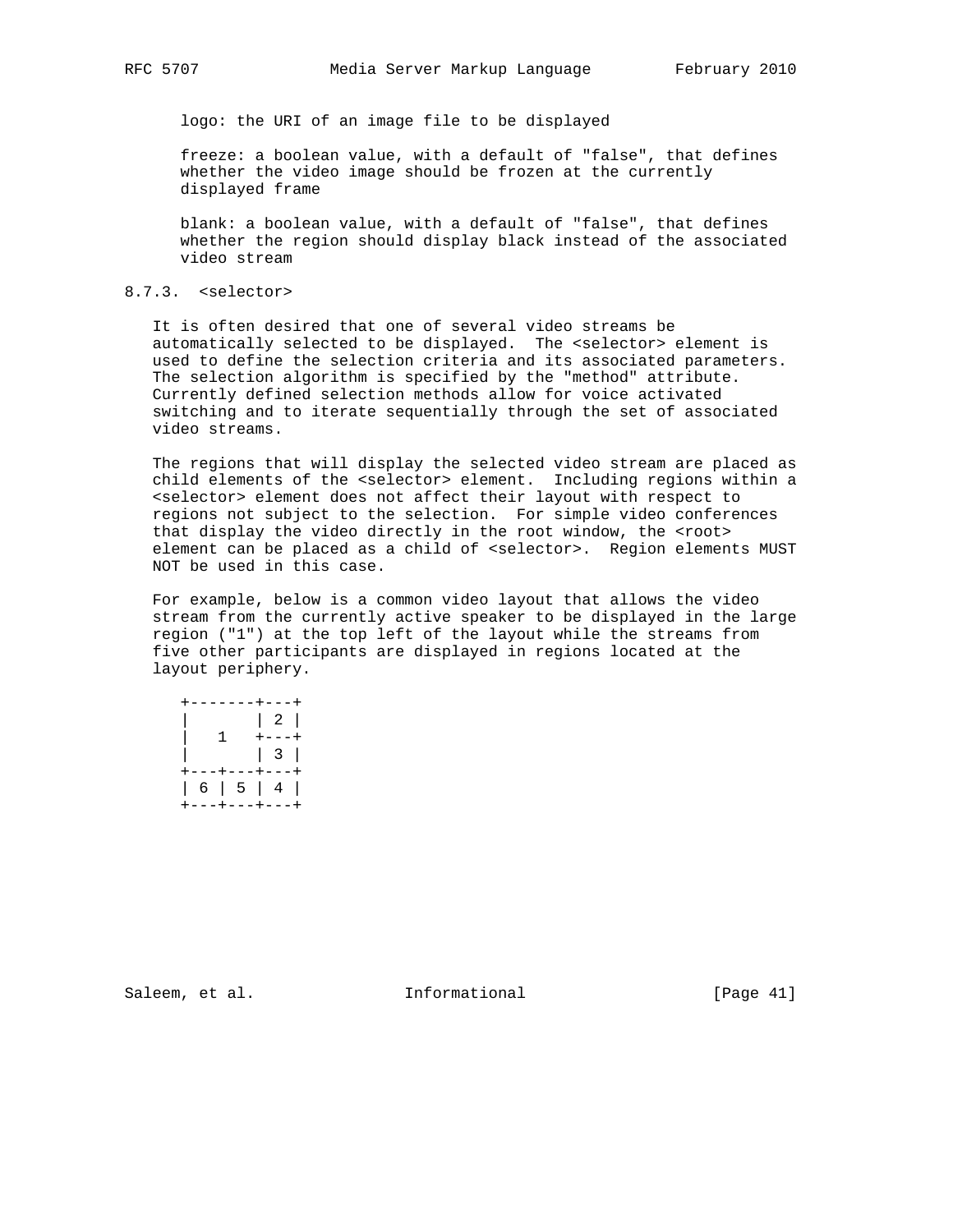logo: the URI of an image file to be displayed

freeze: a boolean value, with a default of "false", that defines whether the video image should be frozen at the currently displayed frame

blank: a boolean value, with a default of "false", that defines whether the region should display black instead of the associated video stream

### 8.7.3. <selector>

It is often desired that one of several video streams be automatically selected to be displayed. The <selector> element is used to define the selection criteria and its associated parameters. The selection algorithm is specified by the "method" attribute. Currently defined selection methods allow for voice activated switching and to iterate sequentially through the set of associated video streams.

The regions that will display the selected video stream are placed as child elements of the <selector> element. Including regions within a <selector> element does not affect their layout with respect to regions not subject to the selection. For simple video conferences that display the video directly in the root window, the <root> element can be placed as a child of <selector>. Region elements MUST NOT be used in this case.

For example, below is a common video layout that allows the video stream from the currently active speaker to be displayed in the large region ("1") at the top left of the layout while the streams from five other participants are displayed in regions located at the layout periphery.

```
+-------+---+
|       | 2 |
|   1   +---+
|       | 3 |
+---+---+---+
| 6 | 5 | 4 |
+---+---+---+
```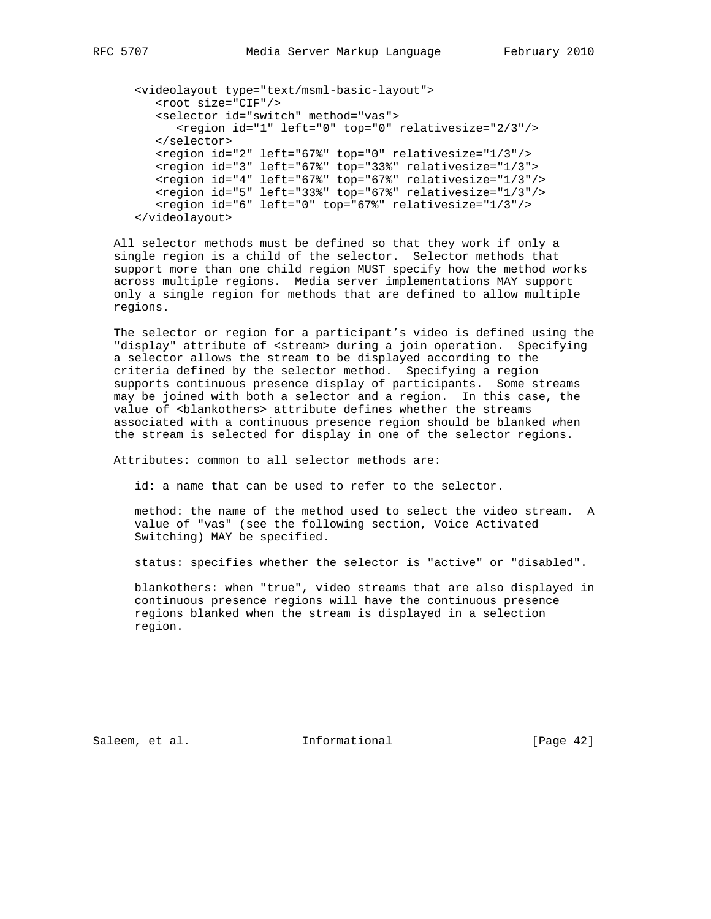```
<videolayout type="text/msml-basic-layout">
   <root size="CIF"/>
   <selector id="switch" method="vas">
      <region id="1" left="0" top="0" relativesize="2/3"/>
   </selector>
   <region id="2" left="67%" top="0" relativesize="1/3"/>
   <region id="3" left="67%" top="33%" relativesize="1/3">
   <region id="4" left="67%" top="67%" relativesize="1/3"/>
   <region id="5" left="33%" top="67%" relativesize="1/3"/>
   <region id="6" left="0" top="67%" relativesize="1/3"/>
</videolayout>
```

All selector methods must be defined so that they work if only a single region is a child of the selector. Selector methods that support more than one child region MUST specify how the method works across multiple regions. Media server implementations MAY support only a single region for methods that are defined to allow multiple regions.

The selector or region for a participant's video is defined using the "display" attribute of <stream> during a join operation. Specifying a selector allows the stream to be displayed according to the criteria defined by the selector method. Specifying a region supports continuous presence display of participants. Some streams may be joined with both a selector and a region. In this case, the value of <blankothers> attribute defines whether the streams associated with a continuous presence region should be blanked when the stream is selected for display in one of the selector regions.

Attributes: common to all selector methods are:

id: a name that can be used to refer to the selector.

method: the name of the method used to select the video stream. A value of "vas" (see the following section, Voice Activated Switching) MAY be specified.

status: specifies whether the selector is "active" or "disabled".

blankothers: when "true", video streams that are also displayed in continuous presence regions will have the continuous presence regions blanked when the stream is displayed in a selection region.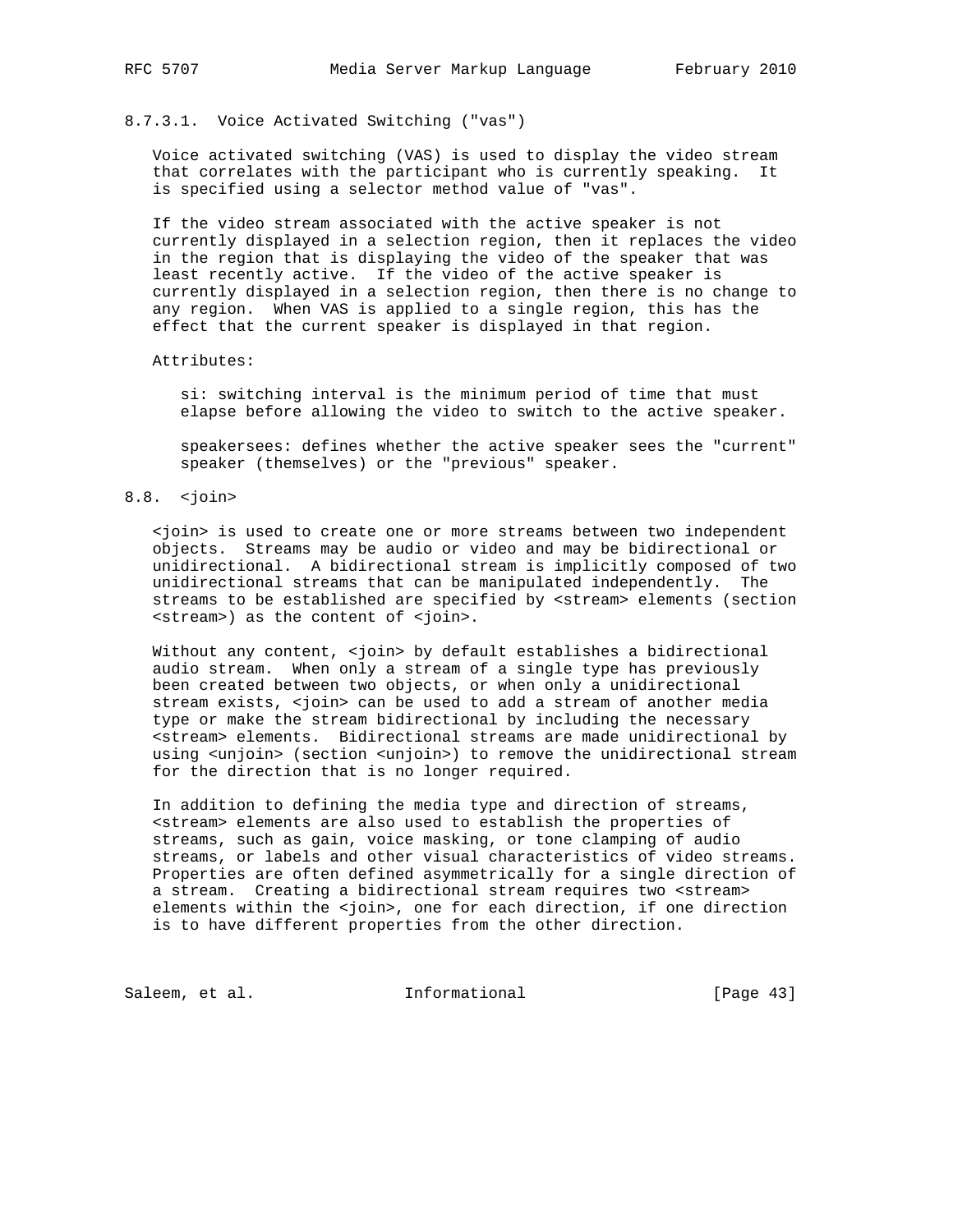#### 8.7.3.1. Voice Activated Switching ("vas")

Voice activated switching (VAS) is used to display the video stream that correlates with the participant who is currently speaking. It is specified using a selector method value of "vas".

If the video stream associated with the active speaker is not currently displayed in a selection region, then it replaces the video in the region that is displaying the video of the speaker that was least recently active. If the video of the active speaker is currently displayed in a selection region, then there is no change to any region. When VAS is applied to a single region, this has the effect that the current speaker is displayed in that region.

Attributes:

si: switching interval is the minimum period of time that must elapse before allowing the video to switch to the active speaker.

speakersees: defines whether the active speaker sees the "current" speaker (themselves) or the "previous" speaker.

## 8.8. <join>

<join> is used to create one or more streams between two independent objects. Streams may be audio or video and may be bidirectional or unidirectional. A bidirectional stream is implicitly composed of two unidirectional streams that can be manipulated independently. The streams to be established are specified by <stream> elements (section <stream>) as the content of <join>.

Without any content, <join> by default establishes a bidirectional audio stream. When only a stream of a single type has previously been created between two objects, or when only a unidirectional stream exists, <join> can be used to add a stream of another media type or make the stream bidirectional by including the necessary <stream> elements. Bidirectional streams are made unidirectional by using <unjoin> (section <unjoin>) to remove the unidirectional stream for the direction that is no longer required.

In addition to defining the media type and direction of streams, <stream> elements are also used to establish the properties of streams, such as gain, voice masking, or tone clamping of audio streams, or labels and other visual characteristics of video streams. Properties are often defined asymmetrically for a single direction of a stream. Creating a bidirectional stream requires two <stream> elements within the <join>, one for each direction, if one direction is to have different properties from the other direction.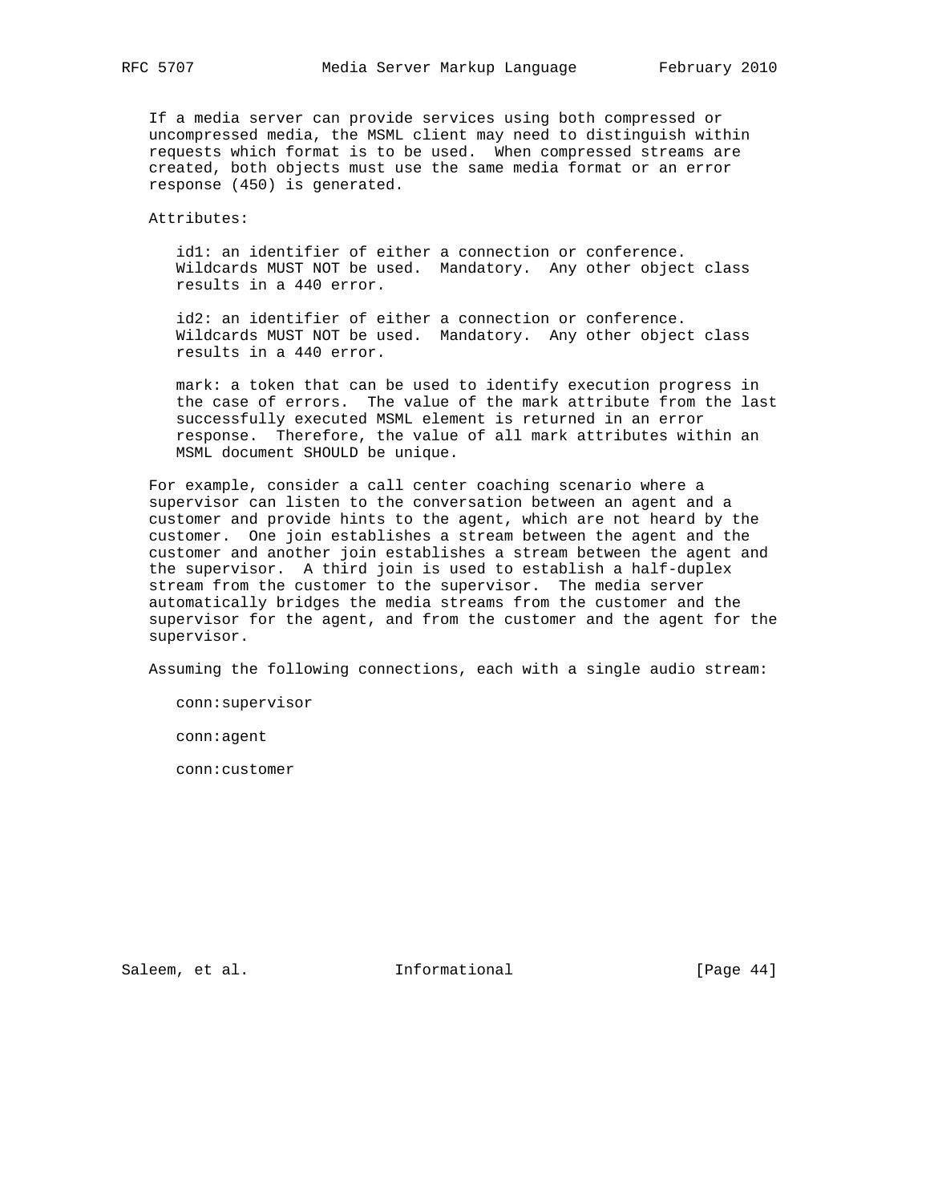If a media server can provide services using both compressed or uncompressed media, the MSML client may need to distinguish within requests which format is to be used. When compressed streams are created, both objects must use the same media format or an error response (450) is generated.

Attributes:

id1: an identifier of either a connection or conference. Wildcards MUST NOT be used. Mandatory. Any other object class results in a 440 error.

id2: an identifier of either a connection or conference. Wildcards MUST NOT be used. Mandatory. Any other object class results in a 440 error.

mark: a token that can be used to identify execution progress in the case of errors. The value of the mark attribute from the last successfully executed MSML element is returned in an error response. Therefore, the value of all mark attributes within an MSML document SHOULD be unique.

For example, consider a call center coaching scenario where a supervisor can listen to the conversation between an agent and a customer and provide hints to the agent, which are not heard by the customer. One join establishes a stream between the agent and the customer and another join establishes a stream between the agent and the supervisor. A third join is used to establish a half-duplex stream from the customer to the supervisor. The media server automatically bridges the media streams from the customer and the supervisor for the agent, and from the customer and the agent for the supervisor.

Assuming the following connections, each with a single audio stream:

conn:supervisor

conn:agent

conn:customer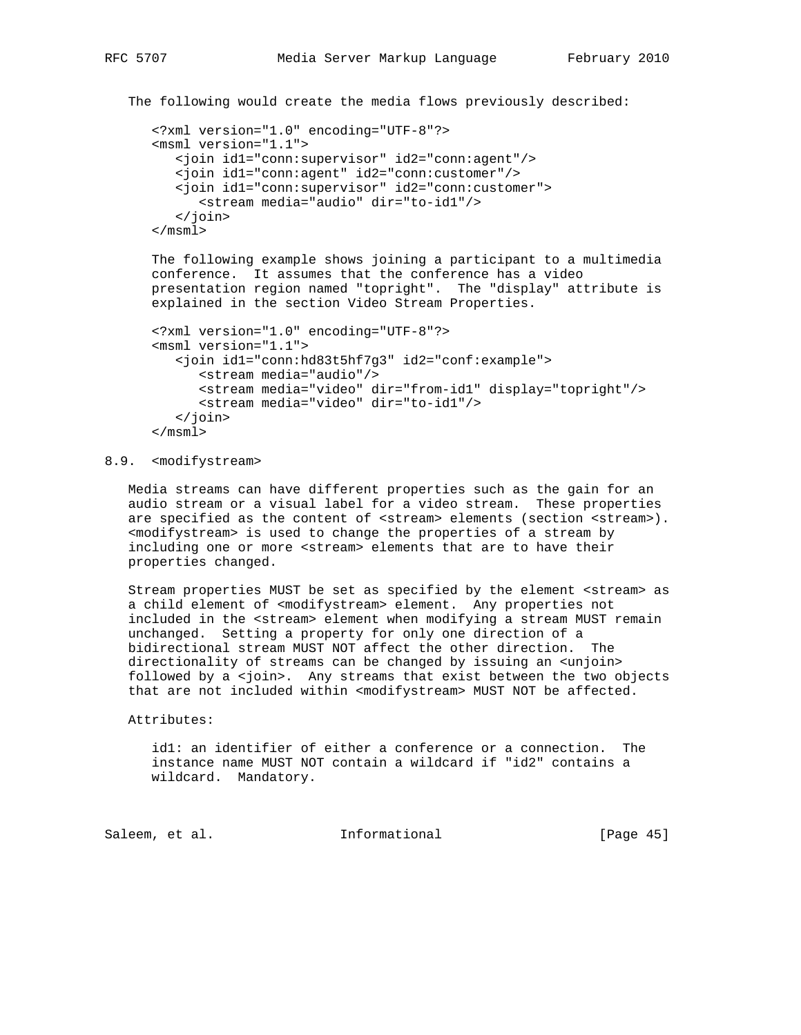The following would create the media flows previously described:

```
<?xml version="1.0" encoding="UTF-8"?>
<msml version="1.1">
   <join id1="conn:supervisor" id2="conn:agent"/>
   <join id1="conn:agent" id2="conn:customer"/>
   <join id1="conn:supervisor" id2="conn:customer">
      <stream media="audio" dir="to-id1"/>
   </join>
</msml>
```

The following example shows joining a participant to a multimedia conference. It assumes that the conference has a video presentation region named "topright". The "display" attribute is explained in the section Video Stream Properties.

```
<?xml version="1.0" encoding="UTF-8"?>
<msml version="1.1">
   <join id1="conn:hd83t5hf7g3" id2="conf:example">
      <stream media="audio"/>
      <stream media="video" dir="from-id1" display="topright"/>
      <stream media="video" dir="to-id1"/>
   </join>
</msml>
```

## 8.9. <modifystream>

Media streams can have different properties such as the gain for an audio stream or a visual label for a video stream. These properties are specified as the content of <stream> elements (section <stream>). <modifystream> is used to change the properties of a stream by including one or more <stream> elements that are to have their properties changed.

Stream properties MUST be set as specified by the element <stream> as a child element of <modifystream> element. Any properties not included in the <stream> element when modifying a stream MUST remain unchanged. Setting a property for only one direction of a bidirectional stream MUST NOT affect the other direction. The directionality of streams can be changed by issuing an <unjoin> followed by a <join>. Any streams that exist between the two objects that are not included within <modifystream> MUST NOT be affected.

Attributes:

id1: an identifier of either a conference or a connection. The instance name MUST NOT contain a wildcard if "id2" contains a wildcard. Mandatory.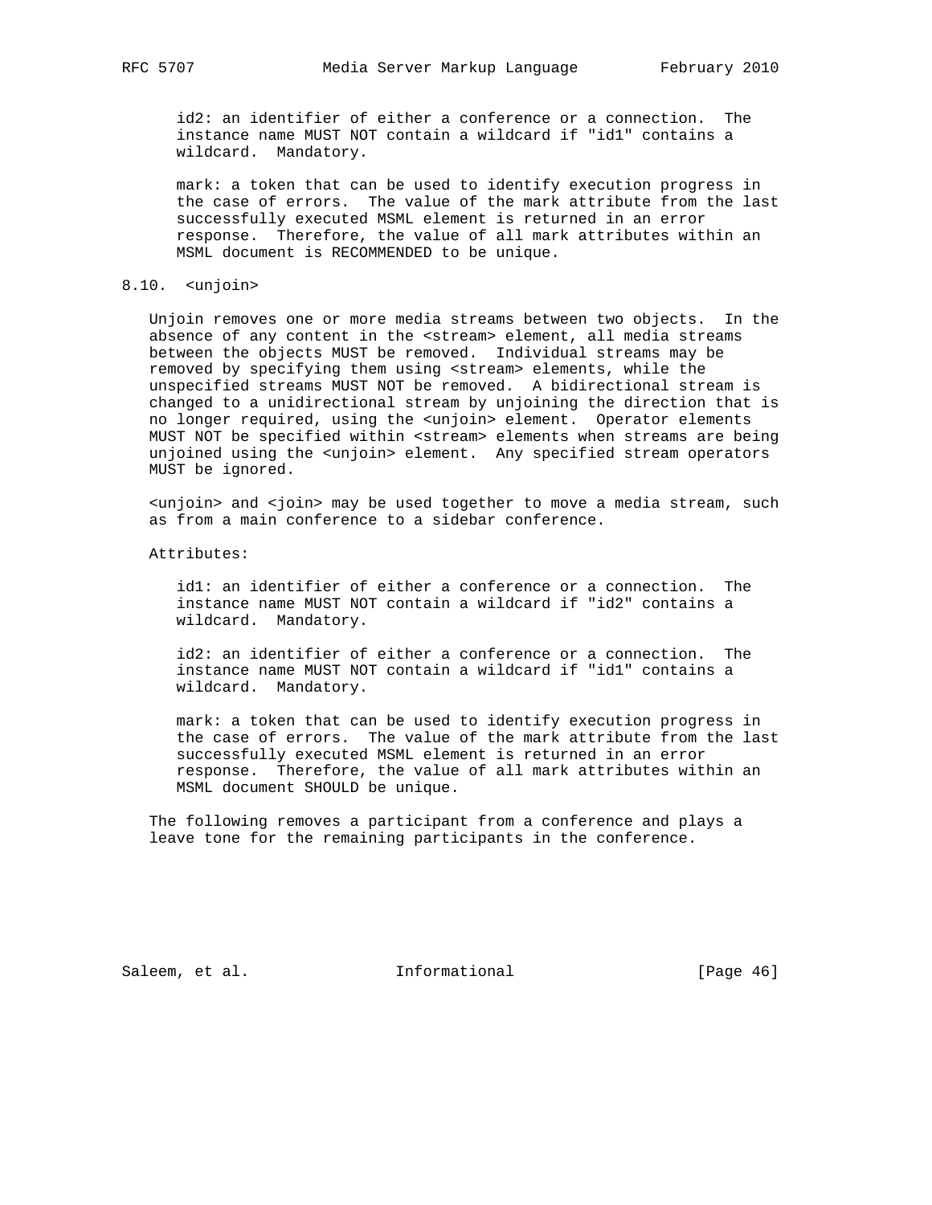id2: an identifier of either a conference or a connection. The instance name MUST NOT contain a wildcard if "id1" contains a wildcard. Mandatory.

mark: a token that can be used to identify execution progress in the case of errors. The value of the mark attribute from the last successfully executed MSML element is returned in an error response. Therefore, the value of all mark attributes within an MSML document is RECOMMENDED to be unique.

## 8.10. <unjoin>

Unjoin removes one or more media streams between two objects. In the absence of any content in the <stream> element, all media streams between the objects MUST be removed. Individual streams may be removed by specifying them using <stream> elements, while the unspecified streams MUST NOT be removed. A bidirectional stream is changed to a unidirectional stream by unjoining the direction that is no longer required, using the <unjoin> element. Operator elements MUST NOT be specified within <stream> elements when streams are being unjoined using the <unjoin> element. Any specified stream operators MUST be ignored.

<unjoin> and <join> may be used together to move a media stream, such as from a main conference to a sidebar conference.

Attributes:

id1: an identifier of either a conference or a connection. The instance name MUST NOT contain a wildcard if "id2" contains a wildcard. Mandatory.

id2: an identifier of either a conference or a connection. The instance name MUST NOT contain a wildcard if "id1" contains a wildcard. Mandatory.

mark: a token that can be used to identify execution progress in the case of errors. The value of the mark attribute from the last successfully executed MSML element is returned in an error response. Therefore, the value of all mark attributes within an MSML document SHOULD be unique.

The following removes a participant from a conference and plays a leave tone for the remaining participants in the conference.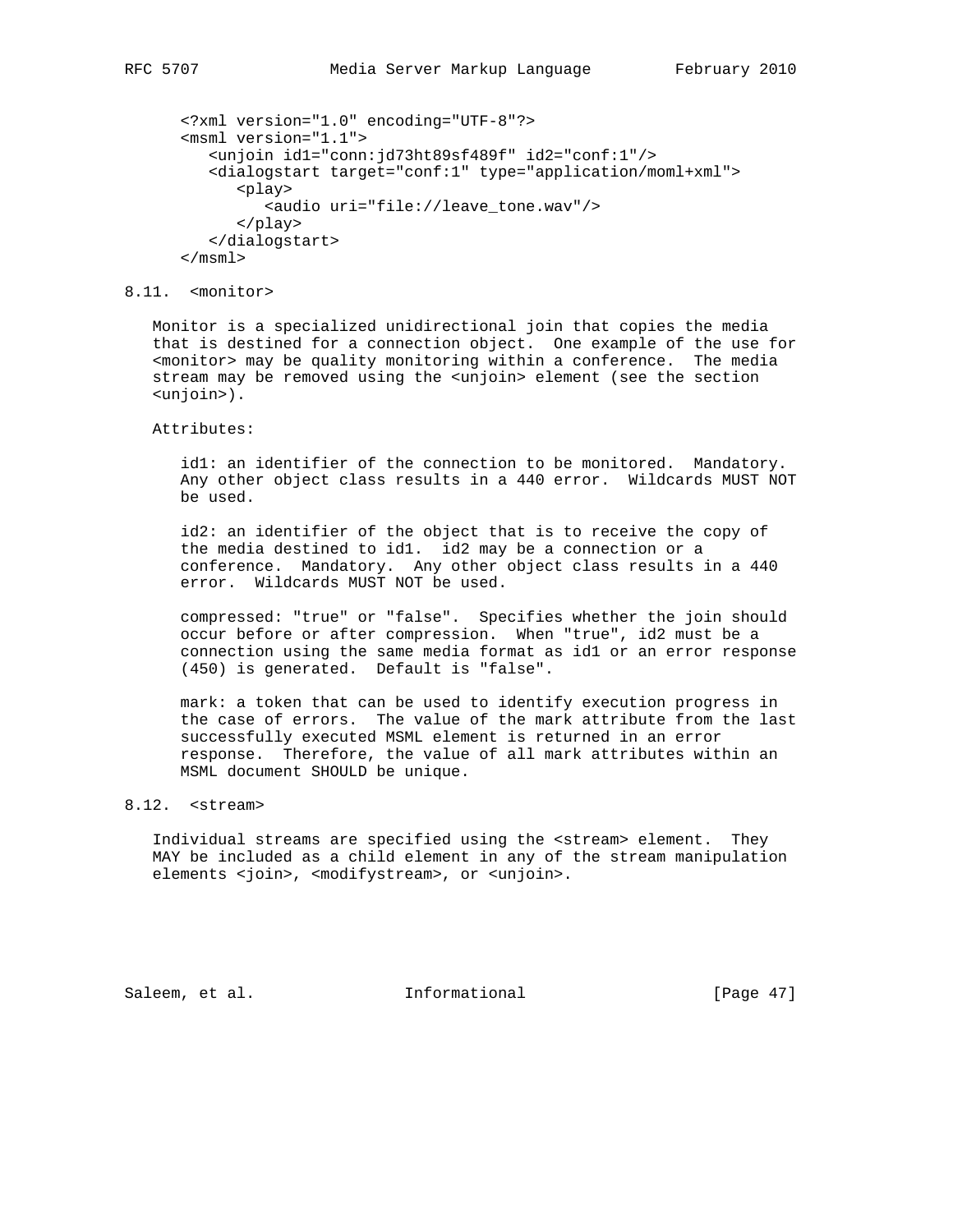```
<?xml version="1.0" encoding="UTF-8"?>
<msml version="1.1">
   <unjoin id1="conn:jd73ht89sf489f" id2="conf:1"/>
   <dialogstart target="conf:1" type="application/moml+xml">
      <play>
         <audio uri="file://leave_tone.wav"/>
      </play>
   </dialogstart>
</msml>
```

### 8.11. <monitor>

Monitor is a specialized unidirectional join that copies the media that is destined for a connection object. One example of the use for <monitor> may be quality monitoring within a conference. The media stream may be removed using the <unjoin> element (see the section <unjoin>).

Attributes:

id1: an identifier of the connection to be monitored. Mandatory. Any other object class results in a 440 error. Wildcards MUST NOT be used.

id2: an identifier of the object that is to receive the copy of the media destined to id1. id2 may be a connection or a conference. Mandatory. Any other object class results in a 440 error. Wildcards MUST NOT be used.

compressed: "true" or "false". Specifies whether the join should occur before or after compression. When "true", id2 must be a connection using the same media format as id1 or an error response (450) is generated. Default is "false".

mark: a token that can be used to identify execution progress in the case of errors. The value of the mark attribute from the last successfully executed MSML element is returned in an error response. Therefore, the value of all mark attributes within an MSML document SHOULD be unique.

### 8.12. <stream>

Individual streams are specified using the <stream> element. They MAY be included as a child element in any of the stream manipulation elements <join>, <modifystream>, or <unjoin>.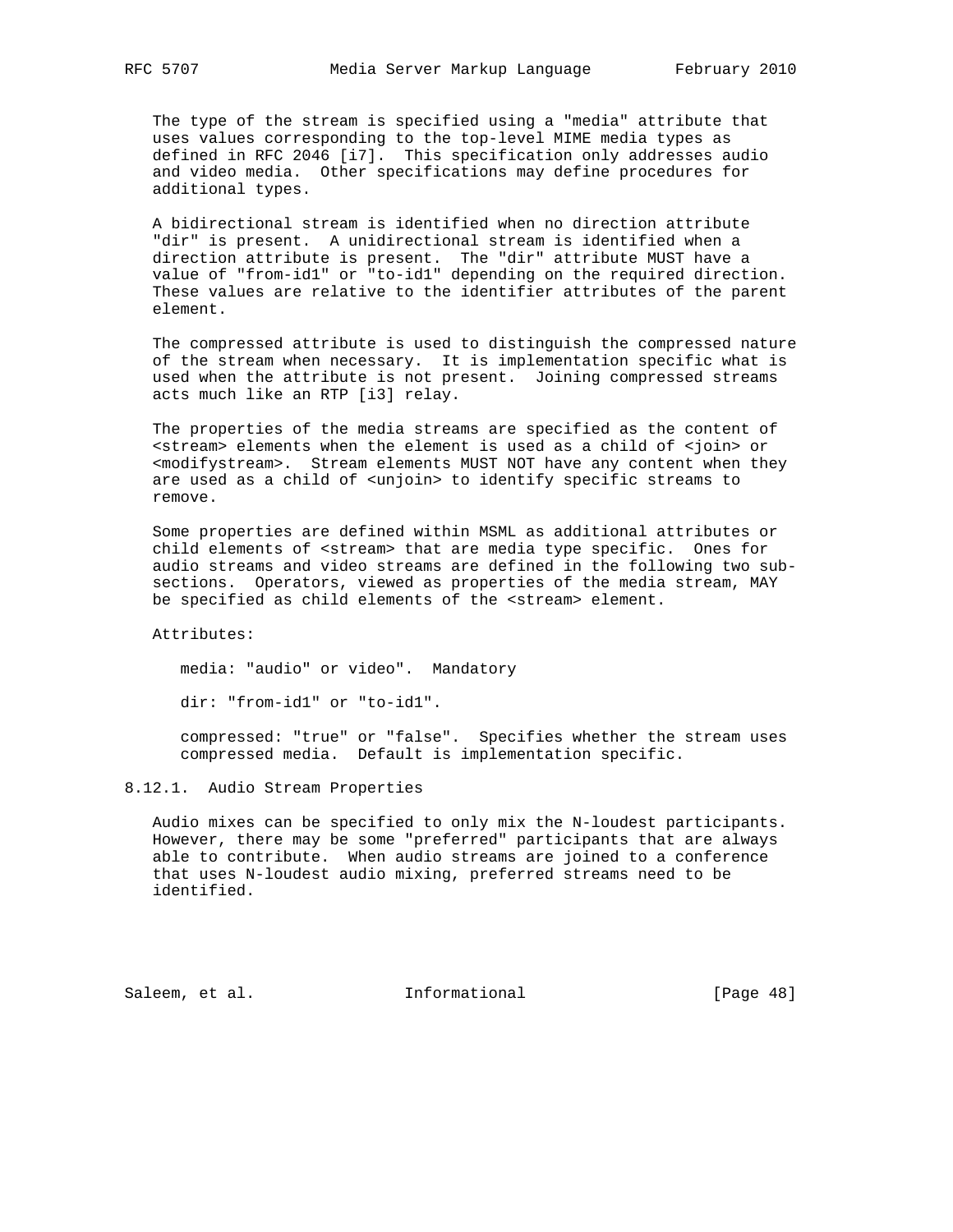The type of the stream is specified using a "media" attribute that uses values corresponding to the top-level MIME media types as defined in RFC 2046 [i7]. This specification only addresses audio and video media. Other specifications may define procedures for additional types.

A bidirectional stream is identified when no direction attribute "dir" is present. A unidirectional stream is identified when a direction attribute is present. The "dir" attribute MUST have a value of "from-id1" or "to-id1" depending on the required direction. These values are relative to the identifier attributes of the parent element.

The compressed attribute is used to distinguish the compressed nature of the stream when necessary. It is implementation specific what is used when the attribute is not present. Joining compressed streams acts much like an RTP [i3] relay.

The properties of the media streams are specified as the content of <stream> elements when the element is used as a child of <join> or <modifystream>. Stream elements MUST NOT have any content when they are used as a child of <unjoin> to identify specific streams to remove.

Some properties are defined within MSML as additional attributes or child elements of <stream> that are media type specific. Ones for audio streams and video streams are defined in the following two sub-sections. Operators, viewed as properties of the media stream, MAY be specified as child elements of the <stream> element.

Attributes:

media: "audio" or video". Mandatory

dir: "from-id1" or "to-id1".

compressed: "true" or "false". Specifies whether the stream uses compressed media. Default is implementation specific.

### 8.12.1. Audio Stream Properties

Audio mixes can be specified to only mix the N-loudest participants. However, there may be some "preferred" participants that are always able to contribute. When audio streams are joined to a conference that uses N-loudest audio mixing, preferred streams need to be identified.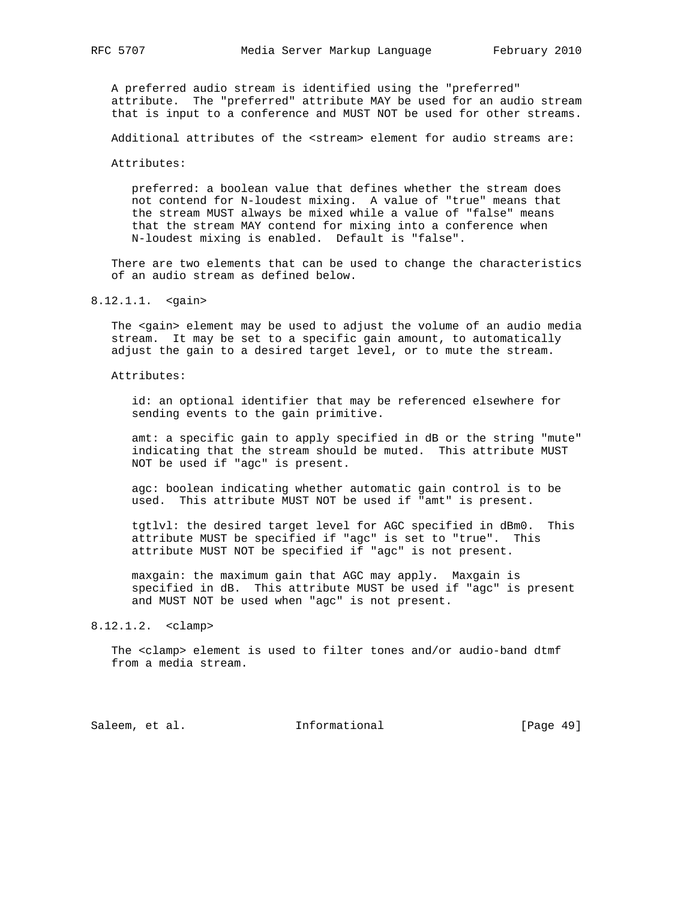A preferred audio stream is identified using the "preferred" attribute. The "preferred" attribute MAY be used for an audio stream that is input to a conference and MUST NOT be used for other streams.

Additional attributes of the <stream> element for audio streams are:

Attributes:

preferred: a boolean value that defines whether the stream does not contend for N-loudest mixing. A value of "true" means that the stream MUST always be mixed while a value of "false" means that the stream MAY contend for mixing into a conference when N-loudest mixing is enabled. Default is "false".

There are two elements that can be used to change the characteristics of an audio stream as defined below.

#### 8.12.1.1. <gain>

The <gain> element may be used to adjust the volume of an audio media stream. It may be set to a specific gain amount, to automatically adjust the gain to a desired target level, or to mute the stream.

Attributes:

id: an optional identifier that may be referenced elsewhere for sending events to the gain primitive.

amt: a specific gain to apply specified in dB or the string "mute" indicating that the stream should be muted. This attribute MUST NOT be used if "agc" is present.

agc: boolean indicating whether automatic gain control is to be used. This attribute MUST NOT be used if "amt" is present.

tgtlvl: the desired target level for AGC specified in dBm0. This attribute MUST be specified if "agc" is set to "true". This attribute MUST NOT be specified if "agc" is not present.

maxgain: the maximum gain that AGC may apply. Maxgain is specified in dB. This attribute MUST be used if "agc" is present and MUST NOT be used when "agc" is not present.

#### 8.12.1.2. <clamp>

The <clamp> element is used to filter tones and/or audio-band dtmf from a media stream.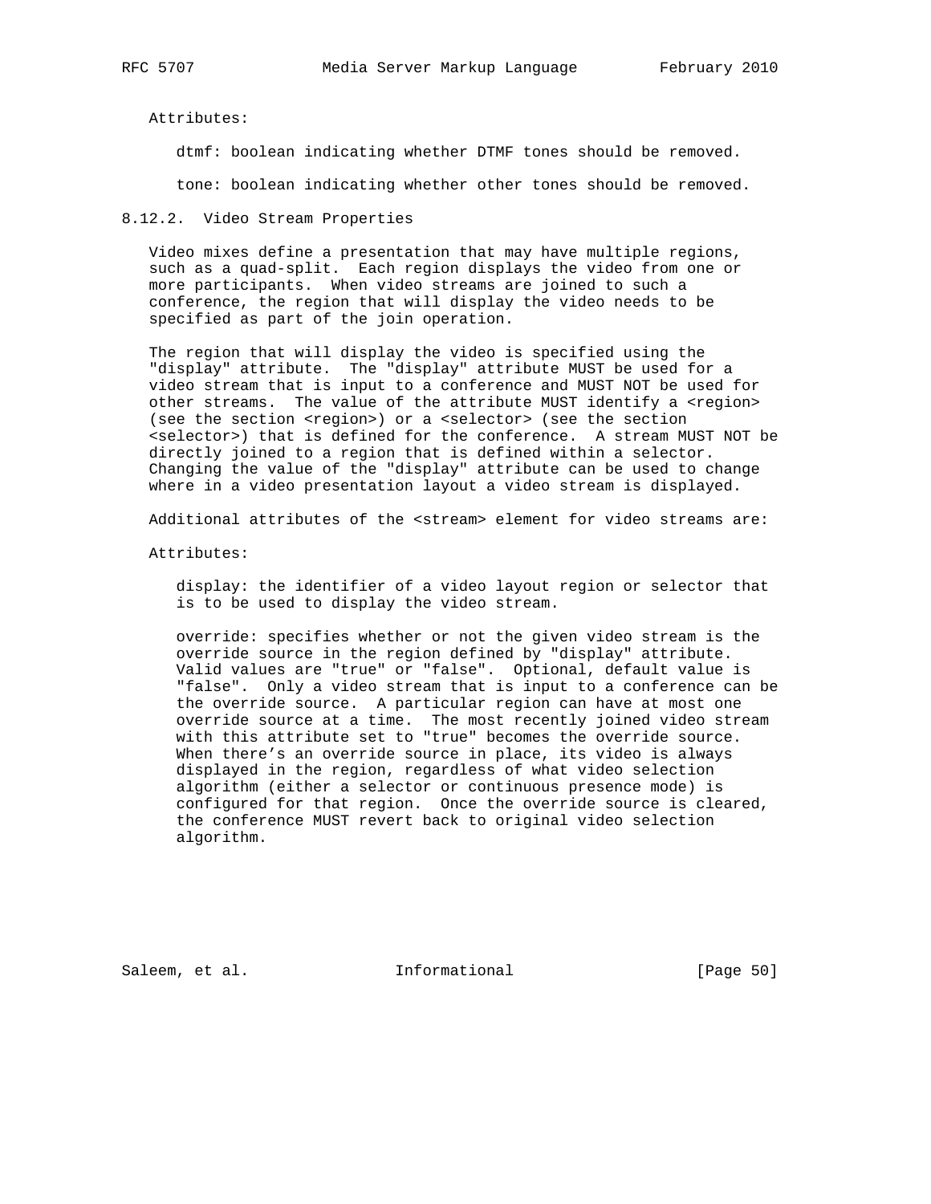Attributes:

dtmf: boolean indicating whether DTMF tones should be removed.

tone: boolean indicating whether other tones should be removed.

### 8.12.2. Video Stream Properties

Video mixes define a presentation that may have multiple regions, such as a quad-split. Each region displays the video from one or more participants. When video streams are joined to such a conference, the region that will display the video needs to be specified as part of the join operation.

The region that will display the video is specified using the "display" attribute. The "display" attribute MUST be used for a video stream that is input to a conference and MUST NOT be used for other streams. The value of the attribute MUST identify a <region> (see the section <region>) or a <selector> (see the section <selector>) that is defined for the conference. A stream MUST NOT be directly joined to a region that is defined within a selector. Changing the value of the "display" attribute can be used to change where in a video presentation layout a video stream is displayed.

Additional attributes of the <stream> element for video streams are:

Attributes:

display: the identifier of a video layout region or selector that is to be used to display the video stream.

override: specifies whether or not the given video stream is the override source in the region defined by "display" attribute. Valid values are "true" or "false". Optional, default value is "false". Only a video stream that is input to a conference can be the override source. A particular region can have at most one override source at a time. The most recently joined video stream with this attribute set to "true" becomes the override source. When there's an override source in place, its video is always displayed in the region, regardless of what video selection algorithm (either a selector or continuous presence mode) is configured for that region. Once the override source is cleared, the conference MUST revert back to original video selection algorithm.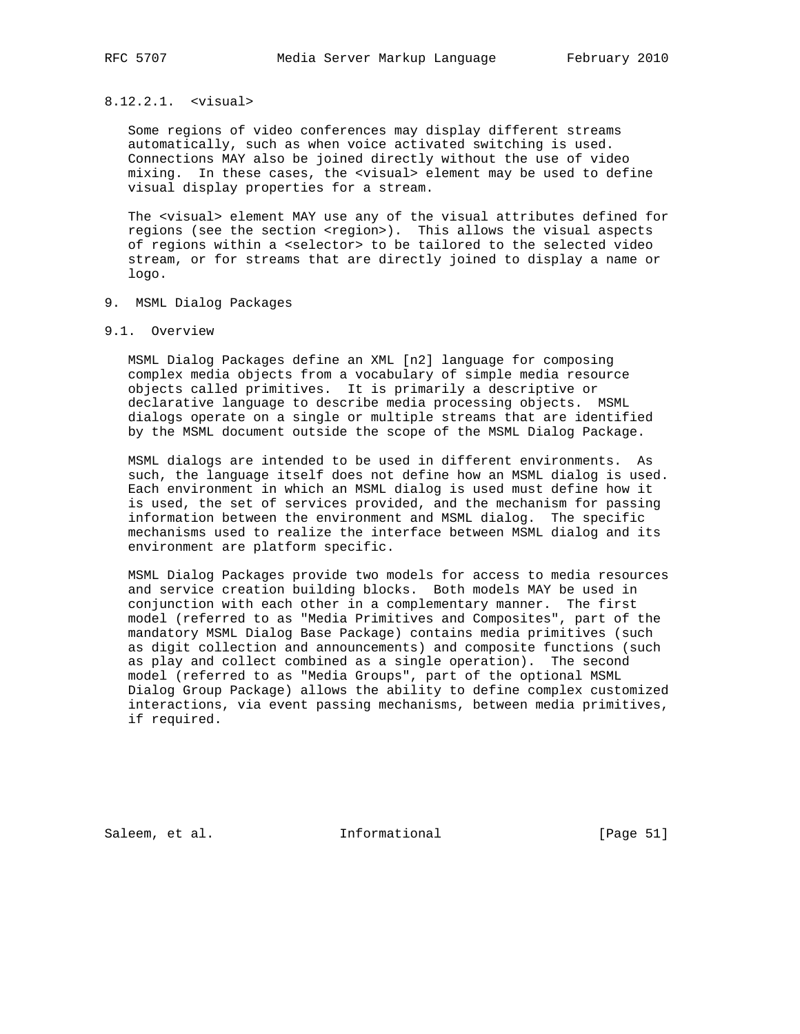#### 8.12.2.1. <visual>

Some regions of video conferences may display different streams automatically, such as when voice activated switching is used. Connections MAY also be joined directly without the use of video mixing. In these cases, the <visual> element may be used to define visual display properties for a stream.

The <visual> element MAY use any of the visual attributes defined for regions (see the section <region>). This allows the visual aspects of regions within a <selector> to be tailored to the selected video stream, or for streams that are directly joined to display a name or logo.

# 9. MSML Dialog Packages

## 9.1. Overview

MSML Dialog Packages define an XML [n2] language for composing complex media objects from a vocabulary of simple media resource objects called primitives. It is primarily a descriptive or declarative language to describe media processing objects. MSML dialogs operate on a single or multiple streams that are identified by the MSML document outside the scope of the MSML Dialog Package.

MSML dialogs are intended to be used in different environments. As such, the language itself does not define how an MSML dialog is used. Each environment in which an MSML dialog is used must define how it is used, the set of services provided, and the mechanism for passing information between the environment and MSML dialog. The specific mechanisms used to realize the interface between MSML dialog and its environment are platform specific.

MSML Dialog Packages provide two models for access to media resources and service creation building blocks. Both models MAY be used in conjunction with each other in a complementary manner. The first model (referred to as "Media Primitives and Composites", part of the mandatory MSML Dialog Base Package) contains media primitives (such as digit collection and announcements) and composite functions (such as play and collect combined as a single operation). The second model (referred to as "Media Groups", part of the optional MSML Dialog Group Package) allows the ability to define complex customized interactions, via event passing mechanisms, between media primitives, if required.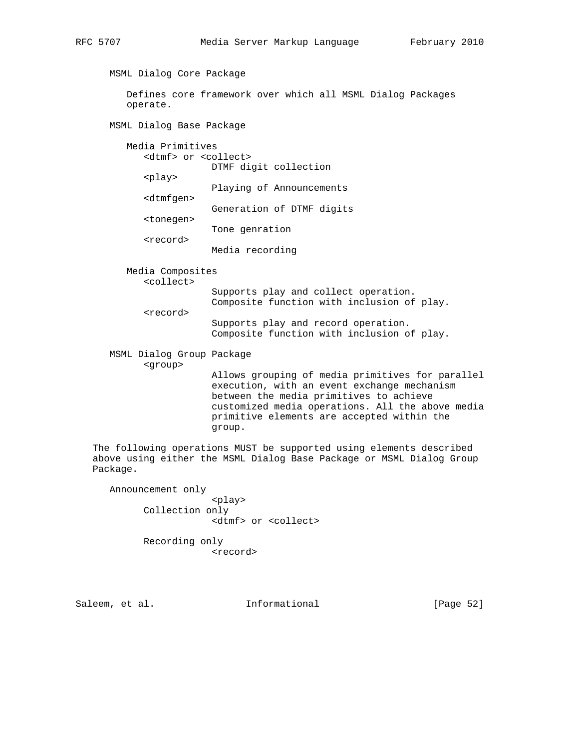MSML Dialog Core Package

Defines core framework over which all MSML Dialog Packages operate.

MSML Dialog Base Package

Media Primitives

```
   <dtmf> or <collect>
               DTMF digit collection
   <play>
               Playing of Announcements
   <dtmfgen>
               Generation of DTMF digits
   <tonegen>
               Tone genration
   <record>
               Media recording
```

Media Composites

```
   <collect>
               Supports play and collect operation.
               Composite function with inclusion of play.
   <record>
               Supports play and record operation.
               Composite function with inclusion of play.
```

MSML Dialog Group Package

```
   <group>
               Allows grouping of media primitives for parallel
               execution, with an event exchange mechanism
               between the media primitives to achieve
               customized media operations. All the above media
               primitive elements are accepted within the
               group.
```

The following operations MUST be supported using elements described above using either the MSML Dialog Base Package or MSML Dialog Group Package.

```
Announcement only
               <play>
      Collection only
               <dtmf> or <collect>

      Recording only
               <record>
```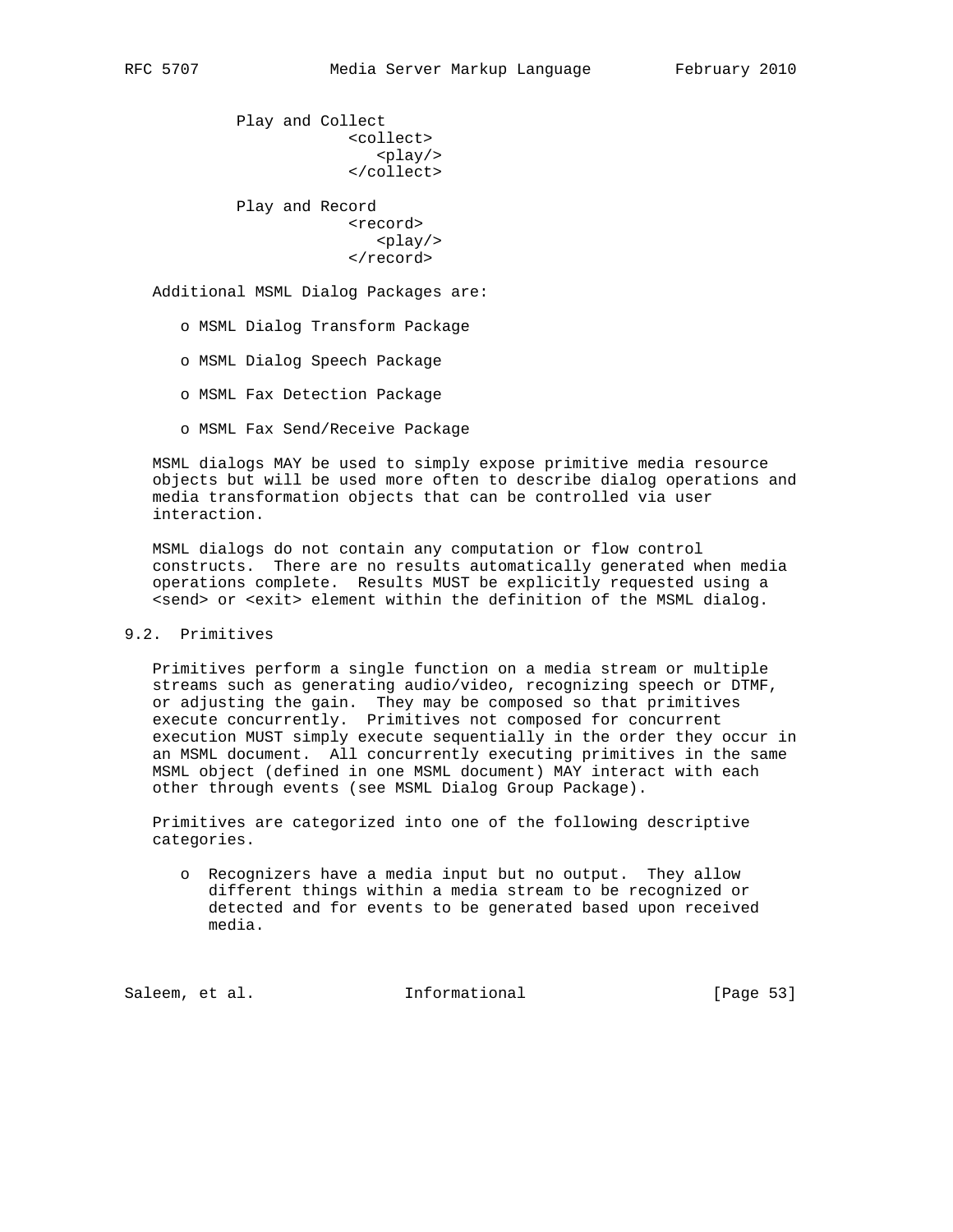Play and Collect

```
<collect>
   <play/>
</collect>
```

Play and Record

```
<record>
   <play/>
</record>
```

Additional MSML Dialog Packages are:

- MSML Dialog Transform Package
- MSML Dialog Speech Package
- MSML Fax Detection Package
- MSML Fax Send/Receive Package

MSML dialogs MAY be used to simply expose primitive media resource objects but will be used more often to describe dialog operations and media transformation objects that can be controlled via user interaction.

MSML dialogs do not contain any computation or flow control constructs. There are no results automatically generated when media operations complete. Results MUST be explicitly requested using a <send> or <exit> element within the definition of the MSML dialog.

## 9.2. Primitives

Primitives perform a single function on a media stream or multiple streams such as generating audio/video, recognizing speech or DTMF, or adjusting the gain. They may be composed so that primitives execute concurrently. Primitives not composed for concurrent execution MUST simply execute sequentially in the order they occur in an MSML document. All concurrently executing primitives in the same MSML object (defined in one MSML document) MAY interact with each other through events (see MSML Dialog Group Package).

Primitives are categorized into one of the following descriptive categories.

- Recognizers have a media input but no output. They allow different things within a media stream to be recognized or detected and for events to be generated based upon received media.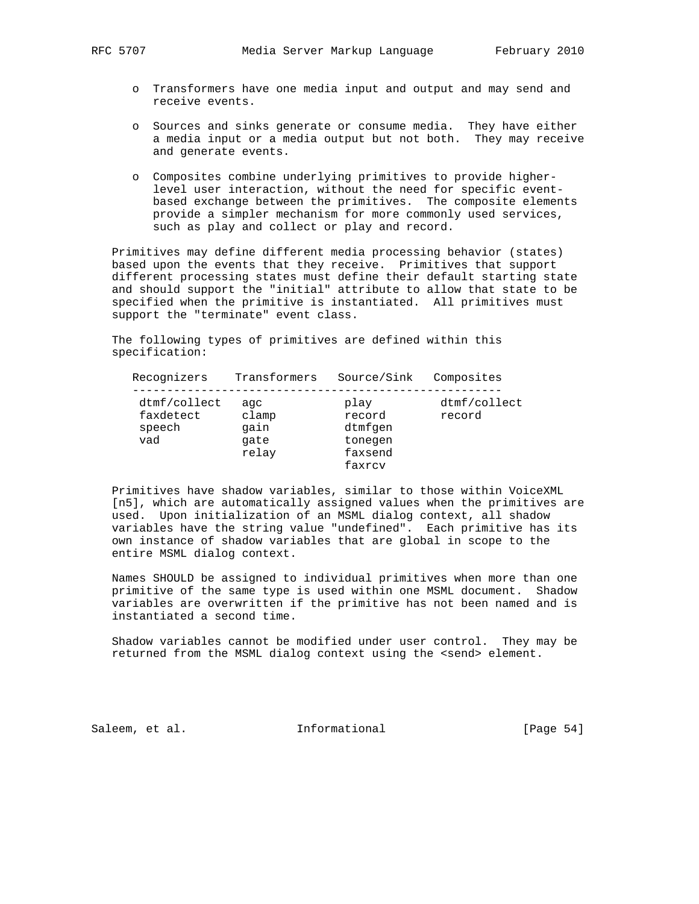- Transformers have one media input and output and may send and receive events.
- Sources and sinks generate or consume media. They have either a media input or a media output but not both. They may receive and generate events.
- Composites combine underlying primitives to provide higher-level user interaction, without the need for specific event-based exchange between the primitives. The composite elements provide a simpler mechanism for more commonly used services, such as play and collect or play and record.

Primitives may define different media processing behavior (states) based upon the events that they receive. Primitives that support different processing states must define their default starting state and should support the "initial" attribute to allow that state to be specified when the primitive is instantiated. All primitives must support the "terminate" event class.

The following types of primitives are defined within this specification:

| Recognizers | Transformers | Source/Sink | Composites |
|---|---|---|---|
| dtmf/collect | agc | play | dtmf/collect |
| faxdetect | clamp | record | record |
| speech | gain | dtmfgen | |
| vad | gate | tonegen | |
| | relay | faxsend | |
| | | faxrcv | |

Primitives have shadow variables, similar to those within VoiceXML [n5], which are automatically assigned values when the primitives are used. Upon initialization of an MSML dialog context, all shadow variables have the string value "undefined". Each primitive has its own instance of shadow variables that are global in scope to the entire MSML dialog context.

Names SHOULD be assigned to individual primitives when more than one primitive of the same type is used within one MSML document. Shadow variables are overwritten if the primitive has not been named and is instantiated a second time.

Shadow variables cannot be modified under user control. They may be returned from the MSML dialog context using the <send> element.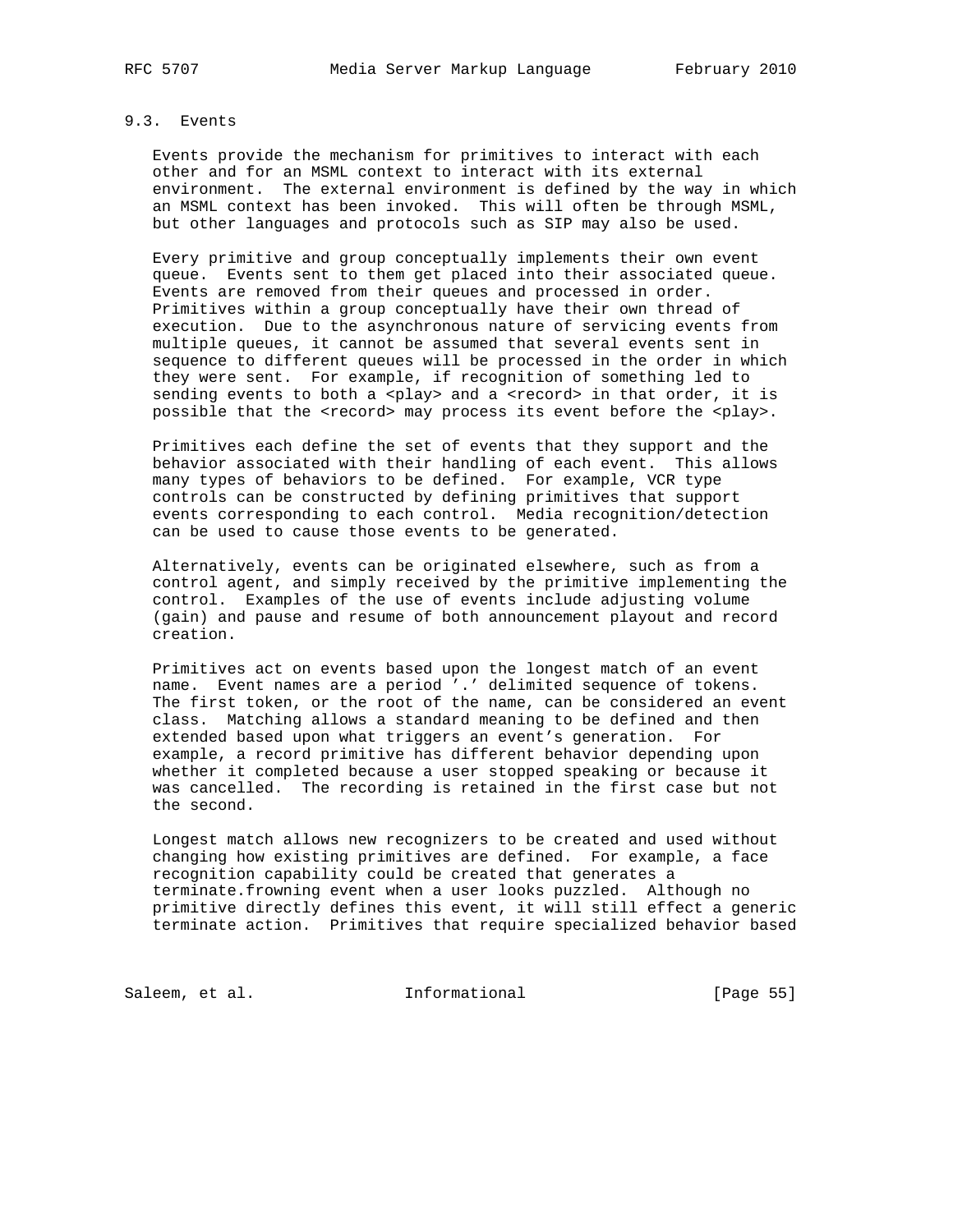### 9.3. Events

Events provide the mechanism for primitives to interact with each other and for an MSML context to interact with its external environment. The external environment is defined by the way in which an MSML context has been invoked. This will often be through MSML, but other languages and protocols such as SIP may also be used.

Every primitive and group conceptually implements their own event queue. Events sent to them get placed into their associated queue. Events are removed from their queues and processed in order. Primitives within a group conceptually have their own thread of execution. Due to the asynchronous nature of servicing events from multiple queues, it cannot be assumed that several events sent in sequence to different queues will be processed in the order in which they were sent. For example, if recognition of something led to sending events to both a <play> and a <record> in that order, it is possible that the <record> may process its event before the <play>.

Primitives each define the set of events that they support and the behavior associated with their handling of each event. This allows many types of behaviors to be defined. For example, VCR type controls can be constructed by defining primitives that support events corresponding to each control. Media recognition/detection can be used to cause those events to be generated.

Alternatively, events can be originated elsewhere, such as from a control agent, and simply received by the primitive implementing the control. Examples of the use of events include adjusting volume (gain) and pause and resume of both announcement playout and record creation.

Primitives act on events based upon the longest match of an event name. Event names are a period '.' delimited sequence of tokens. The first token, or the root of the name, can be considered an event class. Matching allows a standard meaning to be defined and then extended based upon what triggers an event's generation. For example, a record primitive has different behavior depending upon whether it completed because a user stopped speaking or because it was cancelled. The recording is retained in the first case but not the second.

Longest match allows new recognizers to be created and used without changing how existing primitives are defined. For example, a face recognition capability could be created that generates a terminate.frowning event when a user looks puzzled. Although no primitive directly defines this event, it will still effect a generic terminate action. Primitives that require specialized behavior based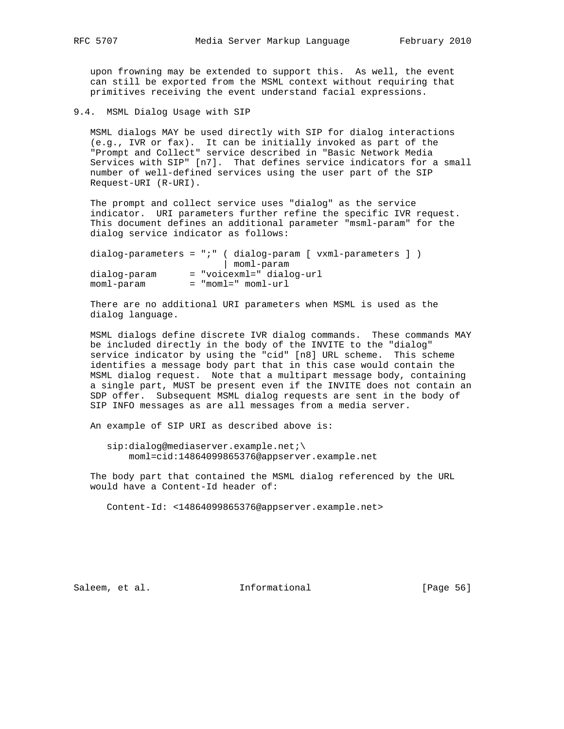upon frowning may be extended to support this. As well, the event can still be exported from the MSML context without requiring that primitives receiving the event understand facial expressions.

## 9.4. MSML Dialog Usage with SIP

MSML dialogs MAY be used directly with SIP for dialog interactions (e.g., IVR or fax). It can be initially invoked as part of the "Prompt and Collect" service described in "Basic Network Media Services with SIP" [n7]. That defines service indicators for a small number of well-defined services using the user part of the SIP Request-URI (R-URI).

The prompt and collect service uses "dialog" as the service indicator. URI parameters further refine the specific IVR request. This document defines an additional parameter "msml-param" for the dialog service indicator as follows:

```
dialog-parameters = ";" ( dialog-param [ vxml-parameters ] )
                        | moml-param
dialog-param      = "voicexml=" dialog-url
moml-param        = "moml=" moml-url
```

There are no additional URI parameters when MSML is used as the dialog language.

MSML dialogs define discrete IVR dialog commands. These commands MAY be included directly in the body of the INVITE to the "dialog" service indicator by using the "cid" [n8] URL scheme. This scheme identifies a message body part that in this case would contain the MSML dialog request. Note that a multipart message body, containing a single part, MUST be present even if the INVITE does not contain an SDP offer. Subsequent MSML dialog requests are sent in the body of SIP INFO messages as are all messages from a media server.

An example of SIP URI as described above is:

```
sip:dialog@mediaserver.example.net;\
    moml=cid:14864099865376@appserver.example.net
```

The body part that contained the MSML dialog referenced by the URL would have a Content-Id header of:

```
Content-Id: <14864099865376@appserver.example.net>
```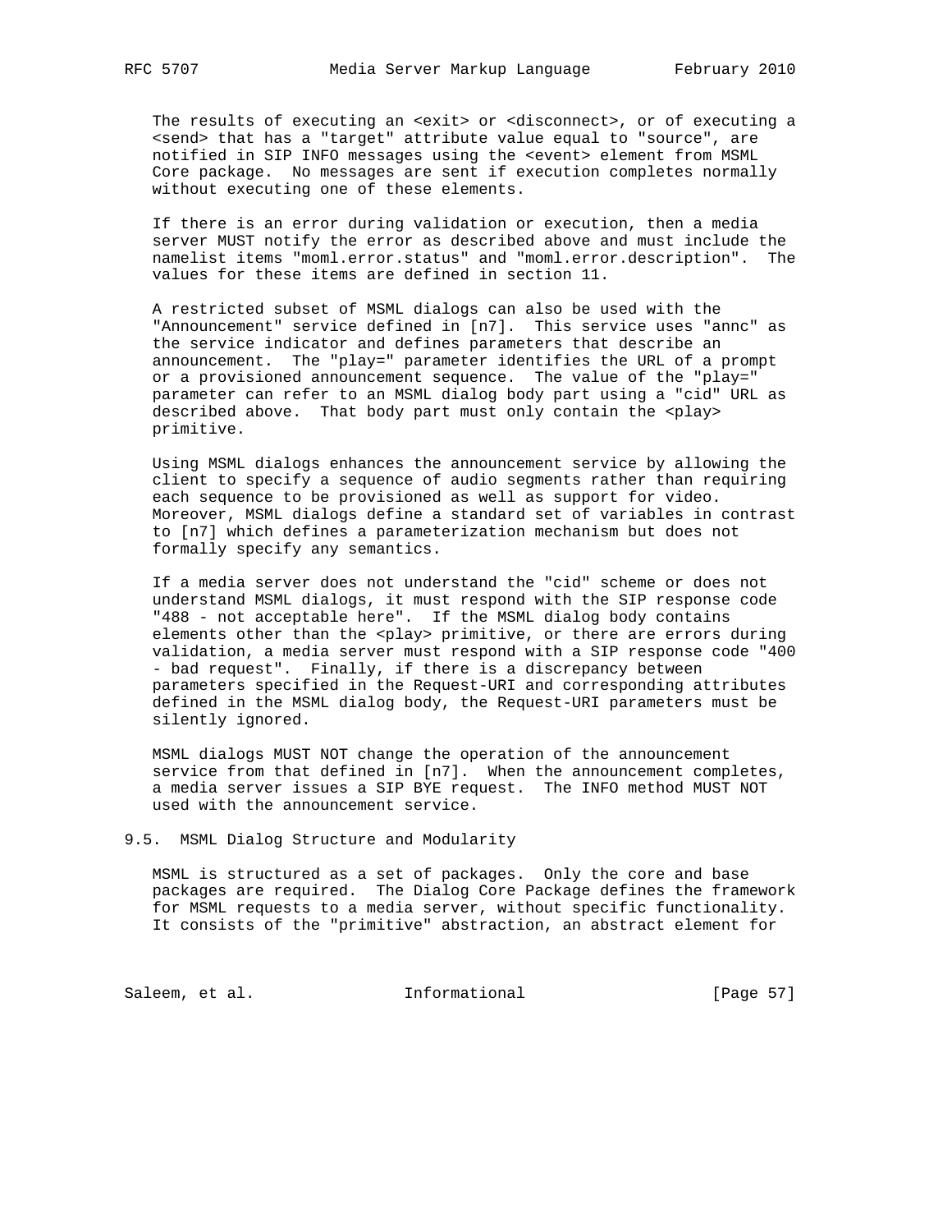The results of executing an <exit> or <disconnect>, or of executing a <send> that has a "target" attribute value equal to "source", are notified in SIP INFO messages using the <event> element from MSML Core package. No messages are sent if execution completes normally without executing one of these elements.

If there is an error during validation or execution, then a media server MUST notify the error as described above and must include the namelist items "moml.error.status" and "moml.error.description". The values for these items are defined in section 11.

A restricted subset of MSML dialogs can also be used with the "Announcement" service defined in [n7]. This service uses "annc" as the service indicator and defines parameters that describe an announcement. The "play=" parameter identifies the URL of a prompt or a provisioned announcement sequence. The value of the "play=" parameter can refer to an MSML dialog body part using a "cid" URL as described above. That body part must only contain the <play> primitive.

Using MSML dialogs enhances the announcement service by allowing the client to specify a sequence of audio segments rather than requiring each sequence to be provisioned as well as support for video. Moreover, MSML dialogs define a standard set of variables in contrast to [n7] which defines a parameterization mechanism but does not formally specify any semantics.

If a media server does not understand the "cid" scheme or does not understand MSML dialogs, it must respond with the SIP response code "488 - not acceptable here". If the MSML dialog body contains elements other than the <play> primitive, or there are errors during validation, a media server must respond with a SIP response code "400 - bad request". Finally, if there is a discrepancy between parameters specified in the Request-URI and corresponding attributes defined in the MSML dialog body, the Request-URI parameters must be silently ignored.

MSML dialogs MUST NOT change the operation of the announcement service from that defined in [n7]. When the announcement completes, a media server issues a SIP BYE request. The INFO method MUST NOT used with the announcement service.

## 9.5. MSML Dialog Structure and Modularity

MSML is structured as a set of packages. Only the core and base packages are required. The Dialog Core Package defines the framework for MSML requests to a media server, without specific functionality. It consists of the "primitive" abstraction, an abstract element for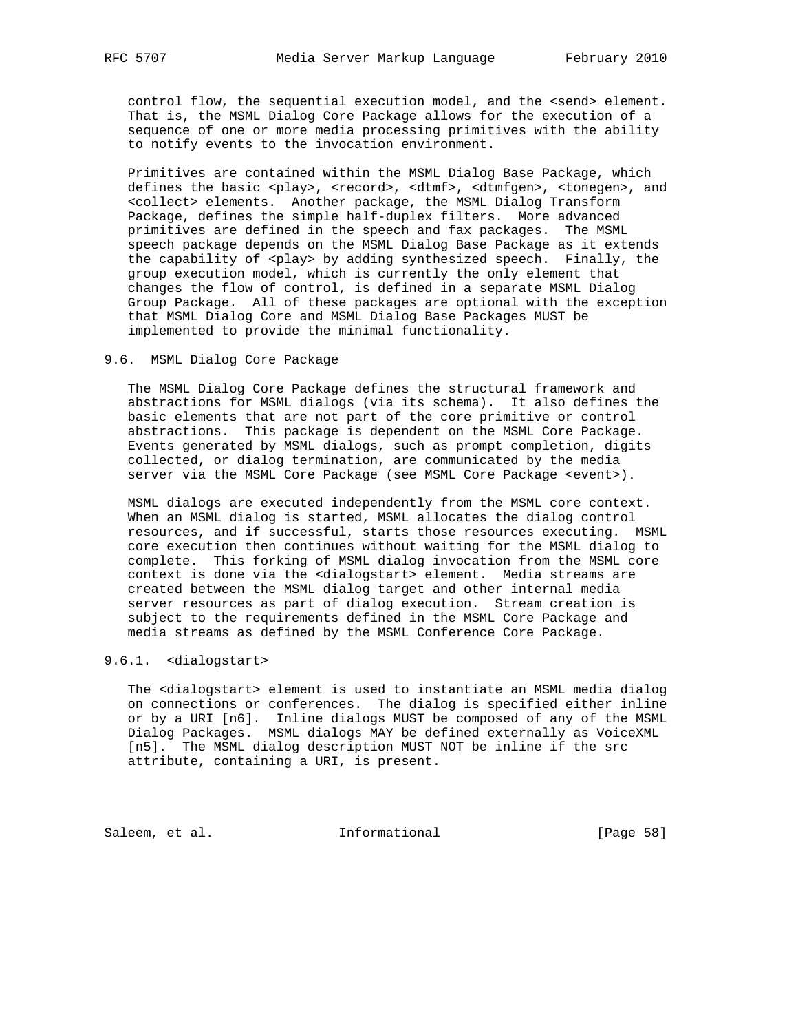control flow, the sequential execution model, and the <send> element. That is, the MSML Dialog Core Package allows for the execution of a sequence of one or more media processing primitives with the ability to notify events to the invocation environment.

Primitives are contained within the MSML Dialog Base Package, which defines the basic <play>, <record>, <dtmf>, <dtmfgen>, <tonegen>, and <collect> elements. Another package, the MSML Dialog Transform Package, defines the simple half-duplex filters. More advanced primitives are defined in the speech and fax packages. The MSML speech package depends on the MSML Dialog Base Package as it extends the capability of <play> by adding synthesized speech. Finally, the group execution model, which is currently the only element that changes the flow of control, is defined in a separate MSML Dialog Group Package. All of these packages are optional with the exception that MSML Dialog Core and MSML Dialog Base Packages MUST be implemented to provide the minimal functionality.

## 9.6. MSML Dialog Core Package

The MSML Dialog Core Package defines the structural framework and abstractions for MSML dialogs (via its schema). It also defines the basic elements that are not part of the core primitive or control abstractions. This package is dependent on the MSML Core Package. Events generated by MSML dialogs, such as prompt completion, digits collected, or dialog termination, are communicated by the media server via the MSML Core Package (see MSML Core Package <event>).

MSML dialogs are executed independently from the MSML core context. When an MSML dialog is started, MSML allocates the dialog control resources, and if successful, starts those resources executing. MSML core execution then continues without waiting for the MSML dialog to complete. This forking of MSML dialog invocation from the MSML core context is done via the <dialogstart> element. Media streams are created between the MSML dialog target and other internal media server resources as part of dialog execution. Stream creation is subject to the requirements defined in the MSML Core Package and media streams as defined by the MSML Conference Core Package.

### 9.6.1. <dialogstart>

The <dialogstart> element is used to instantiate an MSML media dialog on connections or conferences. The dialog is specified either inline or by a URI [n6]. Inline dialogs MUST be composed of any of the MSML Dialog Packages. MSML dialogs MAY be defined externally as VoiceXML [n5]. The MSML dialog description MUST NOT be inline if the src attribute, containing a URI, is present.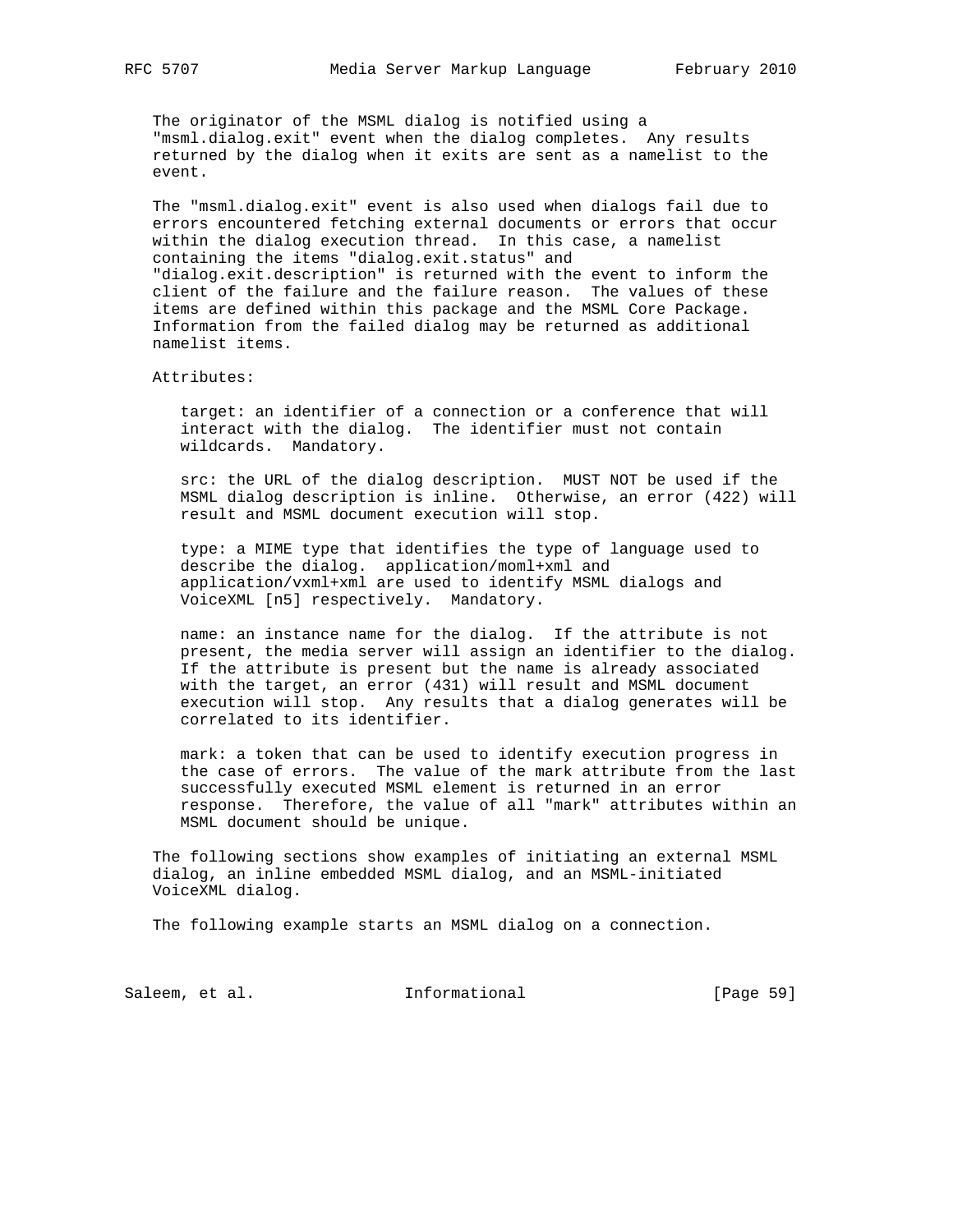The originator of the MSML dialog is notified using a "msml.dialog.exit" event when the dialog completes. Any results returned by the dialog when it exits are sent as a namelist to the event.

The "msml.dialog.exit" event is also used when dialogs fail due to errors encountered fetching external documents or errors that occur within the dialog execution thread. In this case, a namelist containing the items "dialog.exit.status" and "dialog.exit.description" is returned with the event to inform the client of the failure and the failure reason. The values of these items are defined within this package and the MSML Core Package. Information from the failed dialog may be returned as additional namelist items.

Attributes:

target: an identifier of a connection or a conference that will interact with the dialog. The identifier must not contain wildcards. Mandatory.

src: the URL of the dialog description. MUST NOT be used if the MSML dialog description is inline. Otherwise, an error (422) will result and MSML document execution will stop.

type: a MIME type that identifies the type of language used to describe the dialog. application/moml+xml and application/vxml+xml are used to identify MSML dialogs and VoiceXML [n5] respectively. Mandatory.

name: an instance name for the dialog. If the attribute is not present, the media server will assign an identifier to the dialog. If the attribute is present but the name is already associated with the target, an error (431) will result and MSML document execution will stop. Any results that a dialog generates will be correlated to its identifier.

mark: a token that can be used to identify execution progress in the case of errors. The value of the mark attribute from the last successfully executed MSML element is returned in an error response. Therefore, the value of all "mark" attributes within an MSML document should be unique.

The following sections show examples of initiating an external MSML dialog, an inline embedded MSML dialog, and an MSML-initiated VoiceXML dialog.

The following example starts an MSML dialog on a connection.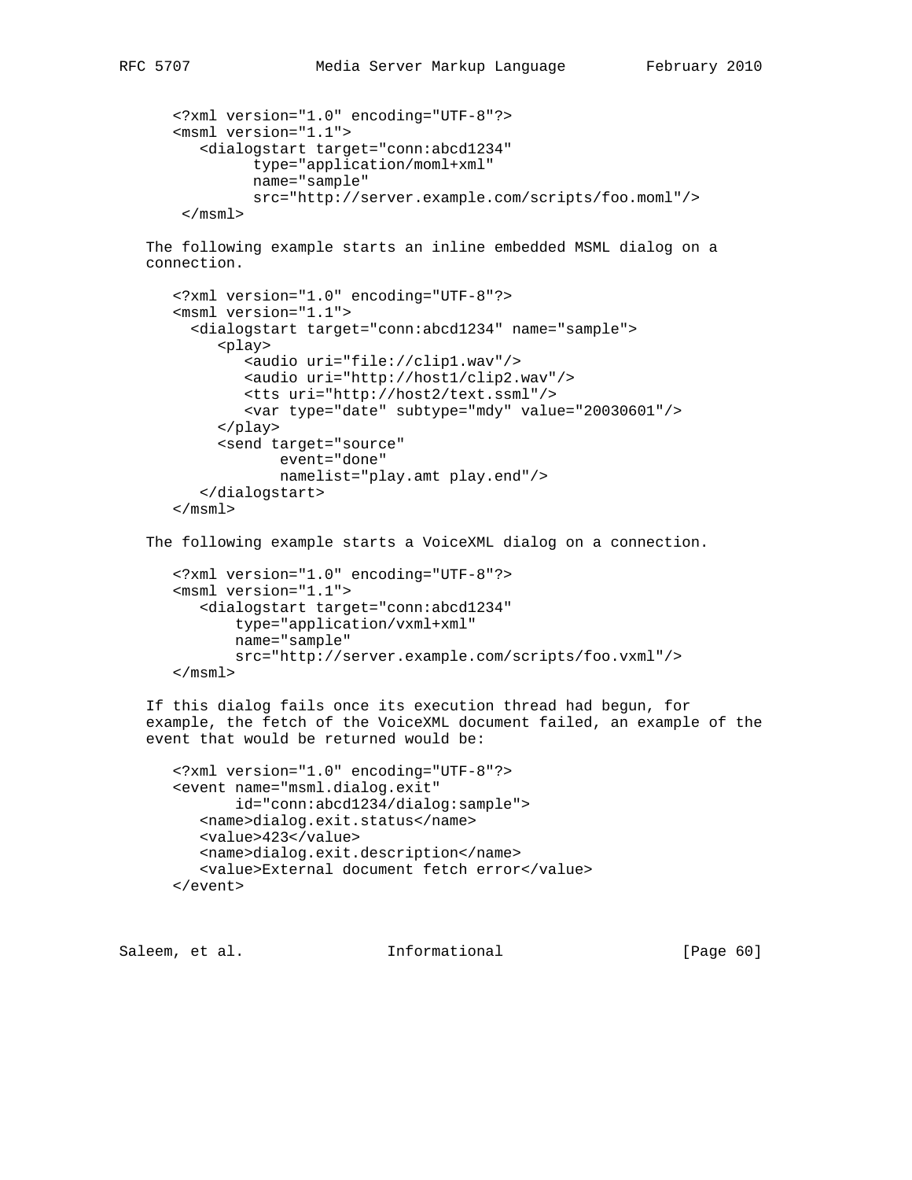```
<?xml version="1.0" encoding="UTF-8"?>
<msml version="1.1">
   <dialogstart target="conn:abcd1234"
         type="application/moml+xml"
         name="sample"
         src="http://server.example.com/scripts/foo.moml"/>
 </msml>
```

The following example starts an inline embedded MSML dialog on a connection.

```
<?xml version="1.0" encoding="UTF-8"?>
<msml version="1.1">
  <dialogstart target="conn:abcd1234" name="sample">
     <play>
        <audio uri="file://clip1.wav"/>
        <audio uri="http://host1/clip2.wav"/>
        <tts uri="http://host2/text.ssml"/>
        <var type="date" subtype="mdy" value="20030601"/>
     </play>
     <send target="source"
           event="done"
           namelist="play.amt play.end"/>
   </dialogstart>
</msml>
```

The following example starts a VoiceXML dialog on a connection.

```
<?xml version="1.0" encoding="UTF-8"?>
<msml version="1.1">
   <dialogstart target="conn:abcd1234"
        type="application/vxml+xml"
        name="sample"
        src="http://server.example.com/scripts/foo.vxml"/>
</msml>
```

If this dialog fails once its execution thread had begun, for example, the fetch of the VoiceXML document failed, an example of the event that would be returned would be:

```
<?xml version="1.0" encoding="UTF-8"?>
<event name="msml.dialog.exit"
        id="conn:abcd1234/dialog:sample">
   <name>dialog.exit.status</name>
   <value>423</value>
   <name>dialog.exit.description</name>
   <value>External document fetch error</value>
</event>
```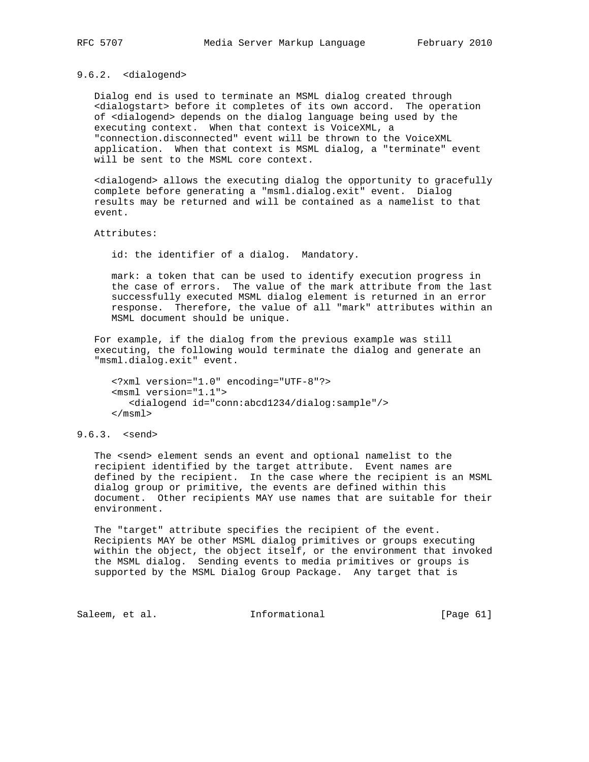### 9.6.2. <dialogend>

Dialog end is used to terminate an MSML dialog created through <dialogstart> before it completes of its own accord. The operation of <dialogend> depends on the dialog language being used by the executing context. When that context is VoiceXML, a "connection.disconnected" event will be thrown to the VoiceXML application. When that context is MSML dialog, a "terminate" event will be sent to the MSML core context.

<dialogend> allows the executing dialog the opportunity to gracefully complete before generating a "msml.dialog.exit" event. Dialog results may be returned and will be contained as a namelist to that event.

Attributes:

id: the identifier of a dialog. Mandatory.

mark: a token that can be used to identify execution progress in the case of errors. The value of the mark attribute from the last successfully executed MSML dialog element is returned in an error response. Therefore, the value of all "mark" attributes within an MSML document should be unique.

For example, if the dialog from the previous example was still executing, the following would terminate the dialog and generate an "msml.dialog.exit" event.

```
<?xml version="1.0" encoding="UTF-8"?>
<msml version="1.1">
   <dialogend id="conn:abcd1234/dialog:sample"/>
</msml>
```

### 9.6.3. <send>

The <send> element sends an event and optional namelist to the recipient identified by the target attribute. Event names are defined by the recipient. In the case where the recipient is an MSML dialog group or primitive, the events are defined within this document. Other recipients MAY use names that are suitable for their environment.

The "target" attribute specifies the recipient of the event. Recipients MAY be other MSML dialog primitives or groups executing within the object, the object itself, or the environment that invoked the MSML dialog. Sending events to media primitives or groups is supported by the MSML Dialog Group Package. Any target that is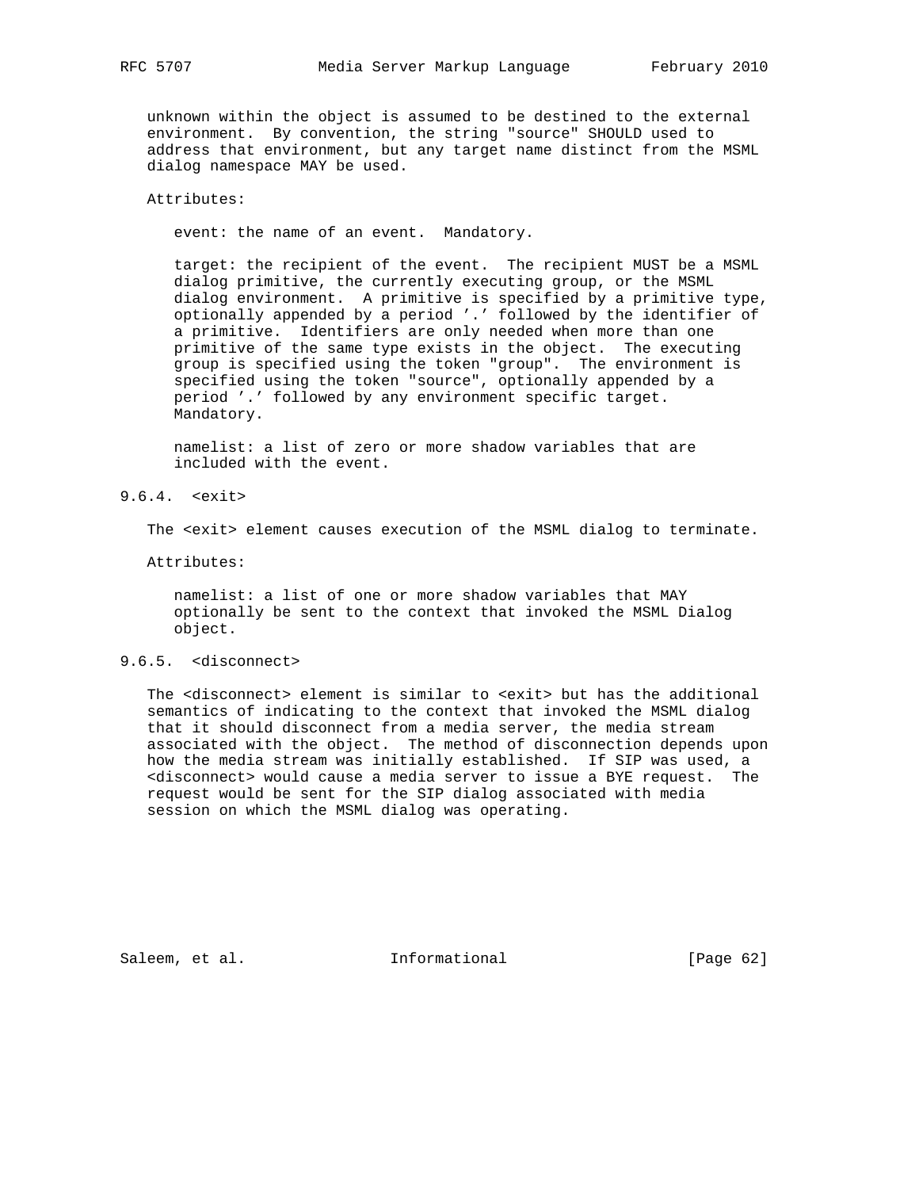unknown within the object is assumed to be destined to the external environment. By convention, the string "source" SHOULD used to address that environment, but any target name distinct from the MSML dialog namespace MAY be used.

Attributes:

event: the name of an event. Mandatory.

target: the recipient of the event. The recipient MUST be a MSML dialog primitive, the currently executing group, or the MSML dialog environment. A primitive is specified by a primitive type, optionally appended by a period '.' followed by the identifier of a primitive. Identifiers are only needed when more than one primitive of the same type exists in the object. The executing group is specified using the token "group". The environment is specified using the token "source", optionally appended by a period '.' followed by any environment specific target. Mandatory.

namelist: a list of zero or more shadow variables that are included with the event.

### 9.6.4. <exit>

The <exit> element causes execution of the MSML dialog to terminate.

Attributes:

namelist: a list of one or more shadow variables that MAY optionally be sent to the context that invoked the MSML Dialog object.

### 9.6.5. <disconnect>

The <disconnect> element is similar to <exit> but has the additional semantics of indicating to the context that invoked the MSML dialog that it should disconnect from a media server, the media stream associated with the object. The method of disconnection depends upon how the media stream was initially established. If SIP was used, a <disconnect> would cause a media server to issue a BYE request. The request would be sent for the SIP dialog associated with media session on which the MSML dialog was operating.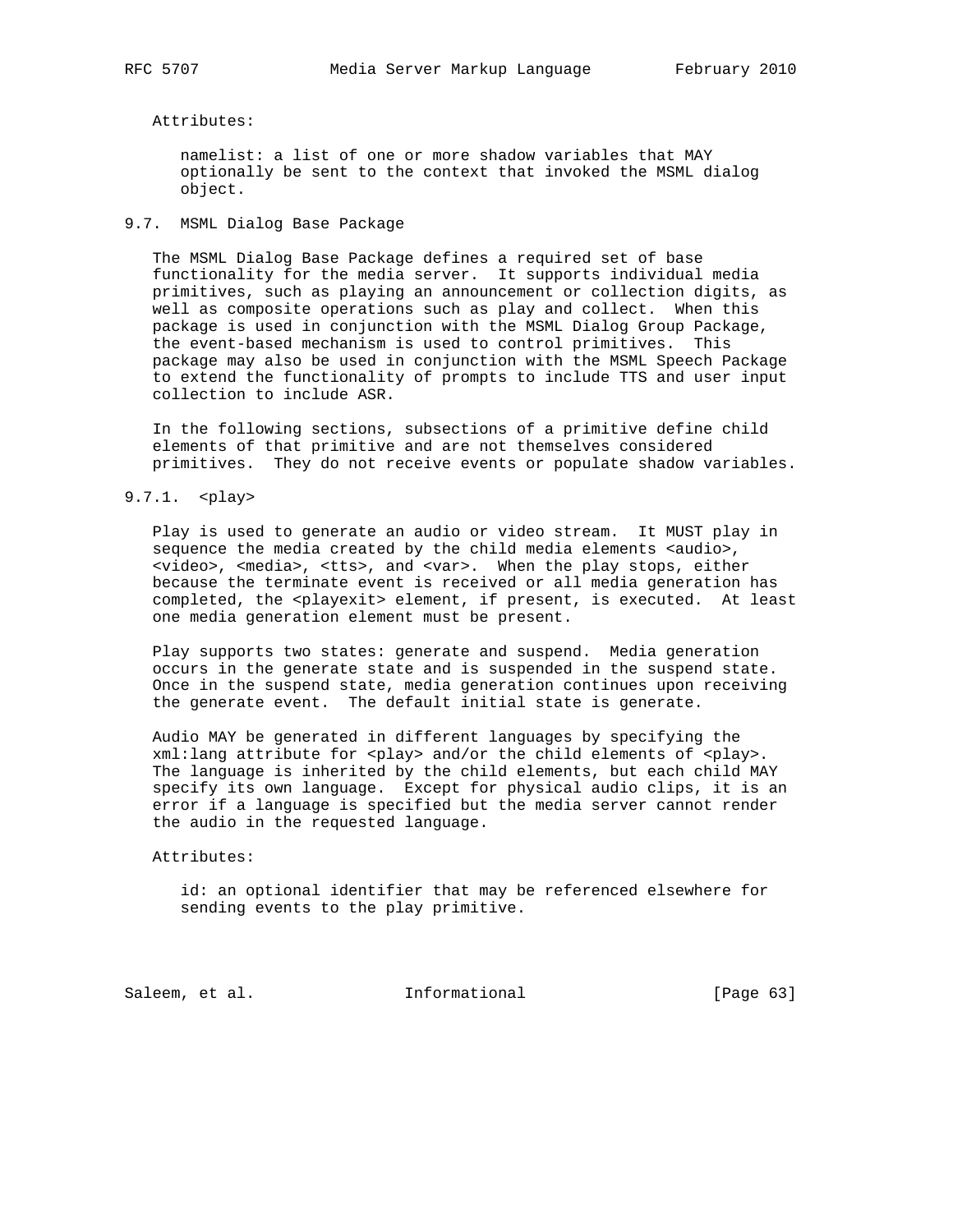Attributes:

namelist: a list of one or more shadow variables that MAY optionally be sent to the context that invoked the MSML dialog object.

## 9.7. MSML Dialog Base Package

The MSML Dialog Base Package defines a required set of base functionality for the media server. It supports individual media primitives, such as playing an announcement or collection digits, as well as composite operations such as play and collect. When this package is used in conjunction with the MSML Dialog Group Package, the event-based mechanism is used to control primitives. This package may also be used in conjunction with the MSML Speech Package to extend the functionality of prompts to include TTS and user input collection to include ASR.

In the following sections, subsections of a primitive define child elements of that primitive and are not themselves considered primitives. They do not receive events or populate shadow variables.

### 9.7.1. <play>

Play is used to generate an audio or video stream. It MUST play in sequence the media created by the child media elements <audio>, <video>, <media>, <tts>, and <var>. When the play stops, either because the terminate event is received or all media generation has completed, the <playexit> element, if present, is executed. At least one media generation element must be present.

Play supports two states: generate and suspend. Media generation occurs in the generate state and is suspended in the suspend state. Once in the suspend state, media generation continues upon receiving the generate event. The default initial state is generate.

Audio MAY be generated in different languages by specifying the xml:lang attribute for <play> and/or the child elements of <play>. The language is inherited by the child elements, but each child MAY specify its own language. Except for physical audio clips, it is an error if a language is specified but the media server cannot render the audio in the requested language.

Attributes:

id: an optional identifier that may be referenced elsewhere for sending events to the play primitive.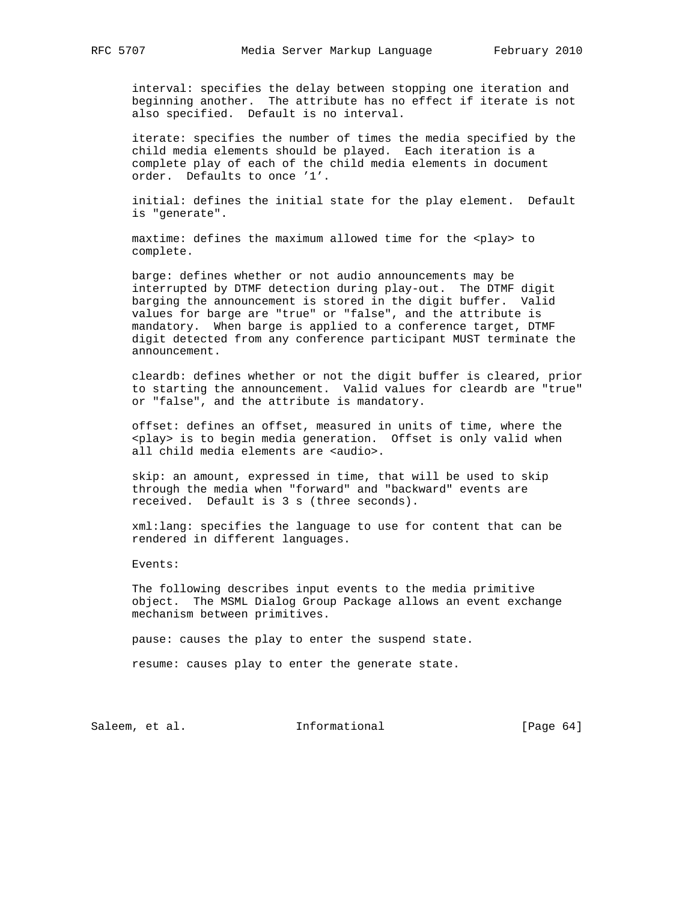interval: specifies the delay between stopping one iteration and beginning another. The attribute has no effect if iterate is not also specified. Default is no interval.

iterate: specifies the number of times the media specified by the child media elements should be played. Each iteration is a complete play of each of the child media elements in document order. Defaults to once '1'.

initial: defines the initial state for the play element. Default is "generate".

maxtime: defines the maximum allowed time for the <play> to complete.

barge: defines whether or not audio announcements may be interrupted by DTMF detection during play-out. The DTMF digit barging the announcement is stored in the digit buffer. Valid values for barge are "true" or "false", and the attribute is mandatory. When barge is applied to a conference target, DTMF digit detected from any conference participant MUST terminate the announcement.

cleardb: defines whether or not the digit buffer is cleared, prior to starting the announcement. Valid values for cleardb are "true" or "false", and the attribute is mandatory.

offset: defines an offset, measured in units of time, where the <play> is to begin media generation. Offset is only valid when all child media elements are <audio>.

skip: an amount, expressed in time, that will be used to skip through the media when "forward" and "backward" events are received. Default is 3 s (three seconds).

xml:lang: specifies the language to use for content that can be rendered in different languages.

Events:

The following describes input events to the media primitive object. The MSML Dialog Group Package allows an event exchange mechanism between primitives.

pause: causes the play to enter the suspend state.

resume: causes play to enter the generate state.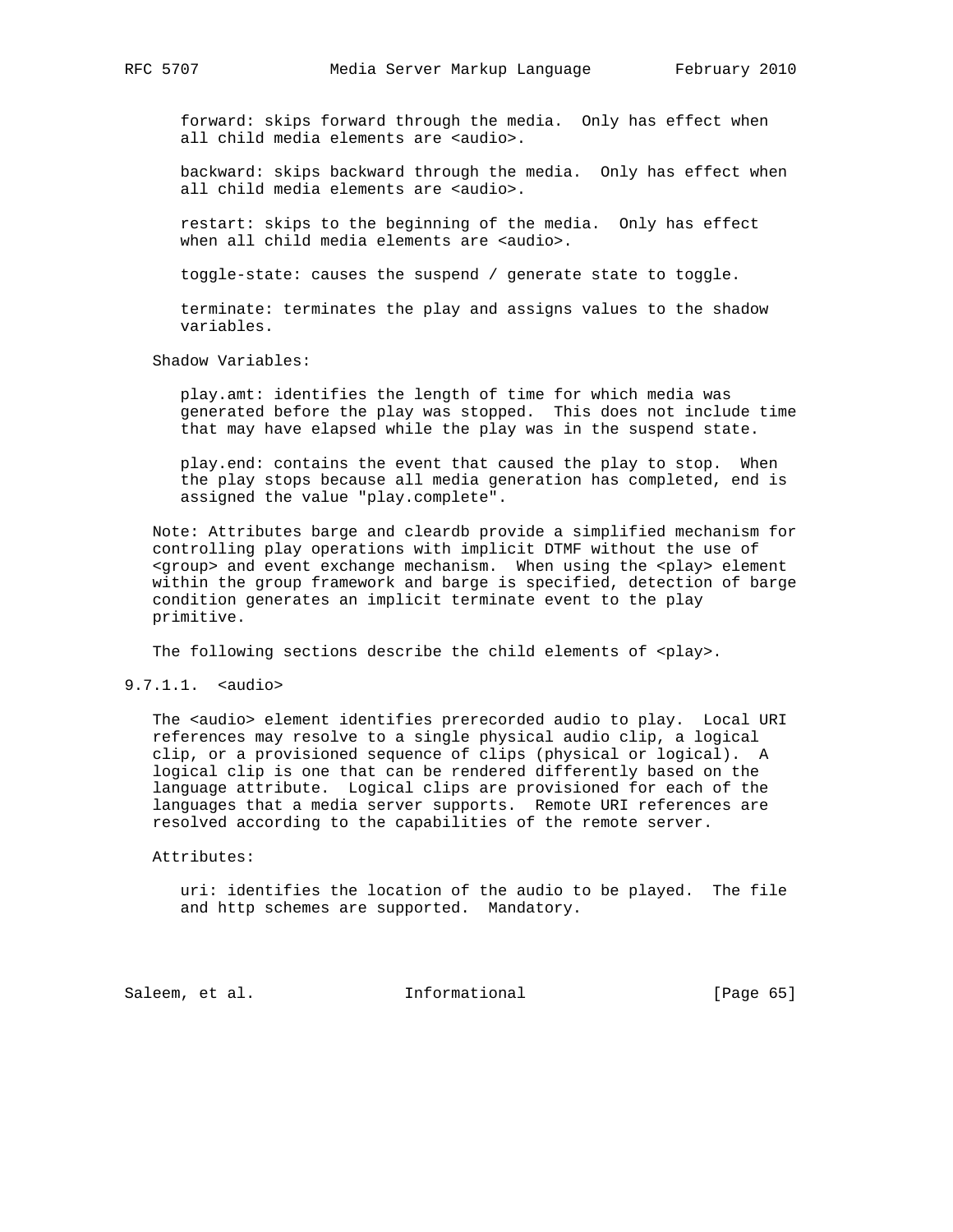forward: skips forward through the media. Only has effect when all child media elements are <audio>.

backward: skips backward through the media. Only has effect when all child media elements are <audio>.

restart: skips to the beginning of the media. Only has effect when all child media elements are <audio>.

toggle-state: causes the suspend / generate state to toggle.

terminate: terminates the play and assigns values to the shadow variables.

Shadow Variables:

play.amt: identifies the length of time for which media was generated before the play was stopped. This does not include time that may have elapsed while the play was in the suspend state.

play.end: contains the event that caused the play to stop. When the play stops because all media generation has completed, end is assigned the value "play.complete".

Note: Attributes barge and cleardb provide a simplified mechanism for controlling play operations with implicit DTMF without the use of <group> and event exchange mechanism. When using the <play> element within the group framework and barge is specified, detection of barge condition generates an implicit terminate event to the play primitive.

The following sections describe the child elements of <play>.

#### 9.7.1.1. <audio>

The <audio> element identifies prerecorded audio to play. Local URI references may resolve to a single physical audio clip, a logical clip, or a provisioned sequence of clips (physical or logical). A logical clip is one that can be rendered differently based on the language attribute. Logical clips are provisioned for each of the languages that a media server supports. Remote URI references are resolved according to the capabilities of the remote server.

Attributes:

uri: identifies the location of the audio to be played. The file and http schemes are supported. Mandatory.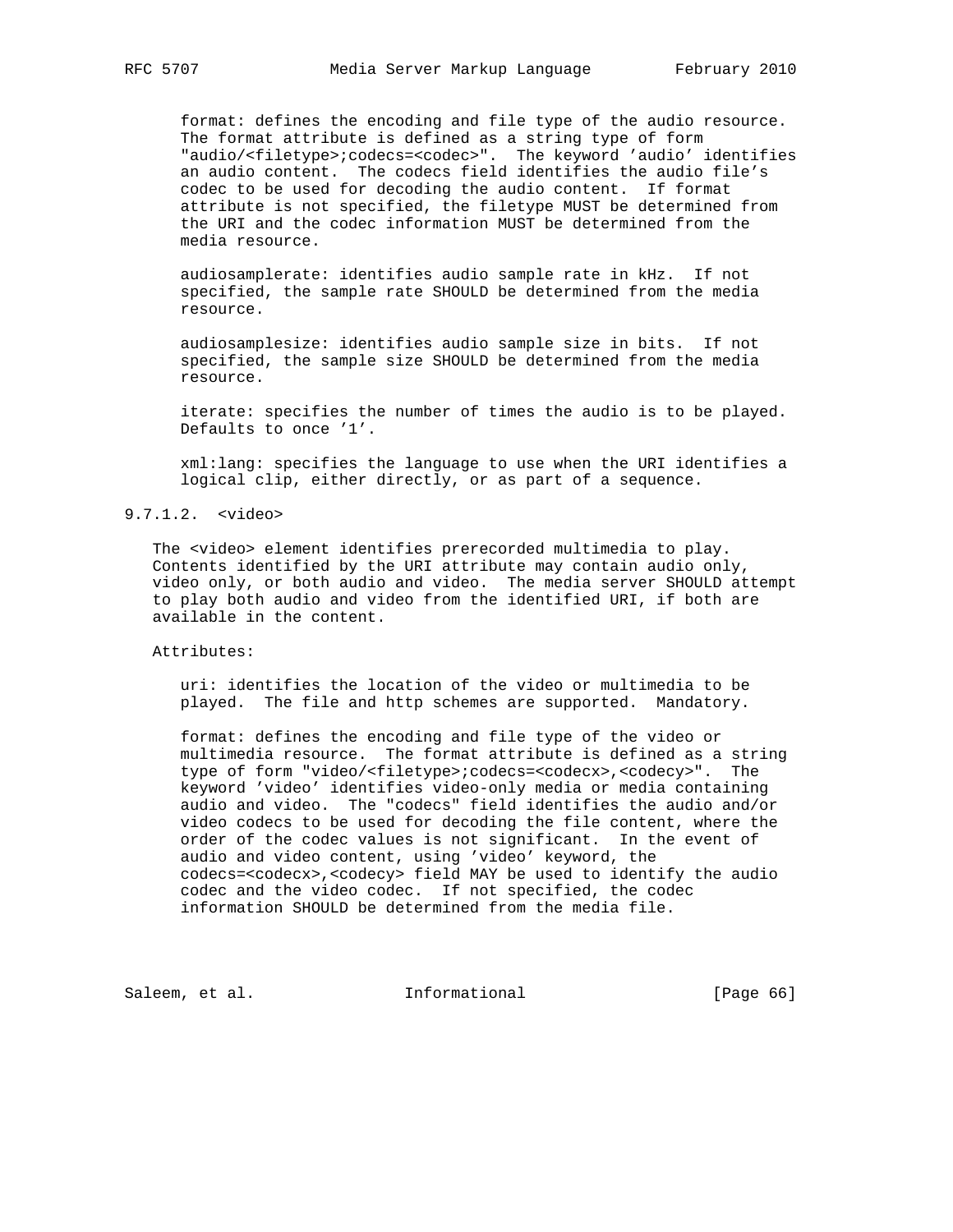format: defines the encoding and file type of the audio resource. The format attribute is defined as a string type of form "audio/<filetype>;codecs=<codec>". The keyword 'audio' identifies an audio content. The codecs field identifies the audio file's codec to be used for decoding the audio content. If format attribute is not specified, the filetype MUST be determined from the URI and the codec information MUST be determined from the media resource.

audiosamplerate: identifies audio sample rate in kHz. If not specified, the sample rate SHOULD be determined from the media resource.

audiosamplesize: identifies audio sample size in bits. If not specified, the sample size SHOULD be determined from the media resource.

iterate: specifies the number of times the audio is to be played. Defaults to once '1'.

xml:lang: specifies the language to use when the URI identifies a logical clip, either directly, or as part of a sequence.

#### 9.7.1.2. <video>

The <video> element identifies prerecorded multimedia to play. Contents identified by the URI attribute may contain audio only, video only, or both audio and video. The media server SHOULD attempt to play both audio and video from the identified URI, if both are available in the content.

Attributes:

uri: identifies the location of the video or multimedia to be played. The file and http schemes are supported. Mandatory.

format: defines the encoding and file type of the video or multimedia resource. The format attribute is defined as a string type of form "video/<filetype>;codecs=<codecx>,<codecy>". The keyword 'video' identifies video-only media or media containing audio and video. The "codecs" field identifies the audio and/or video codecs to be used for decoding the file content, where the order of the codec values is not significant. In the event of audio and video content, using 'video' keyword, the codecs=<codecx>,<codecy> field MAY be used to identify the audio codec and the video codec. If not specified, the codec information SHOULD be determined from the media file.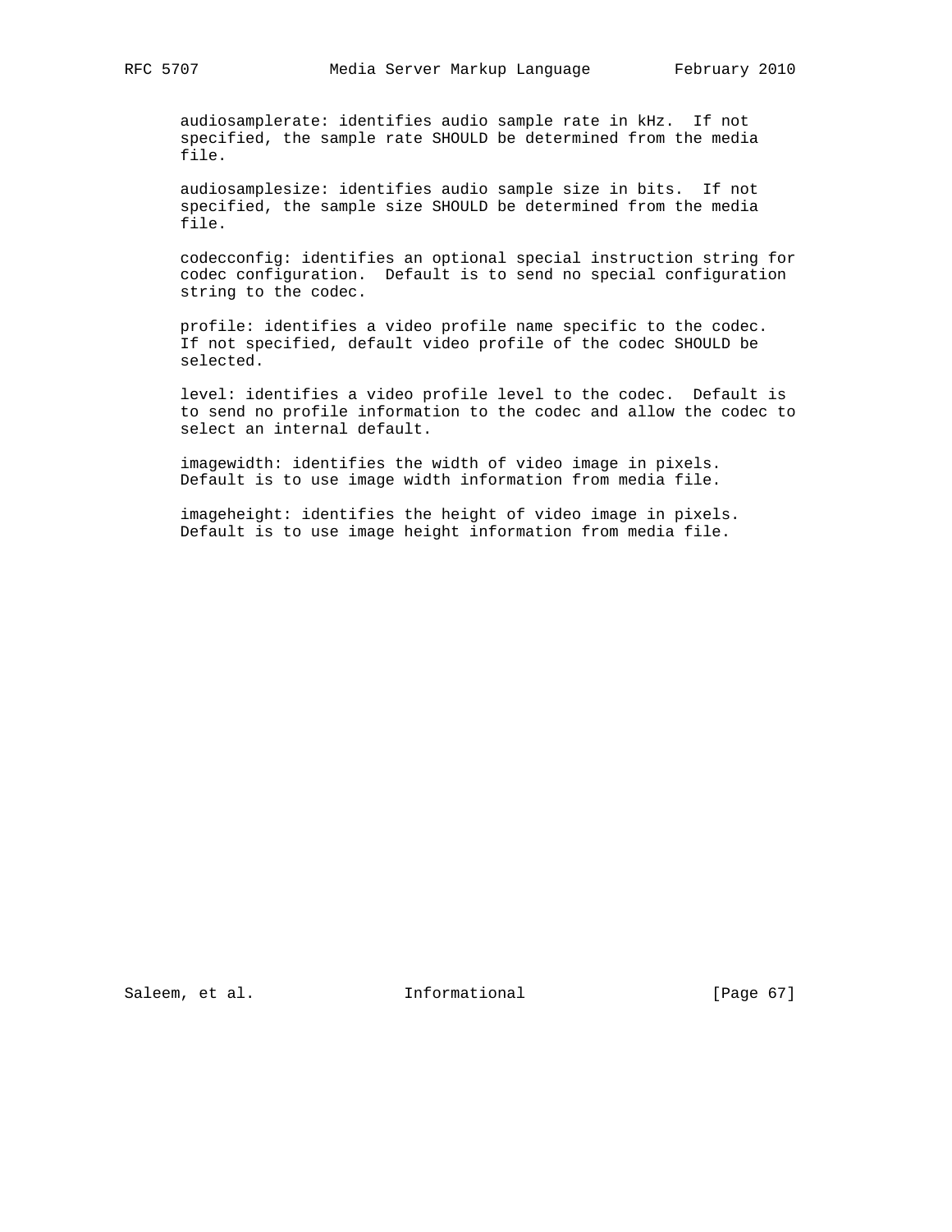audiosamplerate: identifies audio sample rate in kHz. If not specified, the sample rate SHOULD be determined from the media file.

audiosamplesize: identifies audio sample size in bits. If not specified, the sample size SHOULD be determined from the media file.

codecconfig: identifies an optional special instruction string for codec configuration. Default is to send no special configuration string to the codec.

profile: identifies a video profile name specific to the codec. If not specified, default video profile of the codec SHOULD be selected.

level: identifies a video profile level to the codec. Default is to send no profile information to the codec and allow the codec to select an internal default.

imagewidth: identifies the width of video image in pixels. Default is to use image width information from media file.

imageheight: identifies the height of video image in pixels. Default is to use image height information from media file.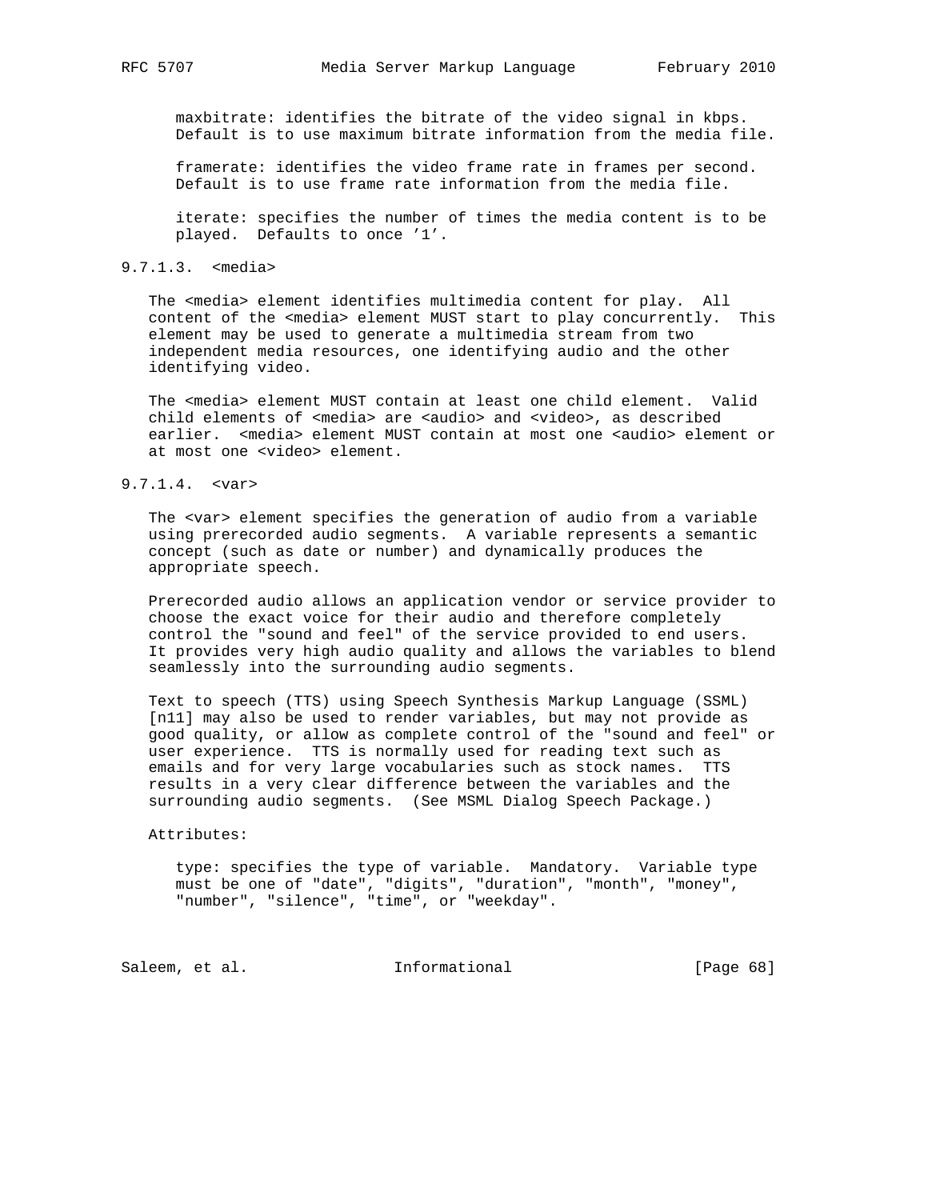maxbitrate: identifies the bitrate of the video signal in kbps. Default is to use maximum bitrate information from the media file.

framerate: identifies the video frame rate in frames per second. Default is to use frame rate information from the media file.

iterate: specifies the number of times the media content is to be played. Defaults to once '1'.

#### 9.7.1.3. <media>

The <media> element identifies multimedia content for play. All content of the <media> element MUST start to play concurrently. This element may be used to generate a multimedia stream from two independent media resources, one identifying audio and the other identifying video.

The <media> element MUST contain at least one child element. Valid child elements of <media> are <audio> and <video>, as described earlier. <media> element MUST contain at most one <audio> element or at most one <video> element.

#### 9.7.1.4. <var>

The <var> element specifies the generation of audio from a variable using prerecorded audio segments. A variable represents a semantic concept (such as date or number) and dynamically produces the appropriate speech.

Prerecorded audio allows an application vendor or service provider to choose the exact voice for their audio and therefore completely control the "sound and feel" of the service provided to end users. It provides very high audio quality and allows the variables to blend seamlessly into the surrounding audio segments.

Text to speech (TTS) using Speech Synthesis Markup Language (SSML) [n11] may also be used to render variables, but may not provide as good quality, or allow as complete control of the "sound and feel" or user experience. TTS is normally used for reading text such as emails and for very large vocabularies such as stock names. TTS results in a very clear difference between the variables and the surrounding audio segments. (See MSML Dialog Speech Package.)

Attributes:

type: specifies the type of variable. Mandatory. Variable type must be one of "date", "digits", "duration", "month", "money", "number", "silence", "time", or "weekday".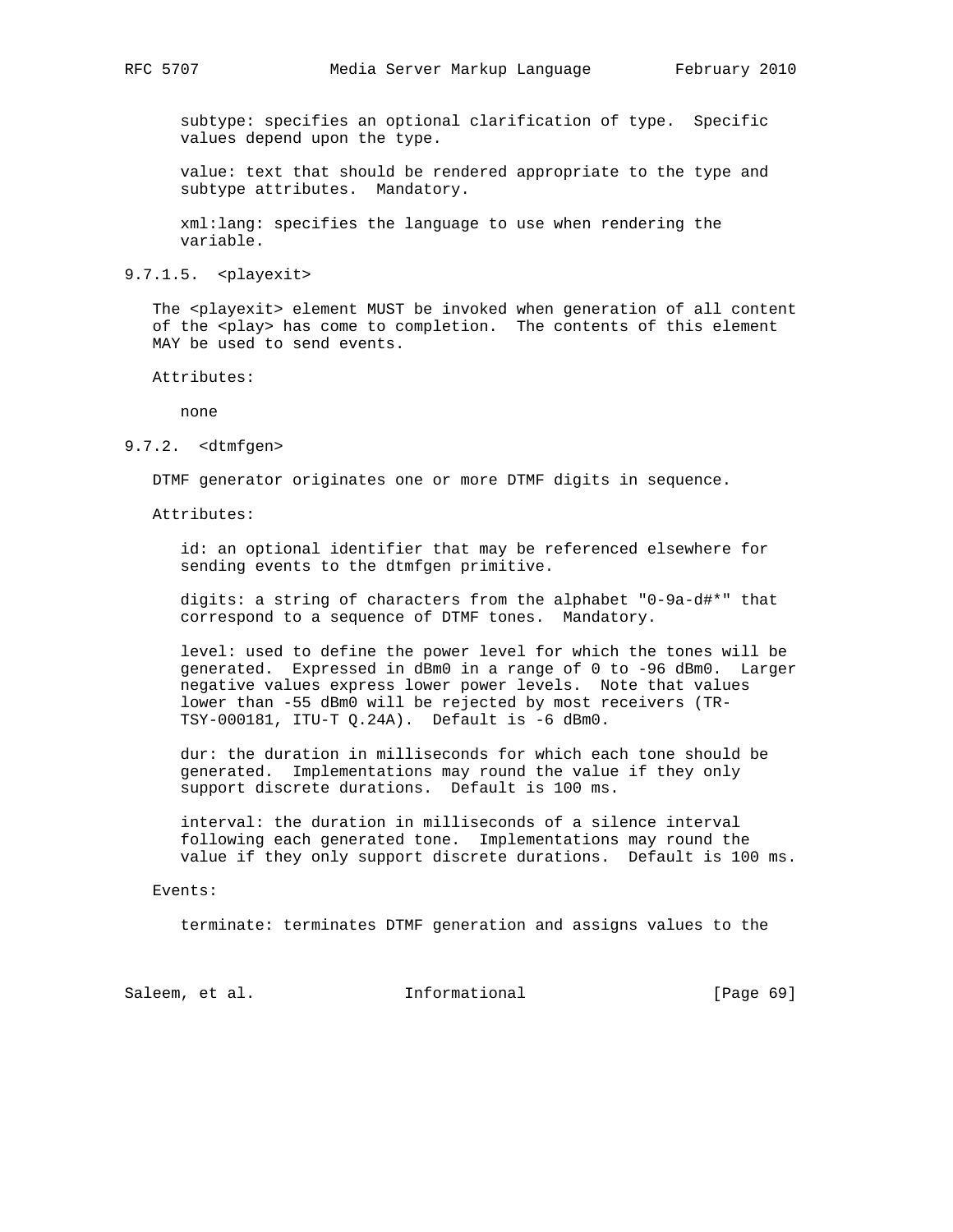subtype: specifies an optional clarification of type. Specific values depend upon the type.

value: text that should be rendered appropriate to the type and subtype attributes. Mandatory.

xml:lang: specifies the language to use when rendering the variable.

#### 9.7.1.5. <playexit>

The <playexit> element MUST be invoked when generation of all content of the <play> has come to completion. The contents of this element MAY be used to send events.

Attributes:

none

### 9.7.2. <dtmfgen>

DTMF generator originates one or more DTMF digits in sequence.

Attributes:

id: an optional identifier that may be referenced elsewhere for sending events to the dtmfgen primitive.

digits: a string of characters from the alphabet "0-9a-d#*" that correspond to a sequence of DTMF tones. Mandatory.

level: used to define the power level for which the tones will be generated. Expressed in dBm0 in a range of 0 to -96 dBm0. Larger negative values express lower power levels. Note that values lower than -55 dBm0 will be rejected by most receivers (TR-TSY-000181, ITU-T Q.24A). Default is -6 dBm0.

dur: the duration in milliseconds for which each tone should be generated. Implementations may round the value if they only support discrete durations. Default is 100 ms.

interval: the duration in milliseconds of a silence interval following each generated tone. Implementations may round the value if they only support discrete durations. Default is 100 ms.

Events:

terminate: terminates DTMF generation and assigns values to the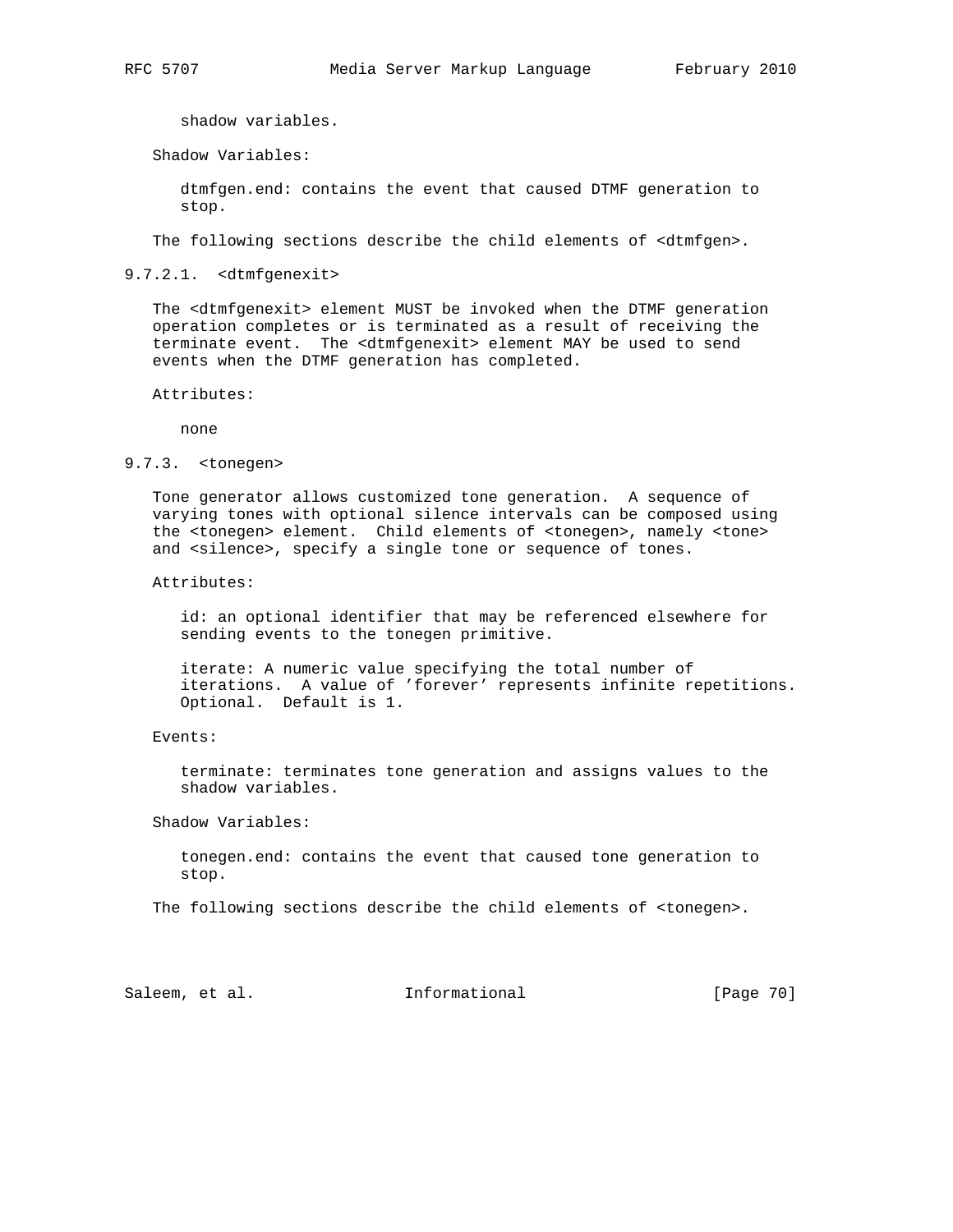shadow variables.

Shadow Variables:

dtmfgen.end: contains the event that caused DTMF generation to stop.

The following sections describe the child elements of <dtmfgen>.

#### 9.7.2.1. <dtmfgenexit>

The <dtmfgenexit> element MUST be invoked when the DTMF generation operation completes or is terminated as a result of receiving the terminate event. The <dtmfgenexit> element MAY be used to send events when the DTMF generation has completed.

Attributes:

none

### 9.7.3. <tonegen>

Tone generator allows customized tone generation. A sequence of varying tones with optional silence intervals can be composed using the <tonegen> element. Child elements of <tonegen>, namely <tone> and <silence>, specify a single tone or sequence of tones.

Attributes:

id: an optional identifier that may be referenced elsewhere for sending events to the tonegen primitive.

iterate: A numeric value specifying the total number of iterations. A value of 'forever' represents infinite repetitions. Optional. Default is 1.

Events:

terminate: terminates tone generation and assigns values to the shadow variables.

Shadow Variables:

tonegen.end: contains the event that caused tone generation to stop.

The following sections describe the child elements of <tonegen>.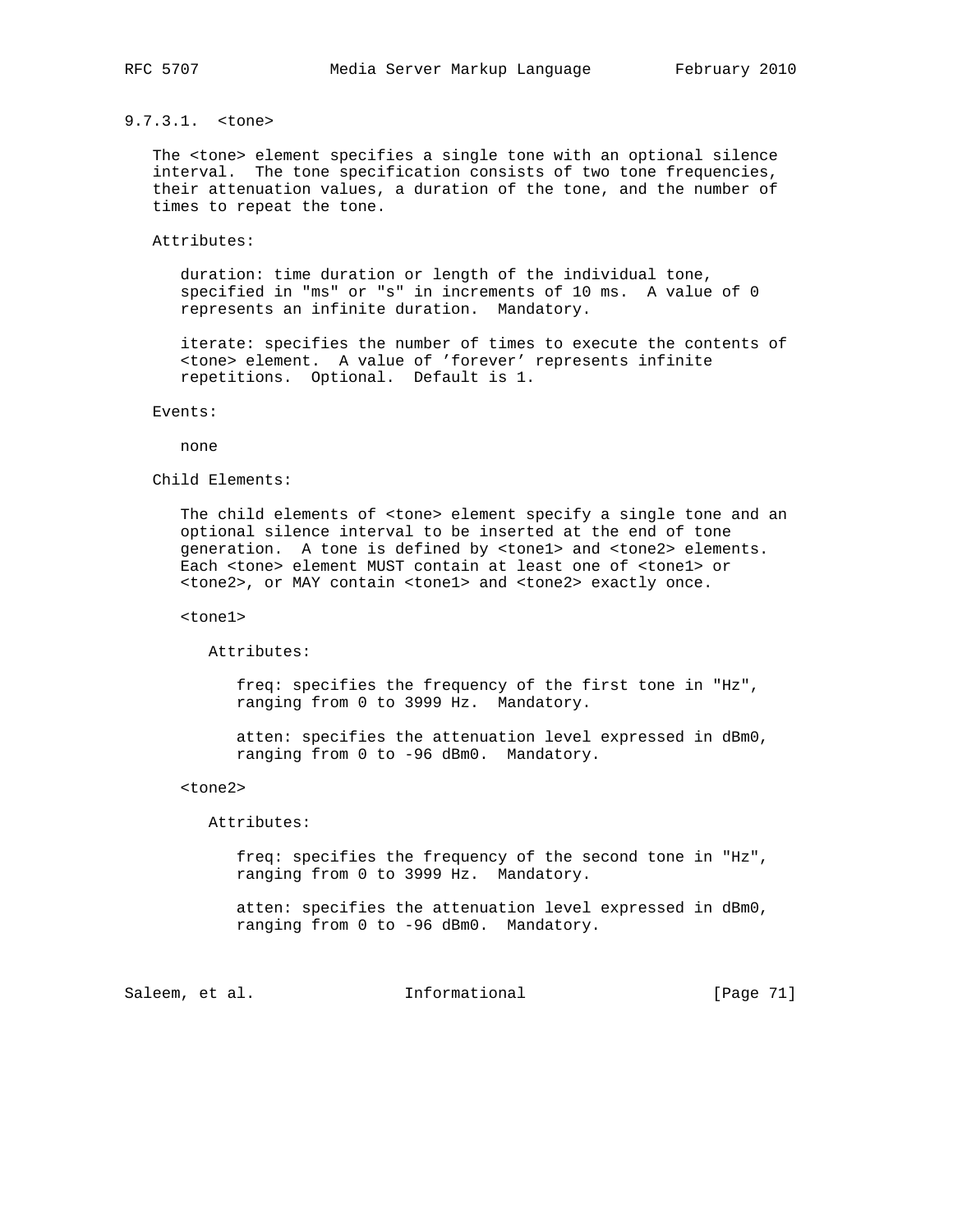#### 9.7.3.1. <tone>

The <tone> element specifies a single tone with an optional silence interval. The tone specification consists of two tone frequencies, their attenuation values, a duration of the tone, and the number of times to repeat the tone.

Attributes:

duration: time duration or length of the individual tone, specified in "ms" or "s" in increments of 10 ms. A value of 0 represents an infinite duration. Mandatory.

iterate: specifies the number of times to execute the contents of <tone> element. A value of 'forever' represents infinite repetitions. Optional. Default is 1.

Events:

none

Child Elements:

The child elements of <tone> element specify a single tone and an optional silence interval to be inserted at the end of tone generation. A tone is defined by <tone1> and <tone2> elements. Each <tone> element MUST contain at least one of <tone1> or <tone2>, or MAY contain <tone1> and <tone2> exactly once.

<tone1>

Attributes:

freq: specifies the frequency of the first tone in "Hz", ranging from 0 to 3999 Hz. Mandatory.

atten: specifies the attenuation level expressed in dBm0, ranging from 0 to -96 dBm0. Mandatory.

<tone2>

Attributes:

freq: specifies the frequency of the second tone in "Hz", ranging from 0 to 3999 Hz. Mandatory.

atten: specifies the attenuation level expressed in dBm0, ranging from 0 to -96 dBm0. Mandatory.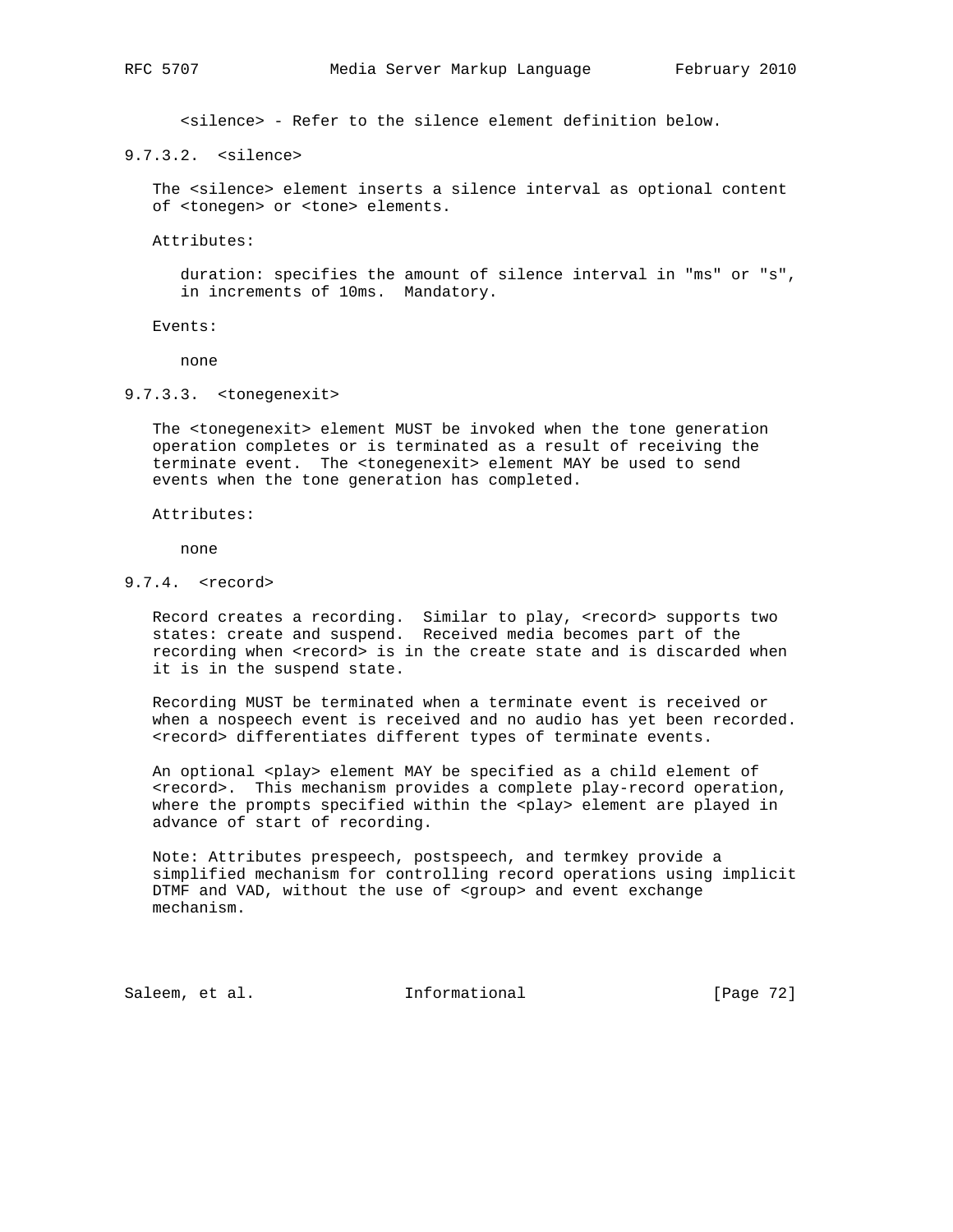<silence> - Refer to the silence element definition below.

#### 9.7.3.2. <silence>

The <silence> element inserts a silence interval as optional content of <tonegen> or <tone> elements.

Attributes:

duration: specifies the amount of silence interval in "ms" or "s", in increments of 10ms. Mandatory.

Events:

none

#### 9.7.3.3. <tonegenexit>

The <tonegenexit> element MUST be invoked when the tone generation operation completes or is terminated as a result of receiving the terminate event. The <tonegenexit> element MAY be used to send events when the tone generation has completed.

Attributes:

none

### 9.7.4. <record>

Record creates a recording. Similar to play, <record> supports two states: create and suspend. Received media becomes part of the recording when <record> is in the create state and is discarded when it is in the suspend state.

Recording MUST be terminated when a terminate event is received or when a nospeech event is received and no audio has yet been recorded. <record> differentiates different types of terminate events.

An optional <play> element MAY be specified as a child element of <record>. This mechanism provides a complete play-record operation, where the prompts specified within the <play> element are played in advance of start of recording.

Note: Attributes prespeech, postspeech, and termkey provide a simplified mechanism for controlling record operations using implicit DTMF and VAD, without the use of <group> and event exchange mechanism.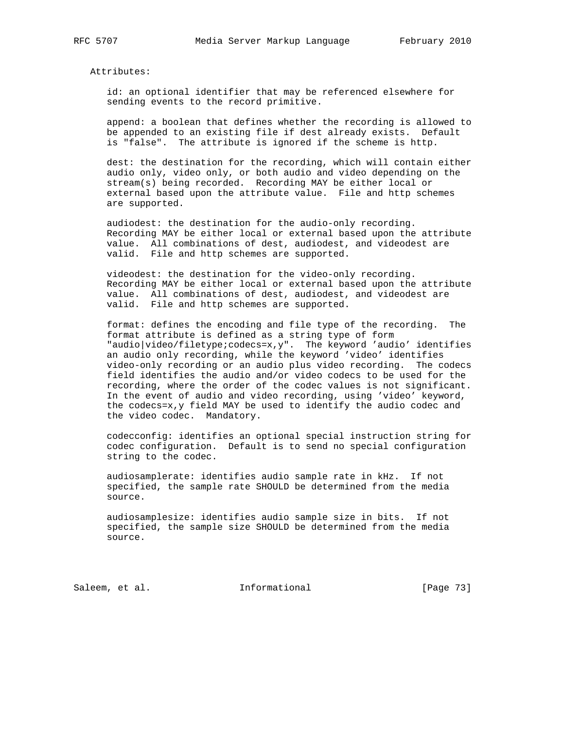Attributes:

id: an optional identifier that may be referenced elsewhere for sending events to the record primitive.

append: a boolean that defines whether the recording is allowed to be appended to an existing file if dest already exists. Default is "false". The attribute is ignored if the scheme is http.

dest: the destination for the recording, which will contain either audio only, video only, or both audio and video depending on the stream(s) being recorded. Recording MAY be either local or external based upon the attribute value. File and http schemes are supported.

audiodest: the destination for the audio-only recording. Recording MAY be either local or external based upon the attribute value. All combinations of dest, audiodest, and videodest are valid. File and http schemes are supported.

videodest: the destination for the video-only recording. Recording MAY be either local or external based upon the attribute value. All combinations of dest, audiodest, and videodest are valid. File and http schemes are supported.

format: defines the encoding and file type of the recording. The format attribute is defined as a string type of form "audio|video/filetype;codecs=x,y". The keyword 'audio' identifies an audio only recording, while the keyword 'video' identifies video-only recording or an audio plus video recording. The codecs field identifies the audio and/or video codecs to be used for the recording, where the order of the codec values is not significant. In the event of audio and video recording, using 'video' keyword, the codecs=x,y field MAY be used to identify the audio codec and the video codec. Mandatory.

codecconfig: identifies an optional special instruction string for codec configuration. Default is to send no special configuration string to the codec.

audiosamplerate: identifies audio sample rate in kHz. If not specified, the sample rate SHOULD be determined from the media source.

audiosamplesize: identifies audio sample size in bits. If not specified, the sample size SHOULD be determined from the media source.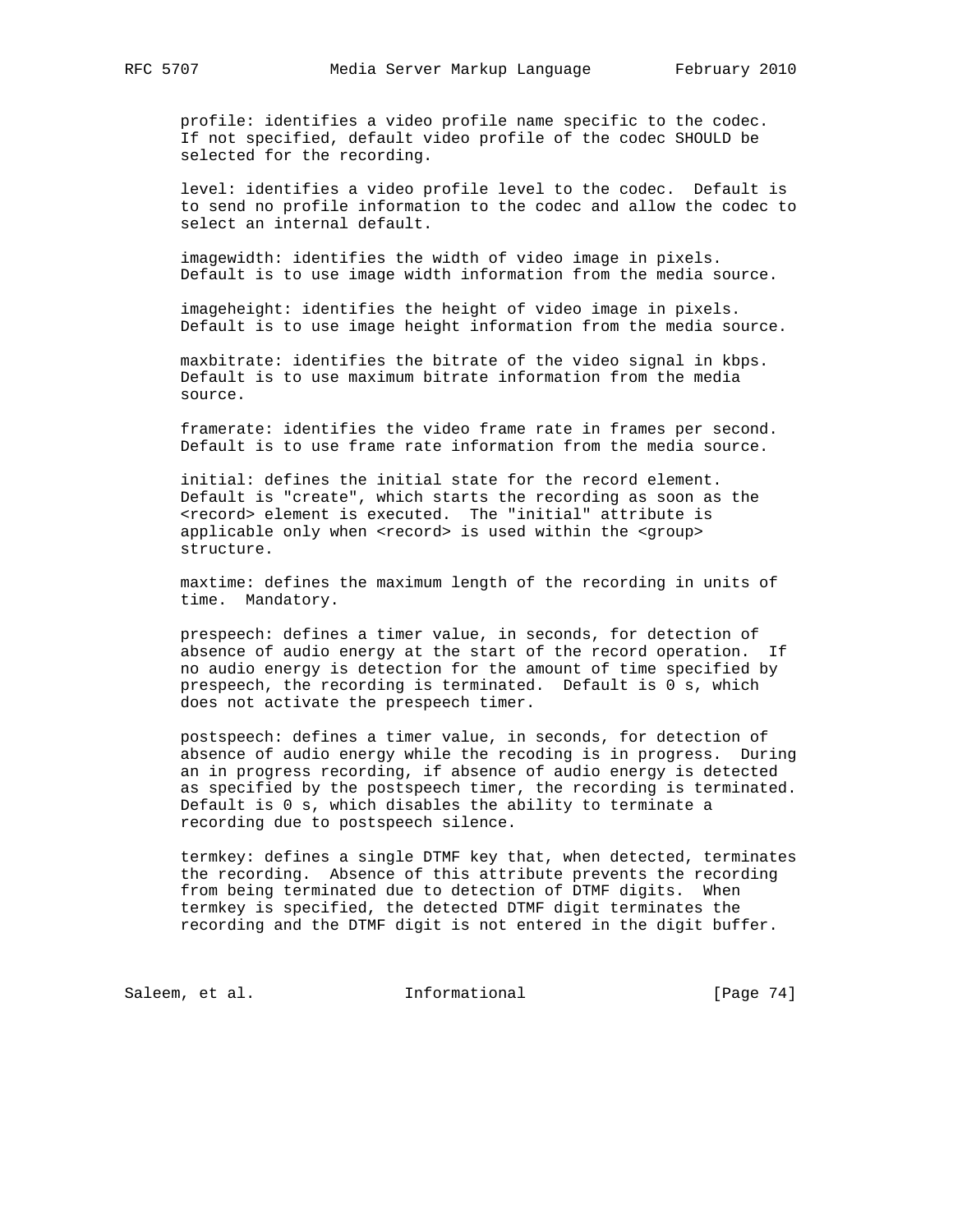profile: identifies a video profile name specific to the codec. If not specified, default video profile of the codec SHOULD be selected for the recording.

level: identifies a video profile level to the codec. Default is to send no profile information to the codec and allow the codec to select an internal default.

imagewidth: identifies the width of video image in pixels. Default is to use image width information from the media source.

imageheight: identifies the height of video image in pixels. Default is to use image height information from the media source.

maxbitrate: identifies the bitrate of the video signal in kbps. Default is to use maximum bitrate information from the media source.

framerate: identifies the video frame rate in frames per second. Default is to use frame rate information from the media source.

initial: defines the initial state for the record element. Default is "create", which starts the recording as soon as the <record> element is executed. The "initial" attribute is applicable only when <record> is used within the <group> structure.

maxtime: defines the maximum length of the recording in units of time. Mandatory.

prespeech: defines a timer value, in seconds, for detection of absence of audio energy at the start of the record operation. If no audio energy is detection for the amount of time specified by prespeech, the recording is terminated. Default is 0 s, which does not activate the prespeech timer.

postspeech: defines a timer value, in seconds, for detection of absence of audio energy while the recoding is in progress. During an in progress recording, if absence of audio energy is detected as specified by the postspeech timer, the recording is terminated. Default is 0 s, which disables the ability to terminate a recording due to postspeech silence.

termkey: defines a single DTMF key that, when detected, terminates the recording. Absence of this attribute prevents the recording from being terminated due to detection of DTMF digits. When termkey is specified, the detected DTMF digit terminates the recording and the DTMF digit is not entered in the digit buffer.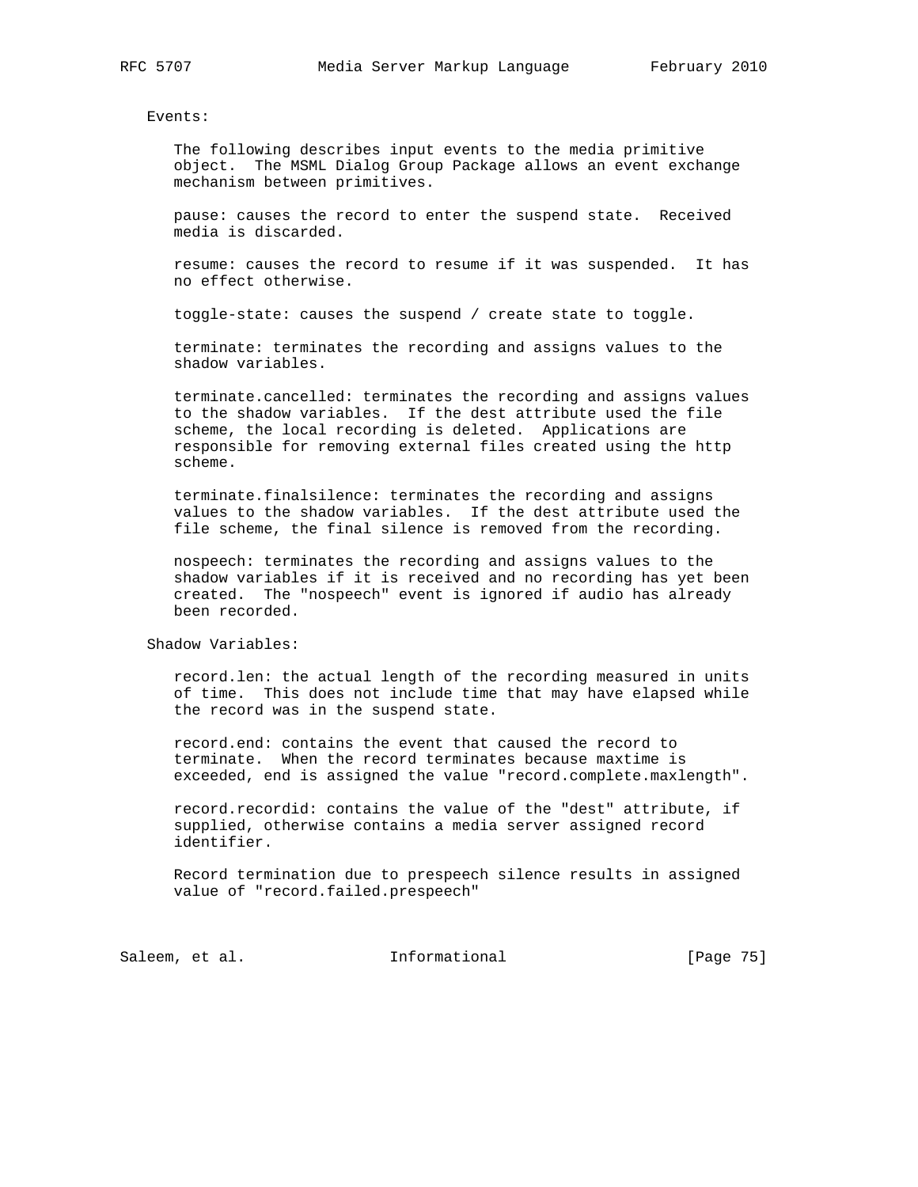Events:

The following describes input events to the media primitive object. The MSML Dialog Group Package allows an event exchange mechanism between primitives.

pause: causes the record to enter the suspend state. Received media is discarded.

resume: causes the record to resume if it was suspended. It has no effect otherwise.

toggle-state: causes the suspend / create state to toggle.

terminate: terminates the recording and assigns values to the shadow variables.

terminate.cancelled: terminates the recording and assigns values to the shadow variables. If the dest attribute used the file scheme, the local recording is deleted. Applications are responsible for removing external files created using the http scheme.

terminate.finalsilence: terminates the recording and assigns values to the shadow variables. If the dest attribute used the file scheme, the final silence is removed from the recording.

nospeech: terminates the recording and assigns values to the shadow variables if it is received and no recording has yet been created. The "nospeech" event is ignored if audio has already been recorded.

Shadow Variables:

record.len: the actual length of the recording measured in units of time. This does not include time that may have elapsed while the record was in the suspend state.

record.end: contains the event that caused the record to terminate. When the record terminates because maxtime is exceeded, end is assigned the value "record.complete.maxlength".

record.recordid: contains the value of the "dest" attribute, if supplied, otherwise contains a media server assigned record identifier.

Record termination due to prespeech silence results in assigned value of "record.failed.prespeech"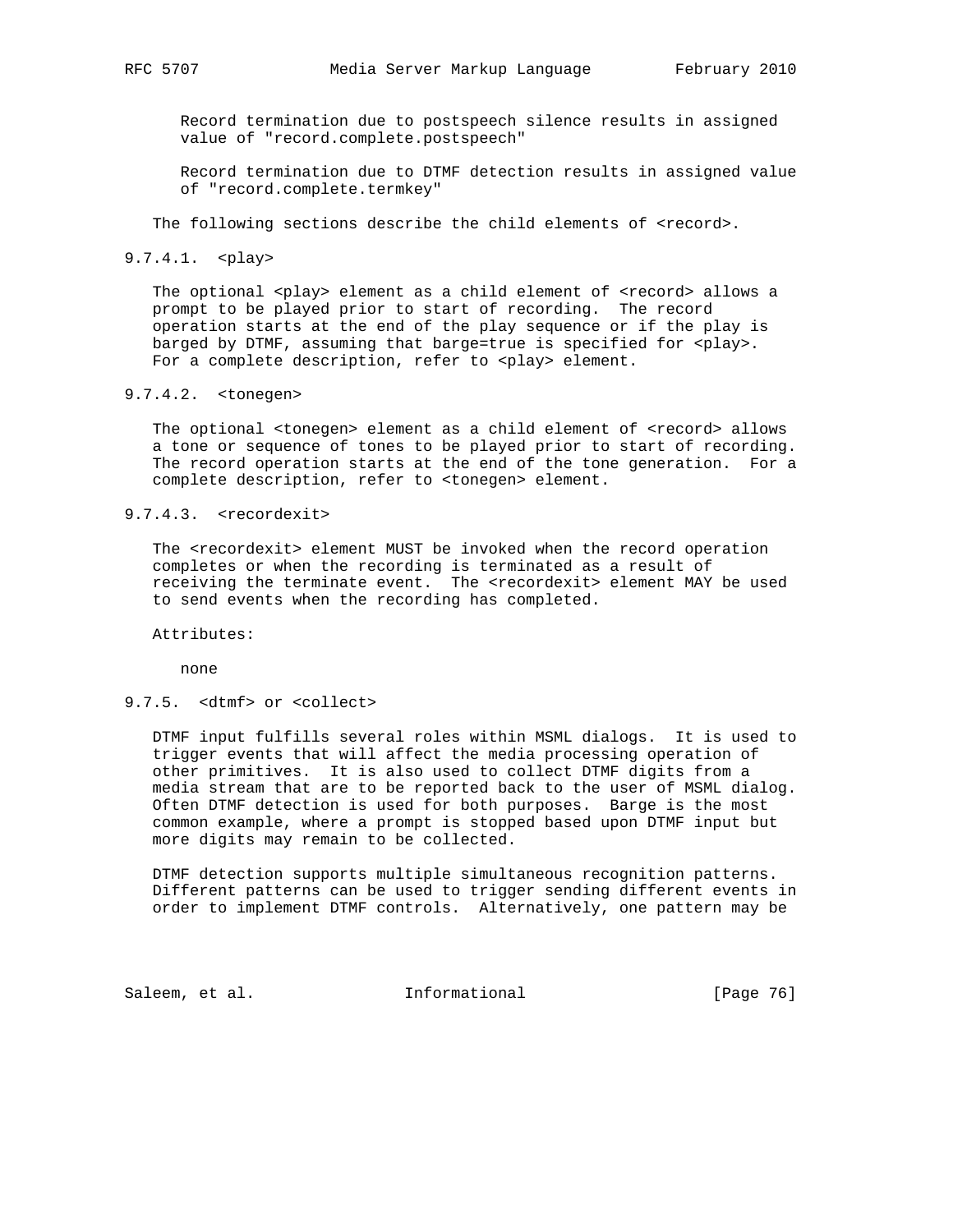Record termination due to postspeech silence results in assigned value of "record.complete.postspeech"

Record termination due to DTMF detection results in assigned value of "record.complete.termkey"

The following sections describe the child elements of <record>.

#### 9.7.4.1. <play>

The optional <play> element as a child element of <record> allows a prompt to be played prior to start of recording. The record operation starts at the end of the play sequence or if the play is barged by DTMF, assuming that barge=true is specified for <play>. For a complete description, refer to <play> element.

#### 9.7.4.2. <tonegen>

The optional <tonegen> element as a child element of <record> allows a tone or sequence of tones to be played prior to start of recording. The record operation starts at the end of the tone generation. For a complete description, refer to <tonegen> element.

#### 9.7.4.3. <recordexit>

The <recordexit> element MUST be invoked when the record operation completes or when the recording is terminated as a result of receiving the terminate event. The <recordexit> element MAY be used to send events when the recording has completed.

Attributes:

none

### 9.7.5. <dtmf> or <collect>

DTMF input fulfills several roles within MSML dialogs. It is used to trigger events that will affect the media processing operation of other primitives. It is also used to collect DTMF digits from a media stream that are to be reported back to the user of MSML dialog. Often DTMF detection is used for both purposes. Barge is the most common example, where a prompt is stopped based upon DTMF input but more digits may remain to be collected.

DTMF detection supports multiple simultaneous recognition patterns. Different patterns can be used to trigger sending different events in order to implement DTMF controls. Alternatively, one pattern may be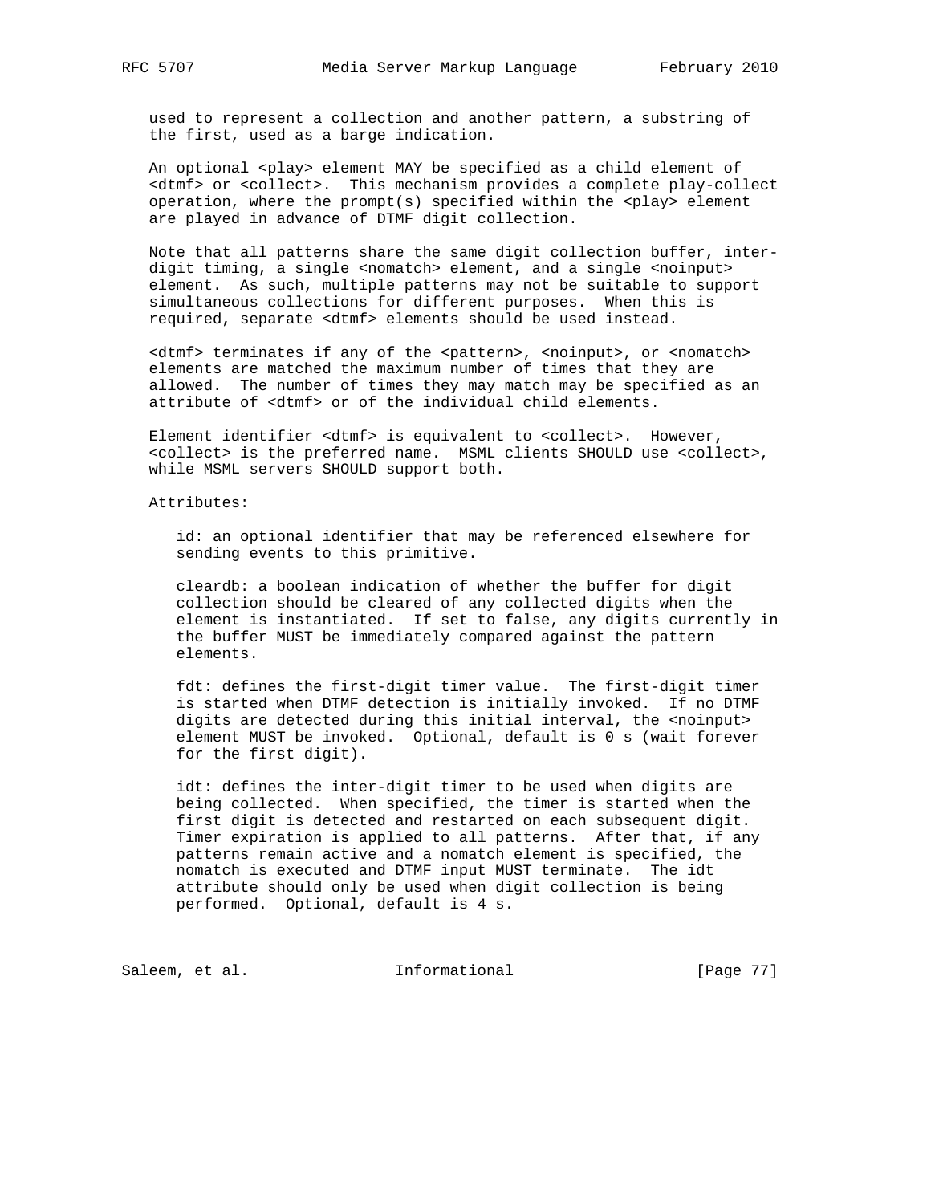used to represent a collection and another pattern, a substring of the first, used as a barge indication.

An optional <play> element MAY be specified as a child element of <dtmf> or <collect>. This mechanism provides a complete play-collect operation, where the prompt(s) specified within the <play> element are played in advance of DTMF digit collection.

Note that all patterns share the same digit collection buffer, inter-digit timing, a single <nomatch> element, and a single <noinput> element. As such, multiple patterns may not be suitable to support simultaneous collections for different purposes. When this is required, separate <dtmf> elements should be used instead.

<dtmf> terminates if any of the <pattern>, <noinput>, or <nomatch> elements are matched the maximum number of times that they are allowed. The number of times they may match may be specified as an attribute of <dtmf> or of the individual child elements.

Element identifier <dtmf> is equivalent to <collect>. However, <collect> is the preferred name. MSML clients SHOULD use <collect>, while MSML servers SHOULD support both.

Attributes:

id: an optional identifier that may be referenced elsewhere for sending events to this primitive.

cleardb: a boolean indication of whether the buffer for digit collection should be cleared of any collected digits when the element is instantiated. If set to false, any digits currently in the buffer MUST be immediately compared against the pattern elements.

fdt: defines the first-digit timer value. The first-digit timer is started when DTMF detection is initially invoked. If no DTMF digits are detected during this initial interval, the <noinput> element MUST be invoked. Optional, default is 0 s (wait forever for the first digit).

idt: defines the inter-digit timer to be used when digits are being collected. When specified, the timer is started when the first digit is detected and restarted on each subsequent digit. Timer expiration is applied to all patterns. After that, if any patterns remain active and a nomatch element is specified, the nomatch is executed and DTMF input MUST terminate. The idt attribute should only be used when digit collection is being performed. Optional, default is 4 s.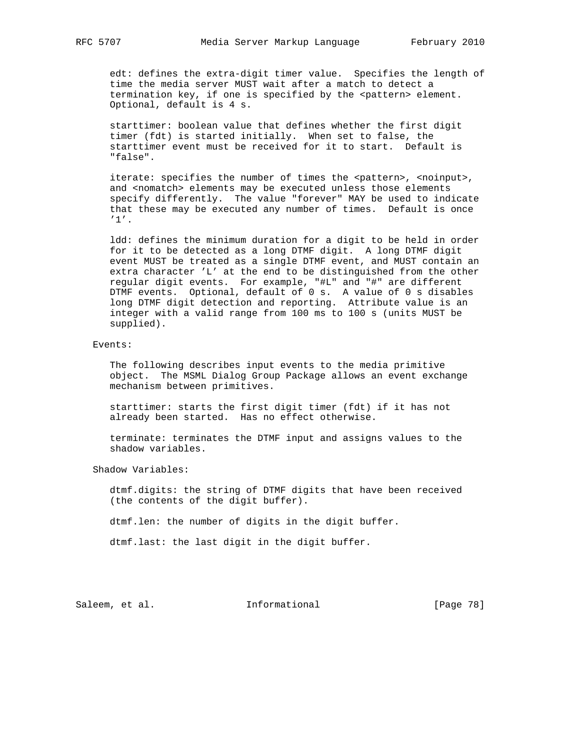edt: defines the extra-digit timer value. Specifies the length of time the media server MUST wait after a match to detect a termination key, if one is specified by the <pattern> element. Optional, default is 4 s.

starttimer: boolean value that defines whether the first digit timer (fdt) is started initially. When set to false, the starttimer event must be received for it to start. Default is "false".

iterate: specifies the number of times the <pattern>, <noinput>, and <nomatch> elements may be executed unless those elements specify differently. The value "forever" MAY be used to indicate that these may be executed any number of times. Default is once '1'.

ldd: defines the minimum duration for a digit to be held in order for it to be detected as a long DTMF digit. A long DTMF digit event MUST be treated as a single DTMF event, and MUST contain an extra character 'L' at the end to be distinguished from the other regular digit events. For example, "#L" and "#" are different DTMF events. Optional, default of 0 s. A value of 0 s disables long DTMF digit detection and reporting. Attribute value is an integer with a valid range from 100 ms to 100 s (units MUST be supplied).

Events:

The following describes input events to the media primitive object. The MSML Dialog Group Package allows an event exchange mechanism between primitives.

starttimer: starts the first digit timer (fdt) if it has not already been started. Has no effect otherwise.

terminate: terminates the DTMF input and assigns values to the shadow variables.

Shadow Variables:

dtmf.digits: the string of DTMF digits that have been received (the contents of the digit buffer).

dtmf.len: the number of digits in the digit buffer.

dtmf.last: the last digit in the digit buffer.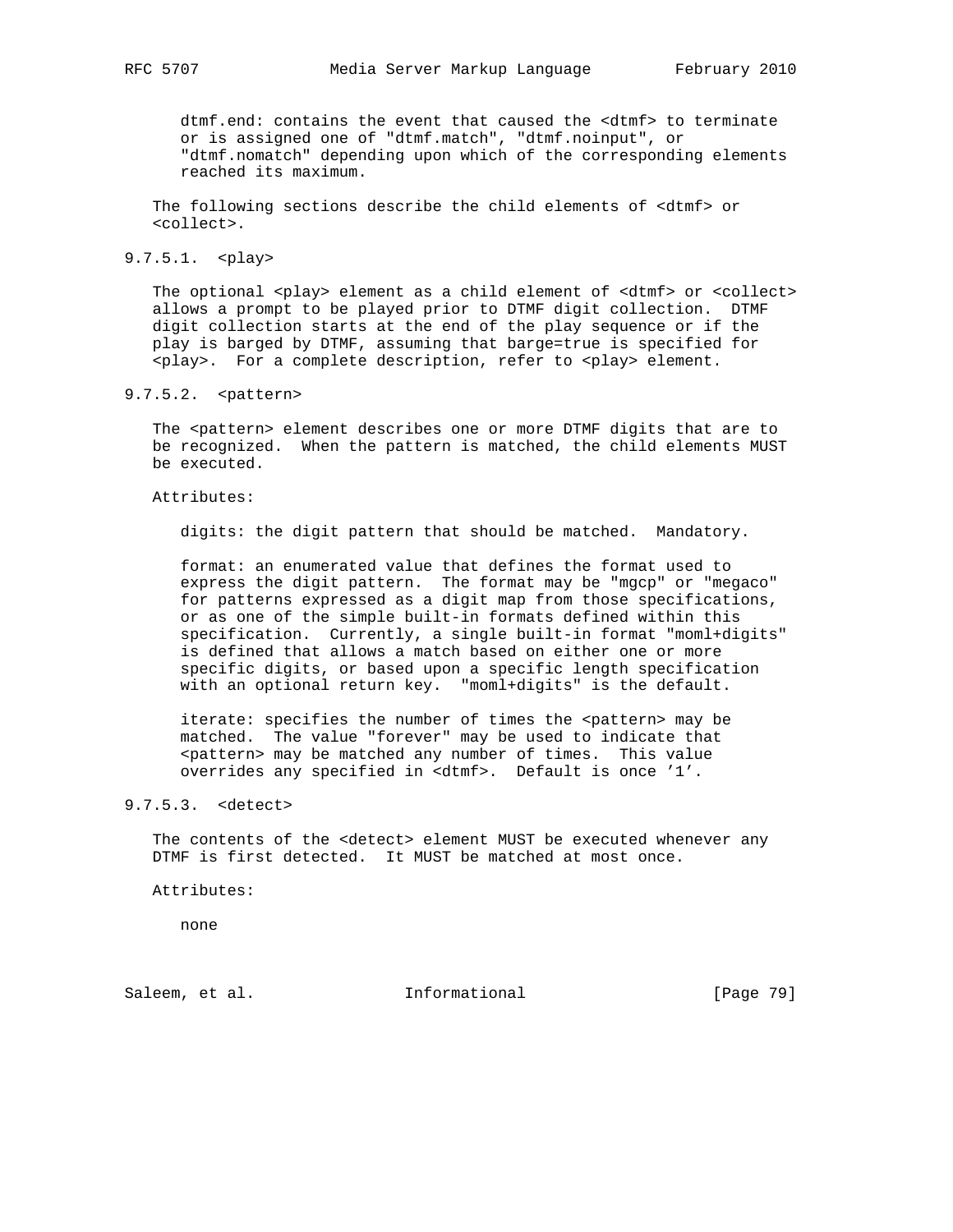dtmf.end: contains the event that caused the <dtmf> to terminate or is assigned one of "dtmf.match", "dtmf.noinput", or "dtmf.nomatch" depending upon which of the corresponding elements reached its maximum.

The following sections describe the child elements of <dtmf> or <collect>.

#### 9.7.5.1. <play>

The optional <play> element as a child element of <dtmf> or <collect> allows a prompt to be played prior to DTMF digit collection. DTMF digit collection starts at the end of the play sequence or if the play is barged by DTMF, assuming that barge=true is specified for <play>. For a complete description, refer to <play> element.

#### 9.7.5.2. <pattern>

The <pattern> element describes one or more DTMF digits that are to be recognized. When the pattern is matched, the child elements MUST be executed.

Attributes:

digits: the digit pattern that should be matched. Mandatory.

format: an enumerated value that defines the format used to express the digit pattern. The format may be "mgcp" or "megaco" for patterns expressed as a digit map from those specifications, or as one of the simple built-in formats defined within this specification. Currently, a single built-in format "moml+digits" is defined that allows a match based on either one or more specific digits, or based upon a specific length specification with an optional return key. "moml+digits" is the default.

iterate: specifies the number of times the <pattern> may be matched. The value "forever" may be used to indicate that <pattern> may be matched any number of times. This value overrides any specified in <dtmf>. Default is once '1'.

#### 9.7.5.3. <detect>

The contents of the <detect> element MUST be executed whenever any DTMF is first detected. It MUST be matched at most once.

Attributes:

none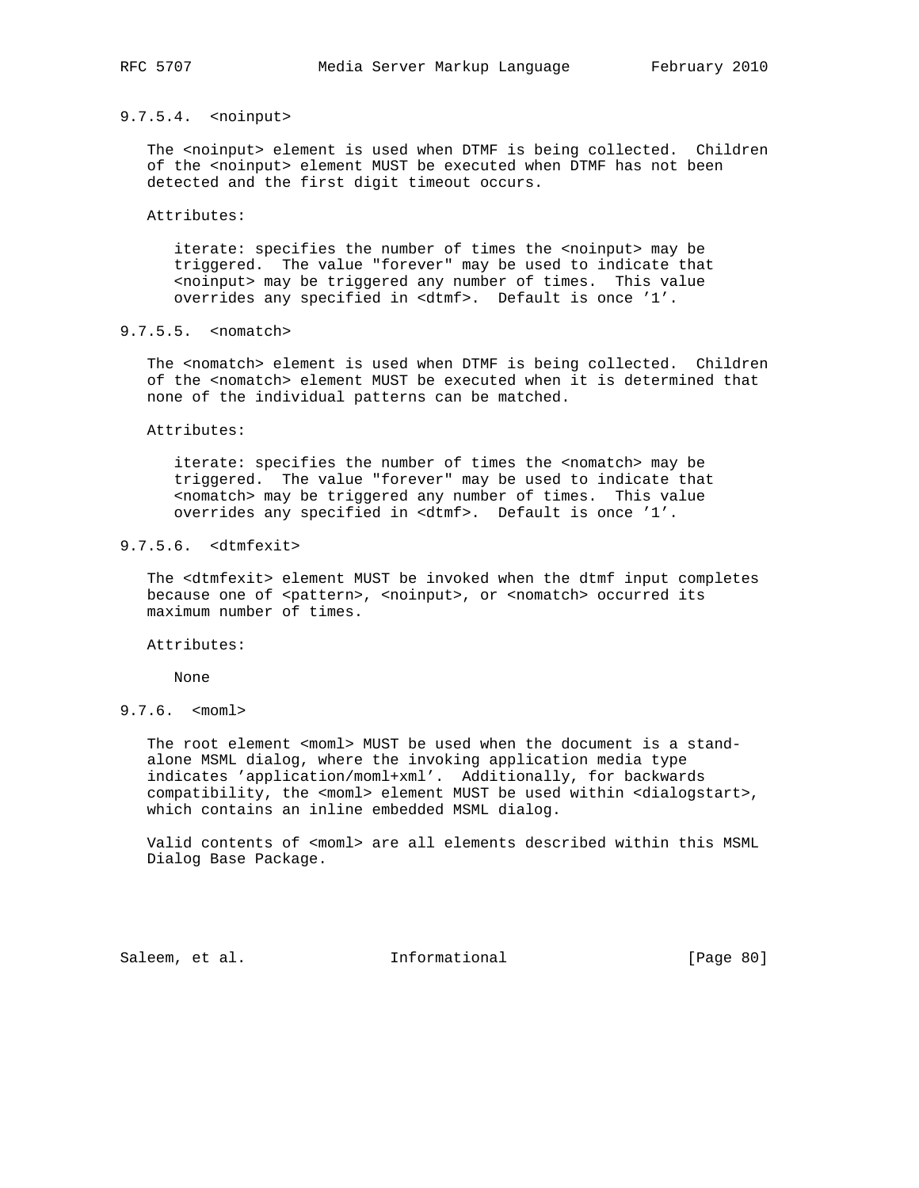#### 9.7.5.4. <noinput>

The <noinput> element is used when DTMF is being collected. Children of the <noinput> element MUST be executed when DTMF has not been detected and the first digit timeout occurs.

Attributes:

iterate: specifies the number of times the <noinput> may be triggered. The value "forever" may be used to indicate that <noinput> may be triggered any number of times. This value overrides any specified in <dtmf>. Default is once '1'.

#### 9.7.5.5. <nomatch>

The <nomatch> element is used when DTMF is being collected. Children of the <nomatch> element MUST be executed when it is determined that none of the individual patterns can be matched.

Attributes:

iterate: specifies the number of times the <nomatch> may be triggered. The value "forever" may be used to indicate that <nomatch> may be triggered any number of times. This value overrides any specified in <dtmf>. Default is once '1'.

#### 9.7.5.6. <dtmfexit>

The <dtmfexit> element MUST be invoked when the dtmf input completes because one of <pattern>, <noinput>, or <nomatch> occurred its maximum number of times.

Attributes:

None

### 9.7.6. <moml>

The root element <moml> MUST be used when the document is a stand-alone MSML dialog, where the invoking application media type indicates 'application/moml+xml'. Additionally, for backwards compatibility, the <moml> element MUST be used within <dialogstart>, which contains an inline embedded MSML dialog.

Valid contents of <moml> are all elements described within this MSML Dialog Base Package.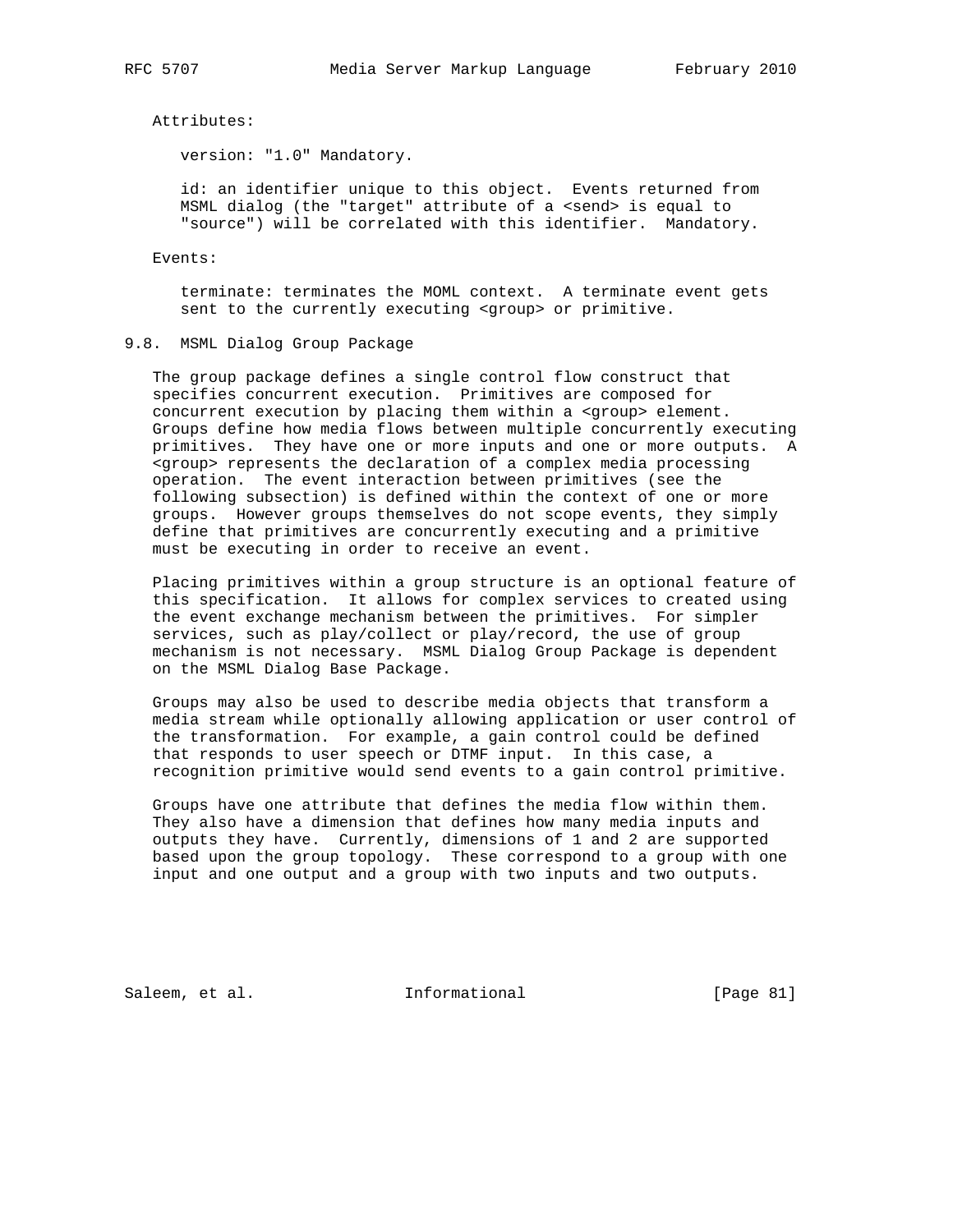Attributes:

version: "1.0" Mandatory.

id: an identifier unique to this object. Events returned from MSML dialog (the "target" attribute of a <send> is equal to "source") will be correlated with this identifier. Mandatory.

Events:

terminate: terminates the MOML context. A terminate event gets sent to the currently executing <group> or primitive.

## 9.8. MSML Dialog Group Package

The group package defines a single control flow construct that specifies concurrent execution. Primitives are composed for concurrent execution by placing them within a <group> element. Groups define how media flows between multiple concurrently executing primitives. They have one or more inputs and one or more outputs. A <group> represents the declaration of a complex media processing operation. The event interaction between primitives (see the following subsection) is defined within the context of one or more groups. However groups themselves do not scope events, they simply define that primitives are concurrently executing and a primitive must be executing in order to receive an event.

Placing primitives within a group structure is an optional feature of this specification. It allows for complex services to created using the event exchange mechanism between the primitives. For simpler services, such as play/collect or play/record, the use of group mechanism is not necessary. MSML Dialog Group Package is dependent on the MSML Dialog Base Package.

Groups may also be used to describe media objects that transform a media stream while optionally allowing application or user control of the transformation. For example, a gain control could be defined that responds to user speech or DTMF input. In this case, a recognition primitive would send events to a gain control primitive.

Groups have one attribute that defines the media flow within them. They also have a dimension that defines how many media inputs and outputs they have. Currently, dimensions of 1 and 2 are supported based upon the group topology. These correspond to a group with one input and one output and a group with two inputs and two outputs.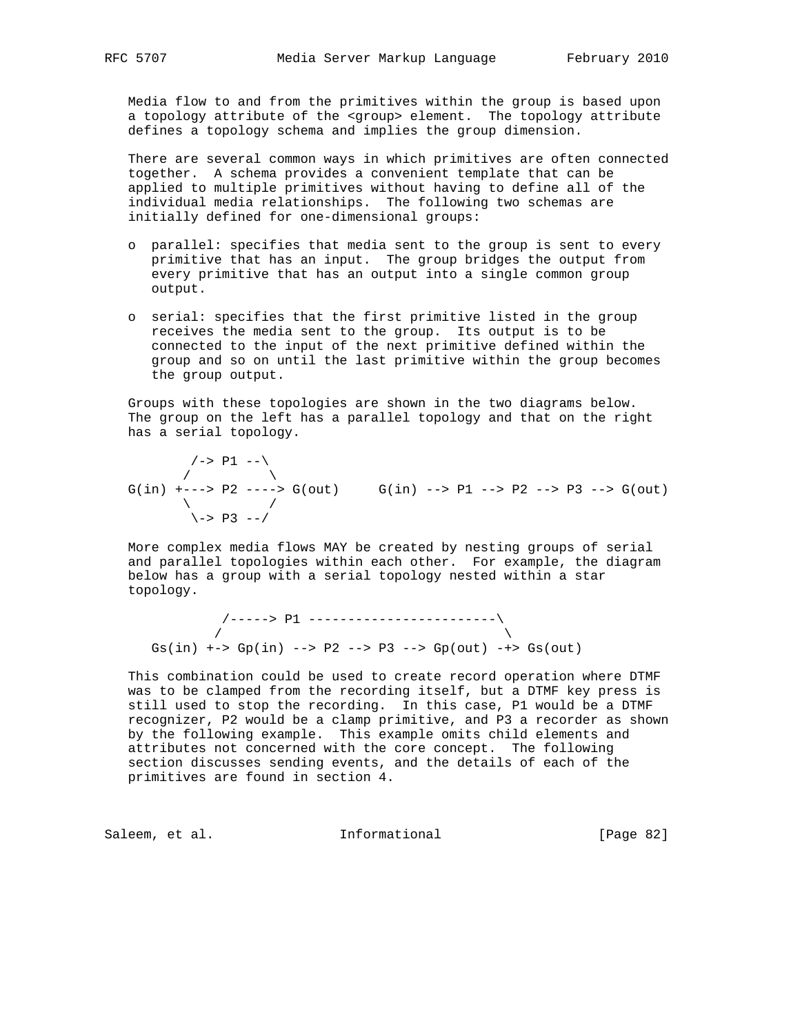Media flow to and from the primitives within the group is based upon a topology attribute of the <group> element. The topology attribute defines a topology schema and implies the group dimension.

There are several common ways in which primitives are often connected together. A schema provides a convenient template that can be applied to multiple primitives without having to define all of the individual media relationships. The following two schemas are initially defined for one-dimensional groups:

- parallel: specifies that media sent to the group is sent to every primitive that has an input. The group bridges the output from every primitive that has an output into a single common group output.

- serial: specifies that the first primitive listed in the group receives the media sent to the group. Its output is to be connected to the input of the next primitive defined within the group and so on until the last primitive within the group becomes the group output.

Groups with these topologies are shown in the two diagrams below. The group on the left has a parallel topology and that on the right has a serial topology.

```
        /-> P1 --\
       /          \
G(in) +---> P2 ----> G(out)     G(in) --> P1 --> P2 --> P3 --> G(out)
       \          /
        \-> P3 --/
```

More complex media flows MAY be created by nesting groups of serial and parallel topologies within each other. For example, the diagram below has a group with a serial topology nested within a star topology.

```
            /-----> P1 ------------------------\
           /                                    \
   Gs(in) +-> Gp(in) --> P2 --> P3 --> Gp(out) -+> Gs(out)
```

This combination could be used to create record operation where DTMF was to be clamped from the recording itself, but a DTMF key press is still used to stop the recording. In this case, P1 would be a DTMF recognizer, P2 would be a clamp primitive, and P3 a recorder as shown by the following example. This example omits child elements and attributes not concerned with the core concept. The following section discusses sending events, and the details of each of the primitives are found in section 4.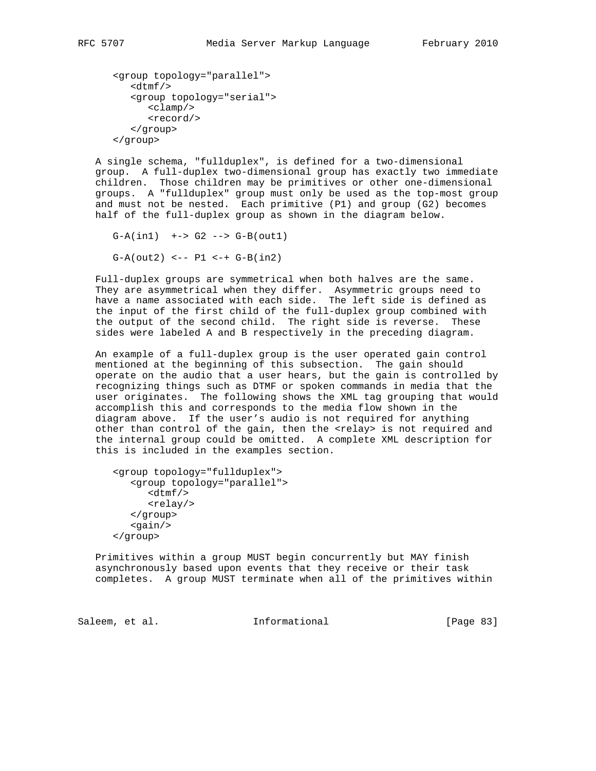```
<group topology="parallel">
   <dtmf/>
   <group topology="serial">
      <clamp/>
      <record/>
   </group>
</group>
```

A single schema, "fullduplex", is defined for a two-dimensional group. A full-duplex two-dimensional group has exactly two immediate children. Those children may be primitives or other one-dimensional groups. A "fullduplex" group must only be used as the top-most group and must not be nested. Each primitive (P1) and group (G2) becomes half of the full-duplex group as shown in the diagram below.

```
G-A(in1)  +-> G2 --> G-B(out1)

G-A(out2) <-- P1 <-+ G-B(in2)
```

Full-duplex groups are symmetrical when both halves are the same. They are asymmetrical when they differ. Asymmetric groups need to have a name associated with each side. The left side is defined as the input of the first child of the full-duplex group combined with the output of the second child. The right side is reverse. These sides were labeled A and B respectively in the preceding diagram.

An example of a full-duplex group is the user operated gain control mentioned at the beginning of this subsection. The gain should operate on the audio that a user hears, but the gain is controlled by recognizing things such as DTMF or spoken commands in media that the user originates. The following shows the XML tag grouping that would accomplish this and corresponds to the media flow shown in the diagram above. If the user's audio is not required for anything other than control of the gain, then the <relay> is not required and the internal group could be omitted. A complete XML description for this is included in the examples section.

```
<group topology="fullduplex">
   <group topology="parallel">
      <dtmf/>
      <relay/>
   </group>
   <gain/>
</group>
```

Primitives within a group MUST begin concurrently but MAY finish asynchronously based upon events that they receive or their task completes. A group MUST terminate when all of the primitives within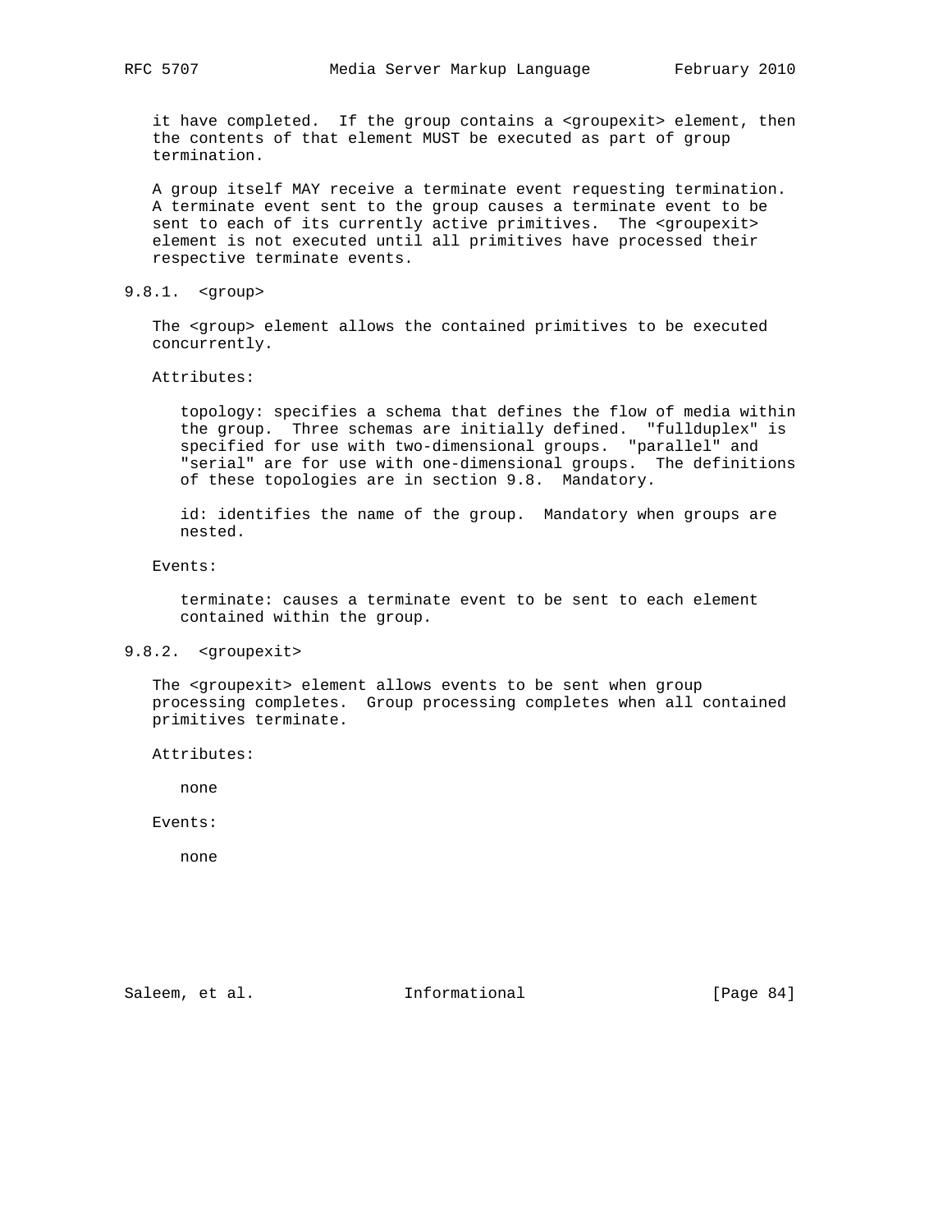it have completed. If the group contains a <groupexit> element, then the contents of that element MUST be executed as part of group termination.

A group itself MAY receive a terminate event requesting termination. A terminate event sent to the group causes a terminate event to be sent to each of its currently active primitives. The <groupexit> element is not executed until all primitives have processed their respective terminate events.

### 9.8.1. <group>

The <group> element allows the contained primitives to be executed concurrently.

Attributes:

topology: specifies a schema that defines the flow of media within the group. Three schemas are initially defined. "fullduplex" is specified for use with two-dimensional groups. "parallel" and "serial" are for use with one-dimensional groups. The definitions of these topologies are in section 9.8. Mandatory.

id: identifies the name of the group. Mandatory when groups are nested.

Events:

terminate: causes a terminate event to be sent to each element contained within the group.

### 9.8.2. <groupexit>

The <groupexit> element allows events to be sent when group processing completes. Group processing completes when all contained primitives terminate.

Attributes:

none

Events:

none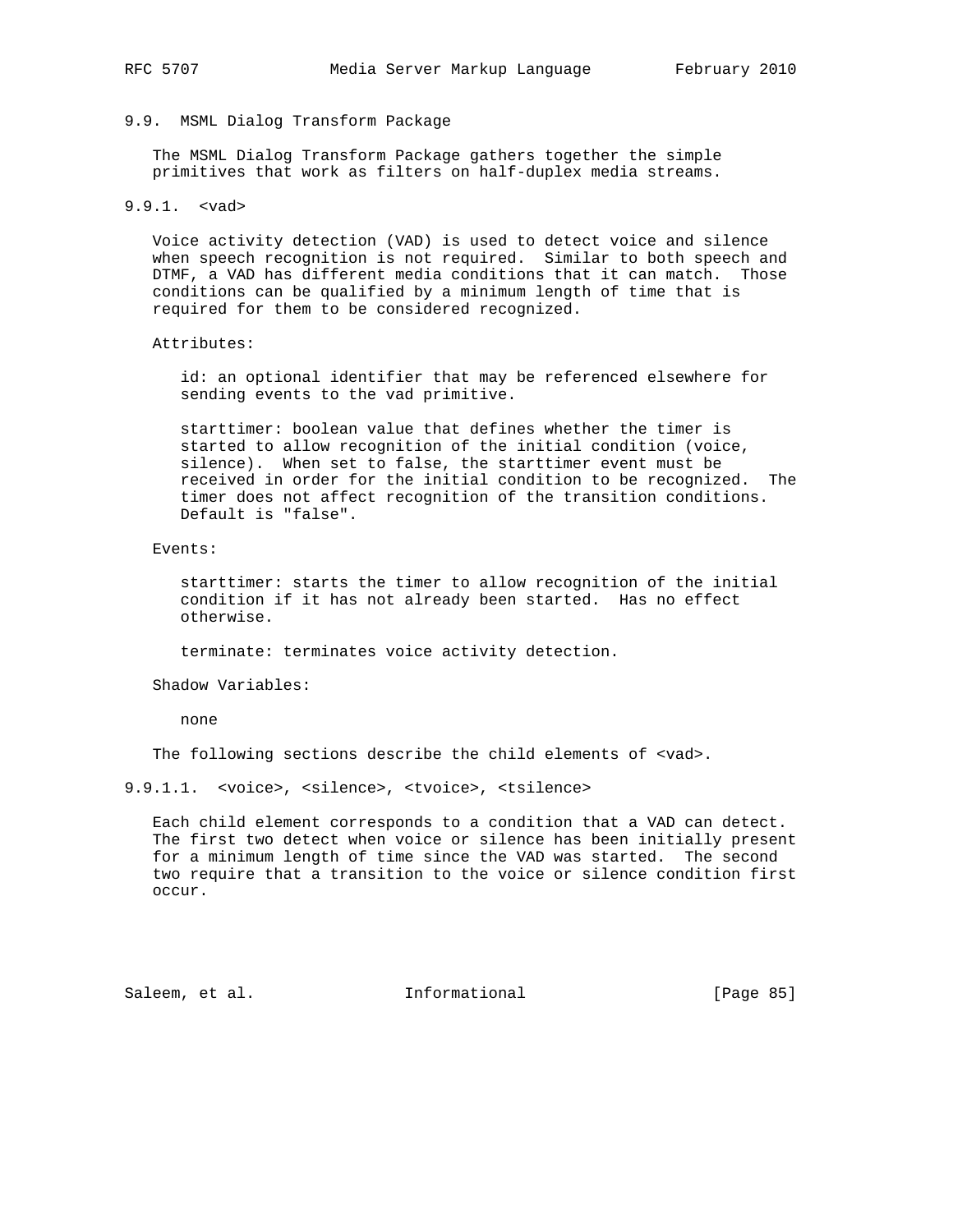### 9.9. MSML Dialog Transform Package

The MSML Dialog Transform Package gathers together the simple primitives that work as filters on half-duplex media streams.

#### 9.9.1. <vad>

Voice activity detection (VAD) is used to detect voice and silence when speech recognition is not required. Similar to both speech and DTMF, a VAD has different media conditions that it can match. Those conditions can be qualified by a minimum length of time that is required for them to be considered recognized.

Attributes:

id: an optional identifier that may be referenced elsewhere for sending events to the vad primitive.

starttimer: boolean value that defines whether the timer is started to allow recognition of the initial condition (voice, silence). When set to false, the starttimer event must be received in order for the initial condition to be recognized. The timer does not affect recognition of the transition conditions. Default is "false".

Events:

starttimer: starts the timer to allow recognition of the initial condition if it has not already been started. Has no effect otherwise.

terminate: terminates voice activity detection.

Shadow Variables:

none

The following sections describe the child elements of <vad>.

##### 9.9.1.1. <voice>, <silence>, <tvoice>, <tsilence>

Each child element corresponds to a condition that a VAD can detect. The first two detect when voice or silence has been initially present for a minimum length of time since the VAD was started. The second two require that a transition to the voice or silence condition first occur.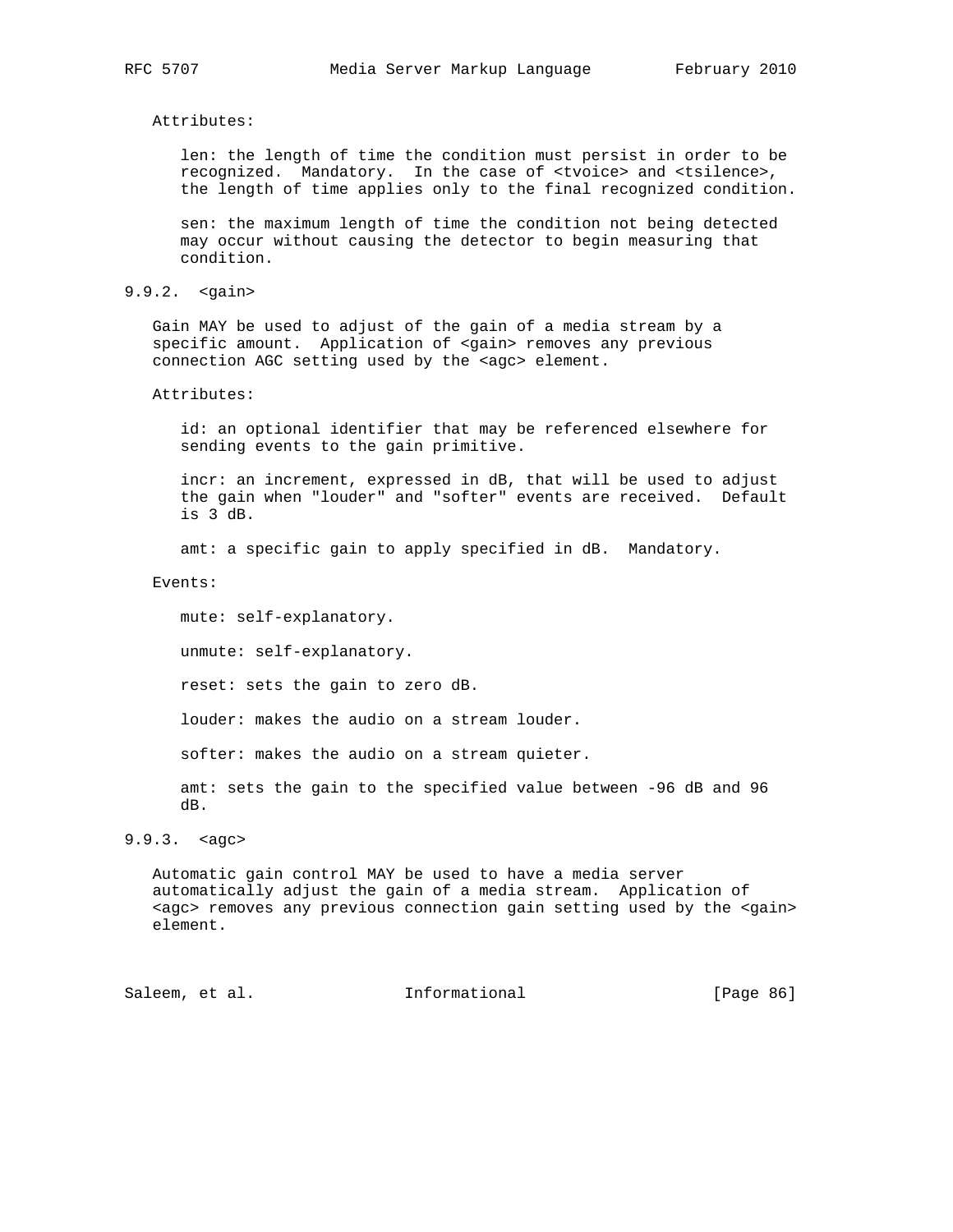Attributes:

len: the length of time the condition must persist in order to be recognized. Mandatory. In the case of <tvoice> and <tsilence>, the length of time applies only to the final recognized condition.

sen: the maximum length of time the condition not being detected may occur without causing the detector to begin measuring that condition.

### 9.9.2. <gain>

Gain MAY be used to adjust of the gain of a media stream by a specific amount. Application of <gain> removes any previous connection AGC setting used by the <agc> element.

Attributes:

id: an optional identifier that may be referenced elsewhere for sending events to the gain primitive.

incr: an increment, expressed in dB, that will be used to adjust the gain when "louder" and "softer" events are received. Default is 3 dB.

amt: a specific gain to apply specified in dB. Mandatory.

Events:

mute: self-explanatory.

unmute: self-explanatory.

reset: sets the gain to zero dB.

louder: makes the audio on a stream louder.

softer: makes the audio on a stream quieter.

amt: sets the gain to the specified value between -96 dB and 96 dB.

### 9.9.3. <agc>

Automatic gain control MAY be used to have a media server automatically adjust the gain of a media stream. Application of <agc> removes any previous connection gain setting used by the <gain> element.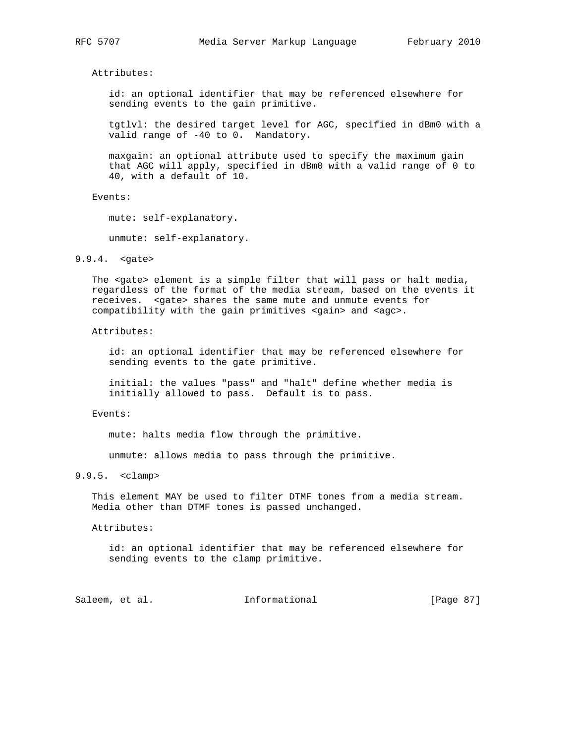Attributes:

id: an optional identifier that may be referenced elsewhere for sending events to the gain primitive.

tgtlvl: the desired target level for AGC, specified in dBm0 with a valid range of -40 to 0. Mandatory.

maxgain: an optional attribute used to specify the maximum gain that AGC will apply, specified in dBm0 with a valid range of 0 to 40, with a default of 10.

Events:

mute: self-explanatory.

unmute: self-explanatory.

### 9.9.4. <gate>

The <gate> element is a simple filter that will pass or halt media, regardless of the format of the media stream, based on the events it receives. <gate> shares the same mute and unmute events for compatibility with the gain primitives <gain> and <agc>.

Attributes:

id: an optional identifier that may be referenced elsewhere for sending events to the gate primitive.

initial: the values "pass" and "halt" define whether media is initially allowed to pass. Default is to pass.

Events:

mute: halts media flow through the primitive.

unmute: allows media to pass through the primitive.

### 9.9.5. <clamp>

This element MAY be used to filter DTMF tones from a media stream. Media other than DTMF tones is passed unchanged.

Attributes:

id: an optional identifier that may be referenced elsewhere for sending events to the clamp primitive.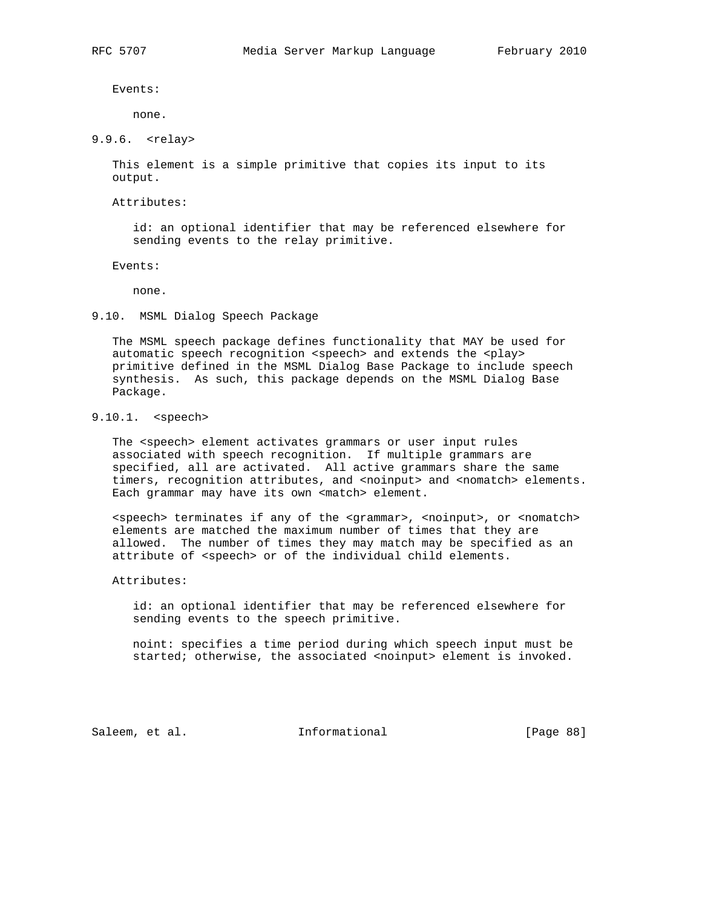Events:

none.

### 9.9.6. <relay>

This element is a simple primitive that copies its input to its output.

Attributes:

id: an optional identifier that may be referenced elsewhere for sending events to the relay primitive.

Events:

none.

## 9.10. MSML Dialog Speech Package

The MSML speech package defines functionality that MAY be used for automatic speech recognition <speech> and extends the <play> primitive defined in the MSML Dialog Base Package to include speech synthesis. As such, this package depends on the MSML Dialog Base Package.

### 9.10.1. <speech>

The <speech> element activates grammars or user input rules associated with speech recognition. If multiple grammars are specified, all are activated. All active grammars share the same timers, recognition attributes, and <noinput> and <nomatch> elements. Each grammar may have its own <match> element.

<speech> terminates if any of the <grammar>, <noinput>, or <nomatch> elements are matched the maximum number of times that they are allowed. The number of times they may match may be specified as an attribute of <speech> or of the individual child elements.

Attributes:

id: an optional identifier that may be referenced elsewhere for sending events to the speech primitive.

noint: specifies a time period during which speech input must be started; otherwise, the associated <noinput> element is invoked.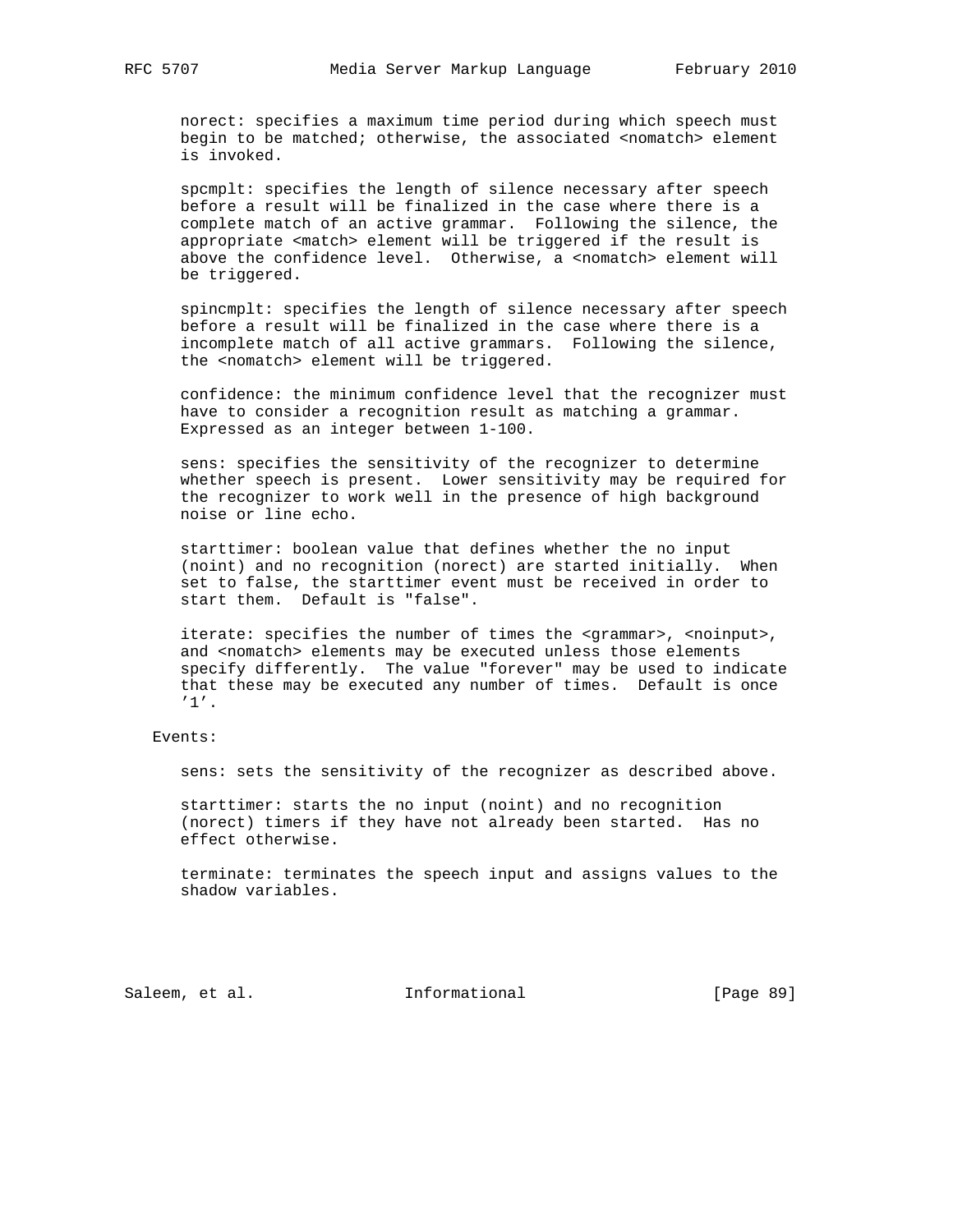norect: specifies a maximum time period during which speech must begin to be matched; otherwise, the associated <nomatch> element is invoked.

spcmplt: specifies the length of silence necessary after speech before a result will be finalized in the case where there is a complete match of an active grammar. Following the silence, the appropriate <match> element will be triggered if the result is above the confidence level. Otherwise, a <nomatch> element will be triggered.

spincmplt: specifies the length of silence necessary after speech before a result will be finalized in the case where there is a incomplete match of all active grammars. Following the silence, the <nomatch> element will be triggered.

confidence: the minimum confidence level that the recognizer must have to consider a recognition result as matching a grammar. Expressed as an integer between 1-100.

sens: specifies the sensitivity of the recognizer to determine whether speech is present. Lower sensitivity may be required for the recognizer to work well in the presence of high background noise or line echo.

starttimer: boolean value that defines whether the no input (noint) and no recognition (norect) are started initially. When set to false, the starttimer event must be received in order to start them. Default is "false".

iterate: specifies the number of times the <grammar>, <noinput>, and <nomatch> elements may be executed unless those elements specify differently. The value "forever" may be used to indicate that these may be executed any number of times. Default is once '1'.

Events:

sens: sets the sensitivity of the recognizer as described above.

starttimer: starts the no input (noint) and no recognition (norect) timers if they have not already been started. Has no effect otherwise.

terminate: terminates the speech input and assigns values to the shadow variables.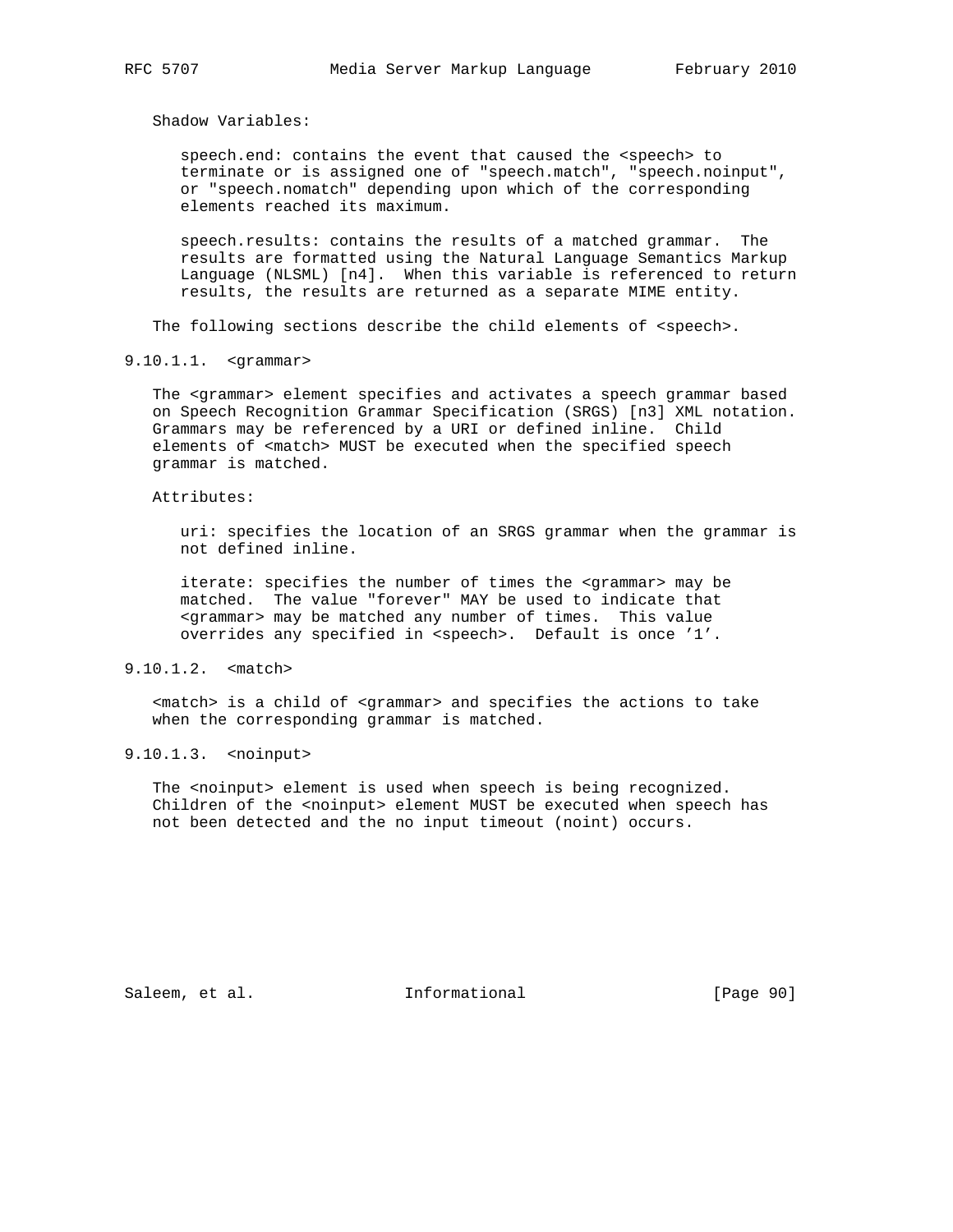Shadow Variables:

speech.end: contains the event that caused the <speech> to terminate or is assigned one of "speech.match", "speech.noinput", or "speech.nomatch" depending upon which of the corresponding elements reached its maximum.

speech.results: contains the results of a matched grammar. The results are formatted using the Natural Language Semantics Markup Language (NLSML) [n4]. When this variable is referenced to return results, the results are returned as a separate MIME entity.

The following sections describe the child elements of <speech>.

#### 9.10.1.1. <grammar>

The <grammar> element specifies and activates a speech grammar based on Speech Recognition Grammar Specification (SRGS) [n3] XML notation. Grammars may be referenced by a URI or defined inline. Child elements of <match> MUST be executed when the specified speech grammar is matched.

Attributes:

uri: specifies the location of an SRGS grammar when the grammar is not defined inline.

iterate: specifies the number of times the <grammar> may be matched. The value "forever" MAY be used to indicate that <grammar> may be matched any number of times. This value overrides any specified in <speech>. Default is once '1'.

#### 9.10.1.2. <match>

<match> is a child of <grammar> and specifies the actions to take when the corresponding grammar is matched.

#### 9.10.1.3. <noinput>

The <noinput> element is used when speech is being recognized. Children of the <noinput> element MUST be executed when speech has not been detected and the no input timeout (noint) occurs.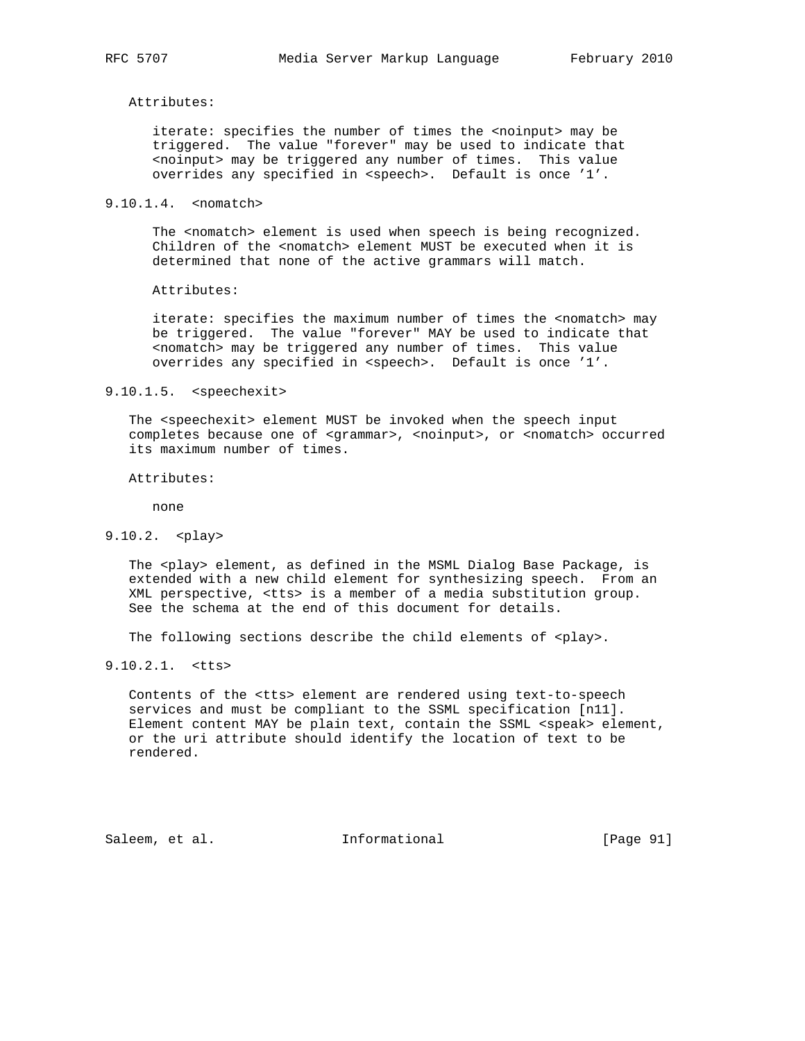Attributes:

iterate: specifies the number of times the <noinput> may be triggered. The value "forever" may be used to indicate that <noinput> may be triggered any number of times. This value overrides any specified in <speech>. Default is once '1'.

#### 9.10.1.4. <nomatch>

The <nomatch> element is used when speech is being recognized. Children of the <nomatch> element MUST be executed when it is determined that none of the active grammars will match.

Attributes:

iterate: specifies the maximum number of times the <nomatch> may be triggered. The value "forever" MAY be used to indicate that <nomatch> may be triggered any number of times. This value overrides any specified in <speech>. Default is once '1'.

#### 9.10.1.5. <speechexit>

The <speechexit> element MUST be invoked when the speech input completes because one of <grammar>, <noinput>, or <nomatch> occurred its maximum number of times.

Attributes:

none

### 9.10.2. <play>

The <play> element, as defined in the MSML Dialog Base Package, is extended with a new child element for synthesizing speech. From an XML perspective, <tts> is a member of a media substitution group. See the schema at the end of this document for details.

The following sections describe the child elements of <play>.

#### 9.10.2.1. <tts>

Contents of the <tts> element are rendered using text-to-speech services and must be compliant to the SSML specification [n11]. Element content MAY be plain text, contain the SSML <speak> element, or the uri attribute should identify the location of text to be rendered.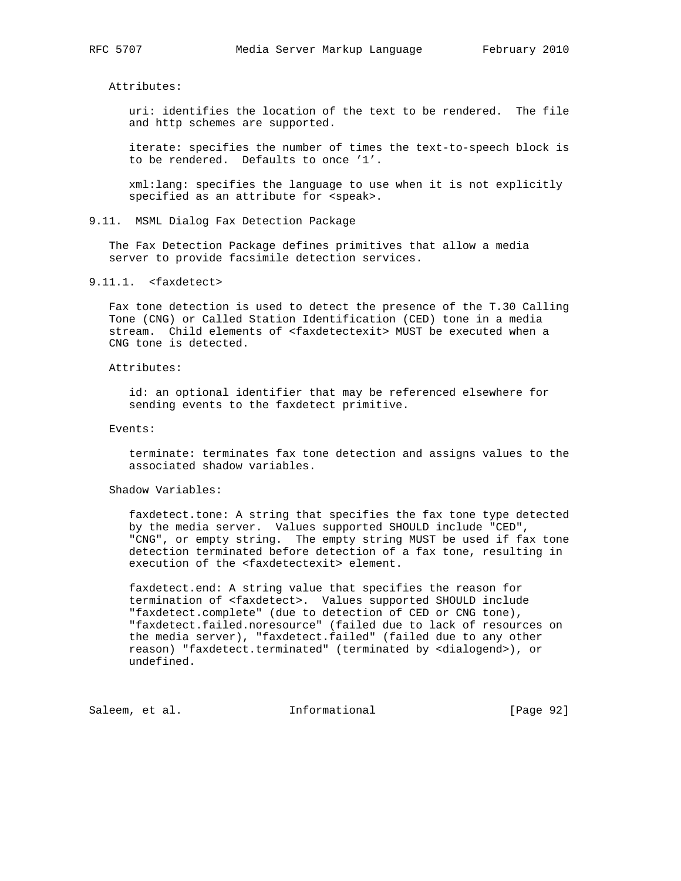Attributes:

uri: identifies the location of the text to be rendered. The file and http schemes are supported.

iterate: specifies the number of times the text-to-speech block is to be rendered. Defaults to once '1'.

xml:lang: specifies the language to use when it is not explicitly specified as an attribute for <speak>.

### 9.11. MSML Dialog Fax Detection Package

The Fax Detection Package defines primitives that allow a media server to provide facsimile detection services.

#### 9.11.1. <faxdetect>

Fax tone detection is used to detect the presence of the T.30 Calling Tone (CNG) or Called Station Identification (CED) tone in a media stream. Child elements of <faxdetectexit> MUST be executed when a CNG tone is detected.

Attributes:

id: an optional identifier that may be referenced elsewhere for sending events to the faxdetect primitive.

Events:

terminate: terminates fax tone detection and assigns values to the associated shadow variables.

Shadow Variables:

faxdetect.tone: A string that specifies the fax tone type detected by the media server. Values supported SHOULD include "CED", "CNG", or empty string. The empty string MUST be used if fax tone detection terminated before detection of a fax tone, resulting in execution of the <faxdetectexit> element.

faxdetect.end: A string value that specifies the reason for termination of <faxdetect>. Values supported SHOULD include "faxdetect.complete" (due to detection of CED or CNG tone), "faxdetect.failed.noresource" (failed due to lack of resources on the media server), "faxdetect.failed" (failed due to any other reason) "faxdetect.terminated" (terminated by <dialogend>), or undefined.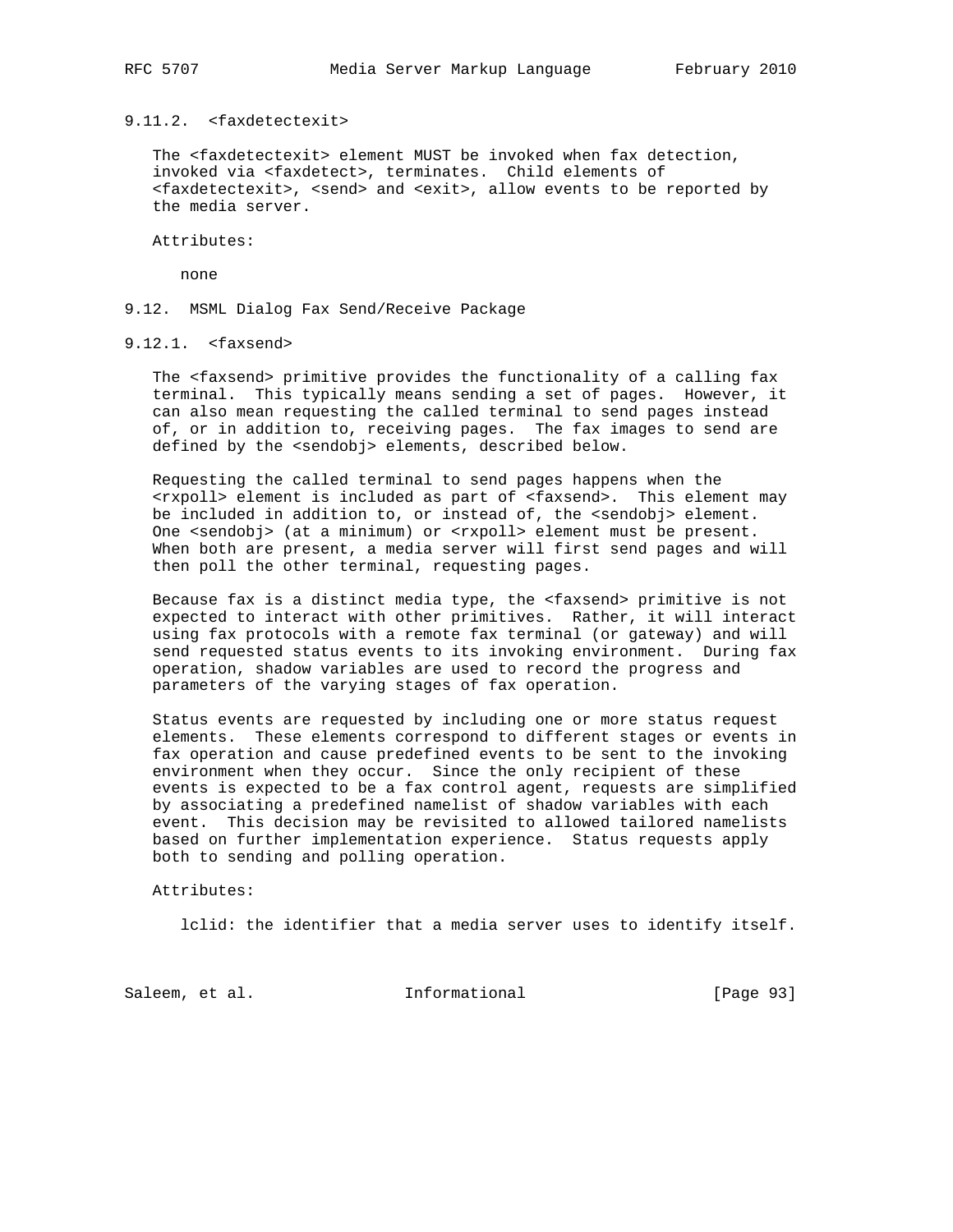### 9.11.2. <faxdetectexit>

The <faxdetectexit> element MUST be invoked when fax detection, invoked via <faxdetect>, terminates. Child elements of <faxdetectexit>, <send> and <exit>, allow events to be reported by the media server.

Attributes:

none

## 9.12. MSML Dialog Fax Send/Receive Package

### 9.12.1. <faxsend>

The <faxsend> primitive provides the functionality of a calling fax terminal. This typically means sending a set of pages. However, it can also mean requesting the called terminal to send pages instead of, or in addition to, receiving pages. The fax images to send are defined by the <sendobj> elements, described below.

Requesting the called terminal to send pages happens when the <rxpoll> element is included as part of <faxsend>. This element may be included in addition to, or instead of, the <sendobj> element. One <sendobj> (at a minimum) or <rxpoll> element must be present. When both are present, a media server will first send pages and will then poll the other terminal, requesting pages.

Because fax is a distinct media type, the <faxsend> primitive is not expected to interact with other primitives. Rather, it will interact using fax protocols with a remote fax terminal (or gateway) and will send requested status events to its invoking environment. During fax operation, shadow variables are used to record the progress and parameters of the varying stages of fax operation.

Status events are requested by including one or more status request elements. These elements correspond to different stages or events in fax operation and cause predefined events to be sent to the invoking environment when they occur. Since the only recipient of these events is expected to be a fax control agent, requests are simplified by associating a predefined namelist of shadow variables with each event. This decision may be revisited to allowed tailored namelists based on further implementation experience. Status requests apply both to sending and polling operation.

Attributes:

lclid: the identifier that a media server uses to identify itself.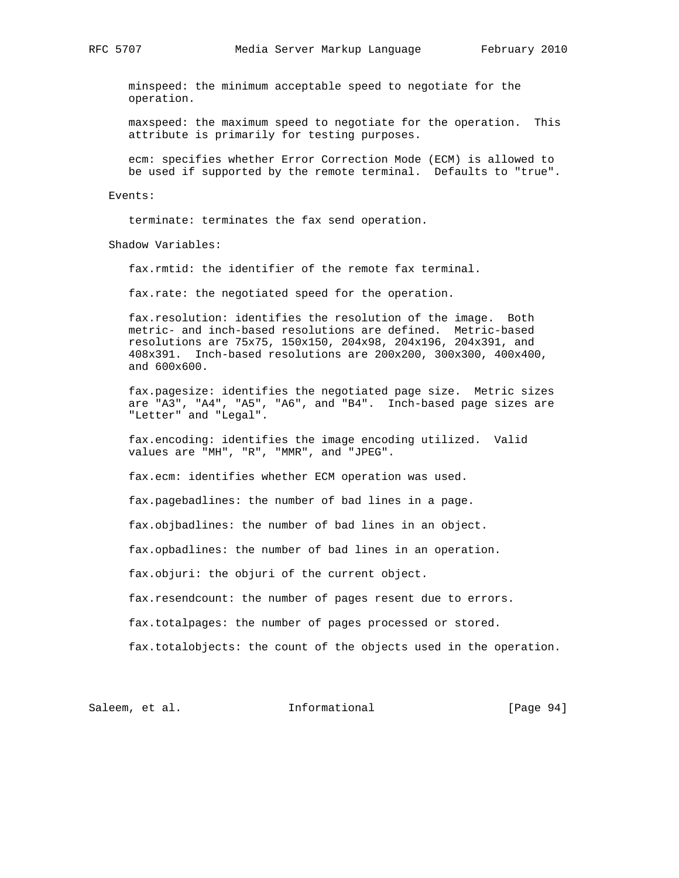minspeed: the minimum acceptable speed to negotiate for the operation.

maxspeed: the maximum speed to negotiate for the operation. This attribute is primarily for testing purposes.

ecm: specifies whether Error Correction Mode (ECM) is allowed to be used if supported by the remote terminal. Defaults to "true".

Events:

terminate: terminates the fax send operation.

Shadow Variables:

fax.rmtid: the identifier of the remote fax terminal.

fax.rate: the negotiated speed for the operation.

fax.resolution: identifies the resolution of the image. Both metric- and inch-based resolutions are defined. Metric-based resolutions are 75x75, 150x150, 204x98, 204x196, 204x391, and 408x391. Inch-based resolutions are 200x200, 300x300, 400x400, and 600x600.

fax.pagesize: identifies the negotiated page size. Metric sizes are "A3", "A4", "A5", "A6", and "B4". Inch-based page sizes are "Letter" and "Legal".

fax.encoding: identifies the image encoding utilized. Valid values are "MH", "R", "MMR", and "JPEG".

fax.ecm: identifies whether ECM operation was used.

fax.pagebadlines: the number of bad lines in a page.

fax.objbadlines: the number of bad lines in an object.

fax.opbadlines: the number of bad lines in an operation.

fax.objuri: the objuri of the current object.

fax.resendcount: the number of pages resent due to errors.

fax.totalpages: the number of pages processed or stored.

fax.totalobjects: the count of the objects used in the operation.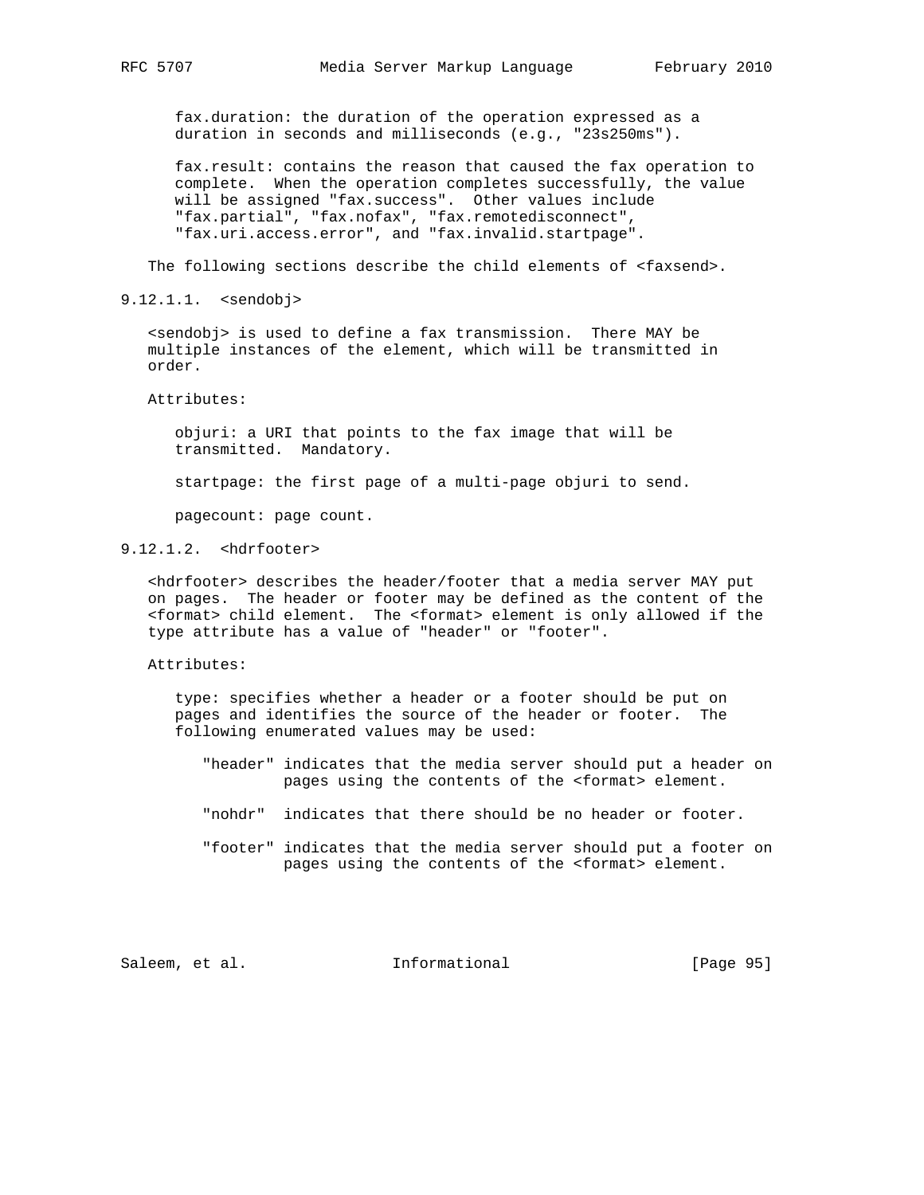fax.duration: the duration of the operation expressed as a duration in seconds and milliseconds (e.g., "23s250ms").

fax.result: contains the reason that caused the fax operation to complete. When the operation completes successfully, the value will be assigned "fax.success". Other values include "fax.partial", "fax.nofax", "fax.remotedisconnect", "fax.uri.access.error", and "fax.invalid.startpage".

The following sections describe the child elements of <faxsend>.

#### 9.12.1.1. <sendobj>

<sendobj> is used to define a fax transmission. There MAY be multiple instances of the element, which will be transmitted in order.

Attributes:

objuri: a URI that points to the fax image that will be transmitted. Mandatory.

startpage: the first page of a multi-page objuri to send.

pagecount: page count.

#### 9.12.1.2. <hdrfooter>

<hdrfooter> describes the header/footer that a media server MAY put on pages. The header or footer may be defined as the content of the <format> child element. The <format> element is only allowed if the type attribute has a value of "header" or "footer".

Attributes:

type: specifies whether a header or a footer should be put on pages and identifies the source of the header or footer. The following enumerated values may be used:

- "header" indicates that the media server should put a header on pages using the contents of the <format> element.
- "nohdr" indicates that there should be no header or footer.
- "footer" indicates that the media server should put a footer on pages using the contents of the <format> element.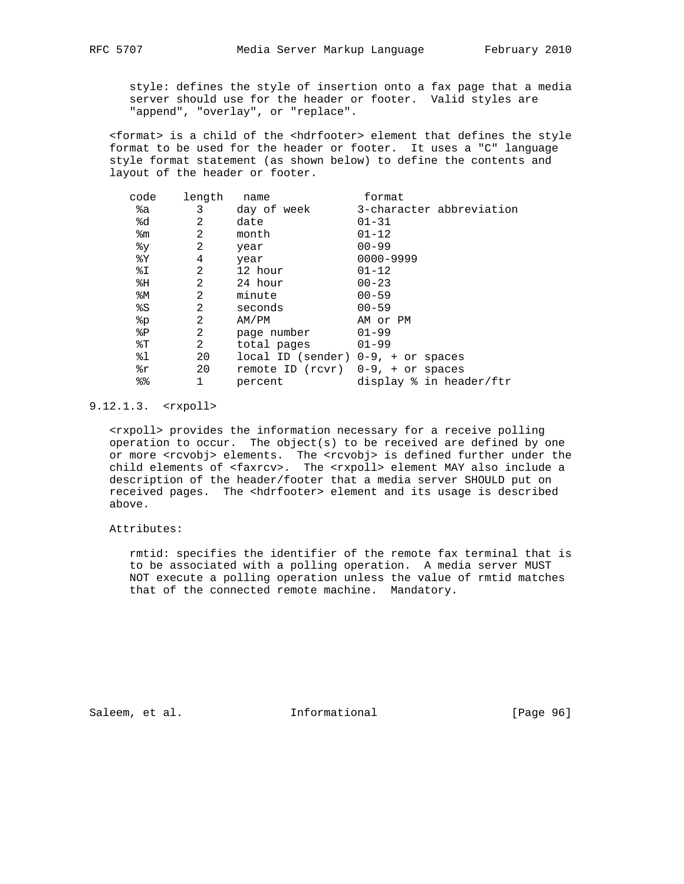style: defines the style of insertion onto a fax page that a media server should use for the header or footer. Valid styles are "append", "overlay", or "replace".

<format> is a child of the <hdrfooter> element that defines the style format to be used for the header or footer. It uses a "C" language style format statement (as shown below) to define the contents and layout of the header or footer.

| code | length | name | format |
|---|---|---|---|
| %a | 3 | day of week | 3-character abbreviation |
| %d | 2 | date | 01-31 |
| %m | 2 | month | 01-12 |
| %y | 2 | year | 00-99 |
| %Y | 4 | year | 0000-9999 |
| %I | 2 | 12 hour | 01-12 |
| %H | 2 | 24 hour | 00-23 |
| %M | 2 | minute | 00-59 |
| %S | 2 | seconds | 00-59 |
| %p | 2 | AM/PM | AM or PM |
| %P | 2 | page number | 01-99 |
| %T | 2 | total pages | 01-99 |
| %l | 20 | local ID (sender) | 0-9, + or spaces |
| %r | 20 | remote ID (rcvr) | 0-9, + or spaces |
| %% | 1 | percent | display % in header/ftr |

### 9.12.1.3. <rxpoll>

<rxpoll> provides the information necessary for a receive polling operation to occur. The object(s) to be received are defined by one or more <rcvobj> elements. The <rcvobj> is defined further under the child elements of <faxrcv>. The <rxpoll> element MAY also include a description of the header/footer that a media server SHOULD put on received pages. The <hdrfooter> element and its usage is described above.

Attributes:

rmtid: specifies the identifier of the remote fax terminal that is to be associated with a polling operation. A media server MUST NOT execute a polling operation unless the value of rmtid matches that of the connected remote machine. Mandatory.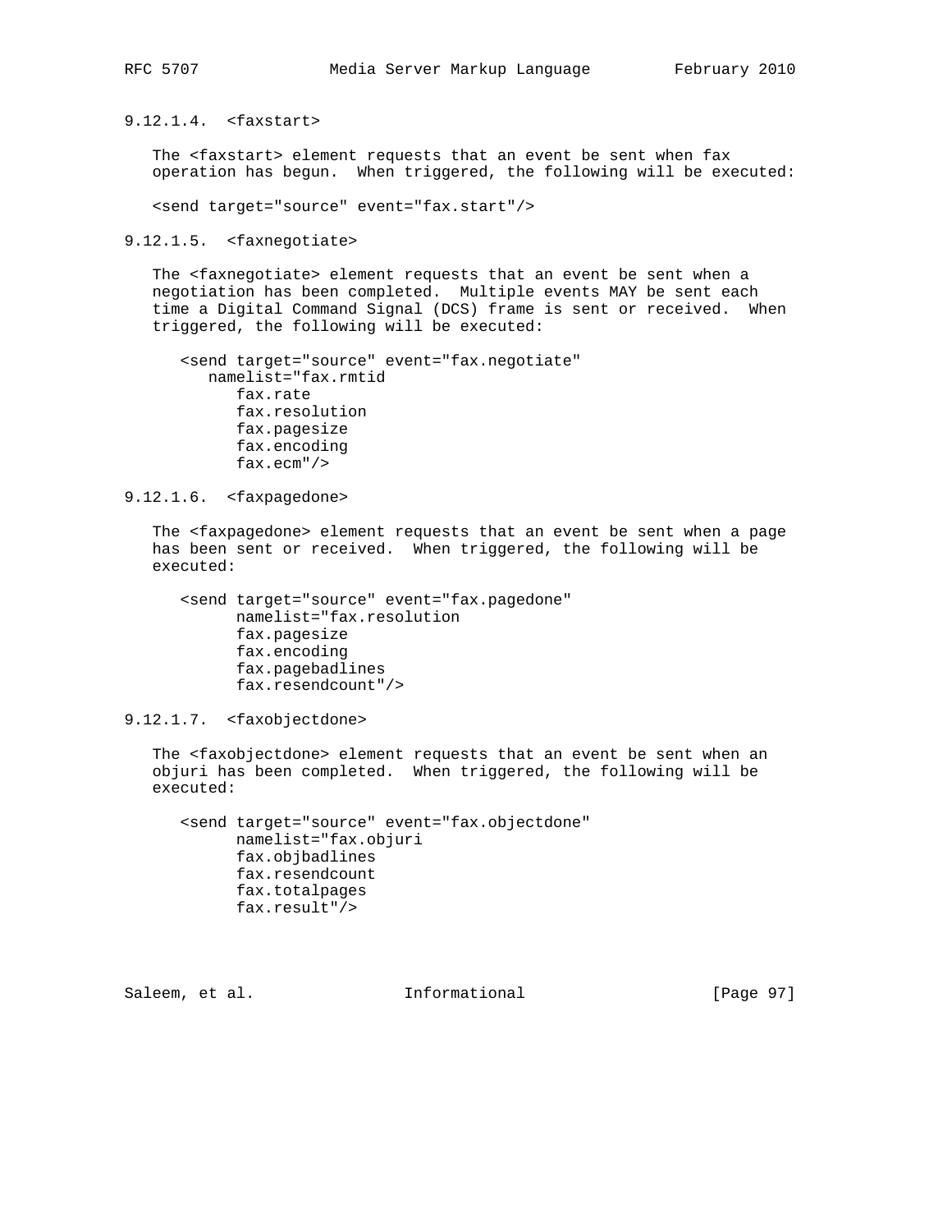#### 9.12.1.4. <faxstart>

The <faxstart> element requests that an event be sent when fax operation has begun. When triggered, the following will be executed:

```
<send target="source" event="fax.start"/>
```

#### 9.12.1.5. <faxnegotiate>

The <faxnegotiate> element requests that an event be sent when a negotiation has been completed. Multiple events MAY be sent each time a Digital Command Signal (DCS) frame is sent or received. When triggered, the following will be executed:

```
<send target="source" event="fax.negotiate"
   namelist="fax.rmtid
      fax.rate
      fax.resolution
      fax.pagesize
      fax.encoding
      fax.ecm"/>
```

#### 9.12.1.6. <faxpagedone>

The <faxpagedone> element requests that an event be sent when a page has been sent or received. When triggered, the following will be executed:

```
<send target="source" event="fax.pagedone"
      namelist="fax.resolution
      fax.pagesize
      fax.encoding
      fax.pagebadlines
      fax.resendcount"/>
```

#### 9.12.1.7. <faxobjectdone>

The <faxobjectdone> element requests that an event be sent when an objuri has been completed. When triggered, the following will be executed:

```
<send target="source" event="fax.objectdone"
      namelist="fax.objuri
      fax.objbadlines
      fax.resendcount
      fax.totalpages
      fax.result"/>
```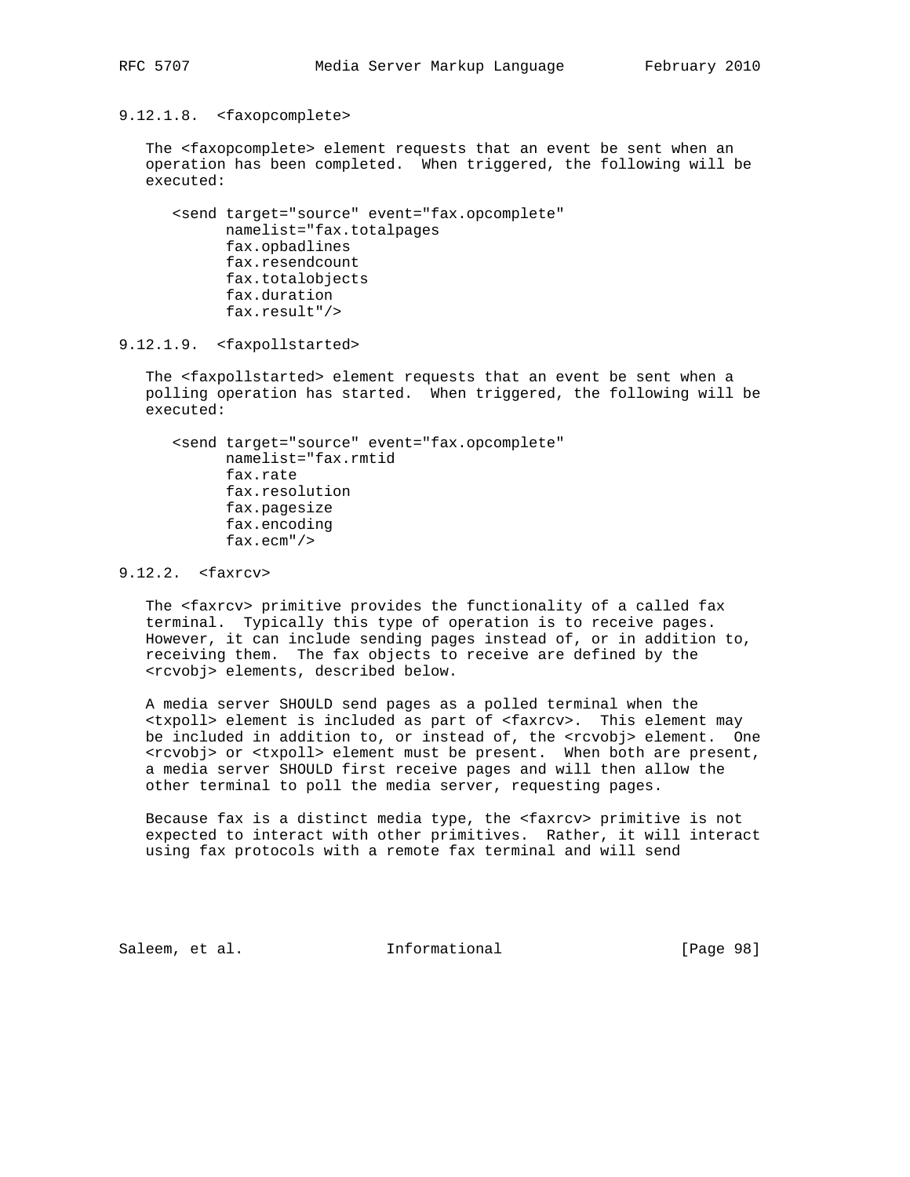#### 9.12.1.8. <faxopcomplete>

The <faxopcomplete> element requests that an event be sent when an operation has been completed. When triggered, the following will be executed:

```
<send target="source" event="fax.opcomplete"
      namelist="fax.totalpages
      fax.opbadlines
      fax.resendcount
      fax.totalobjects
      fax.duration
      fax.result"/>
```

#### 9.12.1.9. <faxpollstarted>

The <faxpollstarted> element requests that an event be sent when a polling operation has started. When triggered, the following will be executed:

```
<send target="source" event="fax.opcomplete"
      namelist="fax.rmtid
      fax.rate
      fax.resolution
      fax.pagesize
      fax.encoding
      fax.ecm"/>
```

### 9.12.2. <faxrcv>

The <faxrcv> primitive provides the functionality of a called fax terminal. Typically this type of operation is to receive pages. However, it can include sending pages instead of, or in addition to, receiving them. The fax objects to receive are defined by the <rcvobj> elements, described below.

A media server SHOULD send pages as a polled terminal when the <txpoll> element is included as part of <faxrcv>. This element may be included in addition to, or instead of, the <rcvobj> element. One <rcvobj> or <txpoll> element must be present. When both are present, a media server SHOULD first receive pages and will then allow the other terminal to poll the media server, requesting pages.

Because fax is a distinct media type, the <faxrcv> primitive is not expected to interact with other primitives. Rather, it will interact using fax protocols with a remote fax terminal and will send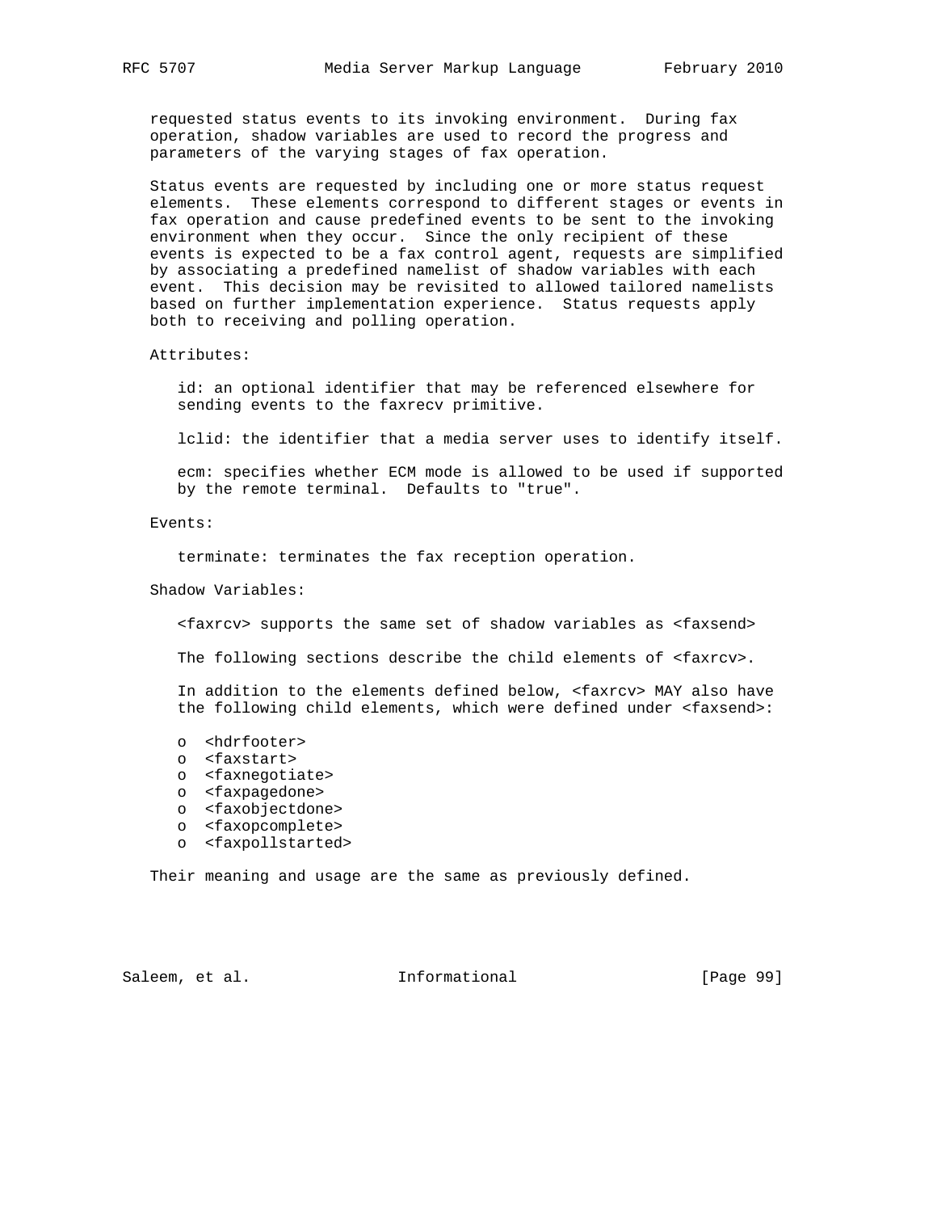requested status events to its invoking environment. During fax operation, shadow variables are used to record the progress and parameters of the varying stages of fax operation.

Status events are requested by including one or more status request elements. These elements correspond to different stages or events in fax operation and cause predefined events to be sent to the invoking environment when they occur. Since the only recipient of these events is expected to be a fax control agent, requests are simplified by associating a predefined namelist of shadow variables with each event. This decision may be revisited to allowed tailored namelists based on further implementation experience. Status requests apply both to receiving and polling operation.

Attributes:

id: an optional identifier that may be referenced elsewhere for sending events to the faxrecv primitive.

lclid: the identifier that a media server uses to identify itself.

ecm: specifies whether ECM mode is allowed to be used if supported by the remote terminal. Defaults to "true".

Events:

terminate: terminates the fax reception operation.

Shadow Variables:

<faxrcv> supports the same set of shadow variables as <faxsend>

The following sections describe the child elements of <faxrcv>.

In addition to the elements defined below, <faxrcv> MAY also have the following child elements, which were defined under <faxsend>:

- <hdrfooter>
- <faxstart>
- <faxnegotiate>
- <faxpagedone>
- <faxobjectdone>
- <faxopcomplete>
- <faxpollstarted>

Their meaning and usage are the same as previously defined.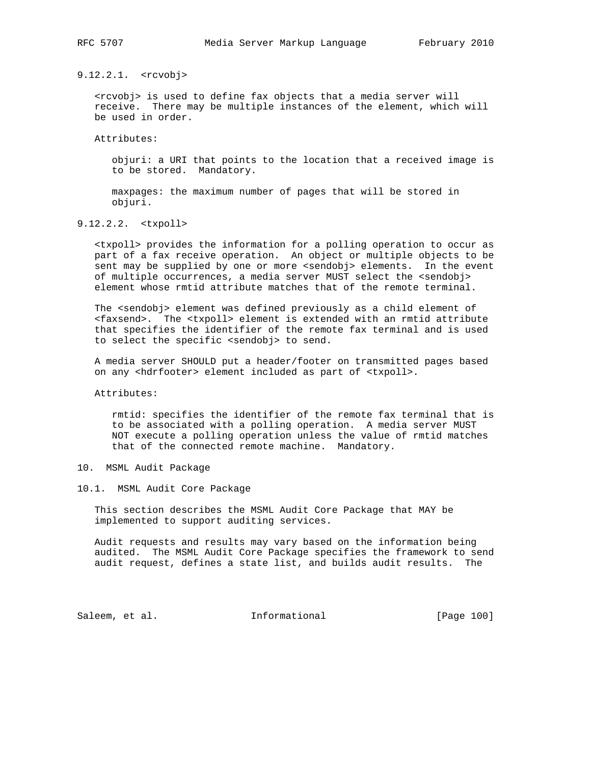#### 9.12.2.1. <rcvobj>

<rcvobj> is used to define fax objects that a media server will receive. There may be multiple instances of the element, which will be used in order.

Attributes:

objuri: a URI that points to the location that a received image is to be stored. Mandatory.

maxpages: the maximum number of pages that will be stored in objuri.

#### 9.12.2.2. <txpoll>

<txpoll> provides the information for a polling operation to occur as part of a fax receive operation. An object or multiple objects to be sent may be supplied by one or more <sendobj> elements. In the event of multiple occurrences, a media server MUST select the <sendobj> element whose rmtid attribute matches that of the remote terminal.

The <sendobj> element was defined previously as a child element of <faxsend>. The <txpoll> element is extended with an rmtid attribute that specifies the identifier of the remote fax terminal and is used to select the specific <sendobj> to send.

A media server SHOULD put a header/footer on transmitted pages based on any <hdrfooter> element included as part of <txpoll>.

Attributes:

rmtid: specifies the identifier of the remote fax terminal that is to be associated with a polling operation. A media server MUST NOT execute a polling operation unless the value of rmtid matches that of the connected remote machine. Mandatory.

## 10. MSML Audit Package

### 10.1. MSML Audit Core Package

This section describes the MSML Audit Core Package that MAY be implemented to support auditing services.

Audit requests and results may vary based on the information being audited. The MSML Audit Core Package specifies the framework to send audit request, defines a state list, and builds audit results. The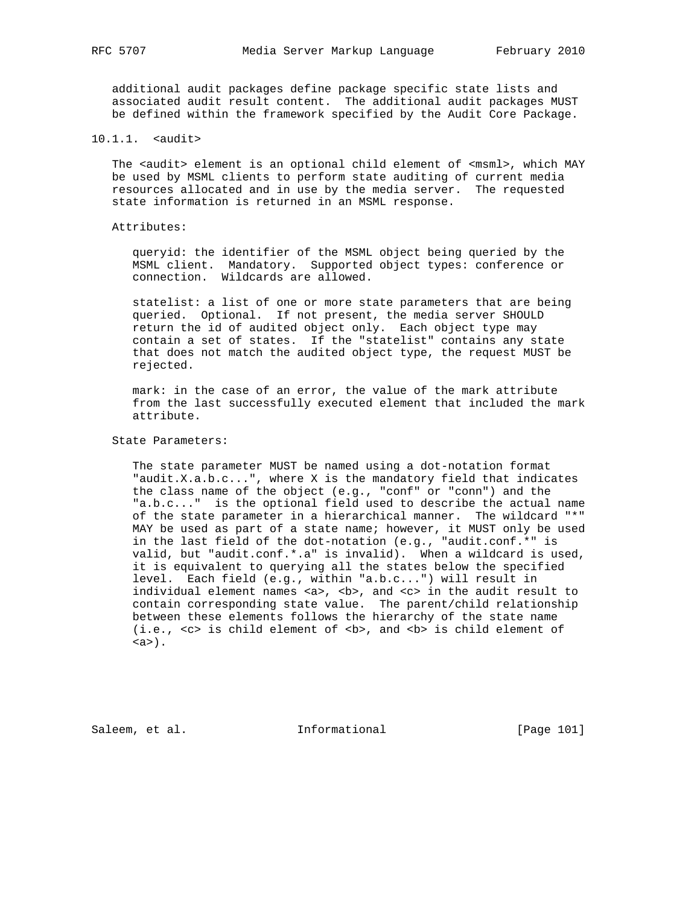additional audit packages define package specific state lists and associated audit result content. The additional audit packages MUST be defined within the framework specified by the Audit Core Package.

#### 10.1.1. <audit>

The <audit> element is an optional child element of <msml>, which MAY be used by MSML clients to perform state auditing of current media resources allocated and in use by the media server. The requested state information is returned in an MSML response.

Attributes:

queryid: the identifier of the MSML object being queried by the MSML client. Mandatory. Supported object types: conference or connection. Wildcards are allowed.

statelist: a list of one or more state parameters that are being queried. Optional. If not present, the media server SHOULD return the id of audited object only. Each object type may contain a set of states. If the "statelist" contains any state that does not match the audited object type, the request MUST be rejected.

mark: in the case of an error, the value of the mark attribute from the last successfully executed element that included the mark attribute.

State Parameters:

The state parameter MUST be named using a dot-notation format "audit.X.a.b.c...", where X is the mandatory field that indicates the class name of the object (e.g., "conf" or "conn") and the "a.b.c..." is the optional field used to describe the actual name of the state parameter in a hierarchical manner. The wildcard "*" MAY be used as part of a state name; however, it MUST only be used in the last field of the dot-notation (e.g., "audit.conf.*" is valid, but "audit.conf.*.a" is invalid). When a wildcard is used, it is equivalent to querying all the states below the specified level. Each field (e.g., within "a.b.c...") will result in individual element names <a>, <b>, and <c> in the audit result to contain corresponding state value. The parent/child relationship between these elements follows the hierarchy of the state name (i.e., <c> is child element of <b>, and <b> is child element of <a>).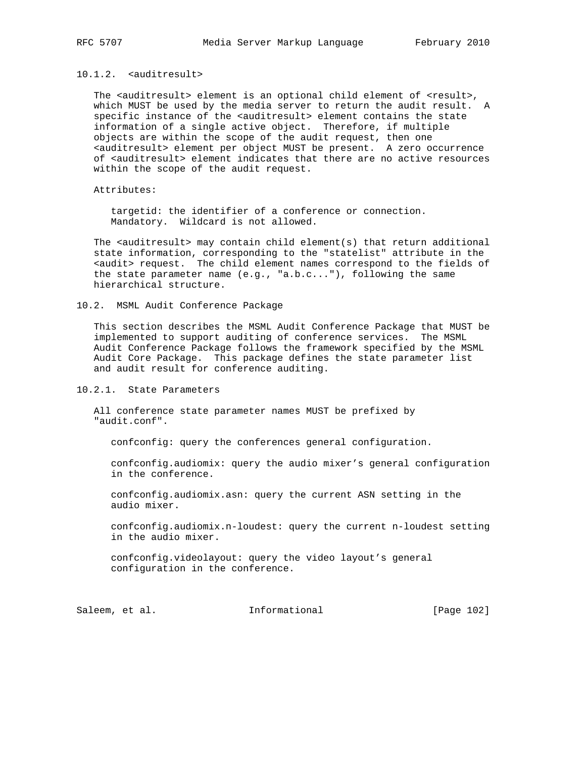### 10.1.2. <auditresult>

The <auditresult> element is an optional child element of <result>, which MUST be used by the media server to return the audit result. A specific instance of the <auditresult> element contains the state information of a single active object. Therefore, if multiple objects are within the scope of the audit request, then one <auditresult> element per object MUST be present. A zero occurrence of <auditresult> element indicates that there are no active resources within the scope of the audit request.

Attributes:

targetid: the identifier of a conference or connection. Mandatory. Wildcard is not allowed.

The <auditresult> may contain child element(s) that return additional state information, corresponding to the "statelist" attribute in the <audit> request. The child element names correspond to the fields of the state parameter name (e.g., "a.b.c..."), following the same hierarchical structure.

## 10.2. MSML Audit Conference Package

This section describes the MSML Audit Conference Package that MUST be implemented to support auditing of conference services. The MSML Audit Conference Package follows the framework specified by the MSML Audit Core Package. This package defines the state parameter list and audit result for conference auditing.

### 10.2.1. State Parameters

All conference state parameter names MUST be prefixed by "audit.conf".

confconfig: query the conferences general configuration.

confconfig.audiomix: query the audio mixer's general configuration in the conference.

confconfig.audiomix.asn: query the current ASN setting in the audio mixer.

confconfig.audiomix.n-loudest: query the current n-loudest setting in the audio mixer.

confconfig.videolayout: query the video layout's general configuration in the conference.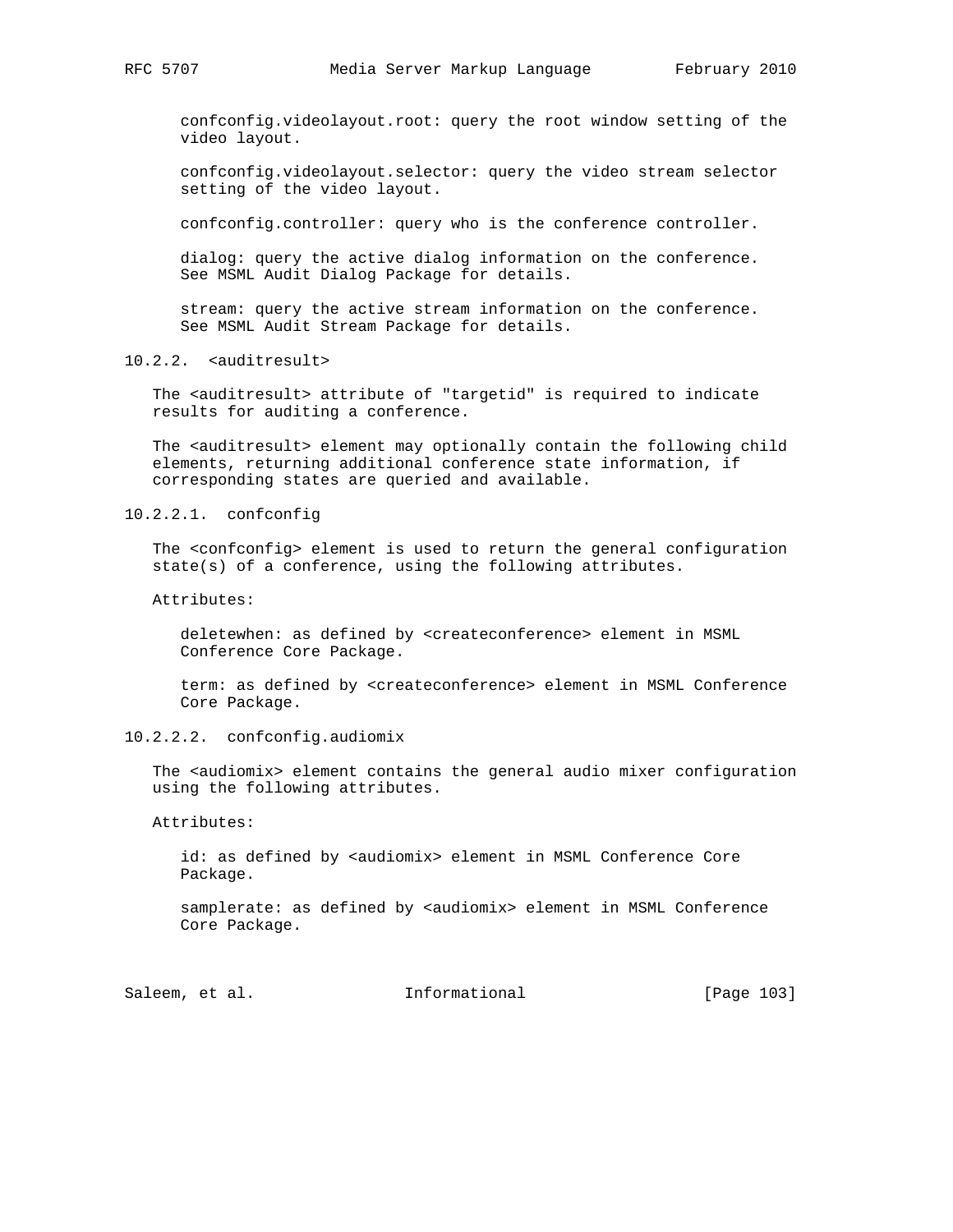confconfig.videolayout.root: query the root window setting of the video layout.

confconfig.videolayout.selector: query the video stream selector setting of the video layout.

confconfig.controller: query who is the conference controller.

dialog: query the active dialog information on the conference. See MSML Audit Dialog Package for details.

stream: query the active stream information on the conference. See MSML Audit Stream Package for details.

### 10.2.2. <auditresult>

The <auditresult> attribute of "targetid" is required to indicate results for auditing a conference.

The <auditresult> element may optionally contain the following child elements, returning additional conference state information, if corresponding states are queried and available.

#### 10.2.2.1. confconfig

The <confconfig> element is used to return the general configuration state(s) of a conference, using the following attributes.

Attributes:

deletewhen: as defined by <createconference> element in MSML Conference Core Package.

term: as defined by <createconference> element in MSML Conference Core Package.

#### 10.2.2.2. confconfig.audiomix

The <audiomix> element contains the general audio mixer configuration using the following attributes.

Attributes:

id: as defined by <audiomix> element in MSML Conference Core Package.

samplerate: as defined by <audiomix> element in MSML Conference Core Package.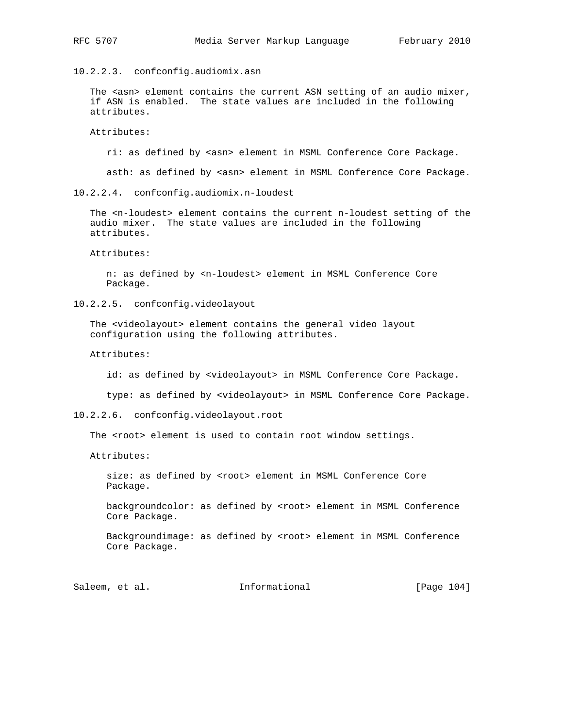#### 10.2.2.3. confconfig.audiomix.asn

The <asn> element contains the current ASN setting of an audio mixer, if ASN is enabled. The state values are included in the following attributes.

Attributes:

ri: as defined by <asn> element in MSML Conference Core Package.

asth: as defined by <asn> element in MSML Conference Core Package.

#### 10.2.2.4. confconfig.audiomix.n-loudest

The <n-loudest> element contains the current n-loudest setting of the audio mixer. The state values are included in the following attributes.

Attributes:

n: as defined by <n-loudest> element in MSML Conference Core Package.

#### 10.2.2.5. confconfig.videolayout

The <videolayout> element contains the general video layout configuration using the following attributes.

Attributes:

id: as defined by <videolayout> in MSML Conference Core Package.

type: as defined by <videolayout> in MSML Conference Core Package.

#### 10.2.2.6. confconfig.videolayout.root

The <root> element is used to contain root window settings.

Attributes:

size: as defined by <root> element in MSML Conference Core Package.

backgroundcolor: as defined by <root> element in MSML Conference Core Package.

Backgroundimage: as defined by <root> element in MSML Conference Core Package.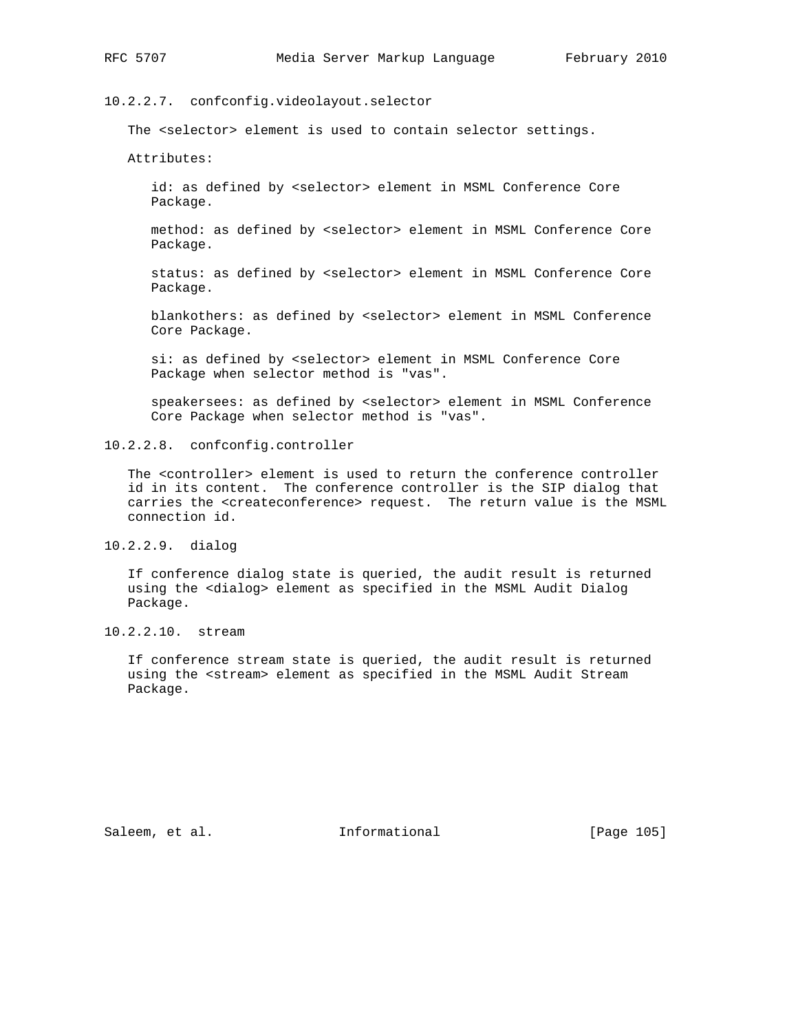#### 10.2.2.7. confconfig.videolayout.selector

The <selector> element is used to contain selector settings.

Attributes:

id: as defined by <selector> element in MSML Conference Core Package.

method: as defined by <selector> element in MSML Conference Core Package.

status: as defined by <selector> element in MSML Conference Core Package.

blankothers: as defined by <selector> element in MSML Conference Core Package.

si: as defined by <selector> element in MSML Conference Core Package when selector method is "vas".

speakersees: as defined by <selector> element in MSML Conference Core Package when selector method is "vas".

#### 10.2.2.8. confconfig.controller

The <controller> element is used to return the conference controller id in its content. The conference controller is the SIP dialog that carries the <createconference> request. The return value is the MSML connection id.

#### 10.2.2.9. dialog

If conference dialog state is queried, the audit result is returned using the <dialog> element as specified in the MSML Audit Dialog Package.

#### 10.2.2.10. stream

If conference stream state is queried, the audit result is returned using the <stream> element as specified in the MSML Audit Stream Package.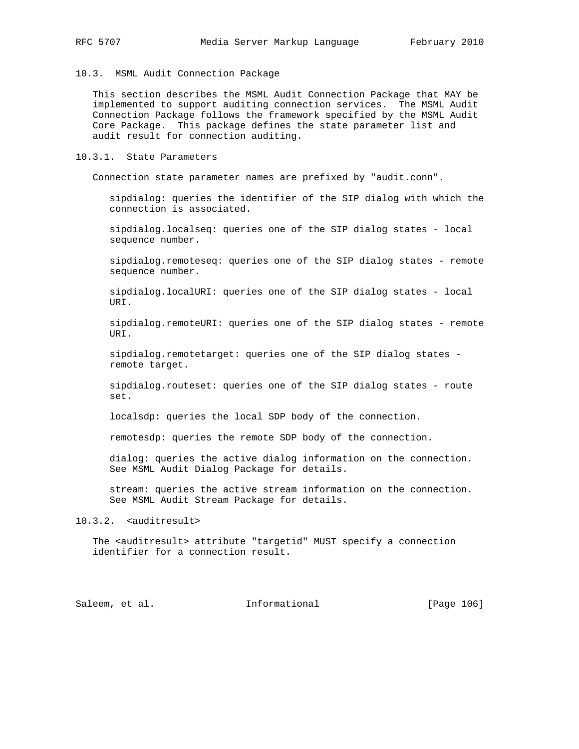### 10.3. MSML Audit Connection Package

This section describes the MSML Audit Connection Package that MAY be implemented to support auditing connection services. The MSML Audit Connection Package follows the framework specified by the MSML Audit Core Package. This package defines the state parameter list and audit result for connection auditing.

#### 10.3.1. State Parameters

Connection state parameter names are prefixed by "audit.conn".

sipdialog: queries the identifier of the SIP dialog with which the connection is associated.

sipdialog.localseq: queries one of the SIP dialog states - local sequence number.

sipdialog.remoteseq: queries one of the SIP dialog states - remote sequence number.

sipdialog.localURI: queries one of the SIP dialog states - local URI.

sipdialog.remoteURI: queries one of the SIP dialog states - remote URI.

sipdialog.remotetarget: queries one of the SIP dialog states - remote target.

sipdialog.routeset: queries one of the SIP dialog states - route set.

localsdp: queries the local SDP body of the connection.

remotesdp: queries the remote SDP body of the connection.

dialog: queries the active dialog information on the connection. See MSML Audit Dialog Package for details.

stream: queries the active stream information on the connection. See MSML Audit Stream Package for details.

#### 10.3.2. <auditresult>

The <auditresult> attribute "targetid" MUST specify a connection identifier for a connection result.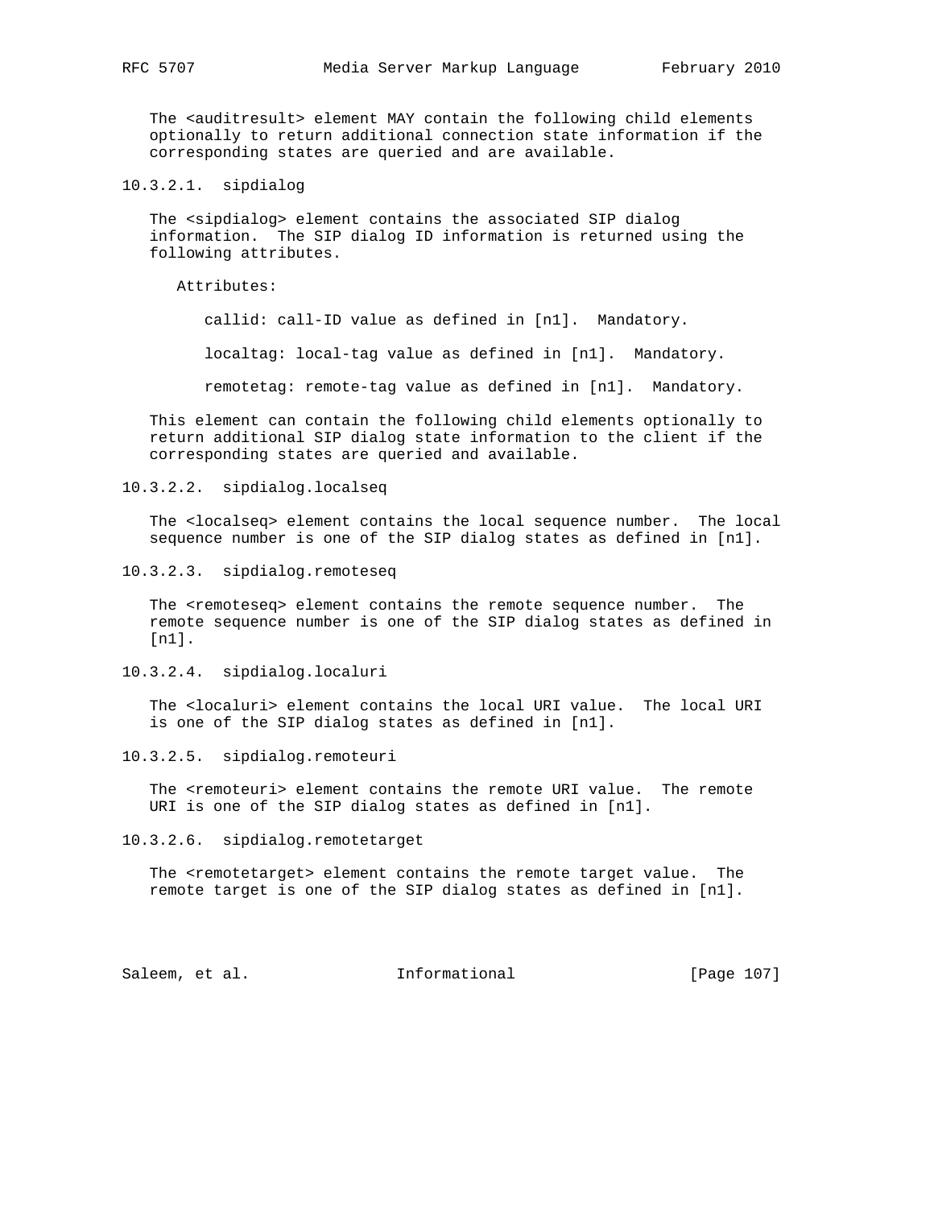The <auditresult> element MAY contain the following child elements optionally to return additional connection state information if the corresponding states are queried and are available.

#### 10.3.2.1. sipdialog

The <sipdialog> element contains the associated SIP dialog information. The SIP dialog ID information is returned using the following attributes.

Attributes:

callid: call-ID value as defined in [n1]. Mandatory.

localtag: local-tag value as defined in [n1]. Mandatory.

remotetag: remote-tag value as defined in [n1]. Mandatory.

This element can contain the following child elements optionally to return additional SIP dialog state information to the client if the corresponding states are queried and available.

#### 10.3.2.2. sipdialog.localseq

The <localseq> element contains the local sequence number. The local sequence number is one of the SIP dialog states as defined in [n1].

#### 10.3.2.3. sipdialog.remoteseq

The <remoteseq> element contains the remote sequence number. The remote sequence number is one of the SIP dialog states as defined in [n1].

#### 10.3.2.4. sipdialog.localuri

The <localuri> element contains the local URI value. The local URI is one of the SIP dialog states as defined in [n1].

#### 10.3.2.5. sipdialog.remoteuri

The <remoteuri> element contains the remote URI value. The remote URI is one of the SIP dialog states as defined in [n1].

#### 10.3.2.6. sipdialog.remotetarget

The <remotetarget> element contains the remote target value. The remote target is one of the SIP dialog states as defined in [n1].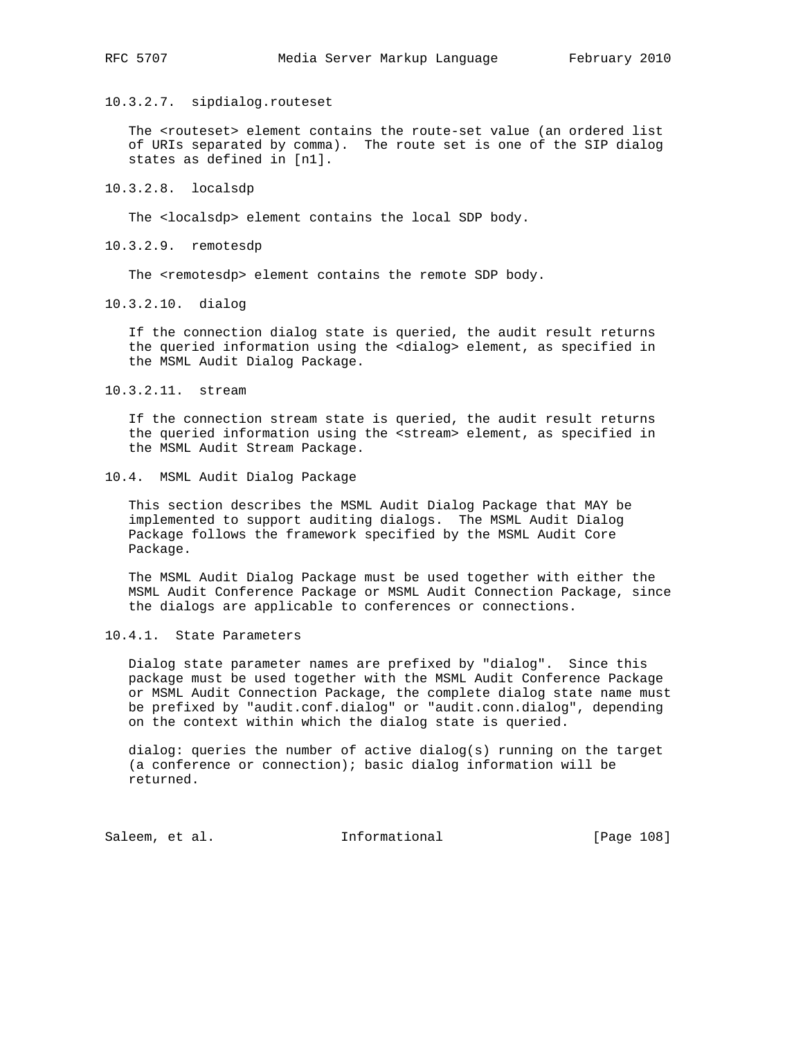#### 10.3.2.7. sipdialog.routeset

The <routeset> element contains the route-set value (an ordered list of URIs separated by comma). The route set is one of the SIP dialog states as defined in [n1].

#### 10.3.2.8. localsdp

The <localsdp> element contains the local SDP body.

#### 10.3.2.9. remotesdp

The <remotesdp> element contains the remote SDP body.

#### 10.3.2.10. dialog

If the connection dialog state is queried, the audit result returns the queried information using the <dialog> element, as specified in the MSML Audit Dialog Package.

#### 10.3.2.11. stream

If the connection stream state is queried, the audit result returns the queried information using the <stream> element, as specified in the MSML Audit Stream Package.

## 10.4. MSML Audit Dialog Package

This section describes the MSML Audit Dialog Package that MAY be implemented to support auditing dialogs. The MSML Audit Dialog Package follows the framework specified by the MSML Audit Core Package.

The MSML Audit Dialog Package must be used together with either the MSML Audit Conference Package or MSML Audit Connection Package, since the dialogs are applicable to conferences or connections.

### 10.4.1. State Parameters

Dialog state parameter names are prefixed by "dialog". Since this package must be used together with the MSML Audit Conference Package or MSML Audit Connection Package, the complete dialog state name must be prefixed by "audit.conf.dialog" or "audit.conn.dialog", depending on the context within which the dialog state is queried.

dialog: queries the number of active dialog(s) running on the target (a conference or connection); basic dialog information will be returned.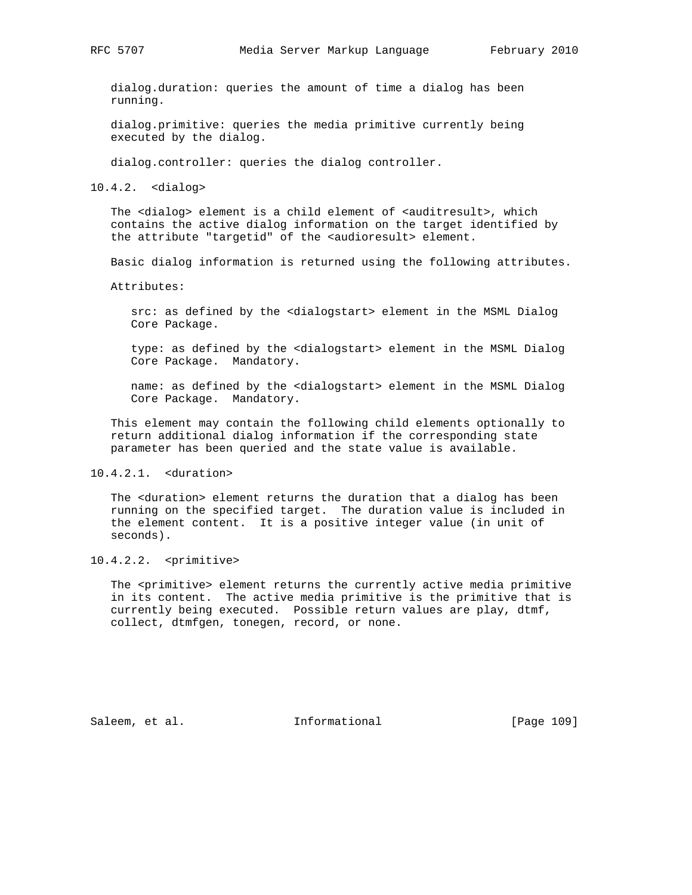dialog.duration: queries the amount of time a dialog has been running.

dialog.primitive: queries the media primitive currently being executed by the dialog.

dialog.controller: queries the dialog controller.

### 10.4.2. <dialog>

The <dialog> element is a child element of <auditresult>, which contains the active dialog information on the target identified by the attribute "targetid" of the <audioresult> element.

Basic dialog information is returned using the following attributes.

Attributes:

- src: as defined by the <dialogstart> element in the MSML Dialog Core Package.

- type: as defined by the <dialogstart> element in the MSML Dialog Core Package. Mandatory.

- name: as defined by the <dialogstart> element in the MSML Dialog Core Package. Mandatory.

This element may contain the following child elements optionally to return additional dialog information if the corresponding state parameter has been queried and the state value is available.

#### 10.4.2.1. <duration>

The <duration> element returns the duration that a dialog has been running on the specified target. The duration value is included in the element content. It is a positive integer value (in unit of seconds).

#### 10.4.2.2. <primitive>

The <primitive> element returns the currently active media primitive in its content. The active media primitive is the primitive that is currently being executed. Possible return values are play, dtmf, collect, dtmfgen, tonegen, record, or none.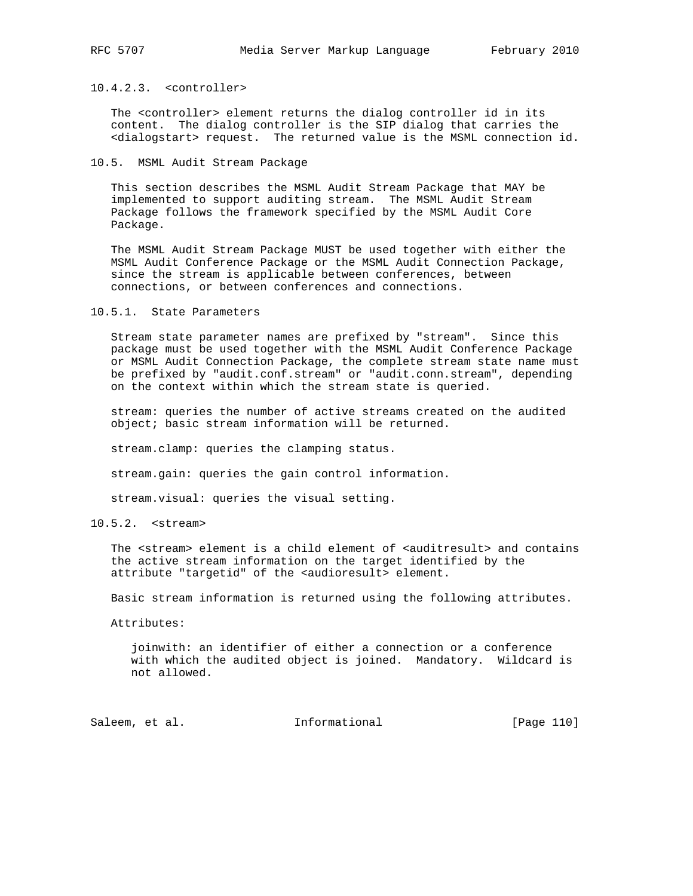#### 10.4.2.3. <controller>

The <controller> element returns the dialog controller id in its content. The dialog controller is the SIP dialog that carries the <dialogstart> request. The returned value is the MSML connection id.

### 10.5. MSML Audit Stream Package

This section describes the MSML Audit Stream Package that MAY be implemented to support auditing stream. The MSML Audit Stream Package follows the framework specified by the MSML Audit Core Package.

The MSML Audit Stream Package MUST be used together with either the MSML Audit Conference Package or the MSML Audit Connection Package, since the stream is applicable between conferences, between connections, or between conferences and connections.

#### 10.5.1. State Parameters

Stream state parameter names are prefixed by "stream". Since this package must be used together with the MSML Audit Conference Package or MSML Audit Connection Package, the complete stream state name must be prefixed by "audit.conf.stream" or "audit.conn.stream", depending on the context within which the stream state is queried.

stream: queries the number of active streams created on the audited object; basic stream information will be returned.

stream.clamp: queries the clamping status.

stream.gain: queries the gain control information.

stream.visual: queries the visual setting.

#### 10.5.2. <stream>

The <stream> element is a child element of <auditresult> and contains the active stream information on the target identified by the attribute "targetid" of the <audioresult> element.

Basic stream information is returned using the following attributes.

Attributes:

joinwith: an identifier of either a connection or a conference with which the audited object is joined. Mandatory. Wildcard is not allowed.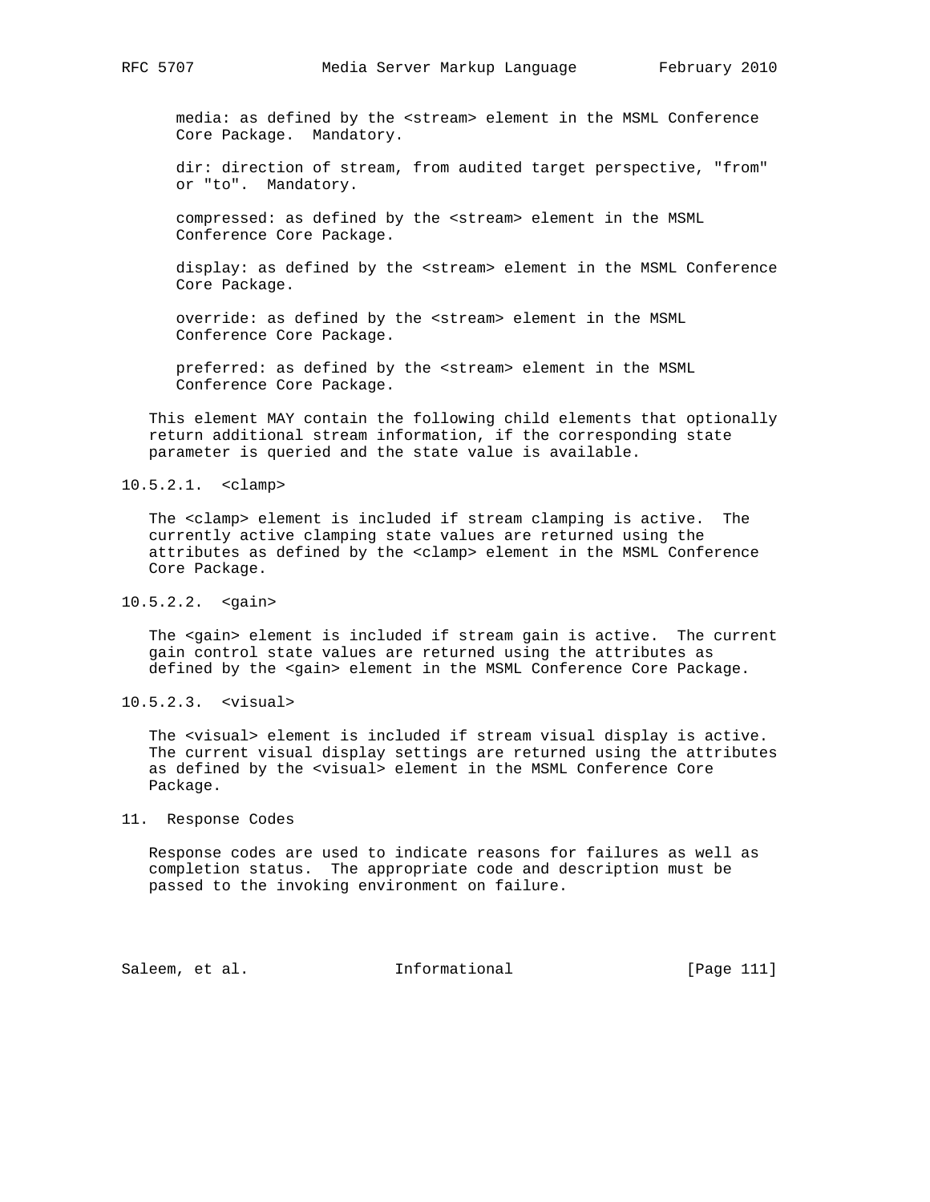media: as defined by the <stream> element in the MSML Conference Core Package. Mandatory.

dir: direction of stream, from audited target perspective, "from" or "to". Mandatory.

compressed: as defined by the <stream> element in the MSML Conference Core Package.

display: as defined by the <stream> element in the MSML Conference Core Package.

override: as defined by the <stream> element in the MSML Conference Core Package.

preferred: as defined by the <stream> element in the MSML Conference Core Package.

This element MAY contain the following child elements that optionally return additional stream information, if the corresponding state parameter is queried and the state value is available.

#### 10.5.2.1. <clamp>

The <clamp> element is included if stream clamping is active. The currently active clamping state values are returned using the attributes as defined by the <clamp> element in the MSML Conference Core Package.

#### 10.5.2.2. <gain>

The <gain> element is included if stream gain is active. The current gain control state values are returned using the attributes as defined by the <gain> element in the MSML Conference Core Package.

#### 10.5.2.3. <visual>

The <visual> element is included if stream visual display is active. The current visual display settings are returned using the attributes as defined by the <visual> element in the MSML Conference Core Package.

## 11. Response Codes

Response codes are used to indicate reasons for failures as well as completion status. The appropriate code and description must be passed to the invoking environment on failure.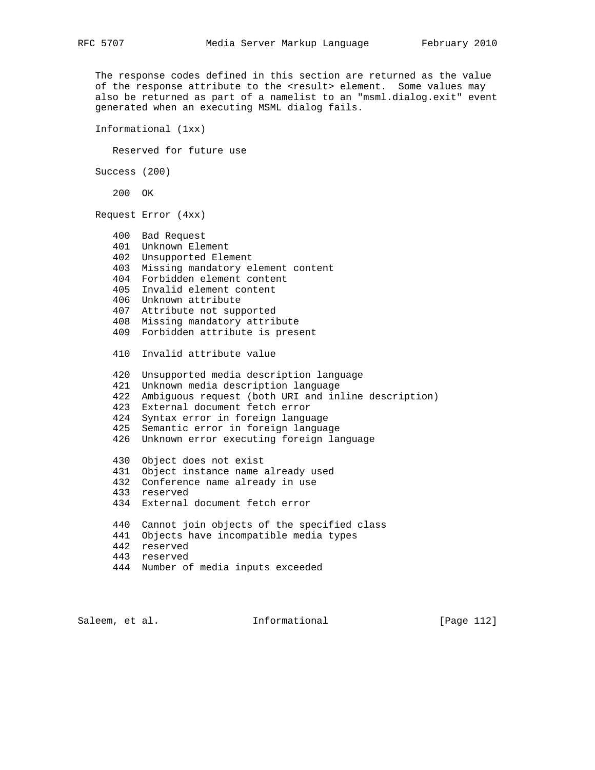The response codes defined in this section are returned as the value of the response attribute to the <result> element. Some values may also be returned as part of a namelist to an "msml.dialog.exit" event generated when an executing MSML dialog fails.

Informational (1xx)

Reserved for future use

Success (200)

200 OK

Request Error (4xx)

400 Bad Request
401 Unknown Element
402 Unsupported Element
403 Missing mandatory element content
404 Forbidden element content
405 Invalid element content
406 Unknown attribute
407 Attribute not supported
408 Missing mandatory attribute
409 Forbidden attribute is present

410 Invalid attribute value

420 Unsupported media description language
421 Unknown media description language
422 Ambiguous request (both URI and inline description)
423 External document fetch error
424 Syntax error in foreign language
425 Semantic error in foreign language
426 Unknown error executing foreign language

430 Object does not exist
431 Object instance name already used
432 Conference name already in use
433 reserved
434 External document fetch error

440 Cannot join objects of the specified class
441 Objects have incompatible media types
442 reserved
443 reserved
444 Number of media inputs exceeded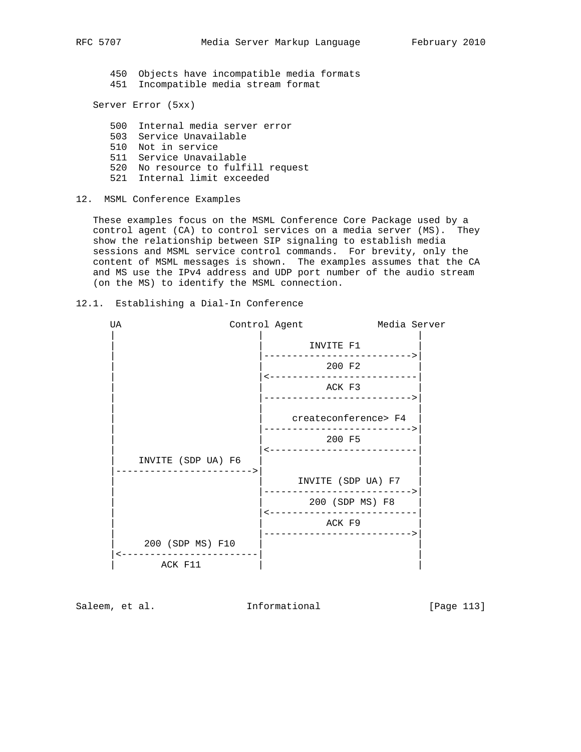450  Objects have incompatible media formats
   451  Incompatible media stream format

Server Error (5xx)

   500  Internal media server error
   503  Service Unavailable
   510  Not in service
   511  Service Unavailable
   520  No resource to fulfill request
   521  Internal limit exceeded

## 12. MSML Conference Examples

These examples focus on the MSML Conference Core Package used by a control agent (CA) to control services on a media server (MS). They show the relationship between SIP signaling to establish media sessions and MSML service control commands. For brevity, only the content of MSML messages is shown. The examples assumes that the CA and MS use the IPv4 address and UDP port number of the audio stream (on the MS) to identify the MSML connection.

### 12.1. Establishing a Dial-In Conference

```
UA                  Control Agent             Media Server
|                          |                          |
|                          |        INVITE F1         |
|                          |------------------------->|
|                          |          200 F2          |
|                          |<-------------------------|
|                          |          ACK F3          |
|                          |------------------------->|
|                          |                          |
|                          |     createconference> F4 |
|                          |------------------------->|
|                          |          200 F5          |
|                          |<-------------------------|
|    INVITE (SDP UA) F6    |                          |
|------------------------->|                          |
|                          |      INVITE (SDP UA) F7  |
|                          |------------------------->|
|                          |       200 (SDP MS) F8    |
|                          |<-------------------------|
|                          |          ACK F9          |
|                          |------------------------->|
|     200 (SDP MS) F10     |                          |
|<-------------------------|                          |
|        ACK F11           |                          |
```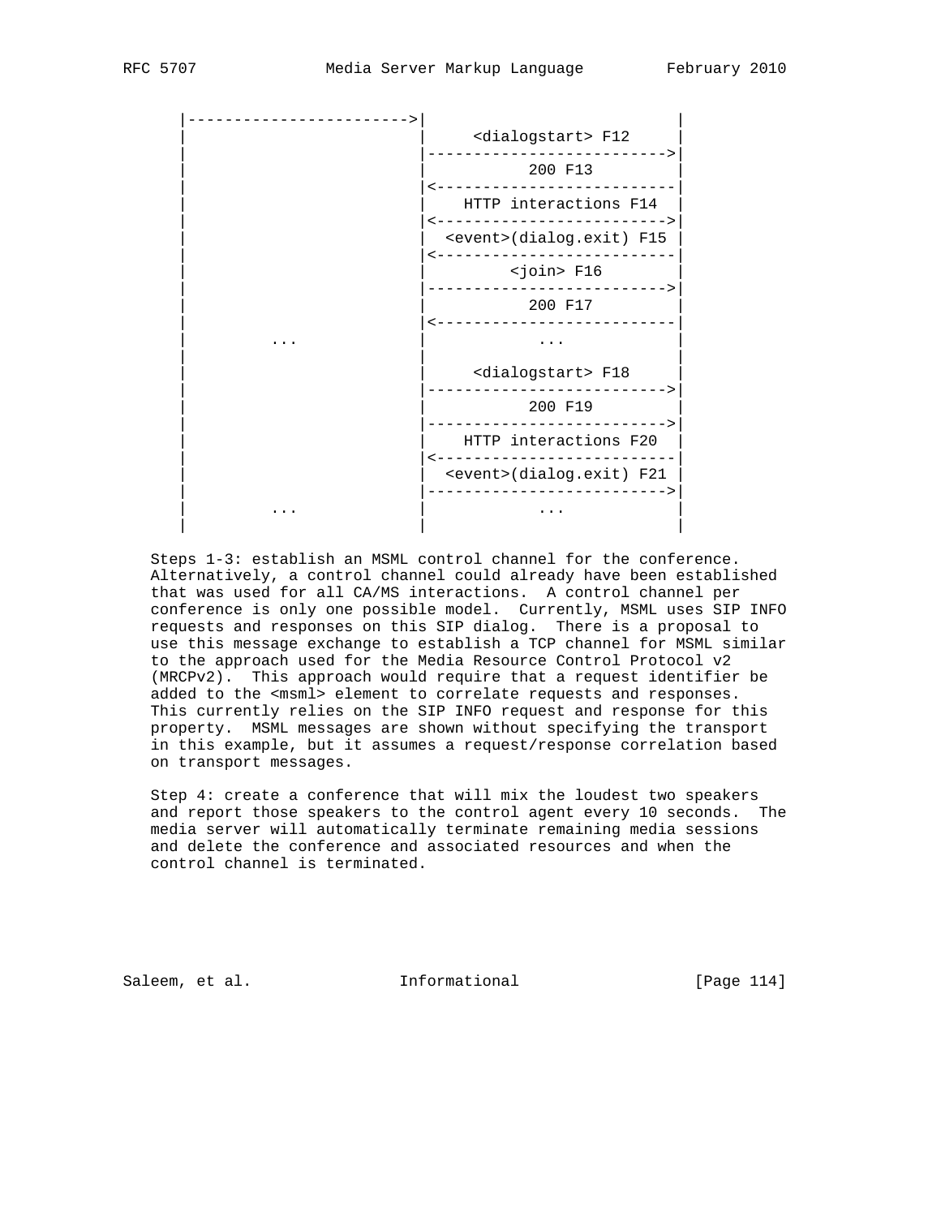```
      |------------------------>|                          |
      |                         |     <dialogstart> F12    |
      |                         |------------------------->|
      |                         |          200 F13         |
      |                         |<-------------------------|
      |                         |    HTTP interactions F14 |
      |                         |<------------------------>|
      |                         |  <event>(dialog.exit) F15|
      |                         |<-------------------------|
      |                         |         <join> F16       |
      |                         |------------------------->|
      |                         |          200 F17         |
      |                         |<-------------------------|
      |          ...            |            ...           |
      |                         |                          |
      |                         |     <dialogstart> F18    |
      |                         |------------------------->|
      |                         |          200 F19         |
      |                         |------------------------->|
      |                         |    HTTP interactions F20 |
      |                         |<-------------------------|
      |                         |  <event>(dialog.exit) F21|
      |                         |------------------------->|
      |          ...            |            ...           |
      |                         |                          |
```

Steps 1-3: establish an MSML control channel for the conference. Alternatively, a control channel could already have been established that was used for all CA/MS interactions. A control channel per conference is only one possible model. Currently, MSML uses SIP INFO requests and responses on this SIP dialog. There is a proposal to use this message exchange to establish a TCP channel for MSML similar to the approach used for the Media Resource Control Protocol v2 (MRCPv2). This approach would require that a request identifier be added to the <msml> element to correlate requests and responses. This currently relies on the SIP INFO request and response for this property. MSML messages are shown without specifying the transport in this example, but it assumes a request/response correlation based on transport messages.

Step 4: create a conference that will mix the loudest two speakers and report those speakers to the control agent every 10 seconds. The media server will automatically terminate remaining media sessions and delete the conference and associated resources and when the control channel is terminated.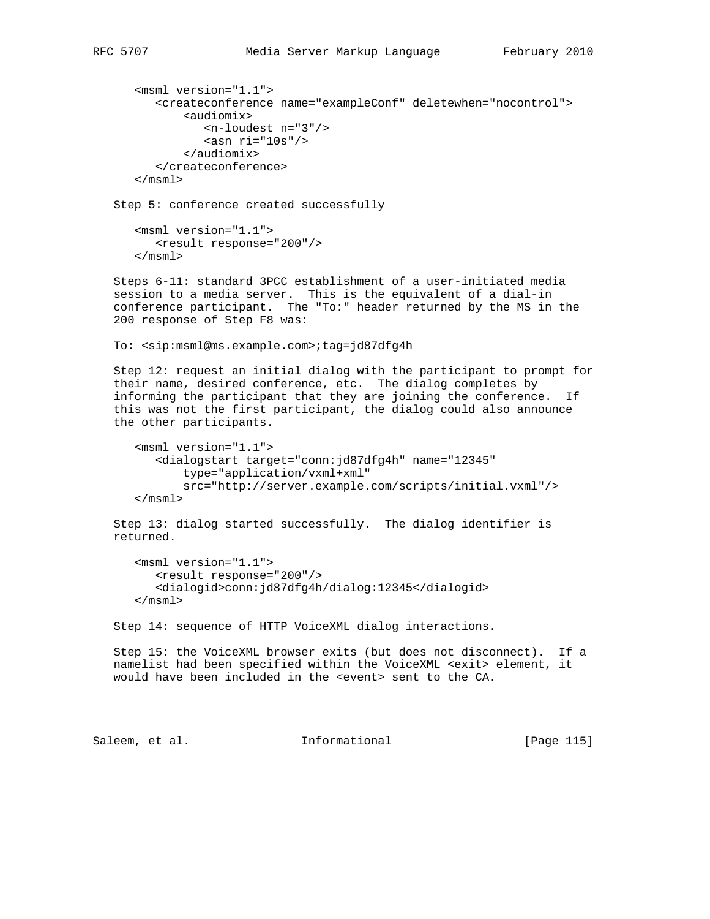```
<msml version="1.1">
   <createconference name="exampleConf" deletewhen="nocontrol">
       <audiomix>
          <n-loudest n="3"/>
          <asn ri="10s"/>
       </audiomix>
   </createconference>
</msml>
```

Step 5: conference created successfully

```
<msml version="1.1">
   <result response="200"/>
</msml>
```

Steps 6-11: standard 3PCC establishment of a user-initiated media session to a media server. This is the equivalent of a dial-in conference participant. The "To:" header returned by the MS in the 200 response of Step F8 was:

To: <sip:msml@ms.example.com>;tag=jd87dfg4h

Step 12: request an initial dialog with the participant to prompt for their name, desired conference, etc. The dialog completes by informing the participant that they are joining the conference. If this was not the first participant, the dialog could also announce the other participants.

```
<msml version="1.1">
   <dialogstart target="conn:jd87dfg4h" name="12345"
       type="application/vxml+xml"
       src="http://server.example.com/scripts/initial.vxml"/>
</msml>
```

Step 13: dialog started successfully. The dialog identifier is returned.

```
<msml version="1.1">
   <result response="200"/>
   <dialogid>conn:jd87dfg4h/dialog:12345</dialogid>
</msml>
```

Step 14: sequence of HTTP VoiceXML dialog interactions.

Step 15: the VoiceXML browser exits (but does not disconnect). If a namelist had been specified within the VoiceXML <exit> element, it would have been included in the <event> sent to the CA.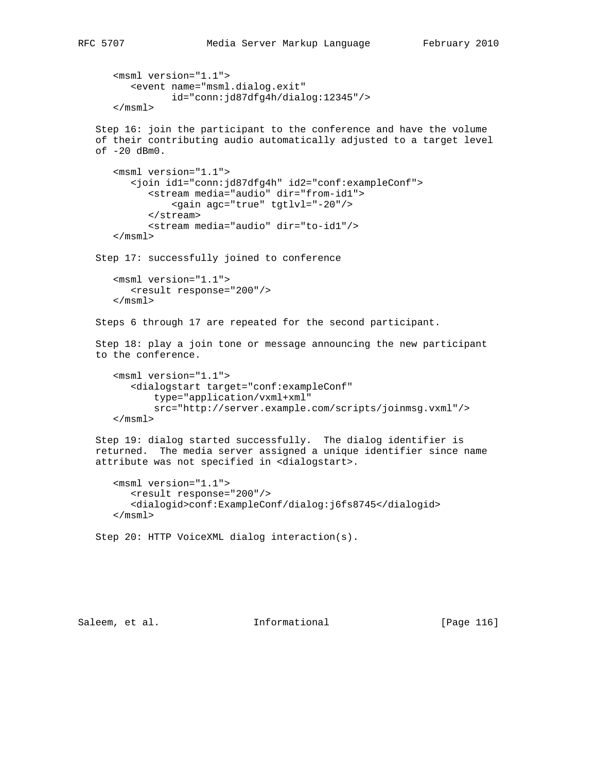```
<msml version="1.1">
   <event name="msml.dialog.exit"
          id="conn:jd87dfg4h/dialog:12345"/>
</msml>
```

Step 16: join the participant to the conference and have the volume of their contributing audio automatically adjusted to a target level of -20 dBm0.

```
<msml version="1.1">
   <join id1="conn:jd87dfg4h" id2="conf:exampleConf">
      <stream media="audio" dir="from-id1">
          <gain agc="true" tgtlvl="-20"/>
      </stream>
      <stream media="audio" dir="to-id1"/>
</msml>
```

Step 17: successfully joined to conference

```
<msml version="1.1">
   <result response="200"/>
</msml>
```

Steps 6 through 17 are repeated for the second participant.

Step 18: play a join tone or message announcing the new participant to the conference.

```
<msml version="1.1">
   <dialogstart target="conf:exampleConf"
        type="application/vxml+xml"
        src="http://server.example.com/scripts/joinmsg.vxml"/>
</msml>
```

Step 19: dialog started successfully. The dialog identifier is returned. The media server assigned a unique identifier since name attribute was not specified in <dialogstart>.

```
<msml version="1.1">
   <result response="200"/>
   <dialogid>conf:ExampleConf/dialog:j6fs8745</dialogid>
</msml>
```

Step 20: HTTP VoiceXML dialog interaction(s).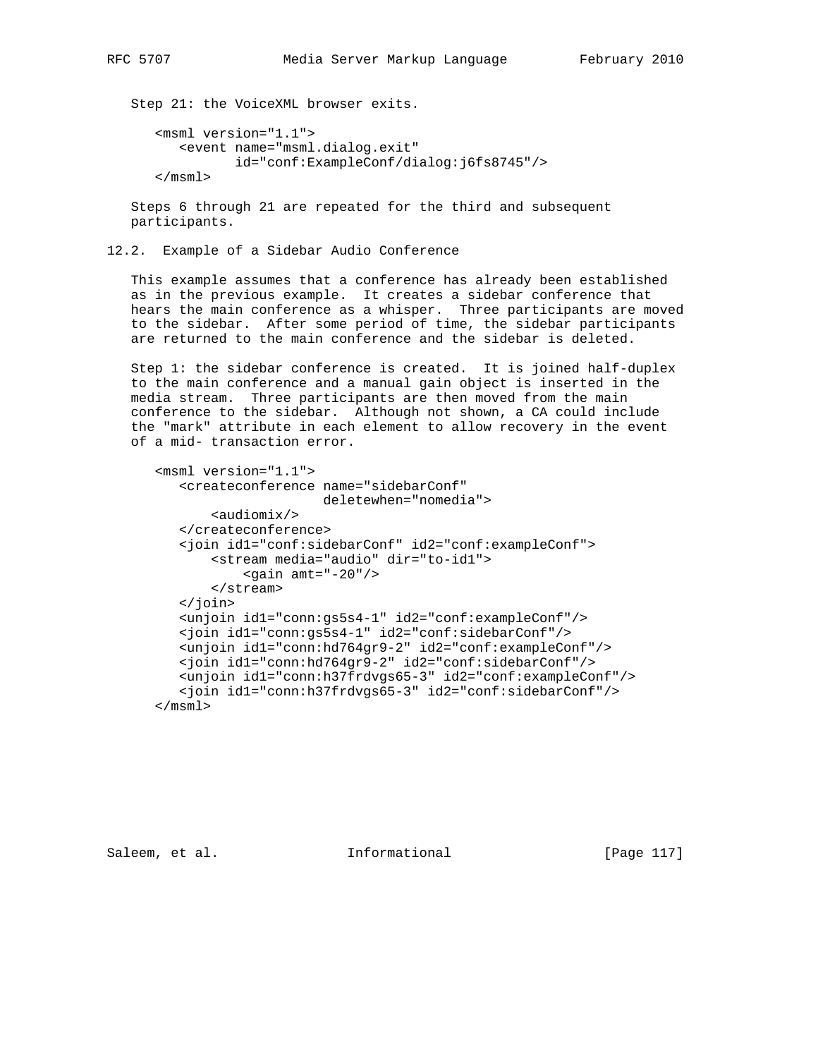Step 21: the VoiceXML browser exits.

```
<msml version="1.1">
   <event name="msml.dialog.exit"
          id="conf:ExampleConf/dialog:j6fs8745"/>
</msml>
```

Steps 6 through 21 are repeated for the third and subsequent participants.

## 12.2. Example of a Sidebar Audio Conference

This example assumes that a conference has already been established as in the previous example. It creates a sidebar conference that hears the main conference as a whisper. Three participants are moved to the sidebar. After some period of time, the sidebar participants are returned to the main conference and the sidebar is deleted.

Step 1: the sidebar conference is created. It is joined half-duplex to the main conference and a manual gain object is inserted in the media stream. Three participants are then moved from the main conference to the sidebar. Although not shown, a CA could include the "mark" attribute in each element to allow recovery in the event of a mid- transaction error.

```
<msml version="1.1">
   <createconference name="sidebarConf"
                     deletewhen="nomedia">
       <audiomix/>
   </createconference>
   <join id1="conf:sidebarConf" id2="conf:exampleConf">
       <stream media="audio" dir="to-id1">
           <gain amt="-20"/>
       </stream>
   </join>
   <unjoin id1="conn:gs5s4-1" id2="conf:exampleConf"/>
   <join id1="conn:gs5s4-1" id2="conf:sidebarConf"/>
   <unjoin id1="conn:hd764gr9-2" id2="conf:exampleConf"/>
   <join id1="conn:hd764gr9-2" id2="conf:sidebarConf"/>
   <unjoin id1="conn:h37frdvgs65-3" id2="conf:exampleConf"/>
   <join id1="conn:h37frdvgs65-3" id2="conf:sidebarConf"/>
</msml>
```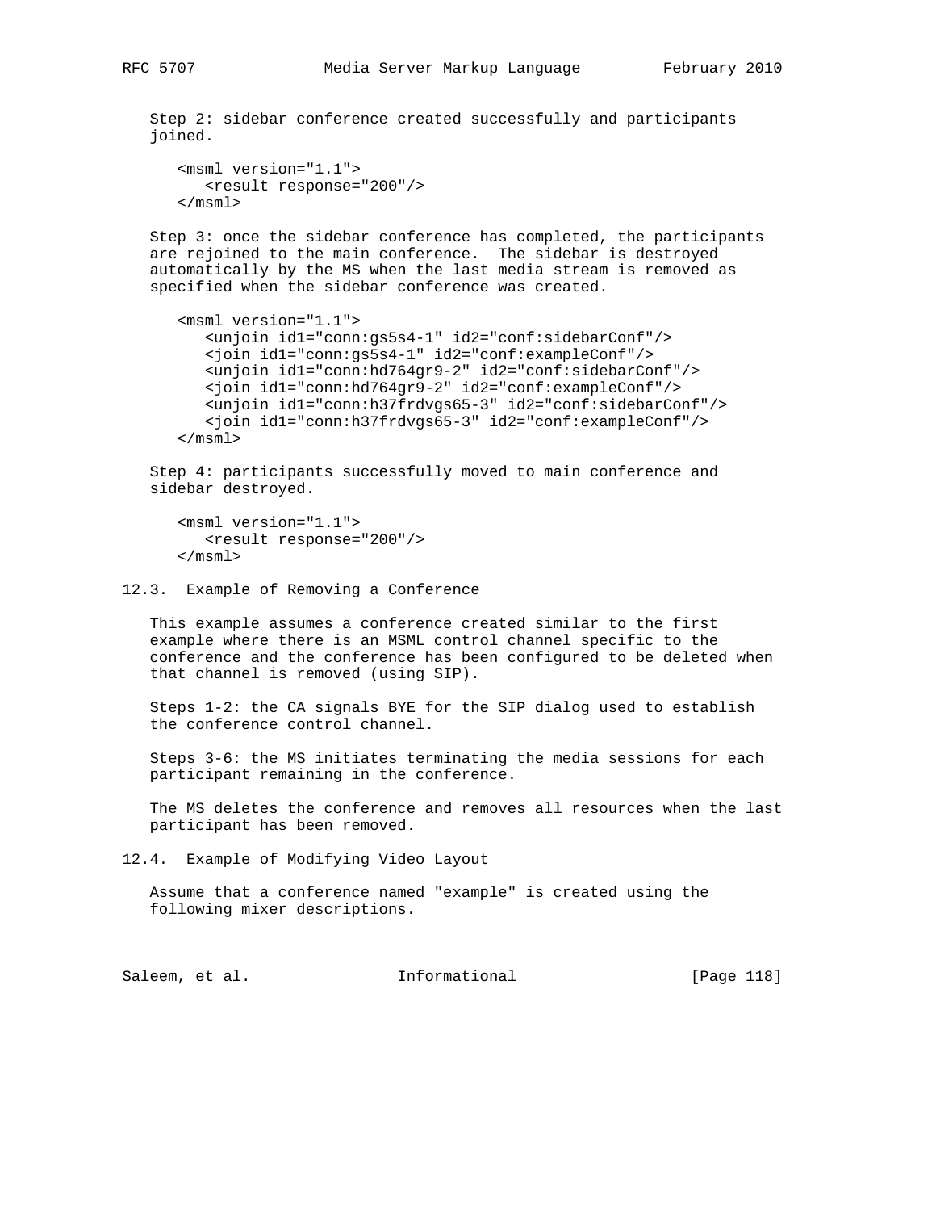Step 2: sidebar conference created successfully and participants joined.

```
<msml version="1.1">
   <result response="200"/>
</msml>
```

Step 3: once the sidebar conference has completed, the participants are rejoined to the main conference. The sidebar is destroyed automatically by the MS when the last media stream is removed as specified when the sidebar conference was created.

```
<msml version="1.1">
   <unjoin id1="conn:gs5s4-1" id2="conf:sidebarConf"/>
   <join id1="conn:gs5s4-1" id2="conf:exampleConf"/>
   <unjoin id1="conn:hd764gr9-2" id2="conf:sidebarConf"/>
   <join id1="conn:hd764gr9-2" id2="conf:exampleConf"/>
   <unjoin id1="conn:h37frdvgs65-3" id2="conf:sidebarConf"/>
   <join id1="conn:h37frdvgs65-3" id2="conf:exampleConf"/>
</msml>
```

Step 4: participants successfully moved to main conference and sidebar destroyed.

```
<msml version="1.1">
   <result response="200"/>
</msml>
```

## 12.3. Example of Removing a Conference

This example assumes a conference created similar to the first example where there is an MSML control channel specific to the conference and the conference has been configured to be deleted when that channel is removed (using SIP).

Steps 1-2: the CA signals BYE for the SIP dialog used to establish the conference control channel.

Steps 3-6: the MS initiates terminating the media sessions for each participant remaining in the conference.

The MS deletes the conference and removes all resources when the last participant has been removed.

## 12.4. Example of Modifying Video Layout

Assume that a conference named "example" is created using the following mixer descriptions.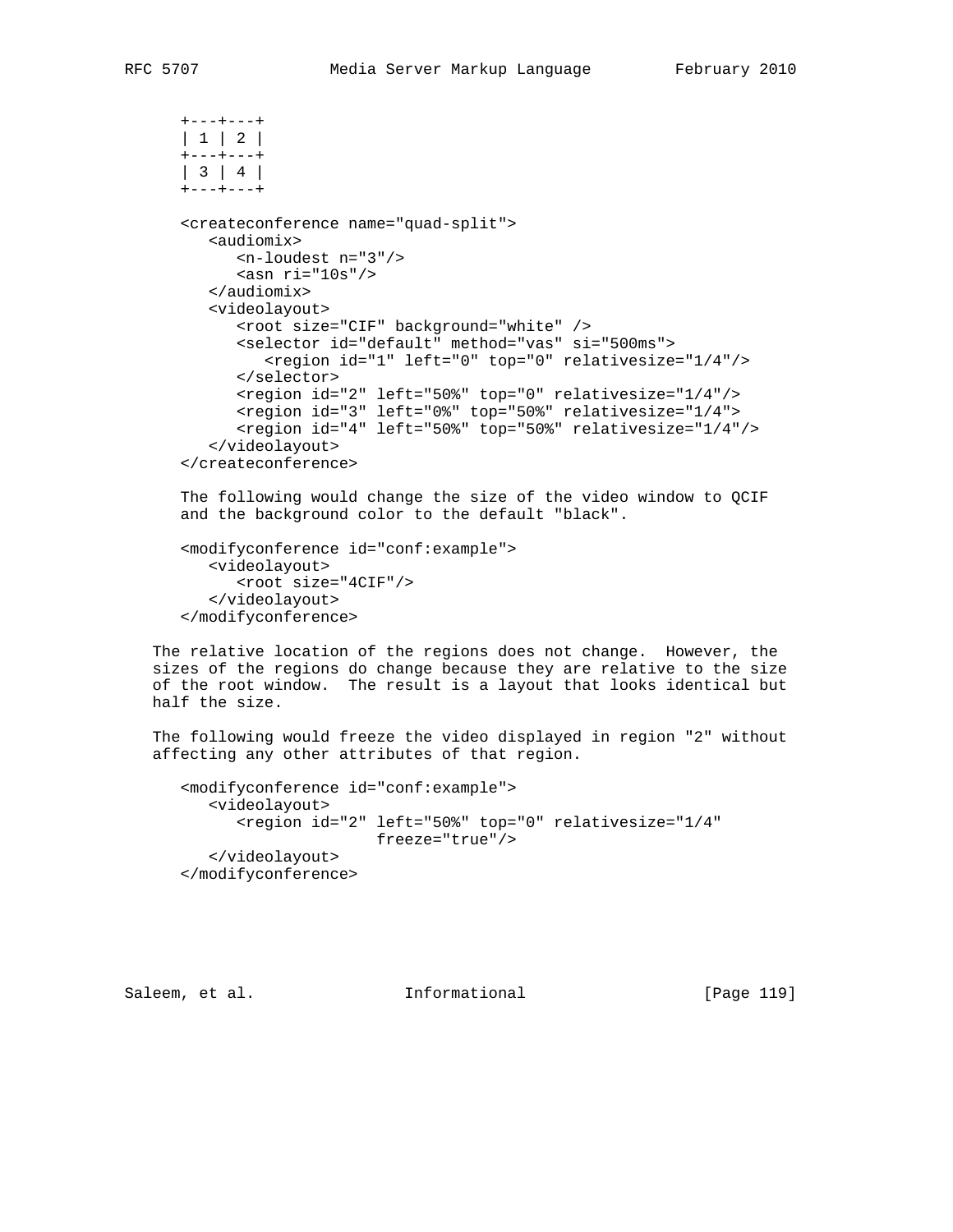```
+---+---+
| 1 | 2 |
+---+---+
| 3 | 4 |
+---+---+

<createconference name="quad-split">
   <audiomix>
      <n-loudest n="3"/>
      <asn ri="10s"/>
   </audiomix>
   <videolayout>
      <root size="CIF" background="white" />
      <selector id="default" method="vas" si="500ms">
         <region id="1" left="0" top="0" relativesize="1/4"/>
      </selector>
      <region id="2" left="50%" top="0" relativesize="1/4"/>
      <region id="3" left="0%" top="50%" relativesize="1/4">
      <region id="4" left="50%" top="50%" relativesize="1/4"/>
   </videolayout>
</createconference>
```

The following would change the size of the video window to QCIF and the background color to the default "black".

```
<modifyconference id="conf:example">
   <videolayout>
      <root size="4CIF"/>
   </videolayout>
</modifyconference>
```

The relative location of the regions does not change. However, the sizes of the regions do change because they are relative to the size of the root window. The result is a layout that looks identical but half the size.

The following would freeze the video displayed in region "2" without affecting any other attributes of that region.

```
<modifyconference id="conf:example">
   <videolayout>
      <region id="2" left="50%" top="0" relativesize="1/4"
                     freeze="true"/>
   </videolayout>
</modifyconference>
```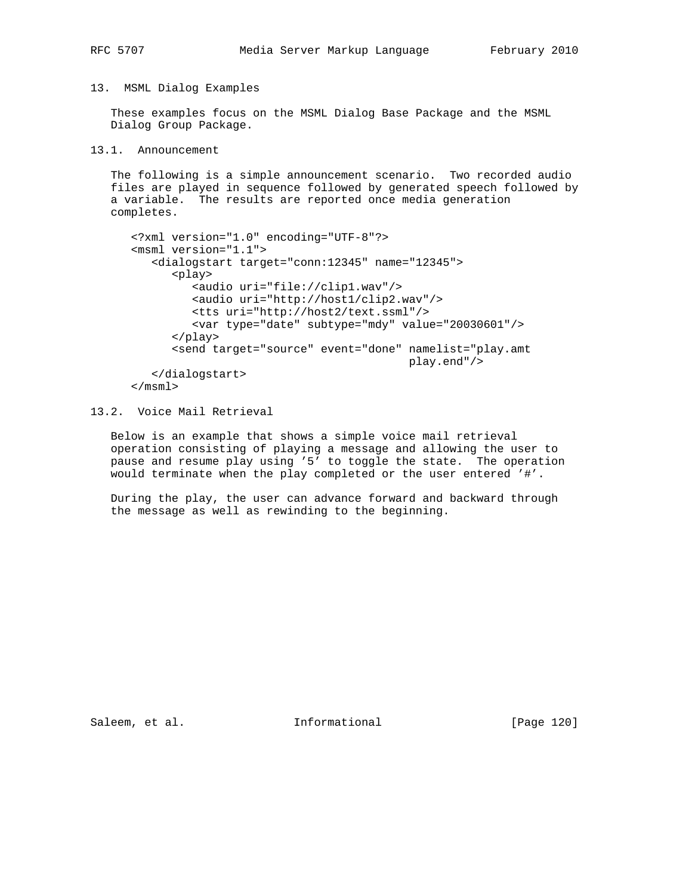## 13. MSML Dialog Examples

These examples focus on the MSML Dialog Base Package and the MSML Dialog Group Package.

### 13.1. Announcement

The following is a simple announcement scenario. Two recorded audio files are played in sequence followed by generated speech followed by a variable. The results are reported once media generation completes.

```
<?xml version="1.0" encoding="UTF-8"?>
<msml version="1.1">
   <dialogstart target="conn:12345" name="12345">
      <play>
         <audio uri="file://clip1.wav"/>
         <audio uri="http://host1/clip2.wav"/>
         <tts uri="http://host2/text.ssml"/>
         <var type="date" subtype="mdy" value="20030601"/>
      </play>
      <send target="source" event="done" namelist="play.amt
                                         play.end"/>
   </dialogstart>
</msml>
```

### 13.2. Voice Mail Retrieval

Below is an example that shows a simple voice mail retrieval operation consisting of playing a message and allowing the user to pause and resume play using '5' to toggle the state. The operation would terminate when the play completed or the user entered '#'.

During the play, the user can advance forward and backward through the message as well as rewinding to the beginning.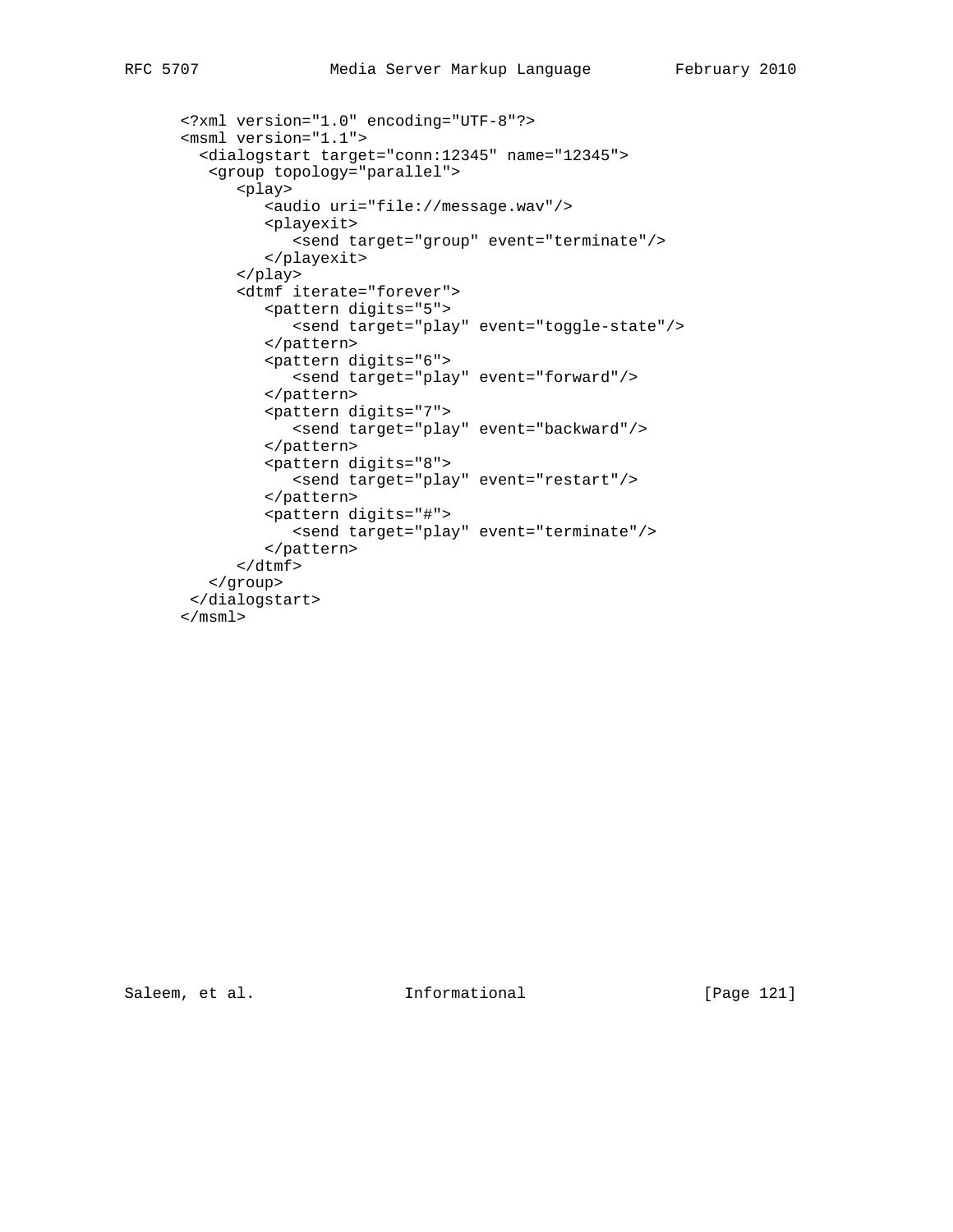```
<?xml version="1.0" encoding="UTF-8"?>
<msml version="1.1">
  <dialogstart target="conn:12345" name="12345">
   <group topology="parallel">
      <play>
         <audio uri="file://message.wav"/>
         <playexit>
            <send target="group" event="terminate"/>
         </playexit>
      </play>
      <dtmf iterate="forever">
         <pattern digits="5">
            <send target="play" event="toggle-state"/>
         </pattern>
         <pattern digits="6">
            <send target="play" event="forward"/>
         </pattern>
         <pattern digits="7">
            <send target="play" event="backward"/>
         </pattern>
         <pattern digits="8">
            <send target="play" event="restart"/>
         </pattern>
         <pattern digits="#">
            <send target="play" event="terminate"/>
         </pattern>
      </dtmf>
   </group>
 </dialogstart>
</msml>
```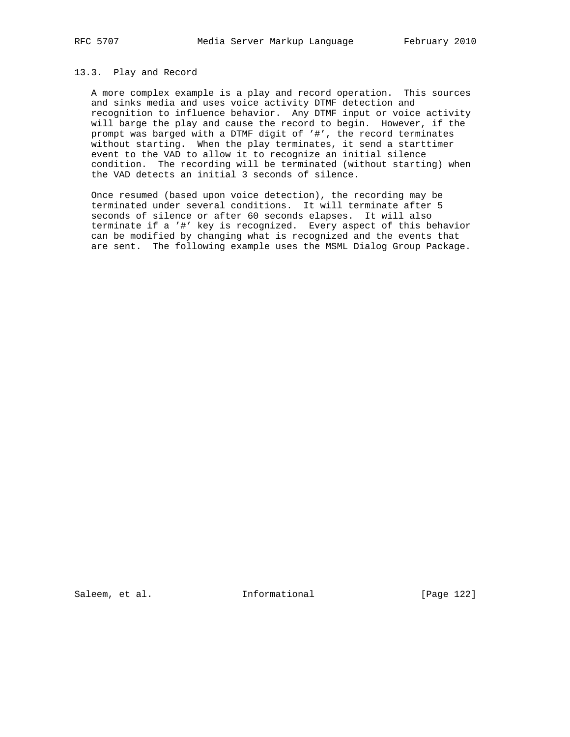### 13.3. Play and Record

A more complex example is a play and record operation. This sources and sinks media and uses voice activity DTMF detection and recognition to influence behavior. Any DTMF input or voice activity will barge the play and cause the record to begin. However, if the prompt was barged with a DTMF digit of '#', the record terminates without starting. When the play terminates, it send a starttimer event to the VAD to allow it to recognize an initial silence condition. The recording will be terminated (without starting) when the VAD detects an initial 3 seconds of silence.

Once resumed (based upon voice detection), the recording may be terminated under several conditions. It will terminate after 5 seconds of silence or after 60 seconds elapses. It will also terminate if a '#' key is recognized. Every aspect of this behavior can be modified by changing what is recognized and the events that are sent. The following example uses the MSML Dialog Group Package.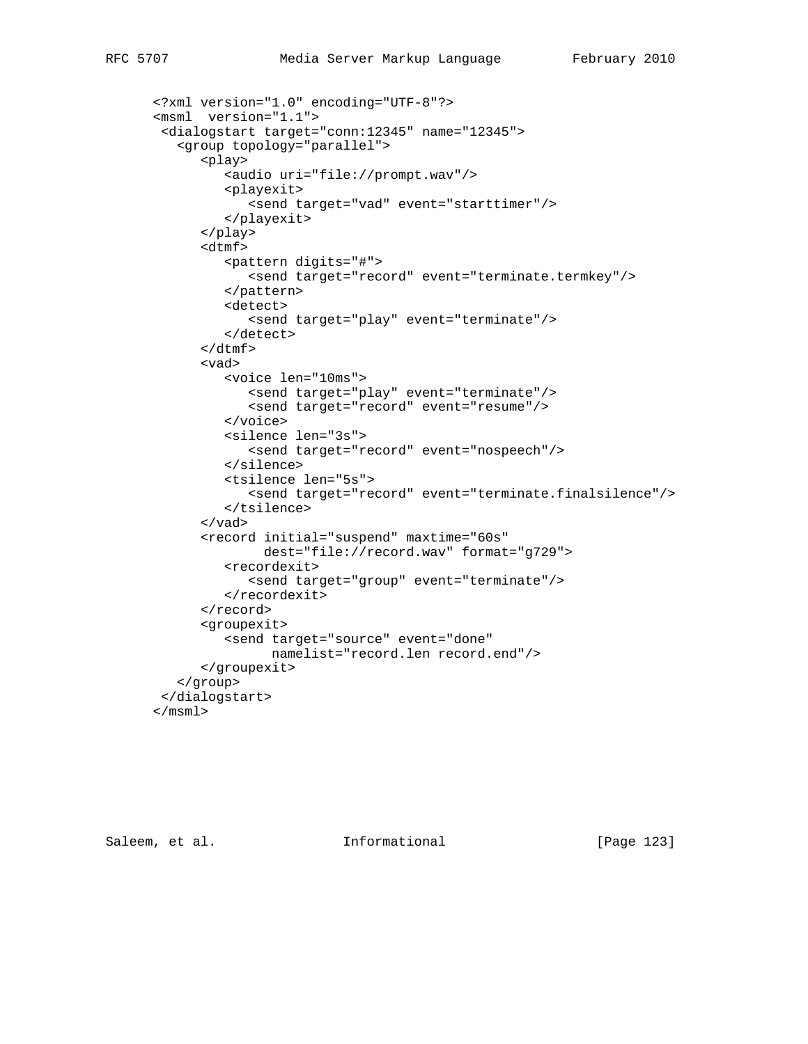```
<?xml version="1.0" encoding="UTF-8"?>
<msml  version="1.1">
 <dialogstart target="conn:12345" name="12345">
   <group topology="parallel">
      <play>
         <audio uri="file://prompt.wav"/>
         <playexit>
            <send target="vad" event="starttimer"/>
         </playexit>
      </play>
      <dtmf>
         <pattern digits="#">
            <send target="record" event="terminate.termkey"/>
         </pattern>
         <detect>
            <send target="play" event="terminate"/>
         </detect>
      </dtmf>
      <vad>
         <voice len="10ms">
            <send target="play" event="terminate"/>
            <send target="record" event="resume"/>
         </voice>
         <silence len="3s">
            <send target="record" event="nospeech"/>
         </silence>
         <tsilence len="5s">
            <send target="record" event="terminate.finalsilence"/>
         </tsilence>
      </vad>
      <record initial="suspend" maxtime="60s"
              dest="file://record.wav" format="g729">
         <recordexit>
            <send target="group" event="terminate"/>
         </recordexit>
      </record>
      <groupexit>
         <send target="source" event="done"
               namelist="record.len record.end"/>
      </groupexit>
   </group>
 </dialogstart>
</msml>
```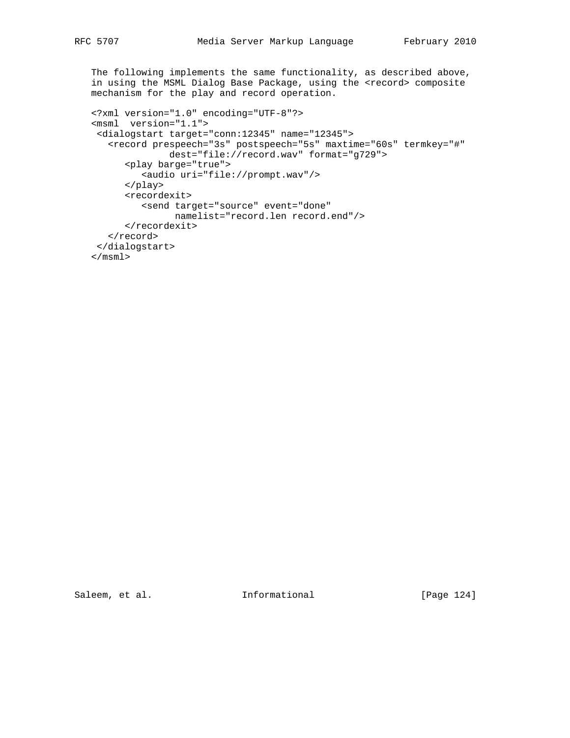The following implements the same functionality, as described above, in using the MSML Dialog Base Package, using the <record> composite mechanism for the play and record operation.

```
<?xml version="1.0" encoding="UTF-8"?>
<msml  version="1.1">
 <dialogstart target="conn:12345" name="12345">
   <record prespeech="3s" postspeech="5s" maxtime="60s" termkey="#"
              dest="file://record.wav" format="g729">
      <play barge="true">
         <audio uri="file://prompt.wav"/>
      </play>
      <recordexit>
         <send target="source" event="done"
               namelist="record.len record.end"/>
      </recordexit>
   </record>
 </dialogstart>
</msml>
```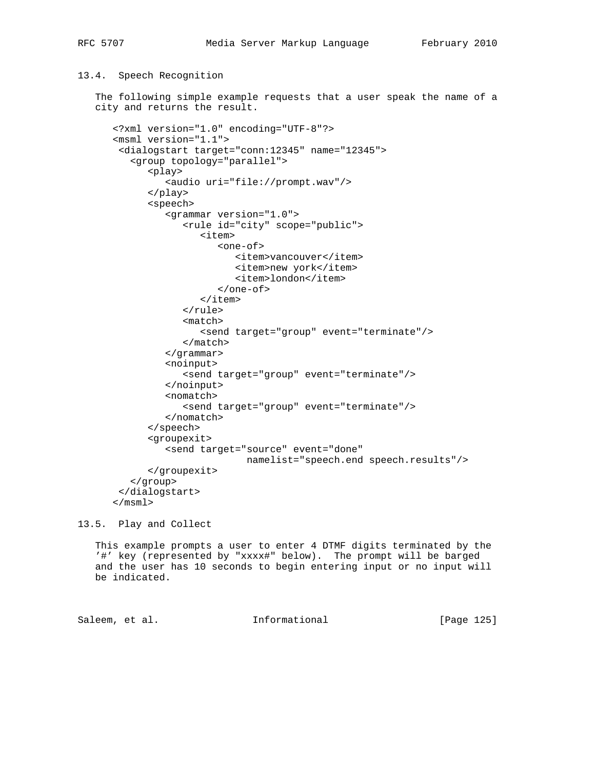### 13.4. Speech Recognition

The following simple example requests that a user speak the name of a city and returns the result.

```
<?xml version="1.0" encoding="UTF-8"?>
<msml version="1.1">
 <dialogstart target="conn:12345" name="12345">
   <group topology="parallel">
      <play>
         <audio uri="file://prompt.wav"/>
      </play>
      <speech>
         <grammar version="1.0">
            <rule id="city" scope="public">
               <item>
                  <one-of>
                     <item>vancouver</item>
                     <item>new york</item>
                     <item>london</item>
                  </one-of>
               </item>
            </rule>
            <match>
               <send target="group" event="terminate"/>
            </match>
         </grammar>
         <noinput>
            <send target="group" event="terminate"/>
         </noinput>
         <nomatch>
            <send target="group" event="terminate"/>
         </nomatch>
      </speech>
      <groupexit>
         <send target="source" event="done"
                      namelist="speech.end speech.results"/>
      </groupexit>
   </group>
 </dialogstart>
</msml>
```

### 13.5. Play and Collect

This example prompts a user to enter 4 DTMF digits terminated by the '#' key (represented by "xxxx#" below). The prompt will be barged and the user has 10 seconds to begin entering input or no input will be indicated.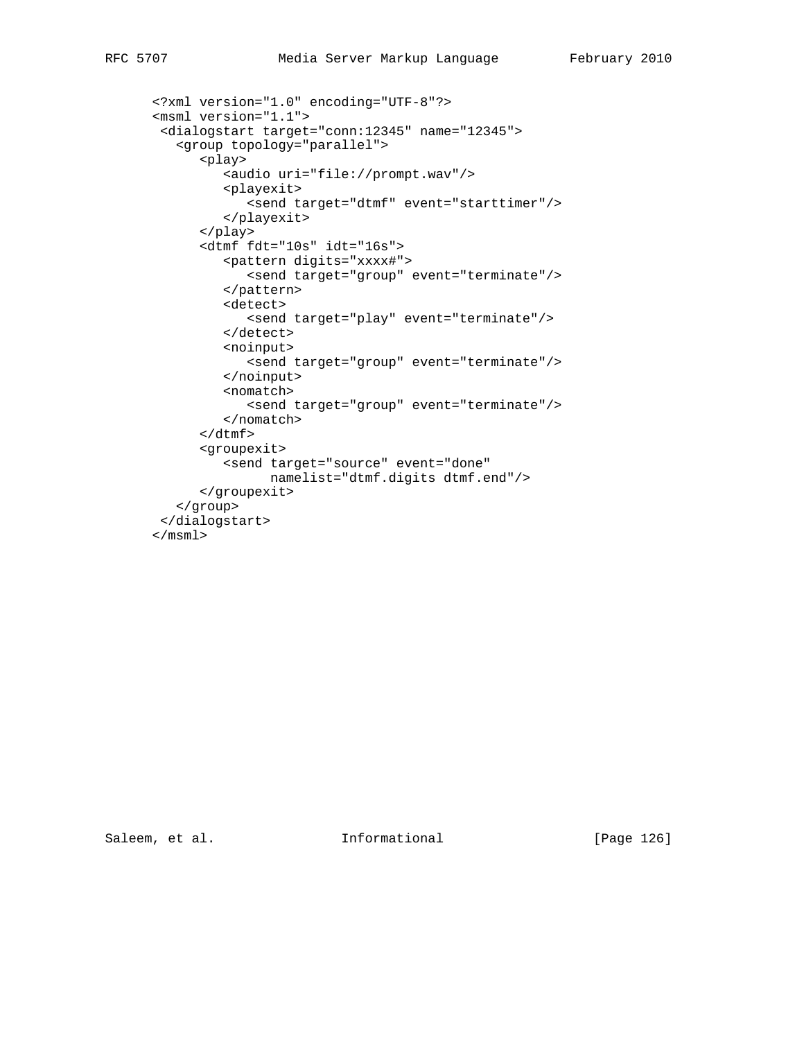```xml
<?xml version="1.0" encoding="UTF-8"?>
<msml version="1.1">
 <dialogstart target="conn:12345" name="12345">
   <group topology="parallel">
      <play>
         <audio uri="file://prompt.wav"/>
         <playexit>
            <send target="dtmf" event="starttimer"/>
         </playexit>
      </play>
      <dtmf fdt="10s" idt="16s">
         <pattern digits="xxxx#">
            <send target="group" event="terminate"/>
         </pattern>
         <detect>
            <send target="play" event="terminate"/>
         </detect>
         <noinput>
            <send target="group" event="terminate"/>
         </noinput>
         <nomatch>
            <send target="group" event="terminate"/>
         </nomatch>
      </dtmf>
      <groupexit>
         <send target="source" event="done"
               namelist="dtmf.digits dtmf.end"/>
      </groupexit>
   </group>
 </dialogstart>
</msml>
```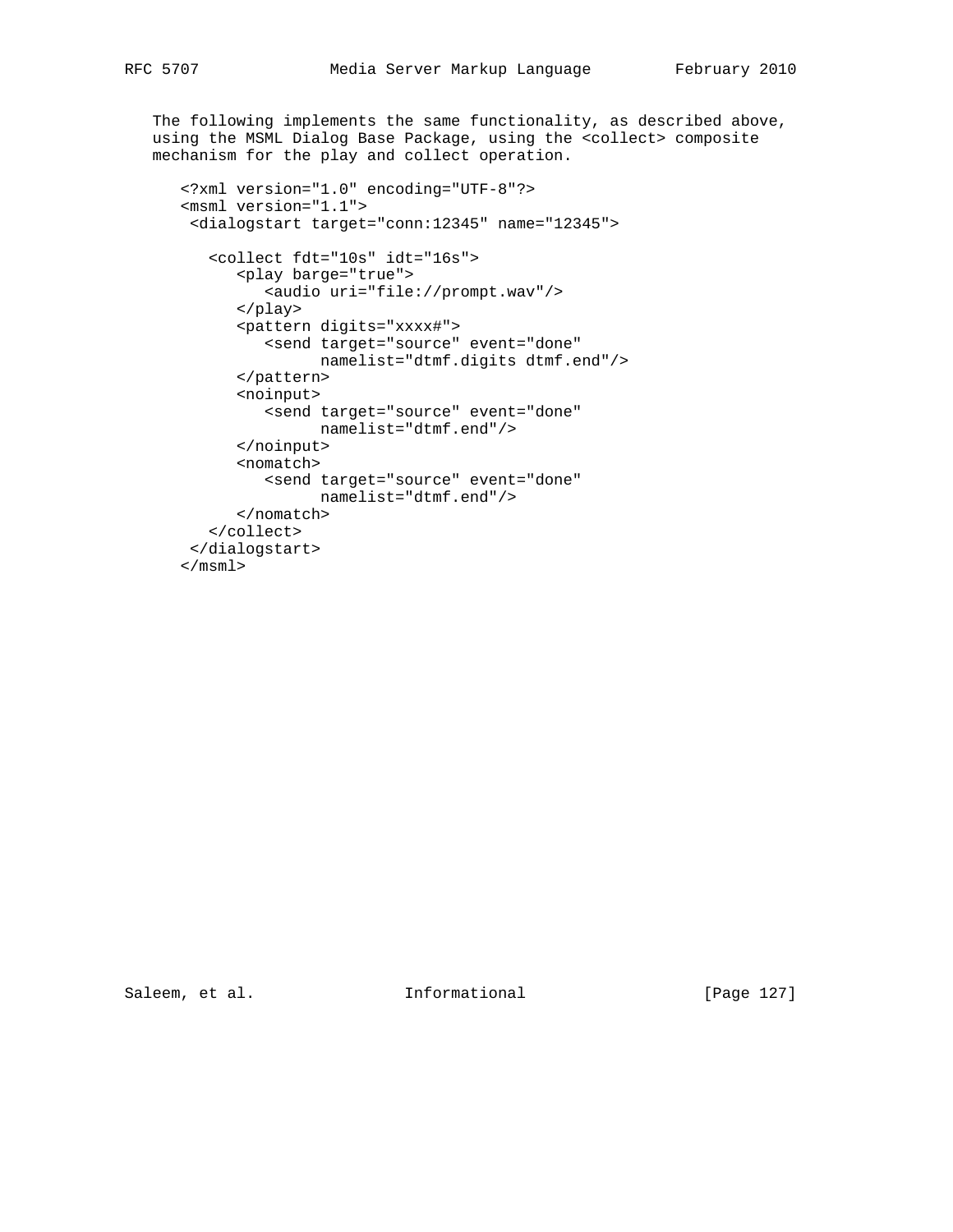The following implements the same functionality, as described above, using the MSML Dialog Base Package, using the <collect> composite mechanism for the play and collect operation.

```
<?xml version="1.0" encoding="UTF-8"?>
<msml version="1.1">
 <dialogstart target="conn:12345" name="12345">

   <collect fdt="10s" idt="16s">
      <play barge="true">
         <audio uri="file://prompt.wav"/>
      </play>
      <pattern digits="xxxx#">
         <send target="source" event="done"
               namelist="dtmf.digits dtmf.end"/>
      </pattern>
      <noinput>
         <send target="source" event="done"
               namelist="dtmf.end"/>
      </noinput>
      <nomatch>
         <send target="source" event="done"
               namelist="dtmf.end"/>
      </nomatch>
   </collect>
 </dialogstart>
</msml>
```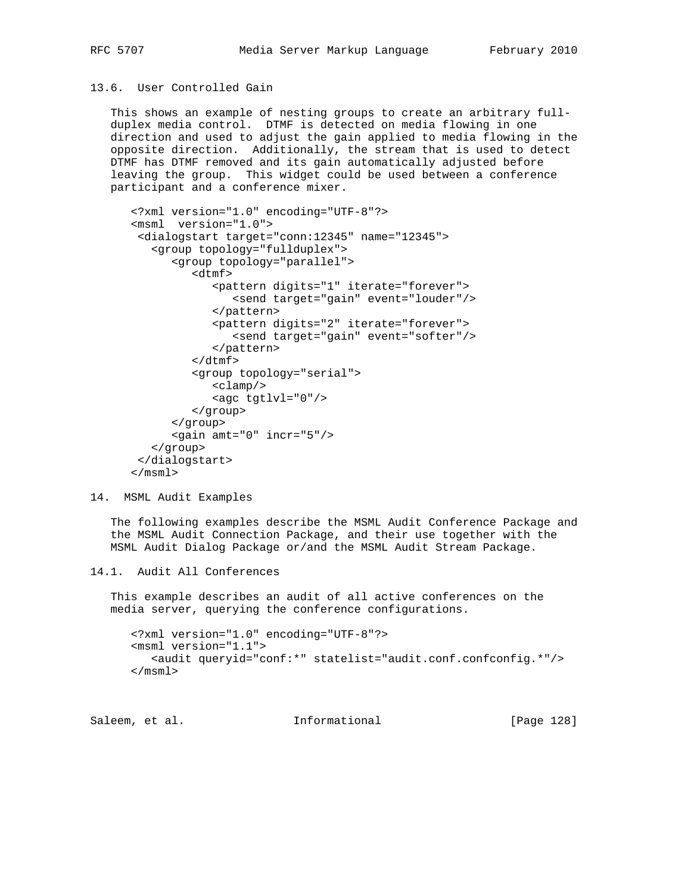### 13.6. User Controlled Gain

This shows an example of nesting groups to create an arbitrary full-duplex media control. DTMF is detected on media flowing in one direction and used to adjust the gain applied to media flowing in the opposite direction. Additionally, the stream that is used to detect DTMF has DTMF removed and its gain automatically adjusted before leaving the group. This widget could be used between a conference participant and a conference mixer.

```
<?xml version="1.0" encoding="UTF-8"?>
<msml  version="1.0">
 <dialogstart target="conn:12345" name="12345">
   <group topology="fullduplex">
      <group topology="parallel">
         <dtmf>
            <pattern digits="1" iterate="forever">
               <send target="gain" event="louder"/>
            </pattern>
            <pattern digits="2" iterate="forever">
               <send target="gain" event="softer"/>
            </pattern>
         </dtmf>
         <group topology="serial">
            <clamp/>
            <agc tgtlvl="0"/>
         </group>
      </group>
      <gain amt="0" incr="5"/>
   </group>
 </dialogstart>
</msml>
```

## 14. MSML Audit Examples

The following examples describe the MSML Audit Conference Package and the MSML Audit Connection Package, and their use together with the MSML Audit Dialog Package or/and the MSML Audit Stream Package.

### 14.1. Audit All Conferences

This example describes an audit of all active conferences on the media server, querying the conference configurations.

```
<?xml version="1.0" encoding="UTF-8"?>
<msml version="1.1">
   <audit queryid="conf:*" statelist="audit.conf.confconfig.*"/>
</msml>
```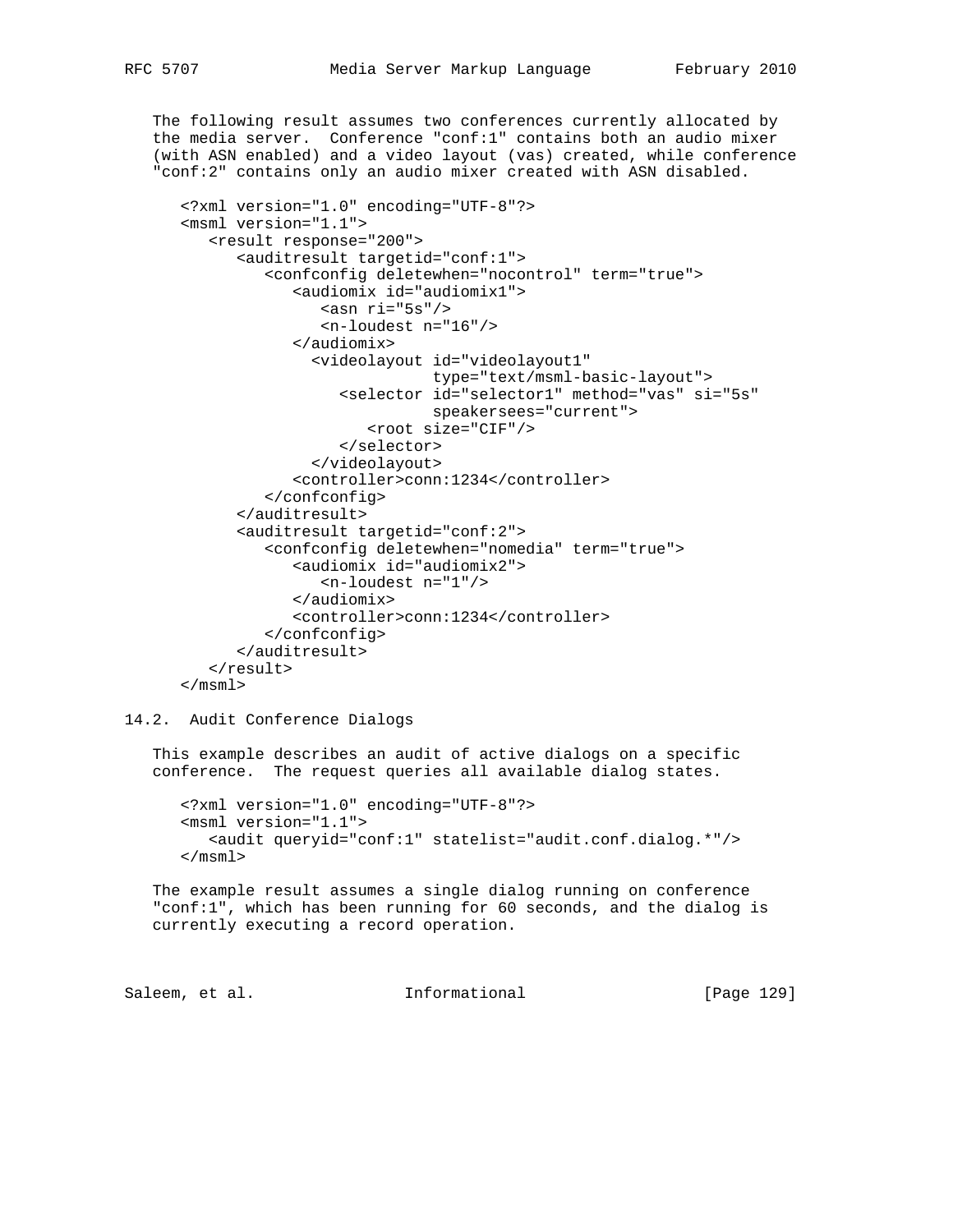The following result assumes two conferences currently allocated by the media server. Conference "conf:1" contains both an audio mixer (with ASN enabled) and a video layout (vas) created, while conference "conf:2" contains only an audio mixer created with ASN disabled.

```
<?xml version="1.0" encoding="UTF-8"?>
<msml version="1.1">
   <result response="200">
      <auditresult targetid="conf:1">
         <confconfig deletewhen="nocontrol" term="true">
            <audiomix id="audiomix1">
               <asn ri="5s"/>
               <n-loudest n="16"/>
            </audiomix>
              <videolayout id="videolayout1"
                           type="text/msml-basic-layout">
                 <selector id="selector1" method="vas" si="5s"
                           speakersees="current">
                    <root size="CIF"/>
                 </selector>
              </videolayout>
            <controller>conn:1234</controller>
         </confconfig>
      </auditresult>
      <auditresult targetid="conf:2">
         <confconfig deletewhen="nomedia" term="true">
            <audiomix id="audiomix2">
               <n-loudest n="1"/>
            </audiomix>
            <controller>conn:1234</controller>
         </confconfig>
      </auditresult>
   </result>
</msml>
```

## 14.2. Audit Conference Dialogs

This example describes an audit of active dialogs on a specific conference. The request queries all available dialog states.

```
<?xml version="1.0" encoding="UTF-8"?>
<msml version="1.1">
   <audit queryid="conf:1" statelist="audit.conf.dialog.*"/>
</msml>
```

The example result assumes a single dialog running on conference "conf:1", which has been running for 60 seconds, and the dialog is currently executing a record operation.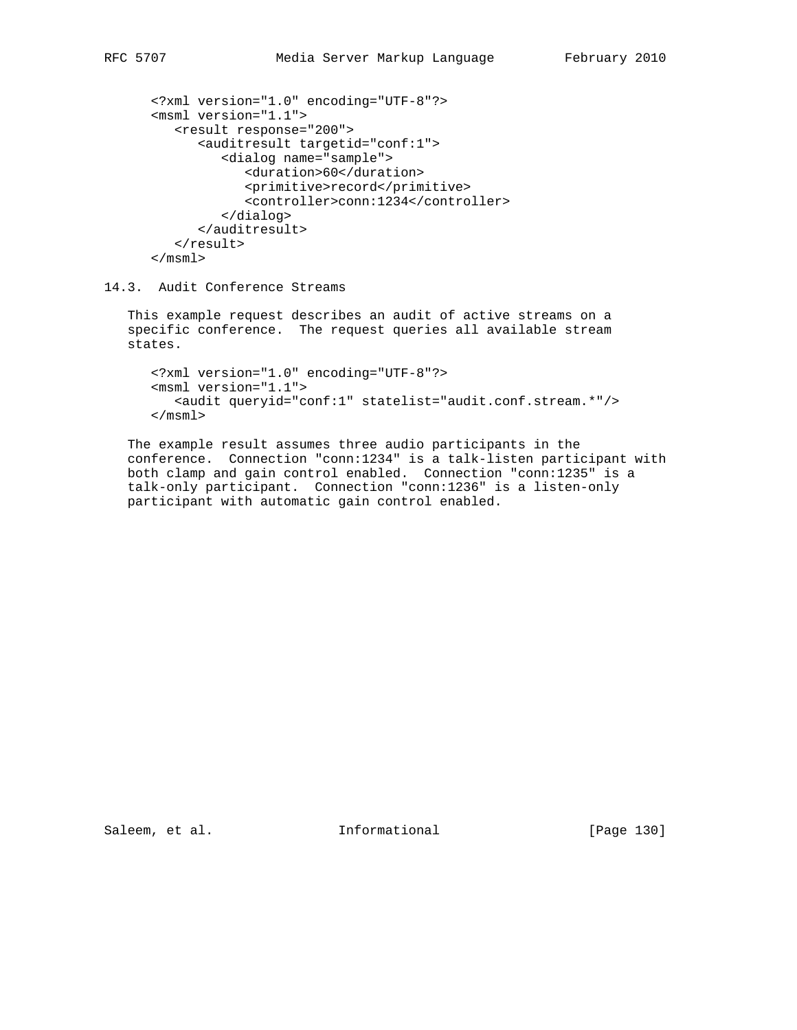```xml
<?xml version="1.0" encoding="UTF-8"?>
<msml version="1.1">
   <result response="200">
      <auditresult targetid="conf:1">
         <dialog name="sample">
            <duration>60</duration>
            <primitive>record</primitive>
            <controller>conn:1234</controller>
         </dialog>
      </auditresult>
   </result>
</msml>
```

### 14.3. Audit Conference Streams

This example request describes an audit of active streams on a specific conference. The request queries all available stream states.

```xml
<?xml version="1.0" encoding="UTF-8"?>
<msml version="1.1">
   <audit queryid="conf:1" statelist="audit.conf.stream.*"/>
</msml>
```

The example result assumes three audio participants in the conference. Connection "conn:1234" is a talk-listen participant with both clamp and gain control enabled. Connection "conn:1235" is a talk-only participant. Connection "conn:1236" is a listen-only participant with automatic gain control enabled.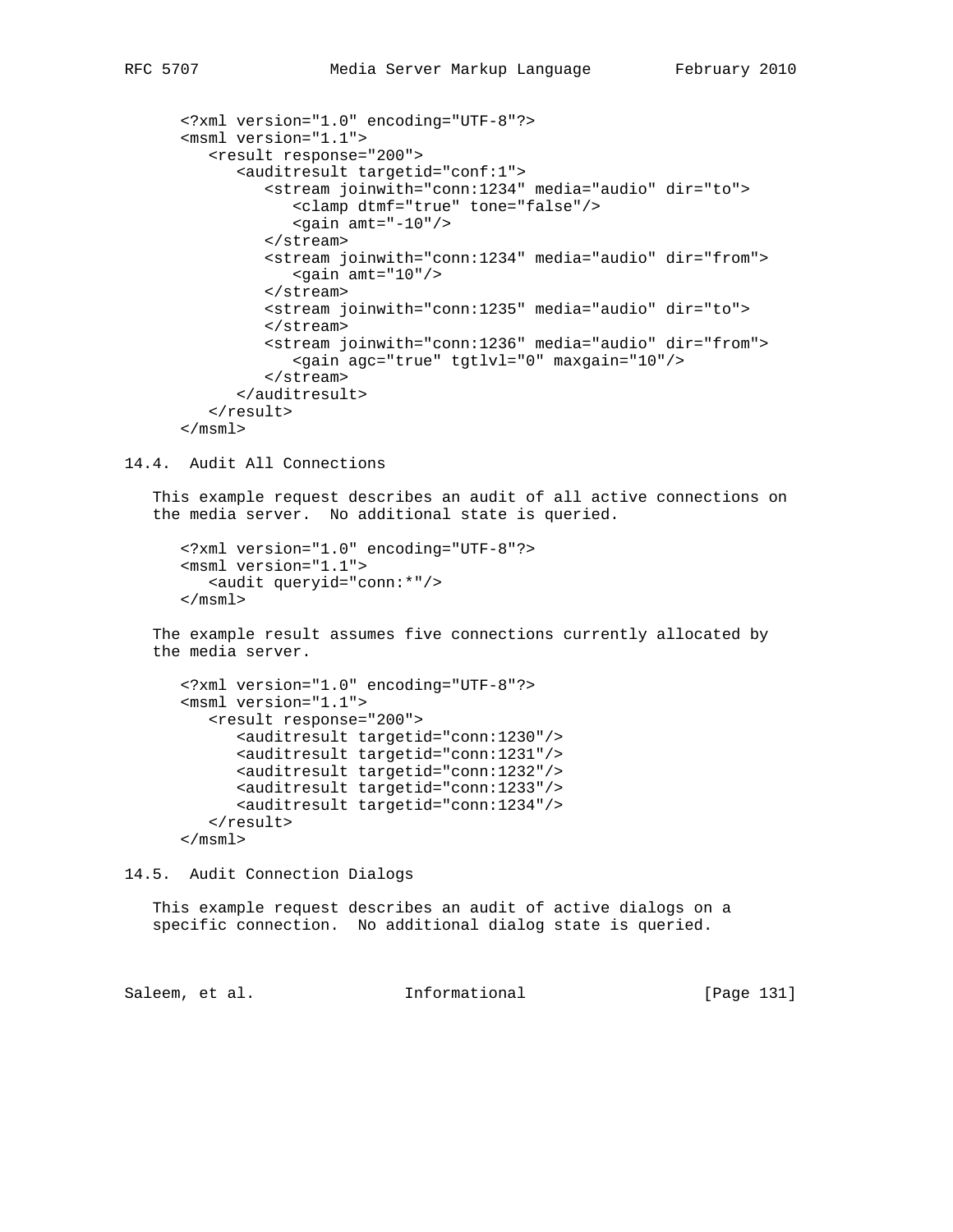```
<?xml version="1.0" encoding="UTF-8"?>
<msml version="1.1">
   <result response="200">
      <auditresult targetid="conf:1">
         <stream joinwith="conn:1234" media="audio" dir="to">
            <clamp dtmf="true" tone="false"/>
            <gain amt="-10"/>
         </stream>
         <stream joinwith="conn:1234" media="audio" dir="from">
            <gain amt="10"/>
         </stream>
         <stream joinwith="conn:1235" media="audio" dir="to">
         </stream>
         <stream joinwith="conn:1236" media="audio" dir="from">
            <gain agc="true" tgtlvl="0" maxgain="10"/>
         </stream>
      </auditresult>
   </result>
</msml>
```

### 14.4. Audit All Connections

This example request describes an audit of all active connections on the media server. No additional state is queried.

```
<?xml version="1.0" encoding="UTF-8"?>
<msml version="1.1">
   <audit queryid="conn:*"/>
</msml>
```

The example result assumes five connections currently allocated by the media server.

```
<?xml version="1.0" encoding="UTF-8"?>
<msml version="1.1">
   <result response="200">
      <auditresult targetid="conn:1230"/>
      <auditresult targetid="conn:1231"/>
      <auditresult targetid="conn:1232"/>
      <auditresult targetid="conn:1233"/>
      <auditresult targetid="conn:1234"/>
   </result>
</msml>
```

### 14.5. Audit Connection Dialogs

This example request describes an audit of active dialogs on a specific connection. No additional dialog state is queried.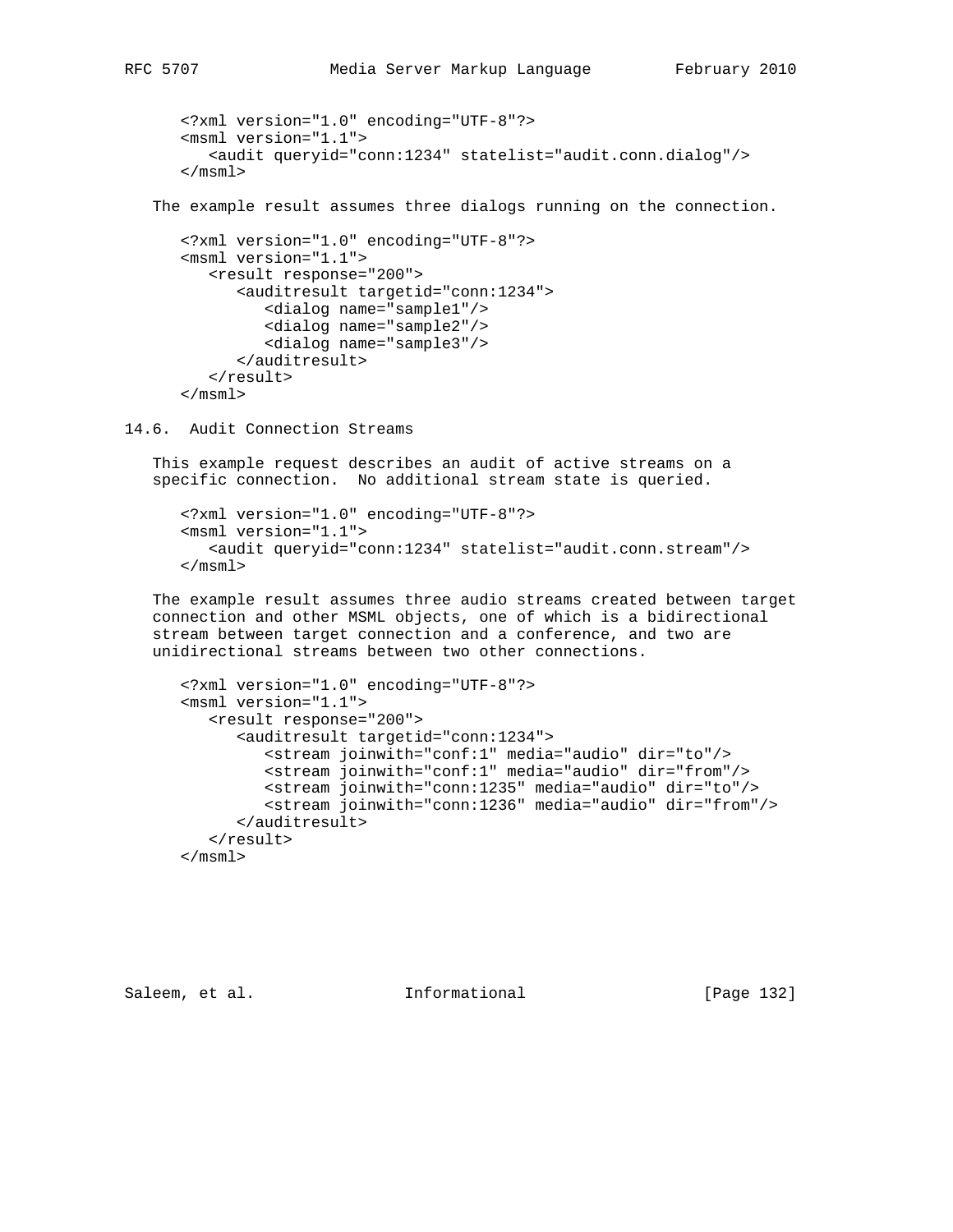```
<?xml version="1.0" encoding="UTF-8"?>
<msml version="1.1">
   <audit queryid="conn:1234" statelist="audit.conn.dialog"/>
</msml>
```

The example result assumes three dialogs running on the connection.

```
<?xml version="1.0" encoding="UTF-8"?>
<msml version="1.1">
   <result response="200">
      <auditresult targetid="conn:1234">
         <dialog name="sample1"/>
         <dialog name="sample2"/>
         <dialog name="sample3"/>
      </auditresult>
   </result>
</msml>
```

## 14.6. Audit Connection Streams

This example request describes an audit of active streams on a specific connection. No additional stream state is queried.

```
<?xml version="1.0" encoding="UTF-8"?>
<msml version="1.1">
   <audit queryid="conn:1234" statelist="audit.conn.stream"/>
</msml>
```

The example result assumes three audio streams created between target connection and other MSML objects, one of which is a bidirectional stream between target connection and a conference, and two are unidirectional streams between two other connections.

```
<?xml version="1.0" encoding="UTF-8"?>
<msml version="1.1">
   <result response="200">
      <auditresult targetid="conn:1234">
         <stream joinwith="conf:1" media="audio" dir="to"/>
         <stream joinwith="conf:1" media="audio" dir="from"/>
         <stream joinwith="conn:1235" media="audio" dir="to"/>
         <stream joinwith="conn:1236" media="audio" dir="from"/>
      </auditresult>
   </result>
</msml>
```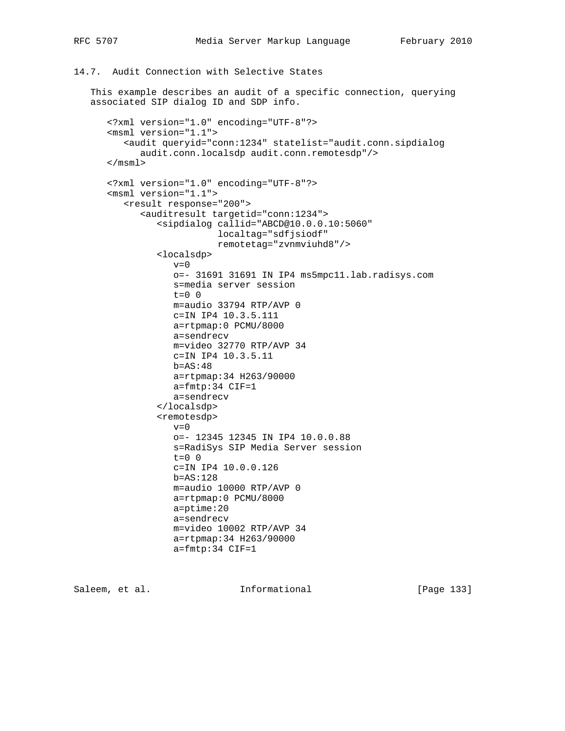### 14.7. Audit Connection with Selective States

This example describes an audit of a specific connection, querying associated SIP dialog ID and SDP info.

```
<?xml version="1.0" encoding="UTF-8"?>
<msml version="1.1">
   <audit queryid="conn:1234" statelist="audit.conn.sipdialog
      audit.conn.localsdp audit.conn.remotesdp"/>
</msml>

<?xml version="1.0" encoding="UTF-8"?>
<msml version="1.1">
   <result response="200">
      <auditresult targetid="conn:1234">
         <sipdialog callid="ABCD@10.0.0.10:5060"
                    localtag="sdfjsiodf"
                    remotetag="zvnmviuhd8"/>
         <localsdp>
            v=0
            o=- 31691 31691 IN IP4 ms5mpc11.lab.radisys.com
            s=media server session
            t=0 0
            m=audio 33794 RTP/AVP 0
            c=IN IP4 10.3.5.111
            a=rtpmap:0 PCMU/8000
            a=sendrecv
            m=video 32770 RTP/AVP 34
            c=IN IP4 10.3.5.11
            b=AS:48
            a=rtpmap:34 H263/90000
            a=fmtp:34 CIF=1
            a=sendrecv
         </localsdp>
         <remotesdp>
            v=0
            o=- 12345 12345 IN IP4 10.0.0.88
            s=RadiSys SIP Media Server session
            t=0 0
            c=IN IP4 10.0.0.126
            b=AS:128
            m=audio 10000 RTP/AVP 0
            a=rtpmap:0 PCMU/8000
            a=ptime:20
            a=sendrecv
            m=video 10002 RTP/AVP 34
            a=rtpmap:34 H263/90000
            a=fmtp:34 CIF=1
```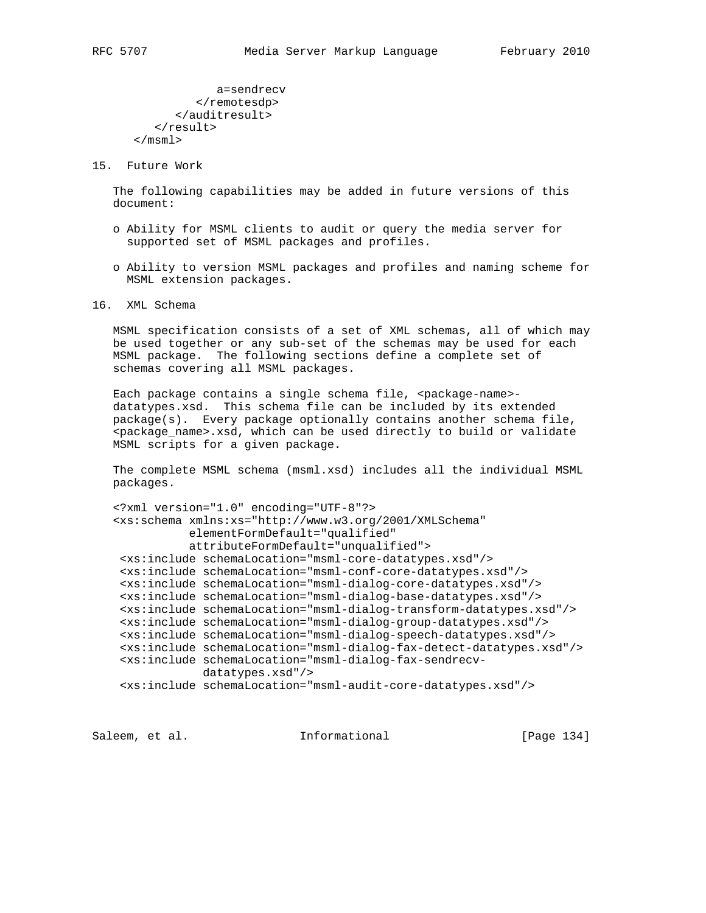```
            a=sendrecv
         </remotesdp>
      </auditresult>
   </result>
</msml>
```

## 15. Future Work

The following capabilities may be added in future versions of this document:

- Ability for MSML clients to audit or query the media server for supported set of MSML packages and profiles.
- Ability to version MSML packages and profiles and naming scheme for MSML extension packages.

## 16. XML Schema

MSML specification consists of a set of XML schemas, all of which may be used together or any sub-set of the schemas may be used for each MSML package. The following sections define a complete set of schemas covering all MSML packages.

Each package contains a single schema file, <package-name>-datatypes.xsd. This schema file can be included by its extended package(s). Every package optionally contains another schema file, <package_name>.xsd, which can be used directly to build or validate MSML scripts for a given package.

The complete MSML schema (msml.xsd) includes all the individual MSML packages.

```
<?xml version="1.0" encoding="UTF-8"?>
<xs:schema xmlns:xs="http://www.w3.org/2001/XMLSchema"
           elementFormDefault="qualified"
           attributeFormDefault="unqualified">
 <xs:include schemaLocation="msml-core-datatypes.xsd"/>
 <xs:include schemaLocation="msml-conf-core-datatypes.xsd"/>
 <xs:include schemaLocation="msml-dialog-core-datatypes.xsd"/>
 <xs:include schemaLocation="msml-dialog-base-datatypes.xsd"/>
 <xs:include schemaLocation="msml-dialog-transform-datatypes.xsd"/>
 <xs:include schemaLocation="msml-dialog-group-datatypes.xsd"/>
 <xs:include schemaLocation="msml-dialog-speech-datatypes.xsd"/>
 <xs:include schemaLocation="msml-dialog-fax-detect-datatypes.xsd"/>
 <xs:include schemaLocation="msml-dialog-fax-sendrecv-
             datatypes.xsd"/>
 <xs:include schemaLocation="msml-audit-core-datatypes.xsd"/>
```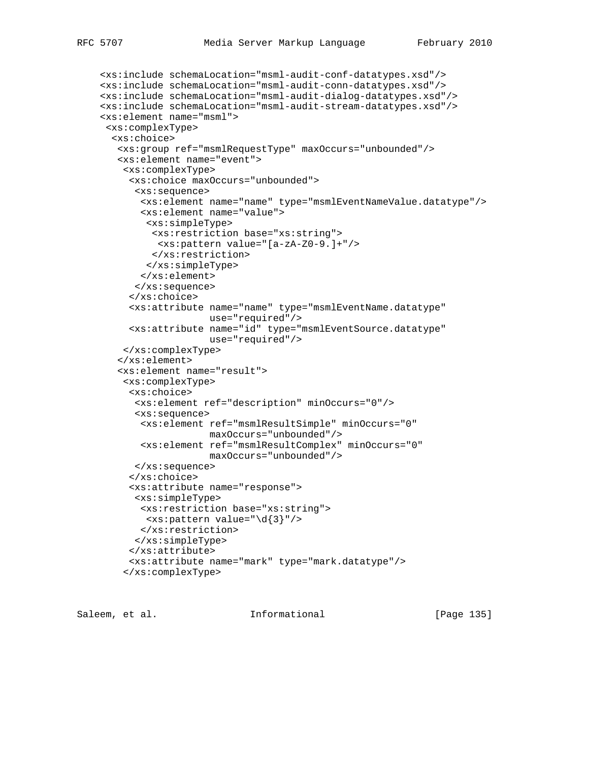```
    <xs:include schemaLocation="msml-audit-conf-datatypes.xsd"/>
    <xs:include schemaLocation="msml-audit-conn-datatypes.xsd"/>
    <xs:include schemaLocation="msml-audit-dialog-datatypes.xsd"/>
    <xs:include schemaLocation="msml-audit-stream-datatypes.xsd"/>
    <xs:element name="msml">
     <xs:complexType>
      <xs:choice>
       <xs:group ref="msmlRequestType" maxOccurs="unbounded"/>
       <xs:element name="event">
        <xs:complexType>
         <xs:choice maxOccurs="unbounded">
          <xs:sequence>
           <xs:element name="name" type="msmlEventNameValue.datatype"/>
           <xs:element name="value">
            <xs:simpleType>
             <xs:restriction base="xs:string">
              <xs:pattern value="[a-zA-Z0-9.]+"/>
             </xs:restriction>
            </xs:simpleType>
           </xs:element>
          </xs:sequence>
         </xs:choice>
         <xs:attribute name="name" type="msmlEventName.datatype"
                       use="required"/>
         <xs:attribute name="id" type="msmlEventSource.datatype"
                       use="required"/>
        </xs:complexType>
       </xs:element>
       <xs:element name="result">
        <xs:complexType>
         <xs:choice>
          <xs:element ref="description" minOccurs="0"/>
          <xs:sequence>
           <xs:element ref="msmlResultSimple" minOccurs="0"
                       maxOccurs="unbounded"/>
           <xs:element ref="msmlResultComplex" minOccurs="0"
                       maxOccurs="unbounded"/>
          </xs:sequence>
         </xs:choice>
         <xs:attribute name="response">
          <xs:simpleType>
           <xs:restriction base="xs:string">
            <xs:pattern value="\d{3}"/>
           </xs:restriction>
          </xs:simpleType>
         </xs:attribute>
         <xs:attribute name="mark" type="mark.datatype"/>
        </xs:complexType>
```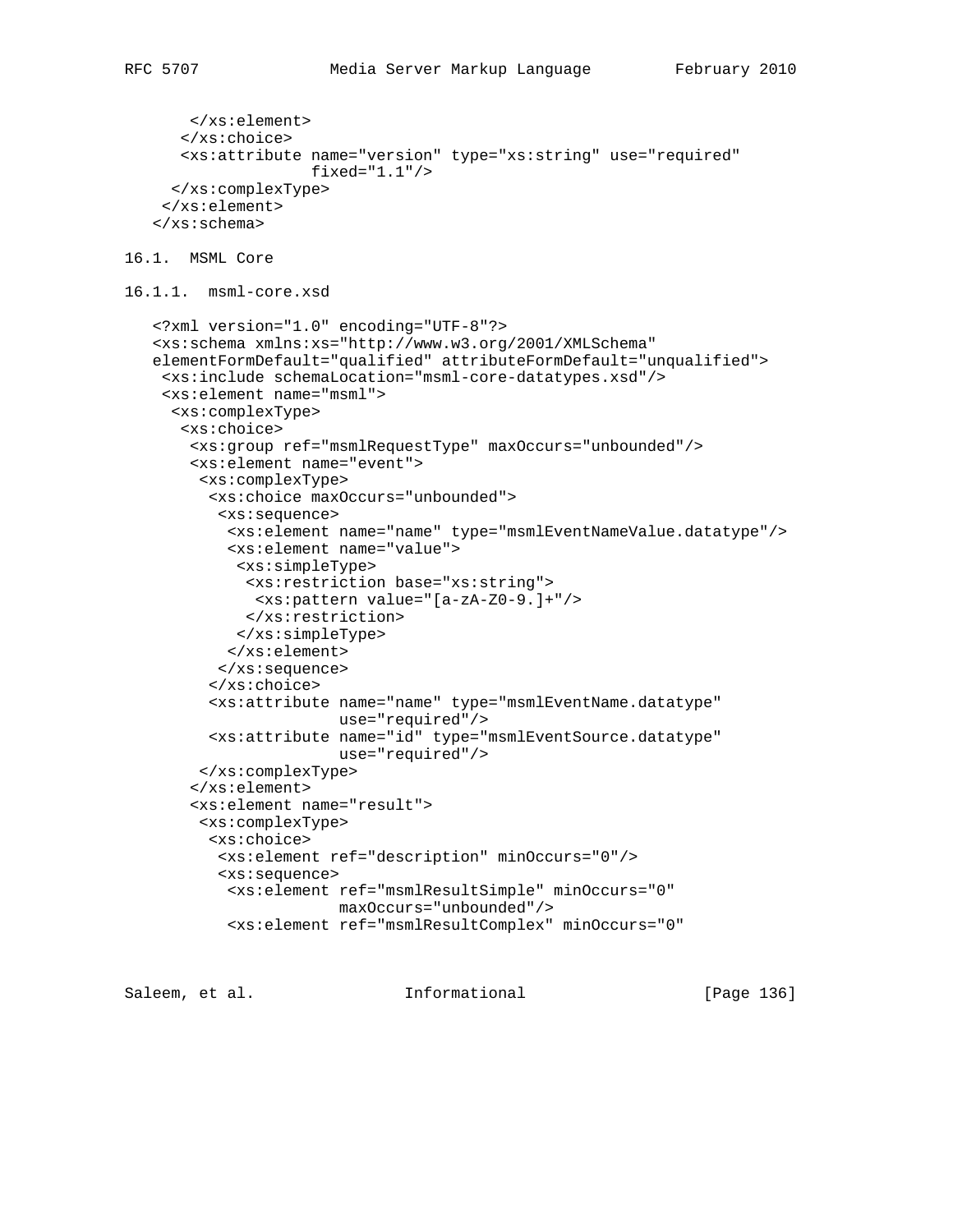```
       </xs:element>
      </xs:choice>
      <xs:attribute name="version" type="xs:string" use="required"
                    fixed="1.1"/>
     </xs:complexType>
    </xs:element>
   </xs:schema>
```

16.1. MSML Core

16.1.1. msml-core.xsd

```
   <?xml version="1.0" encoding="UTF-8"?>
   <xs:schema xmlns:xs="http://www.w3.org/2001/XMLSchema"
   elementFormDefault="qualified" attributeFormDefault="unqualified">
    <xs:include schemaLocation="msml-core-datatypes.xsd"/>
    <xs:element name="msml">
     <xs:complexType>
      <xs:choice>
       <xs:group ref="msmlRequestType" maxOccurs="unbounded"/>
       <xs:element name="event">
        <xs:complexType>
         <xs:choice maxOccurs="unbounded">
          <xs:sequence>
           <xs:element name="name" type="msmlEventNameValue.datatype"/>
           <xs:element name="value">
            <xs:simpleType>
             <xs:restriction base="xs:string">
              <xs:pattern value="[a-zA-Z0-9.]+"/>
             </xs:restriction>
            </xs:simpleType>
           </xs:element>
          </xs:sequence>
         </xs:choice>
         <xs:attribute name="name" type="msmlEventName.datatype"
                       use="required"/>
         <xs:attribute name="id" type="msmlEventSource.datatype"
                       use="required"/>
        </xs:complexType>
       </xs:element>
       <xs:element name="result">
        <xs:complexType>
         <xs:choice>
          <xs:element ref="description" minOccurs="0"/>
          <xs:sequence>
           <xs:element ref="msmlResultSimple" minOccurs="0"
                       maxOccurs="unbounded"/>
           <xs:element ref="msmlResultComplex" minOccurs="0"
```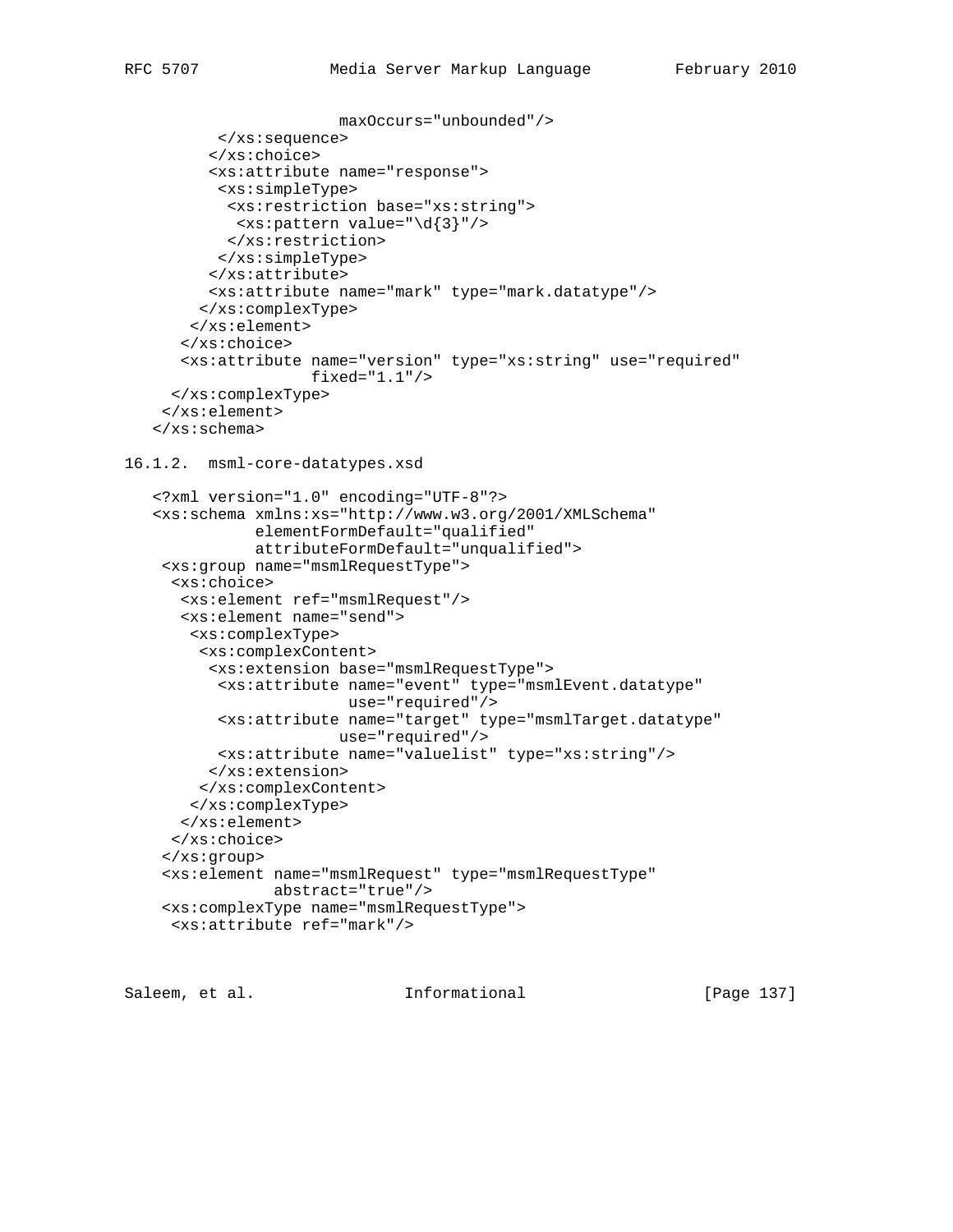```
                     maxOccurs="unbounded"/>
         </xs:sequence>
        </xs:choice>
        <xs:attribute name="response">
         <xs:simpleType>
          <xs:restriction base="xs:string">
           <xs:pattern value="\d{3}"/>
          </xs:restriction>
         </xs:simpleType>
        </xs:attribute>
        <xs:attribute name="mark" type="mark.datatype"/>
       </xs:complexType>
      </xs:element>
     </xs:choice>
     <xs:attribute name="version" type="xs:string" use="required"
                   fixed="1.1"/>
    </xs:complexType>
   </xs:element>
  </xs:schema>
```

### 16.1.2. msml-core-datatypes.xsd

```
  <?xml version="1.0" encoding="UTF-8"?>
  <xs:schema xmlns:xs="http://www.w3.org/2001/XMLSchema"
             elementFormDefault="qualified"
             attributeFormDefault="unqualified">
   <xs:group name="msmlRequestType">
    <xs:choice>
     <xs:element ref="msmlRequest"/>
     <xs:element name="send">
      <xs:complexType>
       <xs:complexContent>
        <xs:extension base="msmlRequestType">
         <xs:attribute name="event" type="msmlEvent.datatype"
                       use="required"/>
         <xs:attribute name="target" type="msmlTarget.datatype"
                      use="required"/>
         <xs:attribute name="valuelist" type="xs:string"/>
        </xs:extension>
       </xs:complexContent>
      </xs:complexType>
     </xs:element>
    </xs:choice>
   </xs:group>
   <xs:element name="msmlRequest" type="msmlRequestType"
               abstract="true"/>
   <xs:complexType name="msmlRequestType">
    <xs:attribute ref="mark"/>
```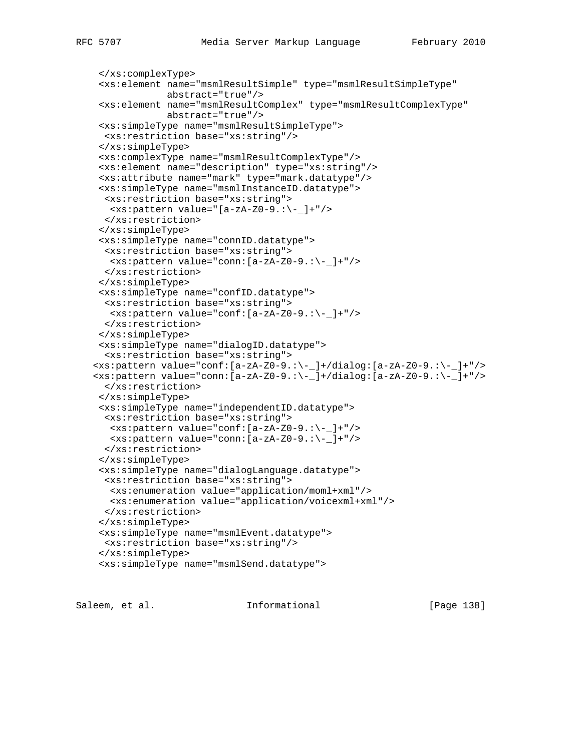```
    </xs:complexType>
    <xs:element name="msmlResultSimple" type="msmlResultSimpleType"
                abstract="true"/>
    <xs:element name="msmlResultComplex" type="msmlResultComplexType"
                abstract="true"/>
    <xs:simpleType name="msmlResultSimpleType">
     <xs:restriction base="xs:string"/>
    </xs:simpleType>
    <xs:complexType name="msmlResultComplexType"/>
    <xs:element name="description" type="xs:string"/>
    <xs:attribute name="mark" type="mark.datatype"/>
    <xs:simpleType name="msmlInstanceID.datatype">
     <xs:restriction base="xs:string">
      <xs:pattern value="[a-zA-Z0-9.:\-_]+"/>
     </xs:restriction>
    </xs:simpleType>
    <xs:simpleType name="connID.datatype">
     <xs:restriction base="xs:string">
      <xs:pattern value="conn:[a-zA-Z0-9.:\-_]+"/>
     </xs:restriction>
    </xs:simpleType>
    <xs:simpleType name="confID.datatype">
     <xs:restriction base="xs:string">
      <xs:pattern value="conf:[a-zA-Z0-9.:\-_]+"/>
     </xs:restriction>
    </xs:simpleType>
    <xs:simpleType name="dialogID.datatype">
     <xs:restriction base="xs:string">
   <xs:pattern value="conf:[a-zA-Z0-9.:\-_]+/dialog:[a-zA-Z0-9.:\-_]+"/>
   <xs:pattern value="conn:[a-zA-Z0-9.:\-_]+/dialog:[a-zA-Z0-9.:\-_]+"/>
     </xs:restriction>
    </xs:simpleType>
    <xs:simpleType name="independentID.datatype">
     <xs:restriction base="xs:string">
      <xs:pattern value="conf:[a-zA-Z0-9.:\-_]+"/>
      <xs:pattern value="conn:[a-zA-Z0-9.:\-_]+"/>
     </xs:restriction>
    </xs:simpleType>
    <xs:simpleType name="dialogLanguage.datatype">
     <xs:restriction base="xs:string">
      <xs:enumeration value="application/moml+xml"/>
      <xs:enumeration value="application/voicexml+xml"/>
     </xs:restriction>
    </xs:simpleType>
    <xs:simpleType name="msmlEvent.datatype">
     <xs:restriction base="xs:string"/>
    </xs:simpleType>
    <xs:simpleType name="msmlSend.datatype">
```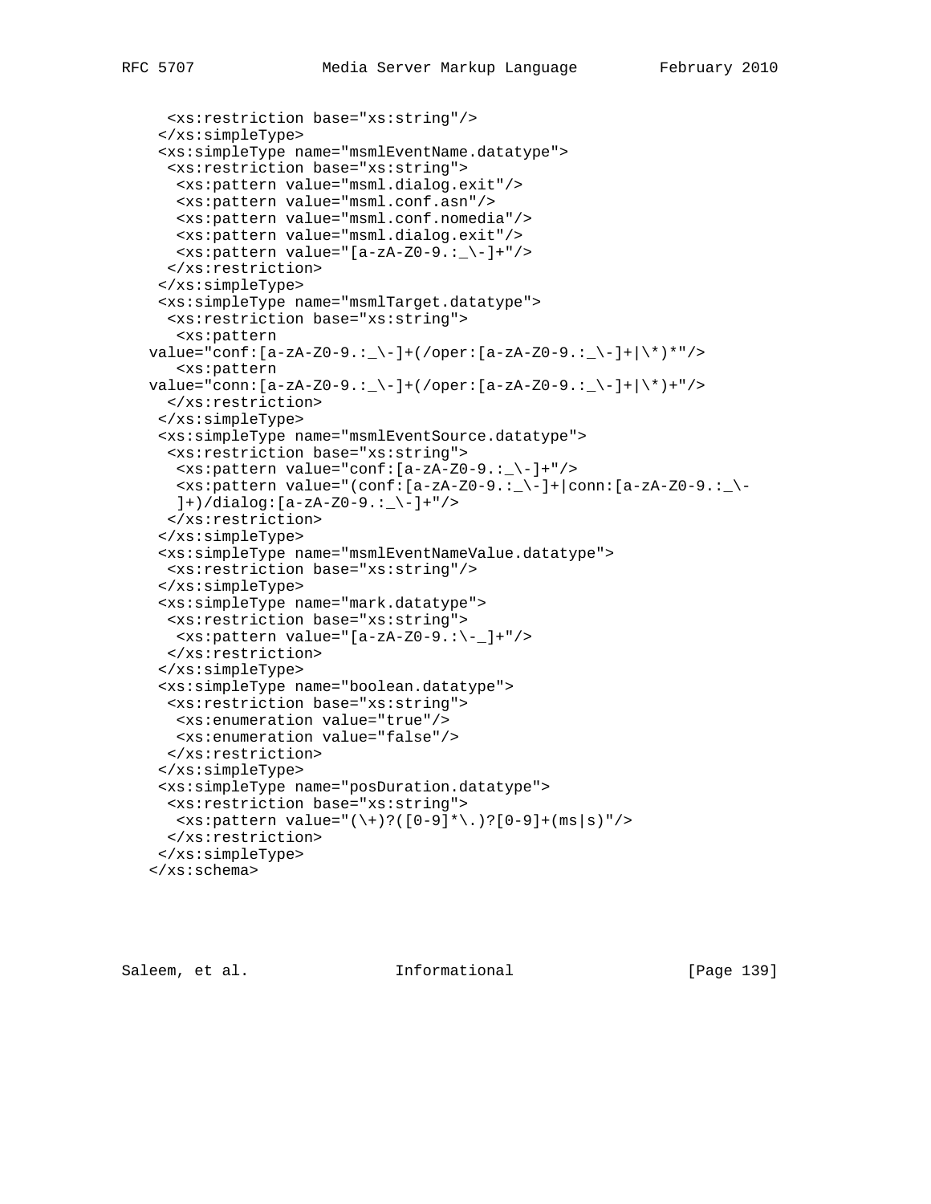```
     <xs:restriction base="xs:string"/>
    </xs:simpleType>
    <xs:simpleType name="msmlEventName.datatype">
     <xs:restriction base="xs:string">
      <xs:pattern value="msml.dialog.exit"/>
      <xs:pattern value="msml.conf.asn"/>
      <xs:pattern value="msml.conf.nomedia"/>
      <xs:pattern value="msml.dialog.exit"/>
      <xs:pattern value="[a-zA-Z0-9.:_\-]+"/>
     </xs:restriction>
    </xs:simpleType>
    <xs:simpleType name="msmlTarget.datatype">
     <xs:restriction base="xs:string">
      <xs:pattern
   value="conf:[a-zA-Z0-9.:_\-]+(/oper:[a-zA-Z0-9.:_\-]+|\*)*"/>
      <xs:pattern
   value="conn:[a-zA-Z0-9.:_\-]+(/oper:[a-zA-Z0-9.:_\-]+|\*)+"/>
     </xs:restriction>
    </xs:simpleType>
    <xs:simpleType name="msmlEventSource.datatype">
     <xs:restriction base="xs:string">
      <xs:pattern value="conf:[a-zA-Z0-9.:_\-]+"/>
      <xs:pattern value="(conf:[a-zA-Z0-9.:_\-]+|conn:[a-zA-Z0-9.:_\-
      ]+)/dialog:[a-zA-Z0-9.:_\-]+"/>
     </xs:restriction>
    </xs:simpleType>
    <xs:simpleType name="msmlEventNameValue.datatype">
     <xs:restriction base="xs:string"/>
    </xs:simpleType>
    <xs:simpleType name="mark.datatype">
     <xs:restriction base="xs:string">
      <xs:pattern value="[a-zA-Z0-9.:\-_]+"/>
     </xs:restriction>
    </xs:simpleType>
    <xs:simpleType name="boolean.datatype">
     <xs:restriction base="xs:string">
      <xs:enumeration value="true"/>
      <xs:enumeration value="false"/>
     </xs:restriction>
    </xs:simpleType>
    <xs:simpleType name="posDuration.datatype">
     <xs:restriction base="xs:string">
      <xs:pattern value="(\+)?([0-9]*\.)?[0-9]+(ms|s)"/>
     </xs:restriction>
    </xs:simpleType>
   </xs:schema>
```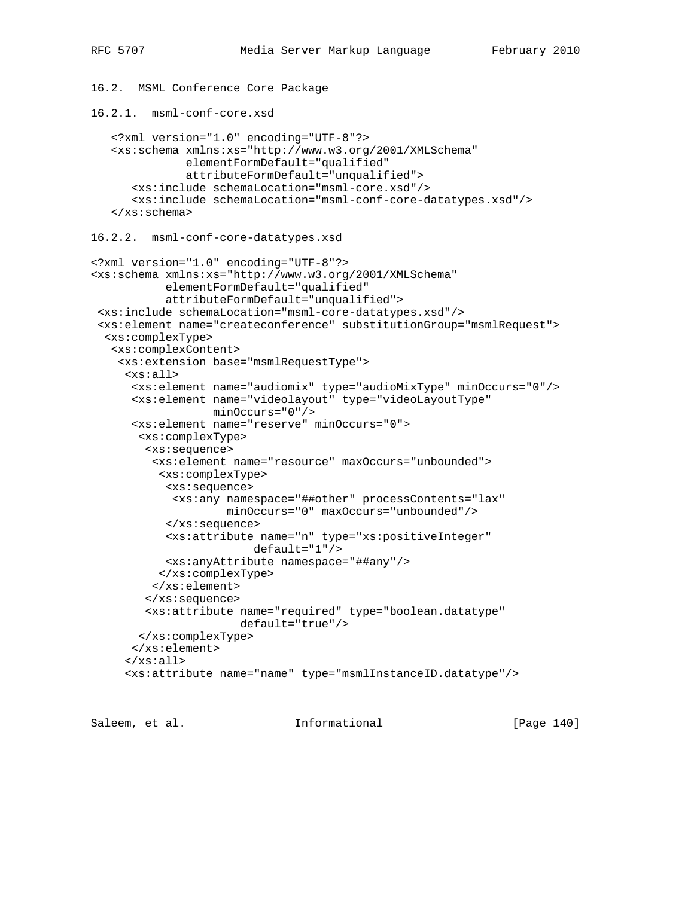### 16.2. MSML Conference Core Package

#### 16.2.1. msml-conf-core.xsd

```
<?xml version="1.0" encoding="UTF-8"?>
<xs:schema xmlns:xs="http://www.w3.org/2001/XMLSchema"
           elementFormDefault="qualified"
           attributeFormDefault="unqualified">
   <xs:include schemaLocation="msml-core.xsd"/>
   <xs:include schemaLocation="msml-conf-core-datatypes.xsd"/>
</xs:schema>
```

#### 16.2.2. msml-conf-core-datatypes.xsd

```
<?xml version="1.0" encoding="UTF-8"?>
<xs:schema xmlns:xs="http://www.w3.org/2001/XMLSchema"
           elementFormDefault="qualified"
           attributeFormDefault="unqualified">
 <xs:include schemaLocation="msml-core-datatypes.xsd"/>
 <xs:element name="createconference" substitutionGroup="msmlRequest">
  <xs:complexType>
   <xs:complexContent>
    <xs:extension base="msmlRequestType">
     <xs:all>
      <xs:element name="audiomix" type="audioMixType" minOccurs="0"/>
      <xs:element name="videolayout" type="videoLayoutType"
                  minOccurs="0"/>
      <xs:element name="reserve" minOccurs="0">
       <xs:complexType>
        <xs:sequence>
         <xs:element name="resource" maxOccurs="unbounded">
          <xs:complexType>
           <xs:sequence>
            <xs:any namespace="##other" processContents="lax"
                    minOccurs="0" maxOccurs="unbounded"/>
           </xs:sequence>
           <xs:attribute name="n" type="xs:positiveInteger"
                         default="1"/>
           <xs:anyAttribute namespace="##any"/>
          </xs:complexType>
         </xs:element>
        </xs:sequence>
        <xs:attribute name="required" type="boolean.datatype"
                      default="true"/>
       </xs:complexType>
      </xs:element>
     </xs:all>
     <xs:attribute name="name" type="msmlInstanceID.datatype"/>
```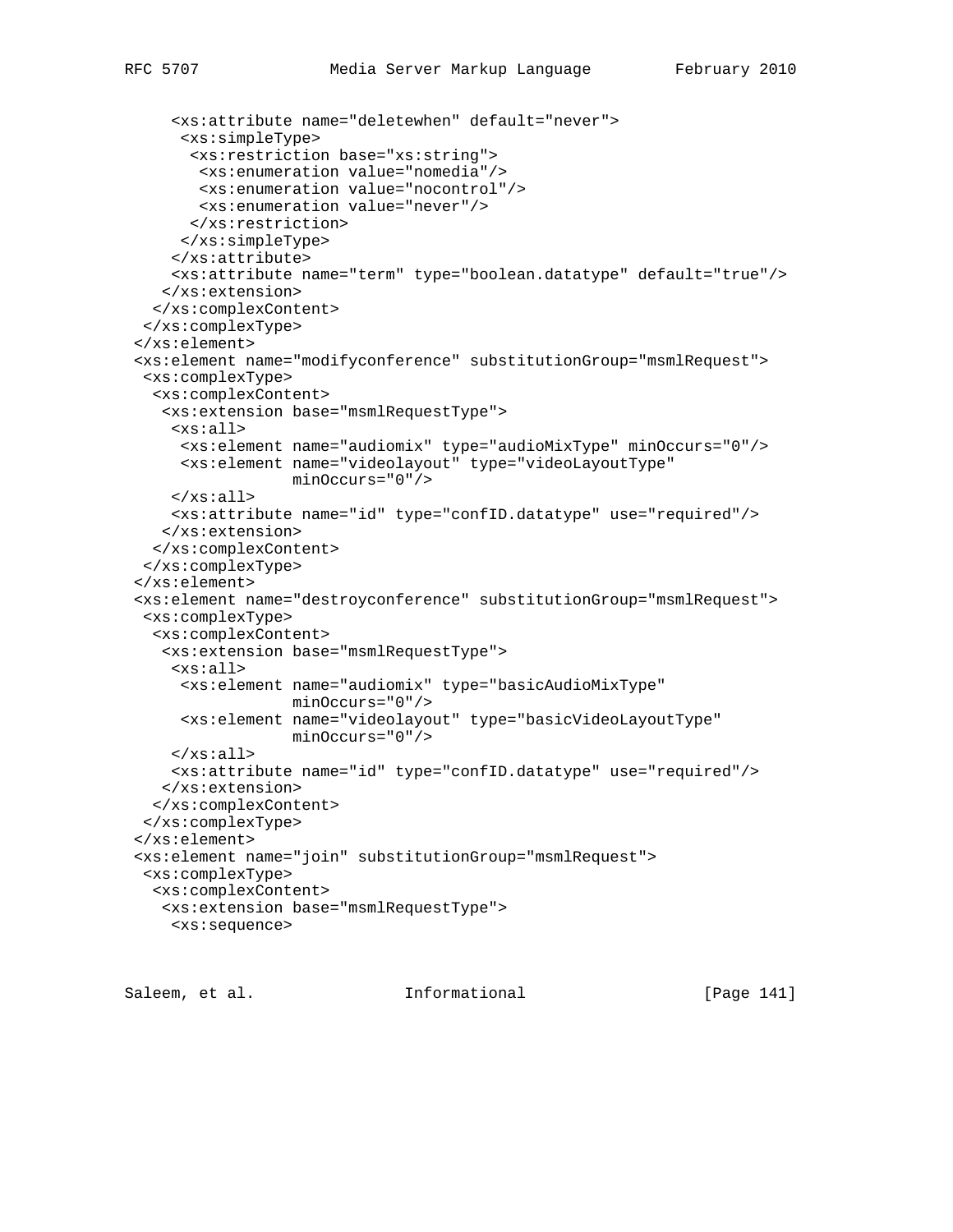```
     <xs:attribute name="deletewhen" default="never">
      <xs:simpleType>
       <xs:restriction base="xs:string">
        <xs:enumeration value="nomedia"/>
        <xs:enumeration value="nocontrol"/>
        <xs:enumeration value="never"/>
       </xs:restriction>
      </xs:simpleType>
     </xs:attribute>
     <xs:attribute name="term" type="boolean.datatype" default="true"/>
    </xs:extension>
   </xs:complexContent>
  </xs:complexType>
 </xs:element>
 <xs:element name="modifyconference" substitutionGroup="msmlRequest">
  <xs:complexType>
   <xs:complexContent>
    <xs:extension base="msmlRequestType">
     <xs:all>
      <xs:element name="audiomix" type="audioMixType" minOccurs="0"/>
      <xs:element name="videolayout" type="videoLayoutType"
                  minOccurs="0"/>
     </xs:all>
     <xs:attribute name="id" type="confID.datatype" use="required"/>
    </xs:extension>
   </xs:complexContent>
  </xs:complexType>
 </xs:element>
 <xs:element name="destroyconference" substitutionGroup="msmlRequest">
  <xs:complexType>
   <xs:complexContent>
    <xs:extension base="msmlRequestType">
     <xs:all>
      <xs:element name="audiomix" type="basicAudioMixType"
                  minOccurs="0"/>
      <xs:element name="videolayout" type="basicVideoLayoutType"
                  minOccurs="0"/>
     </xs:all>
     <xs:attribute name="id" type="confID.datatype" use="required"/>
    </xs:extension>
   </xs:complexContent>
  </xs:complexType>
 </xs:element>
 <xs:element name="join" substitutionGroup="msmlRequest">
  <xs:complexType>
   <xs:complexContent>
    <xs:extension base="msmlRequestType">
     <xs:sequence>
```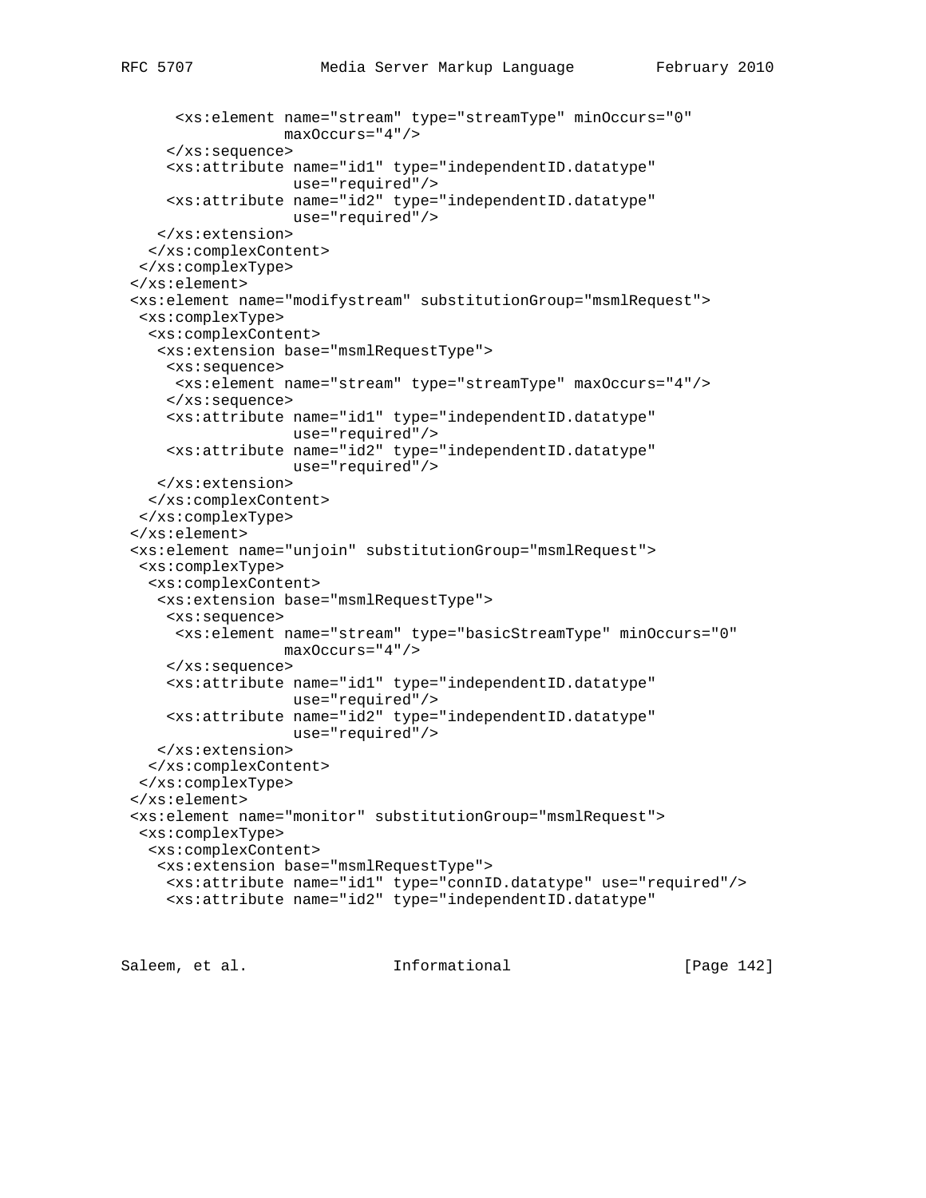```
      <xs:element name="stream" type="streamType" minOccurs="0"
                  maxOccurs="4"/>
     </xs:sequence>
     <xs:attribute name="id1" type="independentID.datatype"
                   use="required"/>
     <xs:attribute name="id2" type="independentID.datatype"
                   use="required"/>
    </xs:extension>
   </xs:complexContent>
  </xs:complexType>
 </xs:element>
 <xs:element name="modifystream" substitutionGroup="msmlRequest">
  <xs:complexType>
   <xs:complexContent>
    <xs:extension base="msmlRequestType">
     <xs:sequence>
      <xs:element name="stream" type="streamType" maxOccurs="4"/>
     </xs:sequence>
     <xs:attribute name="id1" type="independentID.datatype"
                   use="required"/>
     <xs:attribute name="id2" type="independentID.datatype"
                   use="required"/>
    </xs:extension>
   </xs:complexContent>
  </xs:complexType>
 </xs:element>
 <xs:element name="unjoin" substitutionGroup="msmlRequest">
  <xs:complexType>
   <xs:complexContent>
    <xs:extension base="msmlRequestType">
     <xs:sequence>
      <xs:element name="stream" type="basicStreamType" minOccurs="0"
                  maxOccurs="4"/>
     </xs:sequence>
     <xs:attribute name="id1" type="independentID.datatype"
                   use="required"/>
     <xs:attribute name="id2" type="independentID.datatype"
                   use="required"/>
    </xs:extension>
   </xs:complexContent>
  </xs:complexType>
 </xs:element>
 <xs:element name="monitor" substitutionGroup="msmlRequest">
  <xs:complexType>
   <xs:complexContent>
    <xs:extension base="msmlRequestType">
     <xs:attribute name="id1" type="connID.datatype" use="required"/>
     <xs:attribute name="id2" type="independentID.datatype"
```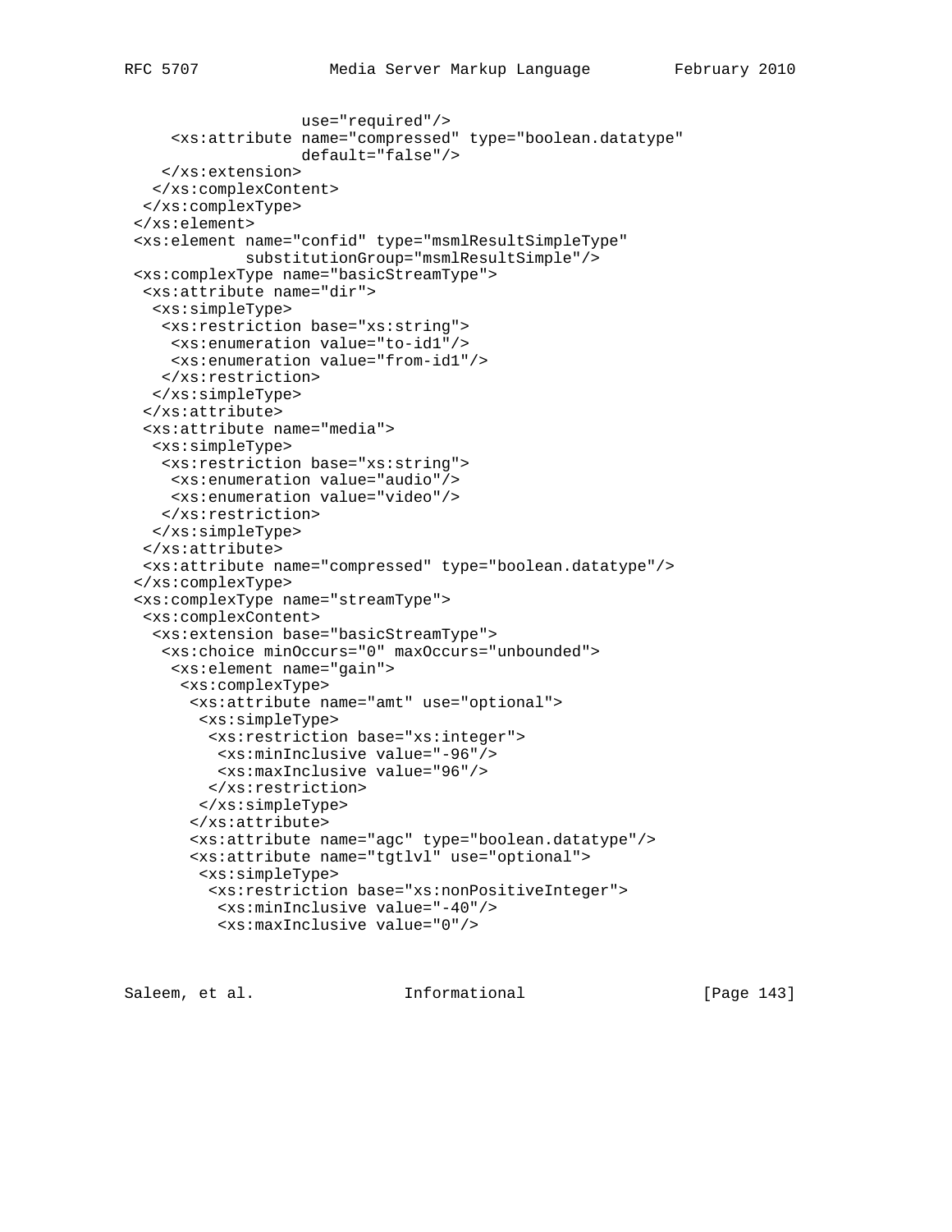```
                  use="required"/>
     <xs:attribute name="compressed" type="boolean.datatype"
                  default="false"/>
    </xs:extension>
   </xs:complexContent>
  </xs:complexType>
 </xs:element>
 <xs:element name="confid" type="msmlResultSimpleType"
            substitutionGroup="msmlResultSimple"/>
 <xs:complexType name="basicStreamType">
  <xs:attribute name="dir">
   <xs:simpleType>
    <xs:restriction base="xs:string">
     <xs:enumeration value="to-id1"/>
     <xs:enumeration value="from-id1"/>
    </xs:restriction>
   </xs:simpleType>
  </xs:attribute>
  <xs:attribute name="media">
   <xs:simpleType>
    <xs:restriction base="xs:string">
     <xs:enumeration value="audio"/>
     <xs:enumeration value="video"/>
    </xs:restriction>
   </xs:simpleType>
  </xs:attribute>
  <xs:attribute name="compressed" type="boolean.datatype"/>
 </xs:complexType>
 <xs:complexType name="streamType">
  <xs:complexContent>
   <xs:extension base="basicStreamType">
    <xs:choice minOccurs="0" maxOccurs="unbounded">
     <xs:element name="gain">
      <xs:complexType>
       <xs:attribute name="amt" use="optional">
        <xs:simpleType>
         <xs:restriction base="xs:integer">
          <xs:minInclusive value="-96"/>
          <xs:maxInclusive value="96"/>
         </xs:restriction>
        </xs:simpleType>
       </xs:attribute>
       <xs:attribute name="agc" type="boolean.datatype"/>
       <xs:attribute name="tgtlvl" use="optional">
        <xs:simpleType>
         <xs:restriction base="xs:nonPositiveInteger">
          <xs:minInclusive value="-40"/>
          <xs:maxInclusive value="0"/>
```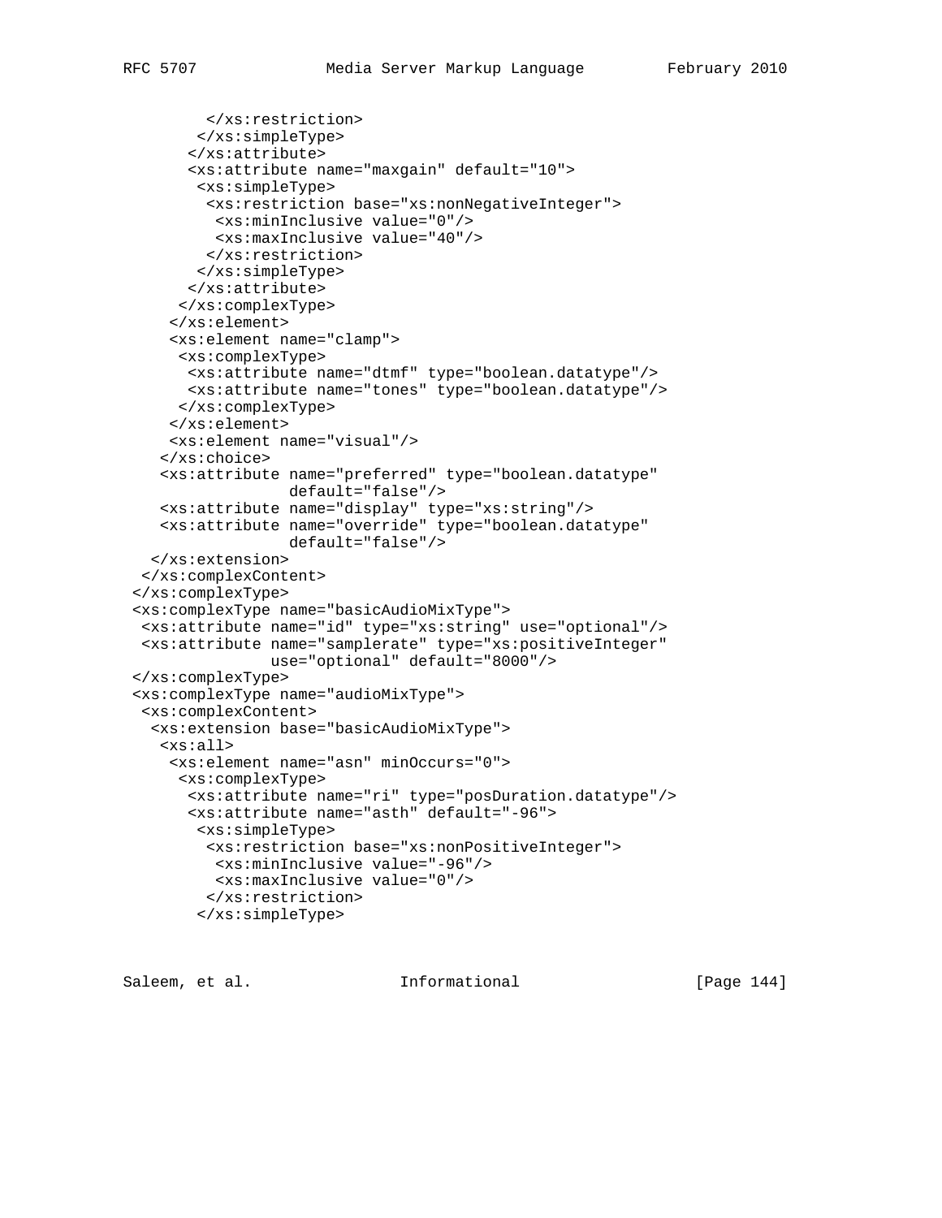```
         </xs:restriction>
        </xs:simpleType>
       </xs:attribute>
       <xs:attribute name="maxgain" default="10">
        <xs:simpleType>
         <xs:restriction base="xs:nonNegativeInteger">
          <xs:minInclusive value="0"/>
          <xs:maxInclusive value="40"/>
         </xs:restriction>
        </xs:simpleType>
       </xs:attribute>
      </xs:complexType>
     </xs:element>
     <xs:element name="clamp">
      <xs:complexType>
       <xs:attribute name="dtmf" type="boolean.datatype"/>
       <xs:attribute name="tones" type="boolean.datatype"/>
      </xs:complexType>
     </xs:element>
     <xs:element name="visual"/>
    </xs:choice>
    <xs:attribute name="preferred" type="boolean.datatype"
                  default="false"/>
    <xs:attribute name="display" type="xs:string"/>
    <xs:attribute name="override" type="boolean.datatype"
                  default="false"/>
   </xs:extension>
  </xs:complexContent>
 </xs:complexType>
 <xs:complexType name="basicAudioMixType">
  <xs:attribute name="id" type="xs:string" use="optional"/>
  <xs:attribute name="samplerate" type="xs:positiveInteger"
                use="optional" default="8000"/>
 </xs:complexType>
 <xs:complexType name="audioMixType">
  <xs:complexContent>
   <xs:extension base="basicAudioMixType">
    <xs:all>
     <xs:element name="asn" minOccurs="0">
      <xs:complexType>
       <xs:attribute name="ri" type="posDuration.datatype"/>
       <xs:attribute name="asth" default="-96">
        <xs:simpleType>
         <xs:restriction base="xs:nonPositiveInteger">
          <xs:minInclusive value="-96"/>
          <xs:maxInclusive value="0"/>
         </xs:restriction>
        </xs:simpleType>
```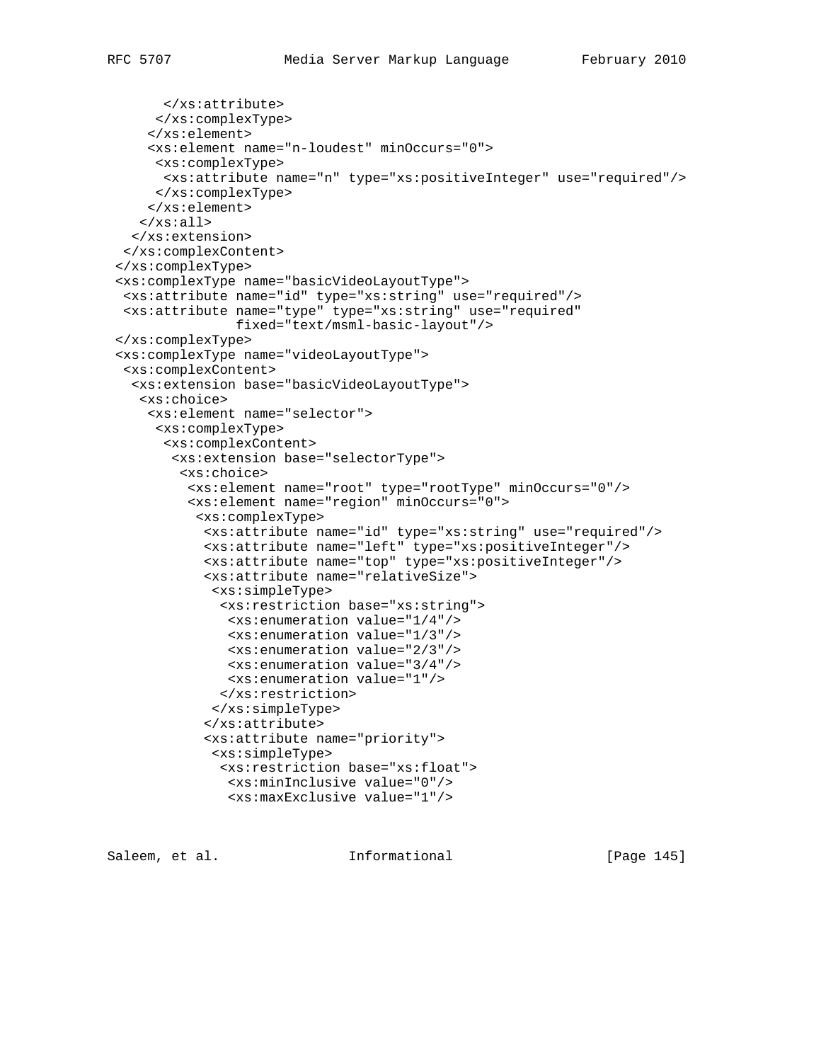```
      </xs:attribute>
     </xs:complexType>
    </xs:element>
    <xs:element name="n-loudest" minOccurs="0">
     <xs:complexType>
      <xs:attribute name="n" type="xs:positiveInteger" use="required"/>
     </xs:complexType>
    </xs:element>
   </xs:all>
  </xs:extension>
 </xs:complexContent>
</xs:complexType>
<xs:complexType name="basicVideoLayoutType">
 <xs:attribute name="id" type="xs:string" use="required"/>
 <xs:attribute name="type" type="xs:string" use="required"
               fixed="text/msml-basic-layout"/>
</xs:complexType>
<xs:complexType name="videoLayoutType">
 <xs:complexContent>
  <xs:extension base="basicVideoLayoutType">
   <xs:choice>
    <xs:element name="selector">
     <xs:complexType>
      <xs:complexContent>
       <xs:extension base="selectorType">
        <xs:choice>
         <xs:element name="root" type="rootType" minOccurs="0"/>
         <xs:element name="region" minOccurs="0">
          <xs:complexType>
           <xs:attribute name="id" type="xs:string" use="required"/>
           <xs:attribute name="left" type="xs:positiveInteger"/>
           <xs:attribute name="top" type="xs:positiveInteger"/>
           <xs:attribute name="relativeSize">
            <xs:simpleType>
             <xs:restriction base="xs:string">
              <xs:enumeration value="1/4"/>
              <xs:enumeration value="1/3"/>
              <xs:enumeration value="2/3"/>
              <xs:enumeration value="3/4"/>
              <xs:enumeration value="1"/>
             </xs:restriction>
            </xs:simpleType>
           </xs:attribute>
           <xs:attribute name="priority">
            <xs:simpleType>
             <xs:restriction base="xs:float">
              <xs:minInclusive value="0"/>
              <xs:maxExclusive value="1"/>
```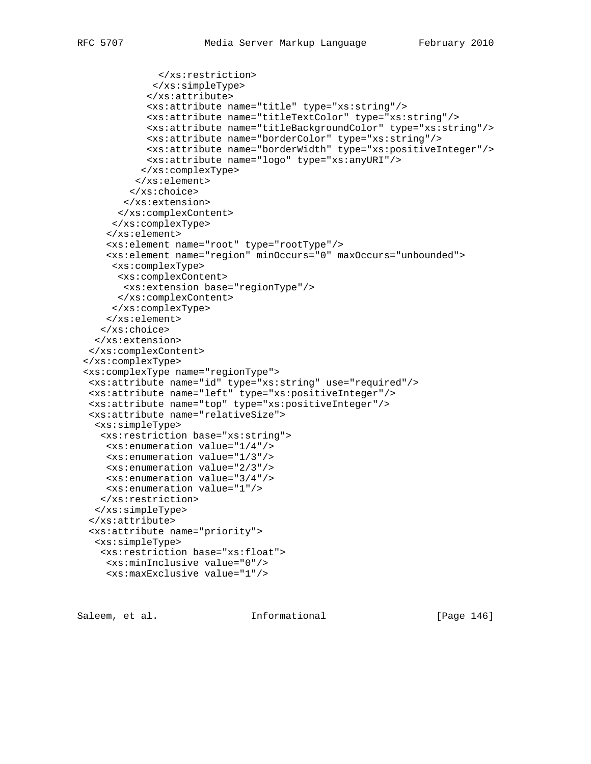```
              </xs:restriction>
             </xs:simpleType>
            </xs:attribute>
            <xs:attribute name="title" type="xs:string"/>
            <xs:attribute name="titleTextColor" type="xs:string"/>
            <xs:attribute name="titleBackgroundColor" type="xs:string"/>
            <xs:attribute name="borderColor" type="xs:string"/>
            <xs:attribute name="borderWidth" type="xs:positiveInteger"/>
            <xs:attribute name="logo" type="xs:anyURI"/>
           </xs:complexType>
          </xs:element>
         </xs:choice>
        </xs:extension>
       </xs:complexContent>
      </xs:complexType>
     </xs:element>
     <xs:element name="root" type="rootType"/>
     <xs:element name="region" minOccurs="0" maxOccurs="unbounded">
      <xs:complexType>
       <xs:complexContent>
        <xs:extension base="regionType"/>
       </xs:complexContent>
      </xs:complexType>
     </xs:element>
    </xs:choice>
   </xs:extension>
  </xs:complexContent>
 </xs:complexType>
 <xs:complexType name="regionType">
  <xs:attribute name="id" type="xs:string" use="required"/>
  <xs:attribute name="left" type="xs:positiveInteger"/>
  <xs:attribute name="top" type="xs:positiveInteger"/>
  <xs:attribute name="relativeSize">
   <xs:simpleType>
    <xs:restriction base="xs:string">
     <xs:enumeration value="1/4"/>
     <xs:enumeration value="1/3"/>
     <xs:enumeration value="2/3"/>
     <xs:enumeration value="3/4"/>
     <xs:enumeration value="1"/>
    </xs:restriction>
   </xs:simpleType>
  </xs:attribute>
  <xs:attribute name="priority">
   <xs:simpleType>
    <xs:restriction base="xs:float">
     <xs:minInclusive value="0"/>
     <xs:maxExclusive value="1"/>
```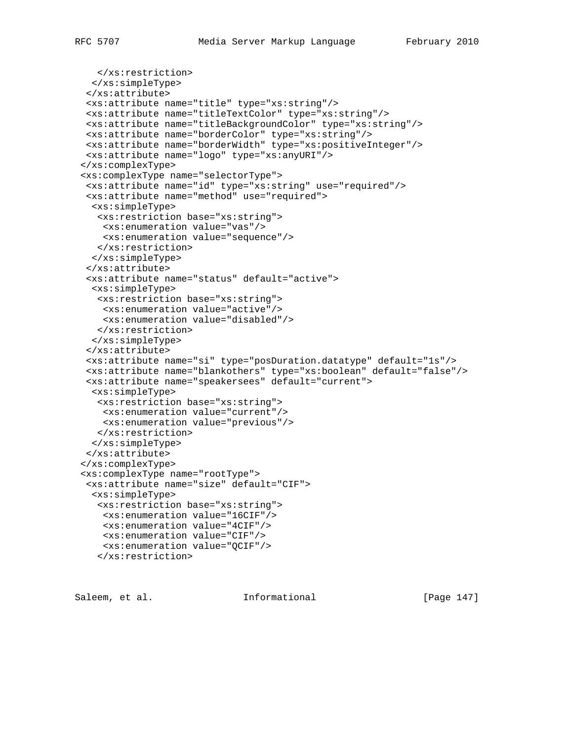```
    </xs:restriction>
   </xs:simpleType>
  </xs:attribute>
  <xs:attribute name="title" type="xs:string"/>
  <xs:attribute name="titleTextColor" type="xs:string"/>
  <xs:attribute name="titleBackgroundColor" type="xs:string"/>
  <xs:attribute name="borderColor" type="xs:string"/>
  <xs:attribute name="borderWidth" type="xs:positiveInteger"/>
  <xs:attribute name="logo" type="xs:anyURI"/>
 </xs:complexType>
 <xs:complexType name="selectorType">
  <xs:attribute name="id" type="xs:string" use="required"/>
  <xs:attribute name="method" use="required">
   <xs:simpleType>
    <xs:restriction base="xs:string">
     <xs:enumeration value="vas"/>
     <xs:enumeration value="sequence"/>
    </xs:restriction>
   </xs:simpleType>
  </xs:attribute>
  <xs:attribute name="status" default="active">
   <xs:simpleType>
    <xs:restriction base="xs:string">
     <xs:enumeration value="active"/>
     <xs:enumeration value="disabled"/>
    </xs:restriction>
   </xs:simpleType>
  </xs:attribute>
  <xs:attribute name="si" type="posDuration.datatype" default="1s"/>
  <xs:attribute name="blankothers" type="xs:boolean" default="false"/>
  <xs:attribute name="speakersees" default="current">
   <xs:simpleType>
    <xs:restriction base="xs:string">
     <xs:enumeration value="current"/>
     <xs:enumeration value="previous"/>
    </xs:restriction>
   </xs:simpleType>
  </xs:attribute>
 </xs:complexType>
 <xs:complexType name="rootType">
  <xs:attribute name="size" default="CIF">
   <xs:simpleType>
    <xs:restriction base="xs:string">
     <xs:enumeration value="16CIF"/>
     <xs:enumeration value="4CIF"/>
     <xs:enumeration value="CIF"/>
     <xs:enumeration value="QCIF"/>
    </xs:restriction>
```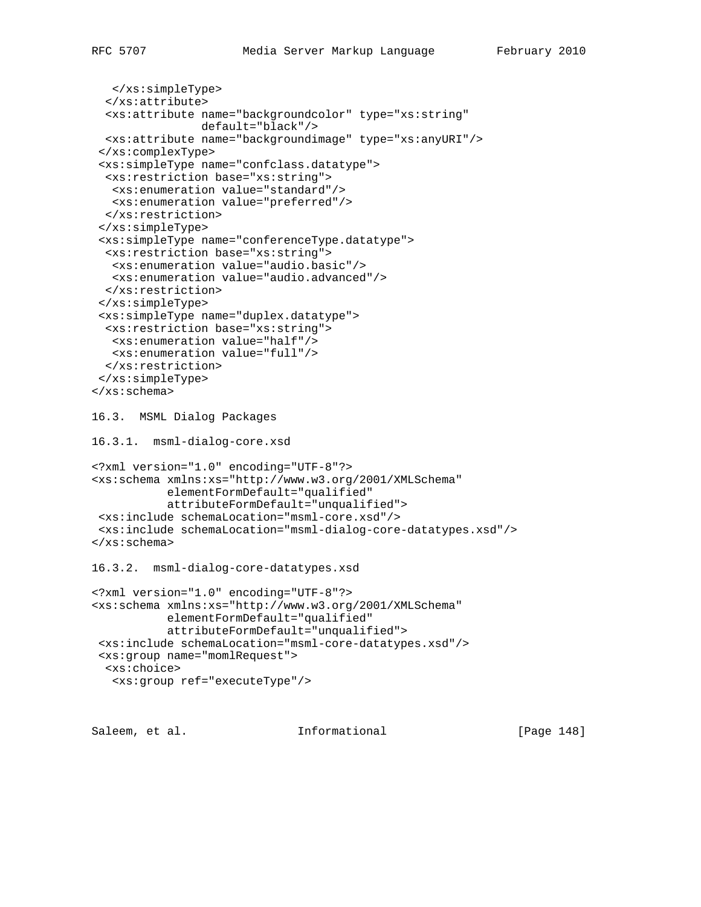```
   </xs:simpleType>
  </xs:attribute>
  <xs:attribute name="backgroundcolor" type="xs:string"
                default="black"/>
  <xs:attribute name="backgroundimage" type="xs:anyURI"/>
 </xs:complexType>
 <xs:simpleType name="confclass.datatype">
  <xs:restriction base="xs:string">
   <xs:enumeration value="standard"/>
   <xs:enumeration value="preferred"/>
  </xs:restriction>
 </xs:simpleType>
 <xs:simpleType name="conferenceType.datatype">
  <xs:restriction base="xs:string">
   <xs:enumeration value="audio.basic"/>
   <xs:enumeration value="audio.advanced"/>
  </xs:restriction>
 </xs:simpleType>
 <xs:simpleType name="duplex.datatype">
  <xs:restriction base="xs:string">
   <xs:enumeration value="half"/>
   <xs:enumeration value="full"/>
  </xs:restriction>
 </xs:simpleType>
</xs:schema>
```

### 16.3. MSML Dialog Packages

#### 16.3.1. msml-dialog-core.xsd

```
<?xml version="1.0" encoding="UTF-8"?>
<xs:schema xmlns:xs="http://www.w3.org/2001/XMLSchema"
           elementFormDefault="qualified"
           attributeFormDefault="unqualified">
 <xs:include schemaLocation="msml-core.xsd"/>
 <xs:include schemaLocation="msml-dialog-core-datatypes.xsd"/>
</xs:schema>
```

#### 16.3.2. msml-dialog-core-datatypes.xsd

```
<?xml version="1.0" encoding="UTF-8"?>
<xs:schema xmlns:xs="http://www.w3.org/2001/XMLSchema"
           elementFormDefault="qualified"
           attributeFormDefault="unqualified">
 <xs:include schemaLocation="msml-core-datatypes.xsd"/>
 <xs:group name="momlRequest">
  <xs:choice>
   <xs:group ref="executeType"/>
```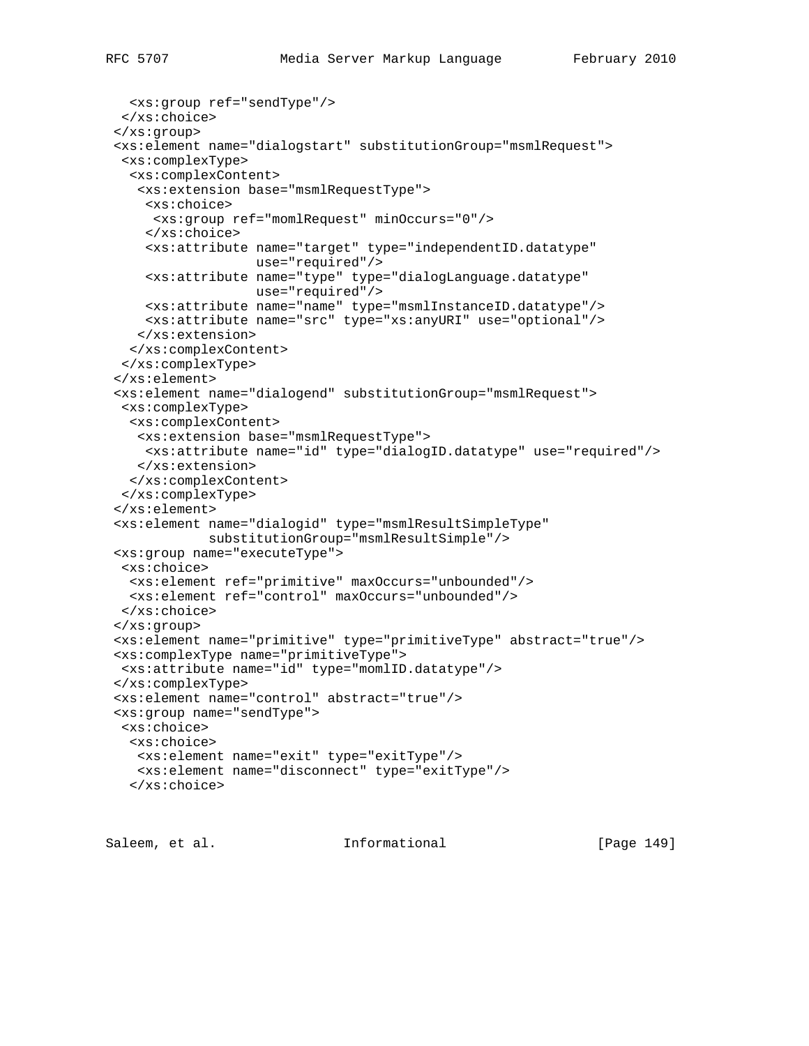```
   <xs:group ref="sendType"/>
  </xs:choice>
 </xs:group>
 <xs:element name="dialogstart" substitutionGroup="msmlRequest">
  <xs:complexType>
   <xs:complexContent>
    <xs:extension base="msmlRequestType">
     <xs:choice>
      <xs:group ref="momlRequest" minOccurs="0"/>
     </xs:choice>
     <xs:attribute name="target" type="independentID.datatype"
                   use="required"/>
     <xs:attribute name="type" type="dialogLanguage.datatype"
                   use="required"/>
     <xs:attribute name="name" type="msmlInstanceID.datatype"/>
     <xs:attribute name="src" type="xs:anyURI" use="optional"/>
    </xs:extension>
   </xs:complexContent>
  </xs:complexType>
 </xs:element>
 <xs:element name="dialogend" substitutionGroup="msmlRequest">
  <xs:complexType>
   <xs:complexContent>
    <xs:extension base="msmlRequestType">
     <xs:attribute name="id" type="dialogID.datatype" use="required"/>
    </xs:extension>
   </xs:complexContent>
  </xs:complexType>
 </xs:element>
 <xs:element name="dialogid" type="msmlResultSimpleType"
             substitutionGroup="msmlResultSimple"/>
 <xs:group name="executeType">
  <xs:choice>
   <xs:element ref="primitive" maxOccurs="unbounded"/>
   <xs:element ref="control" maxOccurs="unbounded"/>
  </xs:choice>
 </xs:group>
 <xs:element name="primitive" type="primitiveType" abstract="true"/>
 <xs:complexType name="primitiveType">
  <xs:attribute name="id" type="momlID.datatype"/>
 </xs:complexType>
 <xs:element name="control" abstract="true"/>
 <xs:group name="sendType">
  <xs:choice>
   <xs:choice>
    <xs:element name="exit" type="exitType"/>
    <xs:element name="disconnect" type="exitType"/>
   </xs:choice>
```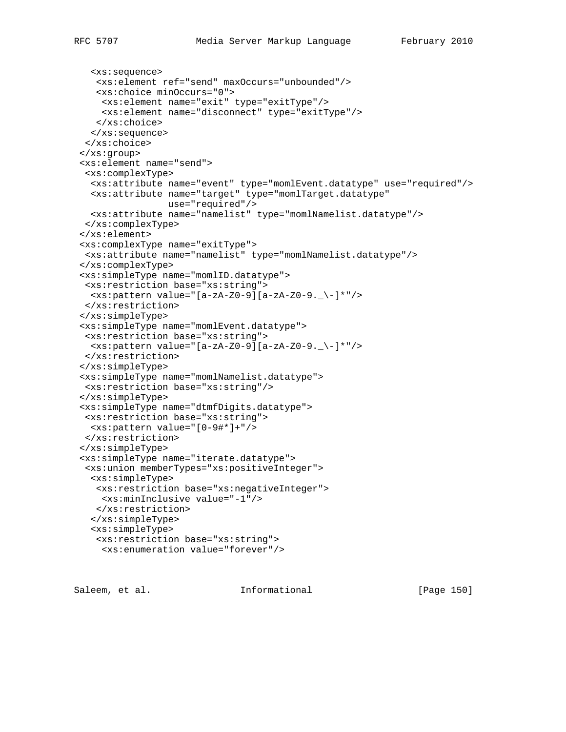```
   <xs:sequence>
    <xs:element ref="send" maxOccurs="unbounded"/>
    <xs:choice minOccurs="0">
     <xs:element name="exit" type="exitType"/>
     <xs:element name="disconnect" type="exitType"/>
    </xs:choice>
   </xs:sequence>
  </xs:choice>
 </xs:group>
 <xs:element name="send">
  <xs:complexType>
   <xs:attribute name="event" type="momlEvent.datatype" use="required"/>
   <xs:attribute name="target" type="momlTarget.datatype"
                 use="required"/>
   <xs:attribute name="namelist" type="momlNamelist.datatype"/>
  </xs:complexType>
 </xs:element>
 <xs:complexType name="exitType">
  <xs:attribute name="namelist" type="momlNamelist.datatype"/>
 </xs:complexType>
 <xs:simpleType name="momlID.datatype">
  <xs:restriction base="xs:string">
   <xs:pattern value="[a-zA-Z0-9][a-zA-Z0-9._\-]*"/>
  </xs:restriction>
 </xs:simpleType>
 <xs:simpleType name="momlEvent.datatype">
  <xs:restriction base="xs:string">
   <xs:pattern value="[a-zA-Z0-9][a-zA-Z0-9._\-]*"/>
  </xs:restriction>
 </xs:simpleType>
 <xs:simpleType name="momlNamelist.datatype">
  <xs:restriction base="xs:string"/>
 </xs:simpleType>
 <xs:simpleType name="dtmfDigits.datatype">
  <xs:restriction base="xs:string">
   <xs:pattern value="[0-9#*]+"/>
  </xs:restriction>
 </xs:simpleType>
 <xs:simpleType name="iterate.datatype">
  <xs:union memberTypes="xs:positiveInteger">
   <xs:simpleType>
    <xs:restriction base="xs:negativeInteger">
     <xs:minInclusive value="-1"/>
    </xs:restriction>
   </xs:simpleType>
   <xs:simpleType>
    <xs:restriction base="xs:string">
     <xs:enumeration value="forever"/>
```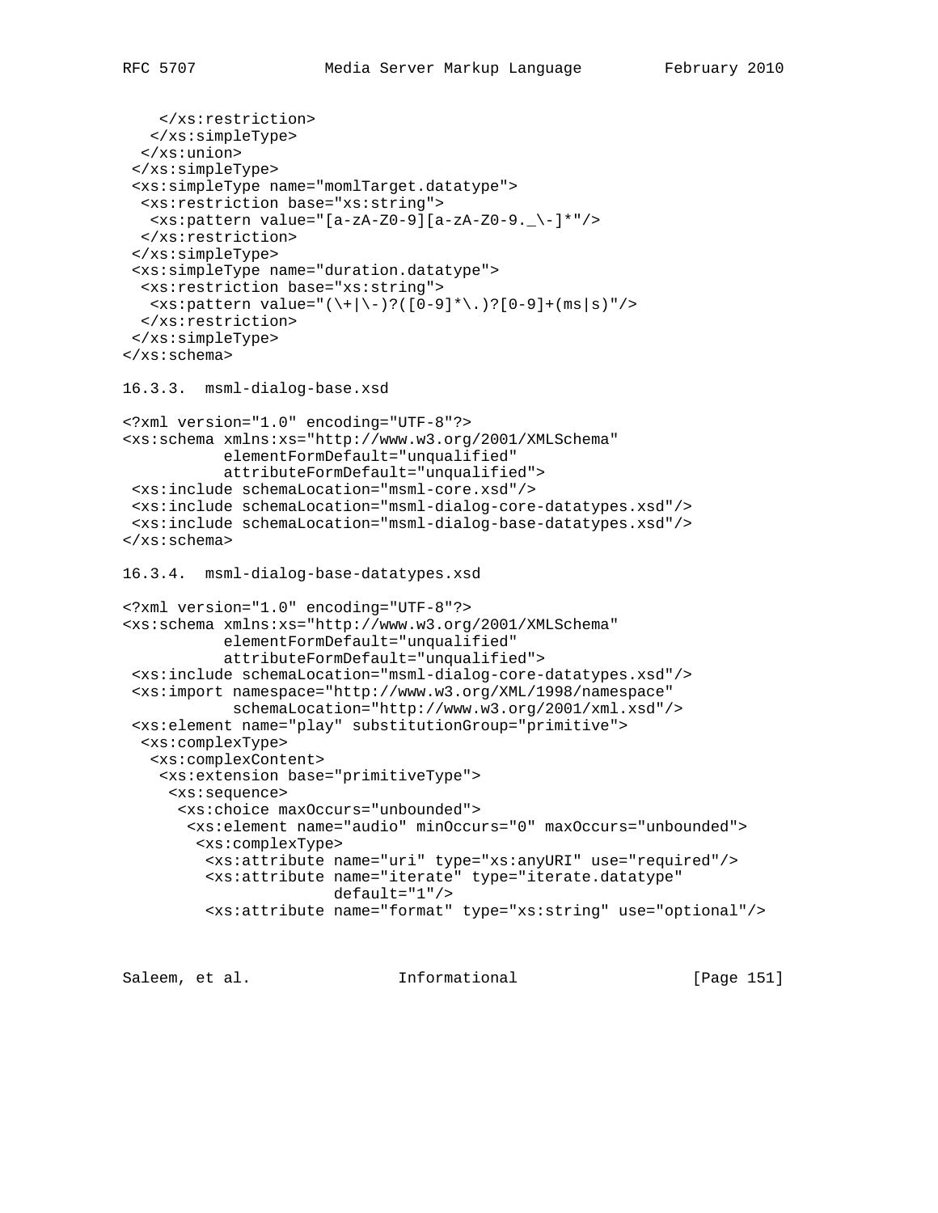```
    </xs:restriction>
   </xs:simpleType>
  </xs:union>
 </xs:simpleType>
 <xs:simpleType name="momlTarget.datatype">
  <xs:restriction base="xs:string">
   <xs:pattern value="[a-zA-Z0-9][a-zA-Z0-9._\-]*"/>
  </xs:restriction>
 </xs:simpleType>
 <xs:simpleType name="duration.datatype">
  <xs:restriction base="xs:string">
   <xs:pattern value="(\+|\-)?([0-9]*\.)?[0-9]+(ms|s)"/>
  </xs:restriction>
 </xs:simpleType>
</xs:schema>
```

### 16.3.3. msml-dialog-base.xsd

```
<?xml version="1.0" encoding="UTF-8"?>
<xs:schema xmlns:xs="http://www.w3.org/2001/XMLSchema"
           elementFormDefault="unqualified"
           attributeFormDefault="unqualified">
 <xs:include schemaLocation="msml-core.xsd"/>
 <xs:include schemaLocation="msml-dialog-core-datatypes.xsd"/>
 <xs:include schemaLocation="msml-dialog-base-datatypes.xsd"/>
</xs:schema>
```

### 16.3.4. msml-dialog-base-datatypes.xsd

```
<?xml version="1.0" encoding="UTF-8"?>
<xs:schema xmlns:xs="http://www.w3.org/2001/XMLSchema"
           elementFormDefault="unqualified"
           attributeFormDefault="unqualified">
 <xs:include schemaLocation="msml-dialog-core-datatypes.xsd"/>
 <xs:import namespace="http://www.w3.org/XML/1998/namespace"
            schemaLocation="http://www.w3.org/2001/xml.xsd"/>
 <xs:element name="play" substitutionGroup="primitive">
  <xs:complexType>
   <xs:complexContent>
    <xs:extension base="primitiveType">
     <xs:sequence>
      <xs:choice maxOccurs="unbounded">
       <xs:element name="audio" minOccurs="0" maxOccurs="unbounded">
        <xs:complexType>
         <xs:attribute name="uri" type="xs:anyURI" use="required"/>
         <xs:attribute name="iterate" type="iterate.datatype"
                       default="1"/>
         <xs:attribute name="format" type="xs:string" use="optional"/>
```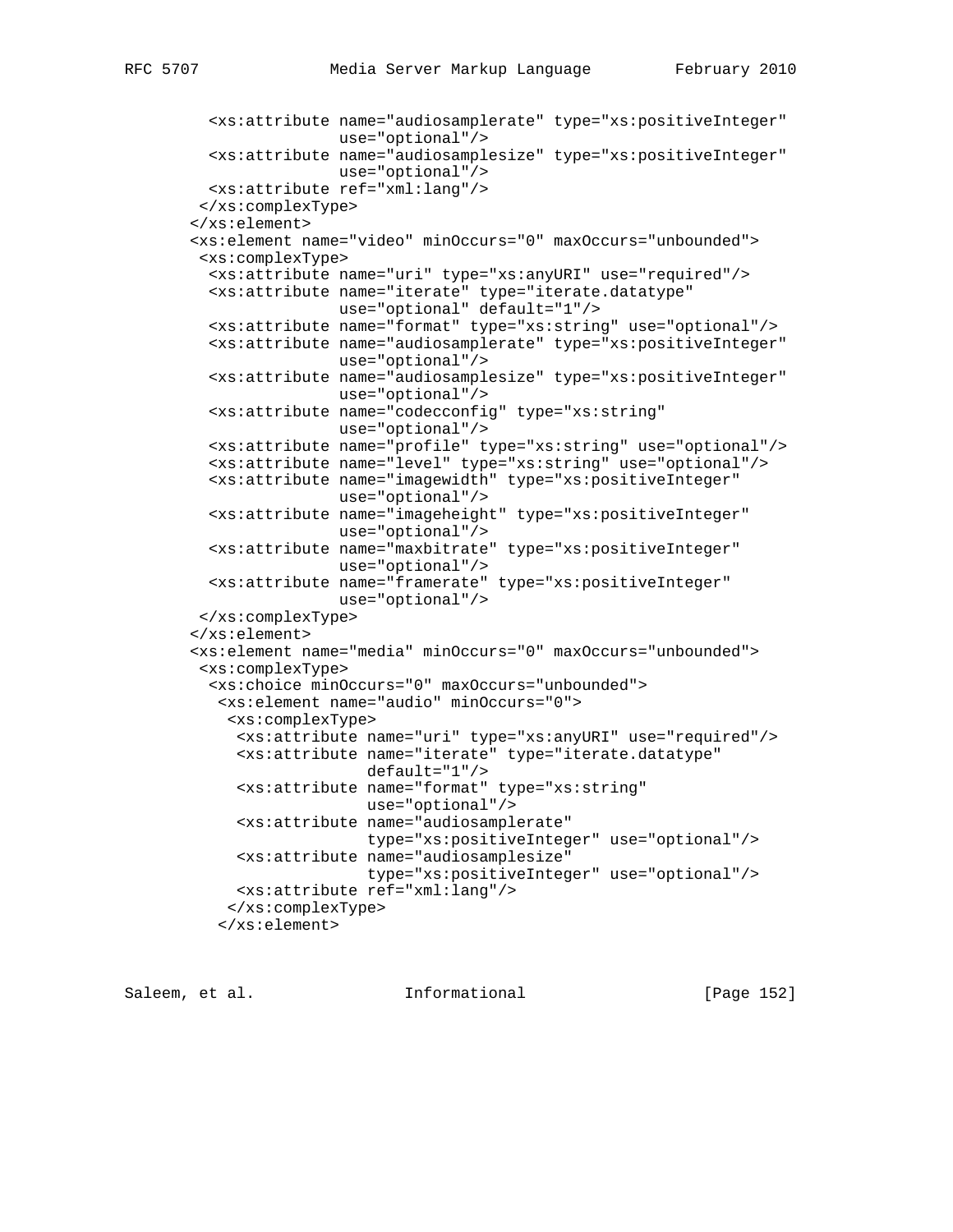```
          <xs:attribute name="audiosamplerate" type="xs:positiveInteger"
                        use="optional"/>
          <xs:attribute name="audiosamplesize" type="xs:positiveInteger"
                        use="optional"/>
          <xs:attribute ref="xml:lang"/>
         </xs:complexType>
        </xs:element>
        <xs:element name="video" minOccurs="0" maxOccurs="unbounded">
         <xs:complexType>
          <xs:attribute name="uri" type="xs:anyURI" use="required"/>
          <xs:attribute name="iterate" type="iterate.datatype"
                        use="optional" default="1"/>
          <xs:attribute name="format" type="xs:string" use="optional"/>
          <xs:attribute name="audiosamplerate" type="xs:positiveInteger"
                        use="optional"/>
          <xs:attribute name="audiosamplesize" type="xs:positiveInteger"
                        use="optional"/>
          <xs:attribute name="codecconfig" type="xs:string"
                        use="optional"/>
          <xs:attribute name="profile" type="xs:string" use="optional"/>
          <xs:attribute name="level" type="xs:string" use="optional"/>
          <xs:attribute name="imagewidth" type="xs:positiveInteger"
                        use="optional"/>
          <xs:attribute name="imageheight" type="xs:positiveInteger"
                        use="optional"/>
          <xs:attribute name="maxbitrate" type="xs:positiveInteger"
                        use="optional"/>
          <xs:attribute name="framerate" type="xs:positiveInteger"
                        use="optional"/>
         </xs:complexType>
        </xs:element>
        <xs:element name="media" minOccurs="0" maxOccurs="unbounded">
         <xs:complexType>
          <xs:choice minOccurs="0" maxOccurs="unbounded">
           <xs:element name="audio" minOccurs="0">
            <xs:complexType>
             <xs:attribute name="uri" type="xs:anyURI" use="required"/>
             <xs:attribute name="iterate" type="iterate.datatype"
                           default="1"/>
             <xs:attribute name="format" type="xs:string"
                           use="optional"/>
             <xs:attribute name="audiosamplerate"
                           type="xs:positiveInteger" use="optional"/>
             <xs:attribute name="audiosamplesize"
                           type="xs:positiveInteger" use="optional"/>
             <xs:attribute ref="xml:lang"/>
            </xs:complexType>
           </xs:element>
```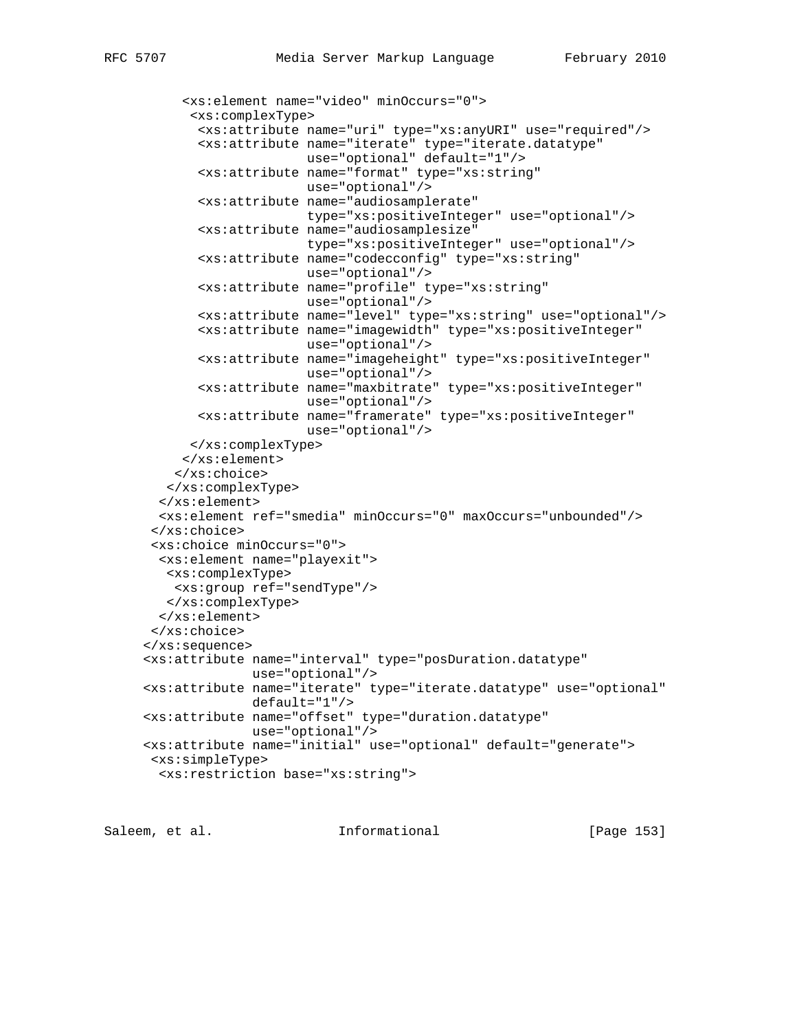```
        <xs:element name="video" minOccurs="0">
         <xs:complexType>
          <xs:attribute name="uri" type="xs:anyURI" use="required"/>
          <xs:attribute name="iterate" type="iterate.datatype"
                        use="optional" default="1"/>
          <xs:attribute name="format" type="xs:string"
                        use="optional"/>
          <xs:attribute name="audiosamplerate"
                        type="xs:positiveInteger" use="optional"/>
          <xs:attribute name="audiosamplesize"
                        type="xs:positiveInteger" use="optional"/>
          <xs:attribute name="codecconfig" type="xs:string"
                        use="optional"/>
          <xs:attribute name="profile" type="xs:string"
                        use="optional"/>
          <xs:attribute name="level" type="xs:string" use="optional"/>
          <xs:attribute name="imagewidth" type="xs:positiveInteger"
                        use="optional"/>
          <xs:attribute name="imageheight" type="xs:positiveInteger"
                        use="optional"/>
          <xs:attribute name="maxbitrate" type="xs:positiveInteger"
                        use="optional"/>
          <xs:attribute name="framerate" type="xs:positiveInteger"
                        use="optional"/>
         </xs:complexType>
        </xs:element>
       </xs:choice>
      </xs:complexType>
     </xs:element>
     <xs:element ref="smedia" minOccurs="0" maxOccurs="unbounded"/>
    </xs:choice>
    <xs:choice minOccurs="0">
     <xs:element name="playexit">
      <xs:complexType>
       <xs:group ref="sendType"/>
      </xs:complexType>
     </xs:element>
    </xs:choice>
   </xs:sequence>
   <xs:attribute name="interval" type="posDuration.datatype"
                 use="optional"/>
   <xs:attribute name="iterate" type="iterate.datatype" use="optional"
                 default="1"/>
   <xs:attribute name="offset" type="duration.datatype"
                 use="optional"/>
   <xs:attribute name="initial" use="optional" default="generate">
    <xs:simpleType>
     <xs:restriction base="xs:string">
```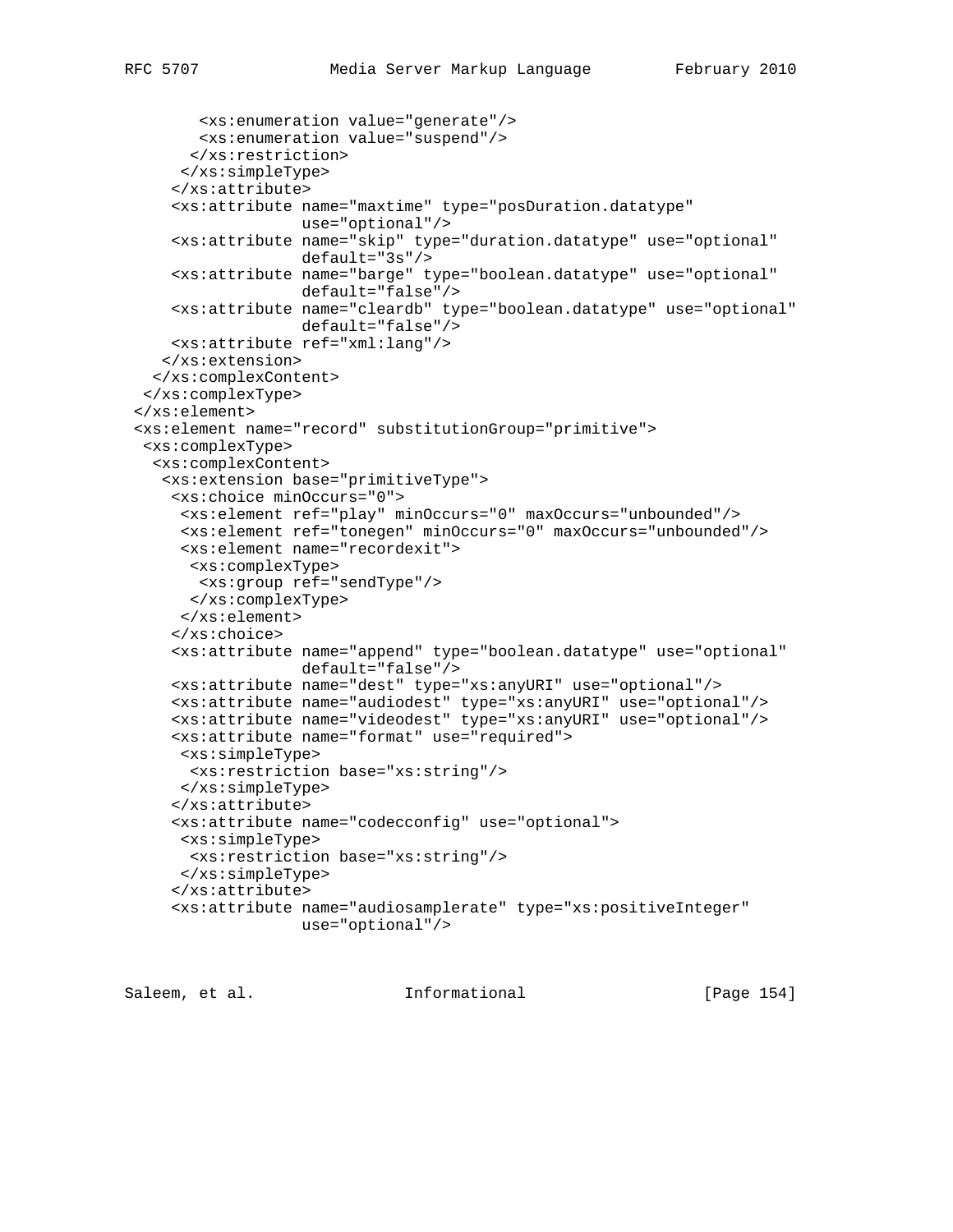```
        <xs:enumeration value="generate"/>
        <xs:enumeration value="suspend"/>
       </xs:restriction>
      </xs:simpleType>
     </xs:attribute>
     <xs:attribute name="maxtime" type="posDuration.datatype"
                   use="optional"/>
     <xs:attribute name="skip" type="duration.datatype" use="optional"
                   default="3s"/>
     <xs:attribute name="barge" type="boolean.datatype" use="optional"
                   default="false"/>
     <xs:attribute name="cleardb" type="boolean.datatype" use="optional"
                   default="false"/>
     <xs:attribute ref="xml:lang"/>
    </xs:extension>
   </xs:complexContent>
  </xs:complexType>
 </xs:element>
 <xs:element name="record" substitutionGroup="primitive">
  <xs:complexType>
   <xs:complexContent>
    <xs:extension base="primitiveType">
     <xs:choice minOccurs="0">
      <xs:element ref="play" minOccurs="0" maxOccurs="unbounded"/>
      <xs:element ref="tonegen" minOccurs="0" maxOccurs="unbounded"/>
      <xs:element name="recordexit">
       <xs:complexType>
        <xs:group ref="sendType"/>
       </xs:complexType>
      </xs:element>
     </xs:choice>
     <xs:attribute name="append" type="boolean.datatype" use="optional"
                   default="false"/>
     <xs:attribute name="dest" type="xs:anyURI" use="optional"/>
     <xs:attribute name="audiodest" type="xs:anyURI" use="optional"/>
     <xs:attribute name="videodest" type="xs:anyURI" use="optional"/>
     <xs:attribute name="format" use="required">
      <xs:simpleType>
       <xs:restriction base="xs:string"/>
      </xs:simpleType>
     </xs:attribute>
     <xs:attribute name="codecconfig" use="optional">
      <xs:simpleType>
       <xs:restriction base="xs:string"/>
      </xs:simpleType>
     </xs:attribute>
     <xs:attribute name="audiosamplerate" type="xs:positiveInteger"
                   use="optional"/>
```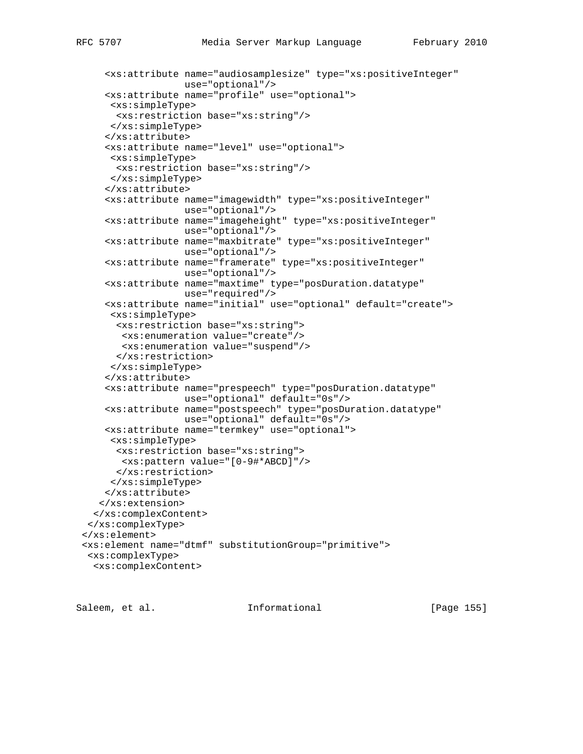```
     <xs:attribute name="audiosamplesize" type="xs:positiveInteger"
                   use="optional"/>
     <xs:attribute name="profile" use="optional">
      <xs:simpleType>
       <xs:restriction base="xs:string"/>
      </xs:simpleType>
     </xs:attribute>
     <xs:attribute name="level" use="optional">
      <xs:simpleType>
       <xs:restriction base="xs:string"/>
      </xs:simpleType>
     </xs:attribute>
     <xs:attribute name="imagewidth" type="xs:positiveInteger"
                   use="optional"/>
     <xs:attribute name="imageheight" type="xs:positiveInteger"
                   use="optional"/>
     <xs:attribute name="maxbitrate" type="xs:positiveInteger"
                   use="optional"/>
     <xs:attribute name="framerate" type="xs:positiveInteger"
                   use="optional"/>
     <xs:attribute name="maxtime" type="posDuration.datatype"
                   use="required"/>
     <xs:attribute name="initial" use="optional" default="create">
      <xs:simpleType>
       <xs:restriction base="xs:string">
        <xs:enumeration value="create"/>
        <xs:enumeration value="suspend"/>
       </xs:restriction>
      </xs:simpleType>
     </xs:attribute>
     <xs:attribute name="prespeech" type="posDuration.datatype"
                   use="optional" default="0s"/>
     <xs:attribute name="postspeech" type="posDuration.datatype"
                   use="optional" default="0s"/>
     <xs:attribute name="termkey" use="optional">
      <xs:simpleType>
       <xs:restriction base="xs:string">
        <xs:pattern value="[0-9#*ABCD]"/>
       </xs:restriction>
      </xs:simpleType>
     </xs:attribute>
    </xs:extension>
   </xs:complexContent>
  </xs:complexType>
 </xs:element>
 <xs:element name="dtmf" substitutionGroup="primitive">
  <xs:complexType>
   <xs:complexContent>
```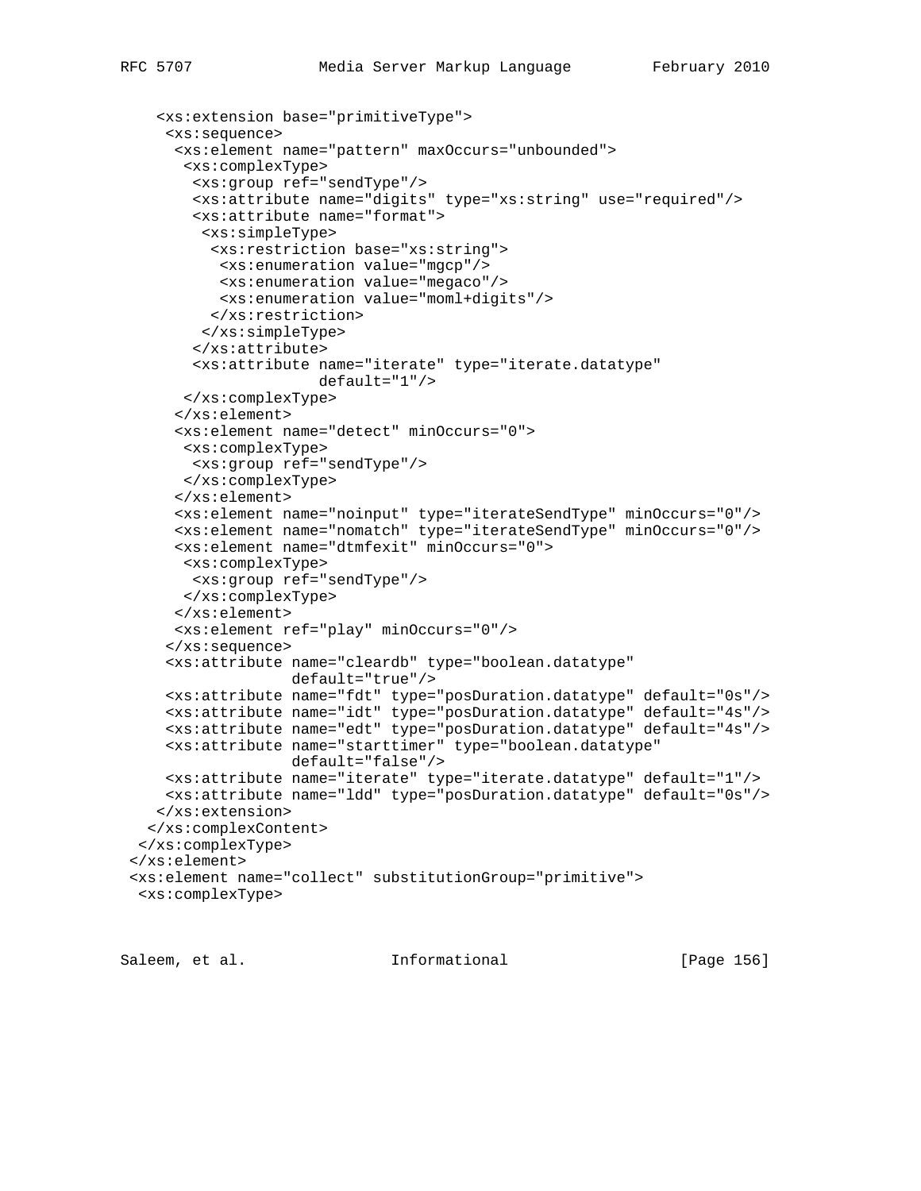```
    <xs:extension base="primitiveType">
     <xs:sequence>
      <xs:element name="pattern" maxOccurs="unbounded">
       <xs:complexType>
        <xs:group ref="sendType"/>
        <xs:attribute name="digits" type="xs:string" use="required"/>
        <xs:attribute name="format">
         <xs:simpleType>
          <xs:restriction base="xs:string">
           <xs:enumeration value="mgcp"/>
           <xs:enumeration value="megaco"/>
           <xs:enumeration value="moml+digits"/>
          </xs:restriction>
         </xs:simpleType>
        </xs:attribute>
        <xs:attribute name="iterate" type="iterate.datatype"
                      default="1"/>
       </xs:complexType>
      </xs:element>
      <xs:element name="detect" minOccurs="0">
       <xs:complexType>
        <xs:group ref="sendType"/>
       </xs:complexType>
      </xs:element>
      <xs:element name="noinput" type="iterateSendType" minOccurs="0"/>
      <xs:element name="nomatch" type="iterateSendType" minOccurs="0"/>
      <xs:element name="dtmfexit" minOccurs="0">
       <xs:complexType>
        <xs:group ref="sendType"/>
       </xs:complexType>
      </xs:element>
      <xs:element ref="play" minOccurs="0"/>
     </xs:sequence>
     <xs:attribute name="cleardb" type="boolean.datatype"
                   default="true"/>
     <xs:attribute name="fdt" type="posDuration.datatype" default="0s"/>
     <xs:attribute name="idt" type="posDuration.datatype" default="4s"/>
     <xs:attribute name="edt" type="posDuration.datatype" default="4s"/>
     <xs:attribute name="starttimer" type="boolean.datatype"
                   default="false"/>
     <xs:attribute name="iterate" type="iterate.datatype" default="1"/>
     <xs:attribute name="ldd" type="posDuration.datatype" default="0s"/>
    </xs:extension>
   </xs:complexContent>
  </xs:complexType>
 </xs:element>
 <xs:element name="collect" substitutionGroup="primitive">
  <xs:complexType>
```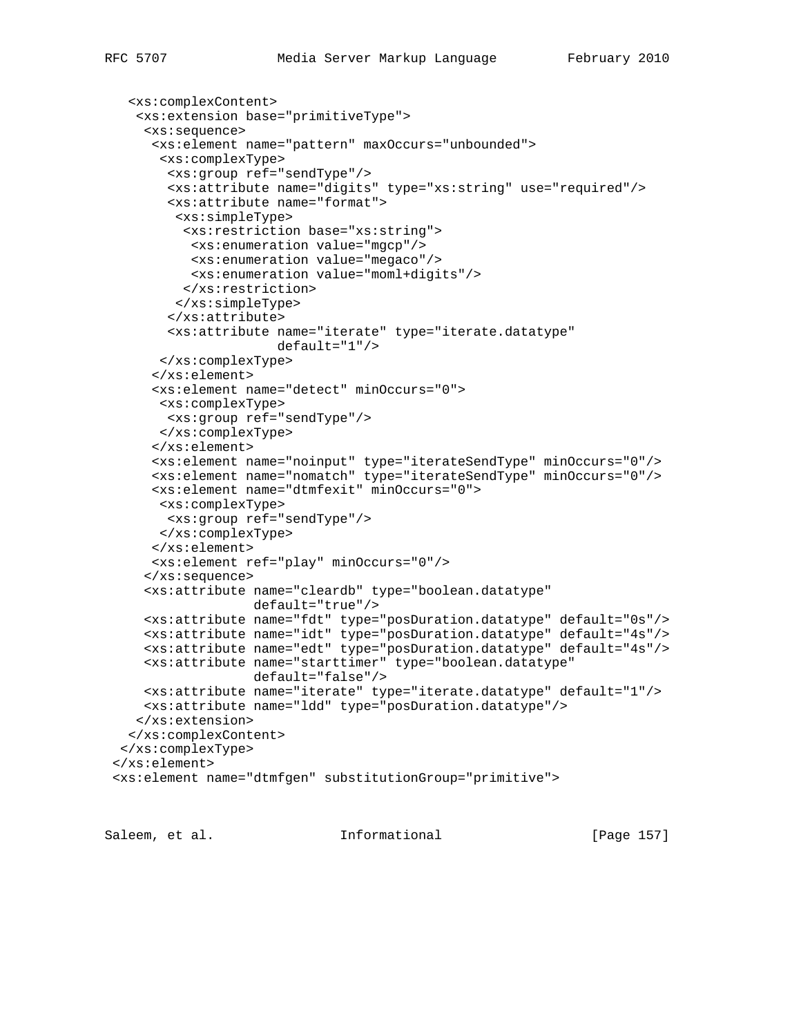```
   <xs:complexContent>
    <xs:extension base="primitiveType">
     <xs:sequence>
      <xs:element name="pattern" maxOccurs="unbounded">
       <xs:complexType>
        <xs:group ref="sendType"/>
        <xs:attribute name="digits" type="xs:string" use="required"/>
        <xs:attribute name="format">
         <xs:simpleType>
          <xs:restriction base="xs:string">
           <xs:enumeration value="mgcp"/>
           <xs:enumeration value="megaco"/>
           <xs:enumeration value="moml+digits"/>
          </xs:restriction>
         </xs:simpleType>
        </xs:attribute>
        <xs:attribute name="iterate" type="iterate.datatype"
                      default="1"/>
       </xs:complexType>
      </xs:element>
      <xs:element name="detect" minOccurs="0">
       <xs:complexType>
        <xs:group ref="sendType"/>
       </xs:complexType>
      </xs:element>
      <xs:element name="noinput" type="iterateSendType" minOccurs="0"/>
      <xs:element name="nomatch" type="iterateSendType" minOccurs="0"/>
      <xs:element name="dtmfexit" minOccurs="0">
       <xs:complexType>
        <xs:group ref="sendType"/>
       </xs:complexType>
      </xs:element>
      <xs:element ref="play" minOccurs="0"/>
     </xs:sequence>
     <xs:attribute name="cleardb" type="boolean.datatype"
                   default="true"/>
     <xs:attribute name="fdt" type="posDuration.datatype" default="0s"/>
     <xs:attribute name="idt" type="posDuration.datatype" default="4s"/>
     <xs:attribute name="edt" type="posDuration.datatype" default="4s"/>
     <xs:attribute name="starttimer" type="boolean.datatype"
                   default="false"/>
     <xs:attribute name="iterate" type="iterate.datatype" default="1"/>
     <xs:attribute name="ldd" type="posDuration.datatype"/>
    </xs:extension>
   </xs:complexContent>
  </xs:complexType>
 </xs:element>
 <xs:element name="dtmfgen" substitutionGroup="primitive">
```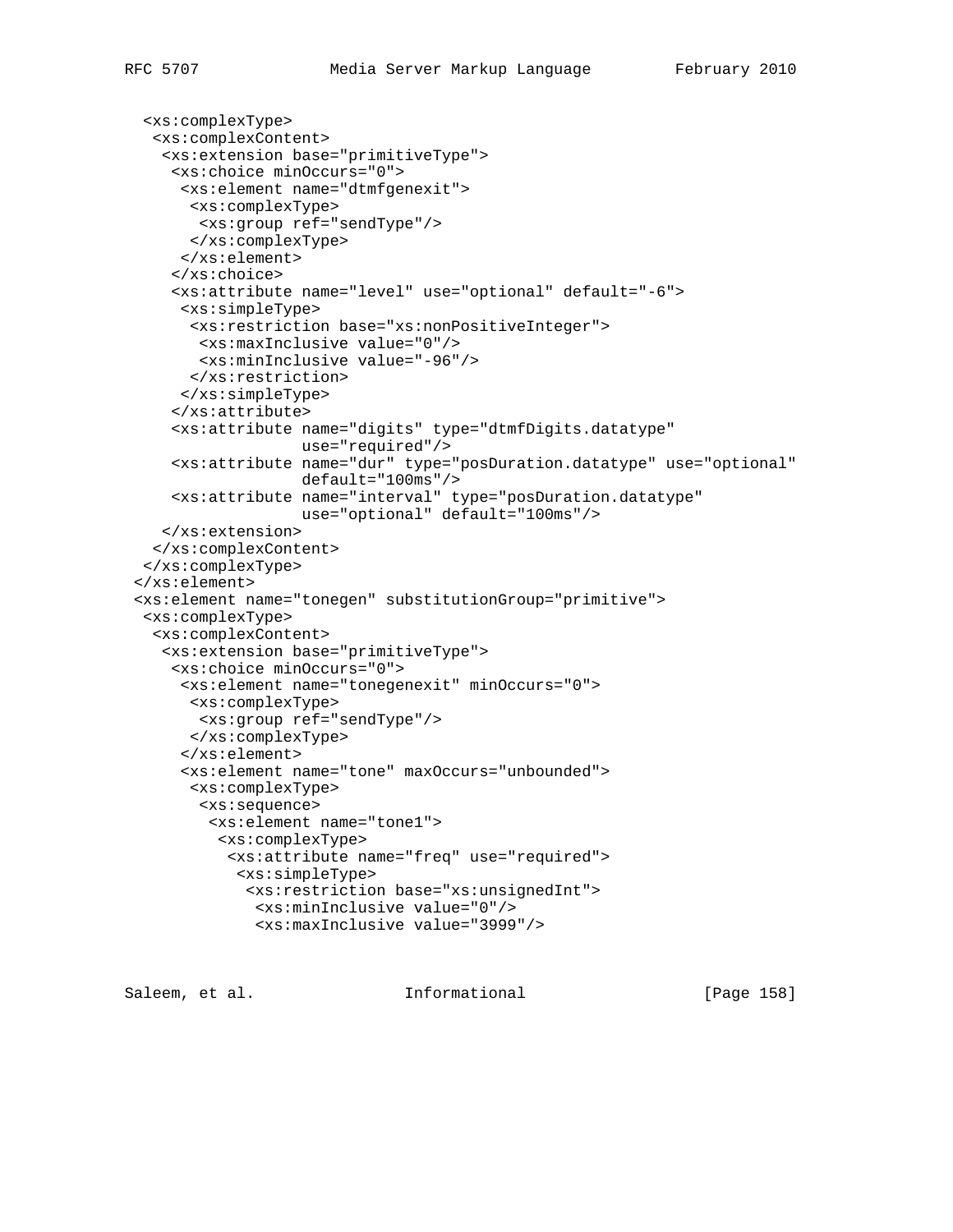```
   <xs:complexType>
    <xs:complexContent>
     <xs:extension base="primitiveType">
      <xs:choice minOccurs="0">
       <xs:element name="dtmfgenexit">
        <xs:complexType>
         <xs:group ref="sendType"/>
        </xs:complexType>
       </xs:element>
      </xs:choice>
      <xs:attribute name="level" use="optional" default="-6">
       <xs:simpleType>
        <xs:restriction base="xs:nonPositiveInteger">
         <xs:maxInclusive value="0"/>
         <xs:minInclusive value="-96"/>
        </xs:restriction>
       </xs:simpleType>
      </xs:attribute>
      <xs:attribute name="digits" type="dtmfDigits.datatype"
                    use="required"/>
      <xs:attribute name="dur" type="posDuration.datatype" use="optional"
                    default="100ms"/>
      <xs:attribute name="interval" type="posDuration.datatype"
                    use="optional" default="100ms"/>
     </xs:extension>
    </xs:complexContent>
   </xs:complexType>
  </xs:element>
  <xs:element name="tonegen" substitutionGroup="primitive">
   <xs:complexType>
    <xs:complexContent>
     <xs:extension base="primitiveType">
      <xs:choice minOccurs="0">
       <xs:element name="tonegenexit" minOccurs="0">
        <xs:complexType>
         <xs:group ref="sendType"/>
        </xs:complexType>
       </xs:element>
       <xs:element name="tone" maxOccurs="unbounded">
        <xs:complexType>
         <xs:sequence>
          <xs:element name="tone1">
           <xs:complexType>
            <xs:attribute name="freq" use="required">
             <xs:simpleType>
              <xs:restriction base="xs:unsignedInt">
               <xs:minInclusive value="0"/>
               <xs:maxInclusive value="3999"/>
```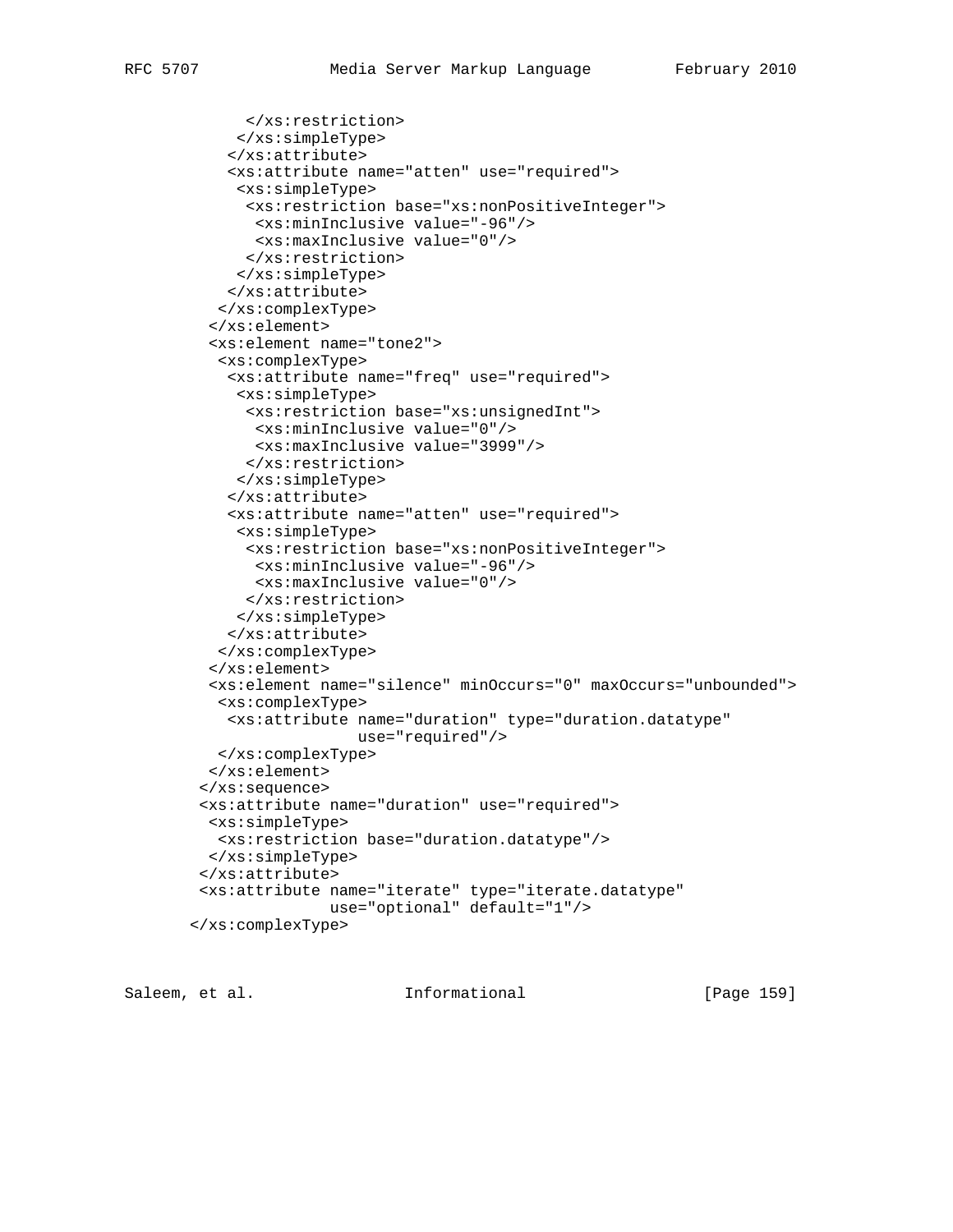```
           </xs:restriction>
          </xs:simpleType>
         </xs:attribute>
         <xs:attribute name="atten" use="required">
          <xs:simpleType>
           <xs:restriction base="xs:nonPositiveInteger">
            <xs:minInclusive value="-96"/>
            <xs:maxInclusive value="0"/>
           </xs:restriction>
          </xs:simpleType>
         </xs:attribute>
        </xs:complexType>
       </xs:element>
       <xs:element name="tone2">
        <xs:complexType>
         <xs:attribute name="freq" use="required">
          <xs:simpleType>
           <xs:restriction base="xs:unsignedInt">
            <xs:minInclusive value="0"/>
            <xs:maxInclusive value="3999"/>
           </xs:restriction>
          </xs:simpleType>
         </xs:attribute>
         <xs:attribute name="atten" use="required">
          <xs:simpleType>
           <xs:restriction base="xs:nonPositiveInteger">
            <xs:minInclusive value="-96"/>
            <xs:maxInclusive value="0"/>
           </xs:restriction>
          </xs:simpleType>
         </xs:attribute>
        </xs:complexType>
       </xs:element>
       <xs:element name="silence" minOccurs="0" maxOccurs="unbounded">
        <xs:complexType>
         <xs:attribute name="duration" type="duration.datatype"
                       use="required"/>
        </xs:complexType>
       </xs:element>
      </xs:sequence>
      <xs:attribute name="duration" use="required">
       <xs:simpleType>
        <xs:restriction base="duration.datatype"/>
       </xs:simpleType>
      </xs:attribute>
      <xs:attribute name="iterate" type="iterate.datatype"
                    use="optional" default="1"/>
     </xs:complexType>
```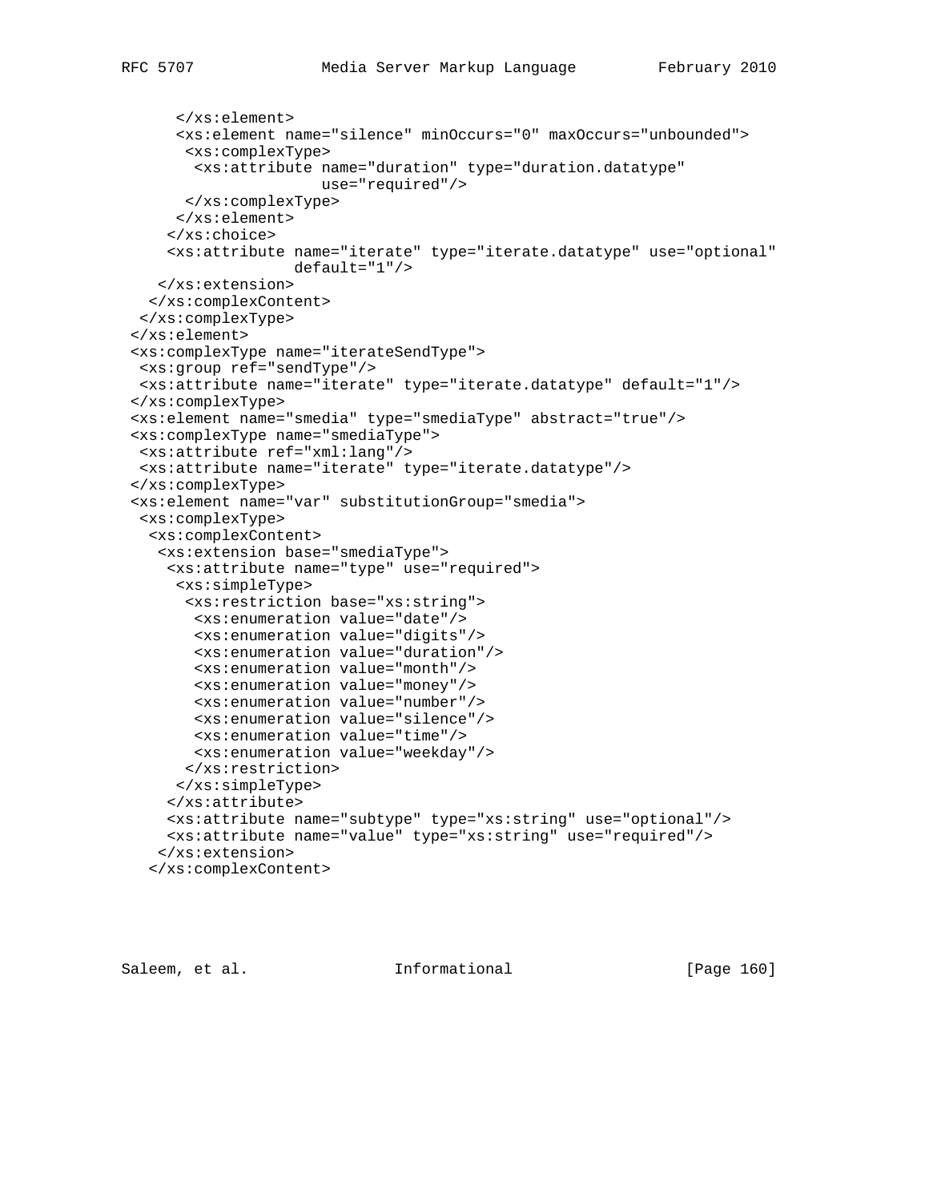```
      </xs:element>
      <xs:element name="silence" minOccurs="0" maxOccurs="unbounded">
       <xs:complexType>
        <xs:attribute name="duration" type="duration.datatype"
                      use="required"/>
       </xs:complexType>
      </xs:element>
     </xs:choice>
     <xs:attribute name="iterate" type="iterate.datatype" use="optional"
                   default="1"/>
    </xs:extension>
   </xs:complexContent>
  </xs:complexType>
 </xs:element>
 <xs:complexType name="iterateSendType">
  <xs:group ref="sendType"/>
  <xs:attribute name="iterate" type="iterate.datatype" default="1"/>
 </xs:complexType>
 <xs:element name="smedia" type="smediaType" abstract="true"/>
 <xs:complexType name="smediaType">
  <xs:attribute ref="xml:lang"/>
  <xs:attribute name="iterate" type="iterate.datatype"/>
 </xs:complexType>
 <xs:element name="var" substitutionGroup="smedia">
  <xs:complexType>
   <xs:complexContent>
    <xs:extension base="smediaType">
     <xs:attribute name="type" use="required">
      <xs:simpleType>
       <xs:restriction base="xs:string">
        <xs:enumeration value="date"/>
        <xs:enumeration value="digits"/>
        <xs:enumeration value="duration"/>
        <xs:enumeration value="month"/>
        <xs:enumeration value="money"/>
        <xs:enumeration value="number"/>
        <xs:enumeration value="silence"/>
        <xs:enumeration value="time"/>
        <xs:enumeration value="weekday"/>
       </xs:restriction>
      </xs:simpleType>
     </xs:attribute>
     <xs:attribute name="subtype" type="xs:string" use="optional"/>
     <xs:attribute name="value" type="xs:string" use="required"/>
    </xs:extension>
   </xs:complexContent>
```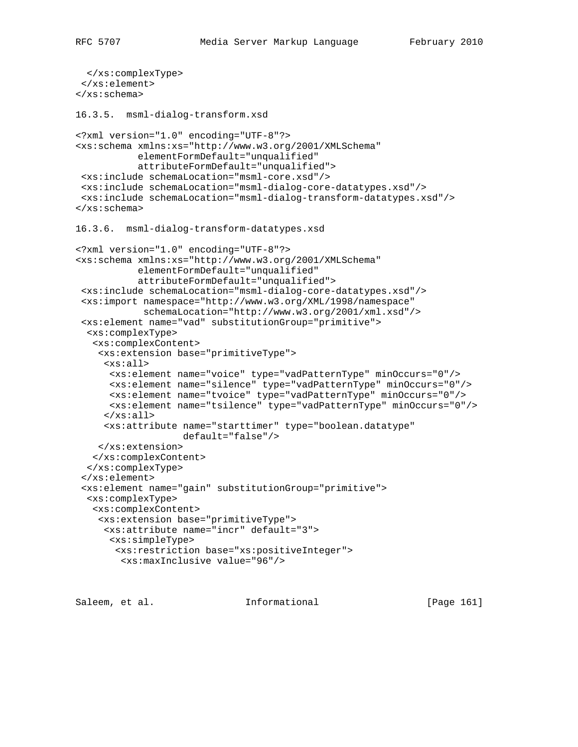```
  </xs:complexType>
 </xs:element>
</xs:schema>
```

### 16.3.5. msml-dialog-transform.xsd

```
<?xml version="1.0" encoding="UTF-8"?>
<xs:schema xmlns:xs="http://www.w3.org/2001/XMLSchema"
           elementFormDefault="unqualified"
           attributeFormDefault="unqualified">
 <xs:include schemaLocation="msml-core.xsd"/>
 <xs:include schemaLocation="msml-dialog-core-datatypes.xsd"/>
 <xs:include schemaLocation="msml-dialog-transform-datatypes.xsd"/>
</xs:schema>
```

### 16.3.6. msml-dialog-transform-datatypes.xsd

```
<?xml version="1.0" encoding="UTF-8"?>
<xs:schema xmlns:xs="http://www.w3.org/2001/XMLSchema"
           elementFormDefault="unqualified"
           attributeFormDefault="unqualified">
 <xs:include schemaLocation="msml-dialog-core-datatypes.xsd"/>
 <xs:import namespace="http://www.w3.org/XML/1998/namespace"
            schemaLocation="http://www.w3.org/2001/xml.xsd"/>
 <xs:element name="vad" substitutionGroup="primitive">
  <xs:complexType>
   <xs:complexContent>
    <xs:extension base="primitiveType">
     <xs:all>
      <xs:element name="voice" type="vadPatternType" minOccurs="0"/>
      <xs:element name="silence" type="vadPatternType" minOccurs="0"/>
      <xs:element name="tvoice" type="vadPatternType" minOccurs="0"/>
      <xs:element name="tsilence" type="vadPatternType" minOccurs="0"/>
     </xs:all>
     <xs:attribute name="starttimer" type="boolean.datatype"
                   default="false"/>
    </xs:extension>
   </xs:complexContent>
  </xs:complexType>
 </xs:element>
 <xs:element name="gain" substitutionGroup="primitive">
  <xs:complexType>
   <xs:complexContent>
    <xs:extension base="primitiveType">
     <xs:attribute name="incr" default="3">
      <xs:simpleType>
       <xs:restriction base="xs:positiveInteger">
        <xs:maxInclusive value="96"/>
```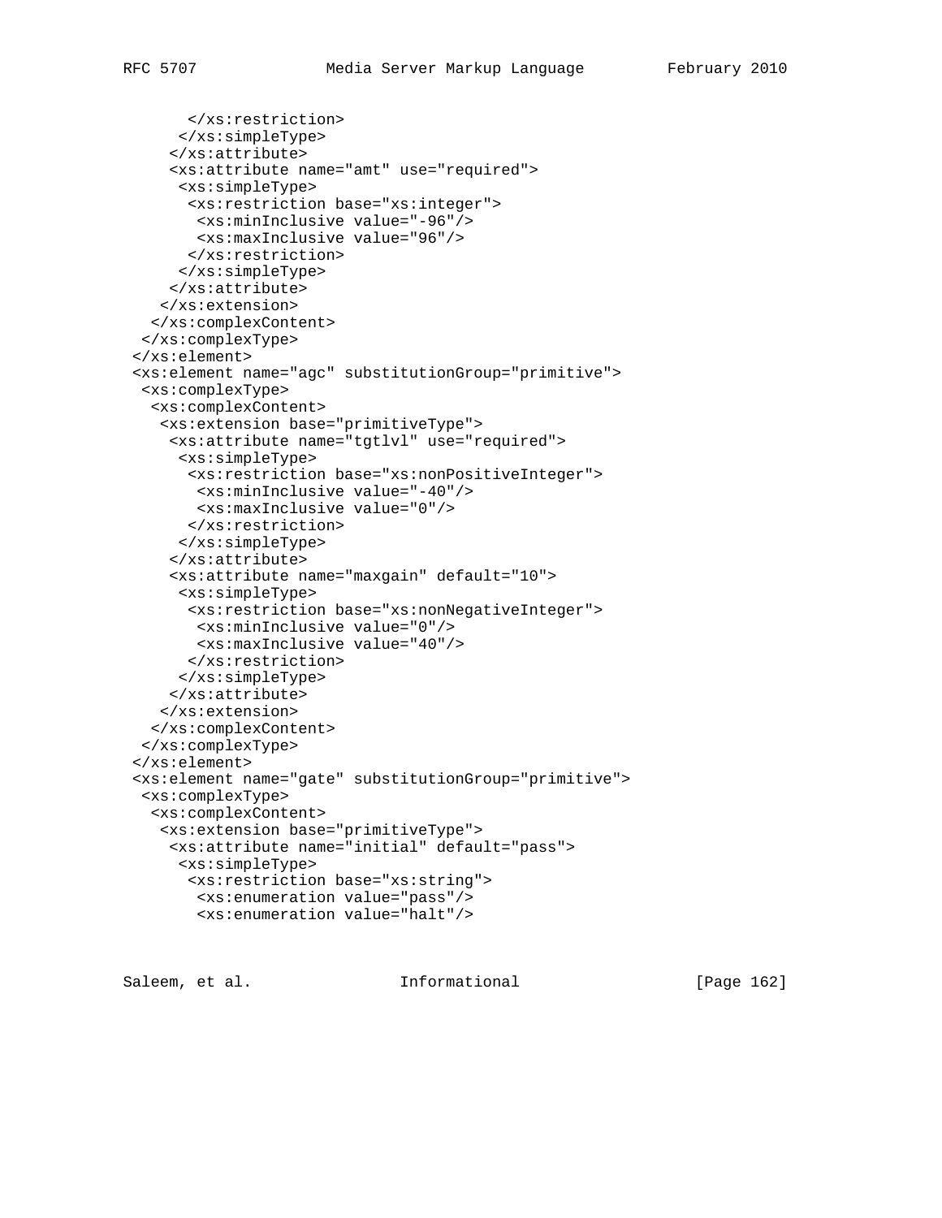```
       </xs:restriction>
      </xs:simpleType>
     </xs:attribute>
     <xs:attribute name="amt" use="required">
      <xs:simpleType>
       <xs:restriction base="xs:integer">
        <xs:minInclusive value="-96"/>
        <xs:maxInclusive value="96"/>
       </xs:restriction>
      </xs:simpleType>
     </xs:attribute>
    </xs:extension>
   </xs:complexContent>
  </xs:complexType>
 </xs:element>
 <xs:element name="agc" substitutionGroup="primitive">
  <xs:complexType>
   <xs:complexContent>
    <xs:extension base="primitiveType">
     <xs:attribute name="tgtlvl" use="required">
      <xs:simpleType>
       <xs:restriction base="xs:nonPositiveInteger">
        <xs:minInclusive value="-40"/>
        <xs:maxInclusive value="0"/>
       </xs:restriction>
      </xs:simpleType>
     </xs:attribute>
     <xs:attribute name="maxgain" default="10">
      <xs:simpleType>
       <xs:restriction base="xs:nonNegativeInteger">
        <xs:minInclusive value="0"/>
        <xs:maxInclusive value="40"/>
       </xs:restriction>
      </xs:simpleType>
     </xs:attribute>
    </xs:extension>
   </xs:complexContent>
  </xs:complexType>
 </xs:element>
 <xs:element name="gate" substitutionGroup="primitive">
  <xs:complexType>
   <xs:complexContent>
    <xs:extension base="primitiveType">
     <xs:attribute name="initial" default="pass">
      <xs:simpleType>
       <xs:restriction base="xs:string">
        <xs:enumeration value="pass"/>
        <xs:enumeration value="halt"/>
```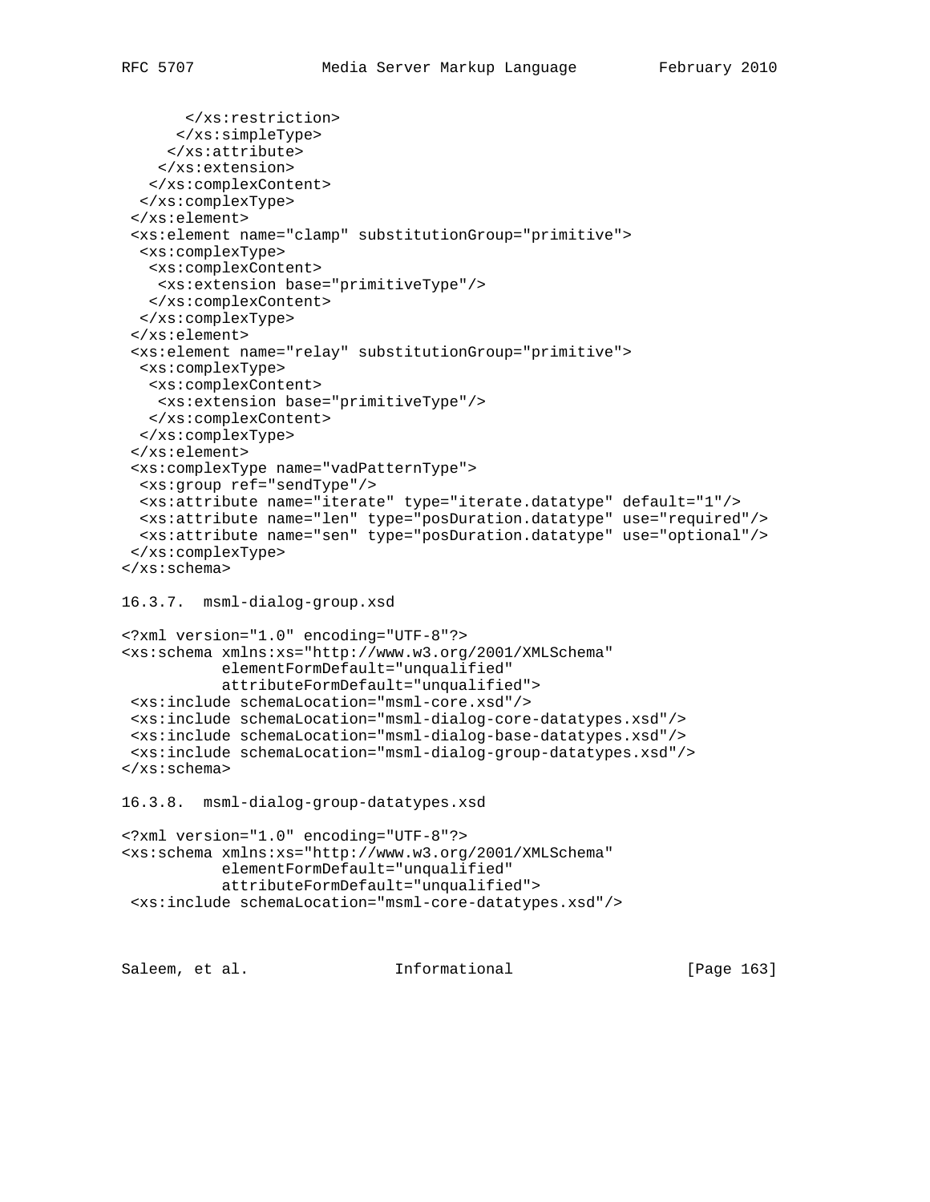```
       </xs:restriction>
      </xs:simpleType>
     </xs:attribute>
    </xs:extension>
   </xs:complexContent>
  </xs:complexType>
 </xs:element>
 <xs:element name="clamp" substitutionGroup="primitive">
  <xs:complexType>
   <xs:complexContent>
    <xs:extension base="primitiveType"/>
   </xs:complexContent>
  </xs:complexType>
 </xs:element>
 <xs:element name="relay" substitutionGroup="primitive">
  <xs:complexType>
   <xs:complexContent>
    <xs:extension base="primitiveType"/>
   </xs:complexContent>
  </xs:complexType>
 </xs:element>
 <xs:complexType name="vadPatternType">
  <xs:group ref="sendType"/>
  <xs:attribute name="iterate" type="iterate.datatype" default="1"/>
  <xs:attribute name="len" type="posDuration.datatype" use="required"/>
  <xs:attribute name="sen" type="posDuration.datatype" use="optional"/>
 </xs:complexType>
</xs:schema>
```

16.3.7.  msml-dialog-group.xsd

```
<?xml version="1.0" encoding="UTF-8"?>
<xs:schema xmlns:xs="http://www.w3.org/2001/XMLSchema"
           elementFormDefault="unqualified"
           attributeFormDefault="unqualified">
 <xs:include schemaLocation="msml-core.xsd"/>
 <xs:include schemaLocation="msml-dialog-core-datatypes.xsd"/>
 <xs:include schemaLocation="msml-dialog-base-datatypes.xsd"/>
 <xs:include schemaLocation="msml-dialog-group-datatypes.xsd"/>
</xs:schema>
```

16.3.8.  msml-dialog-group-datatypes.xsd

```
<?xml version="1.0" encoding="UTF-8"?>
<xs:schema xmlns:xs="http://www.w3.org/2001/XMLSchema"
           elementFormDefault="unqualified"
           attributeFormDefault="unqualified">
 <xs:include schemaLocation="msml-core-datatypes.xsd"/>
```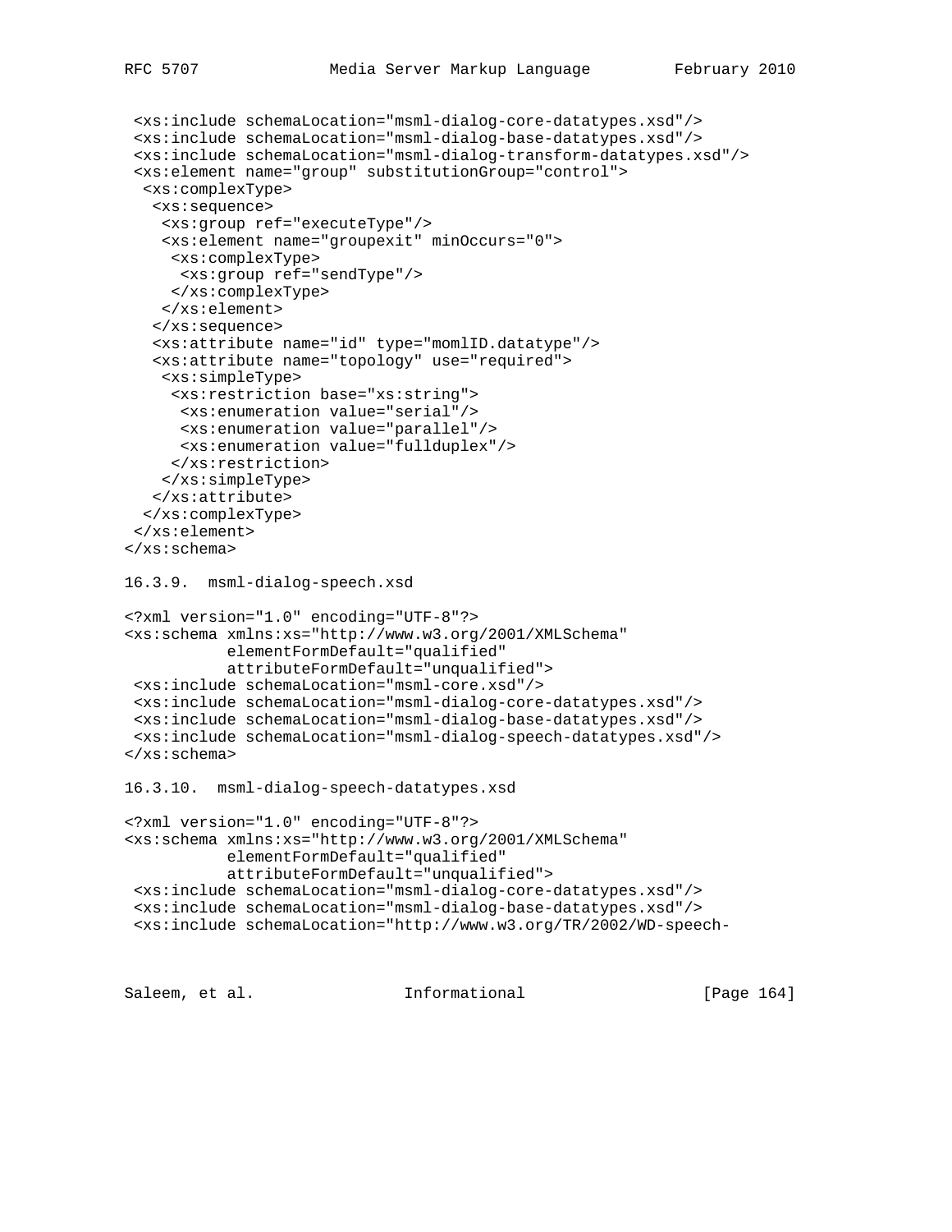```
 <xs:include schemaLocation="msml-dialog-core-datatypes.xsd"/>
 <xs:include schemaLocation="msml-dialog-base-datatypes.xsd"/>
 <xs:include schemaLocation="msml-dialog-transform-datatypes.xsd"/>
 <xs:element name="group" substitutionGroup="control">
  <xs:complexType>
   <xs:sequence>
    <xs:group ref="executeType"/>
    <xs:element name="groupexit" minOccurs="0">
     <xs:complexType>
      <xs:group ref="sendType"/>
     </xs:complexType>
    </xs:element>
   </xs:sequence>
   <xs:attribute name="id" type="momlID.datatype"/>
   <xs:attribute name="topology" use="required">
    <xs:simpleType>
     <xs:restriction base="xs:string">
      <xs:enumeration value="serial"/>
      <xs:enumeration value="parallel"/>
      <xs:enumeration value="fullduplex"/>
     </xs:restriction>
    </xs:simpleType>
   </xs:attribute>
  </xs:complexType>
 </xs:element>
</xs:schema>
```

### 16.3.9. msml-dialog-speech.xsd

```
<?xml version="1.0" encoding="UTF-8"?>
<xs:schema xmlns:xs="http://www.w3.org/2001/XMLSchema"
           elementFormDefault="qualified"
           attributeFormDefault="unqualified">
 <xs:include schemaLocation="msml-core.xsd"/>
 <xs:include schemaLocation="msml-dialog-core-datatypes.xsd"/>
 <xs:include schemaLocation="msml-dialog-base-datatypes.xsd"/>
 <xs:include schemaLocation="msml-dialog-speech-datatypes.xsd"/>
</xs:schema>
```

### 16.3.10. msml-dialog-speech-datatypes.xsd

```
<?xml version="1.0" encoding="UTF-8"?>
<xs:schema xmlns:xs="http://www.w3.org/2001/XMLSchema"
           elementFormDefault="qualified"
           attributeFormDefault="unqualified">
 <xs:include schemaLocation="msml-dialog-core-datatypes.xsd"/>
 <xs:include schemaLocation="msml-dialog-base-datatypes.xsd"/>
 <xs:include schemaLocation="http://www.w3.org/TR/2002/WD-speech-
```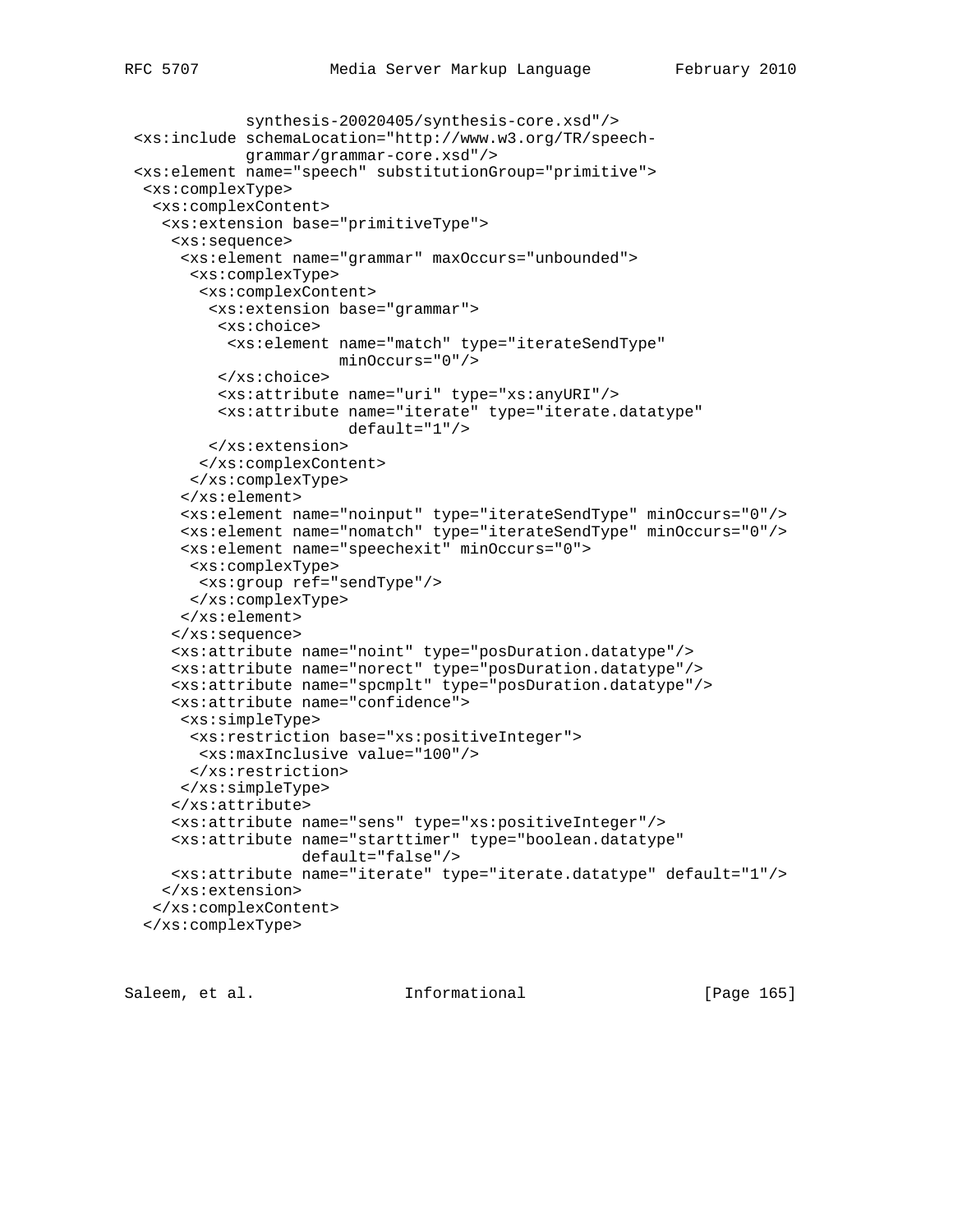```
             synthesis-20020405/synthesis-core.xsd"/>
 <xs:include schemaLocation="http://www.w3.org/TR/speech-
             grammar/grammar-core.xsd"/>
 <xs:element name="speech" substitutionGroup="primitive">
  <xs:complexType>
   <xs:complexContent>
    <xs:extension base="primitiveType">
     <xs:sequence>
      <xs:element name="grammar" maxOccurs="unbounded">
       <xs:complexType>
        <xs:complexContent>
         <xs:extension base="grammar">
          <xs:choice>
           <xs:element name="match" type="iterateSendType"
                       minOccurs="0"/>
          </xs:choice>
          <xs:attribute name="uri" type="xs:anyURI"/>
          <xs:attribute name="iterate" type="iterate.datatype"
                        default="1"/>
         </xs:extension>
        </xs:complexContent>
       </xs:complexType>
      </xs:element>
      <xs:element name="noinput" type="iterateSendType" minOccurs="0"/>
      <xs:element name="nomatch" type="iterateSendType" minOccurs="0"/>
      <xs:element name="speechexit" minOccurs="0">
       <xs:complexType>
        <xs:group ref="sendType"/>
       </xs:complexType>
      </xs:element>
     </xs:sequence>
     <xs:attribute name="noint" type="posDuration.datatype"/>
     <xs:attribute name="norect" type="posDuration.datatype"/>
     <xs:attribute name="spcmplt" type="posDuration.datatype"/>
     <xs:attribute name="confidence">
      <xs:simpleType>
       <xs:restriction base="xs:positiveInteger">
        <xs:maxInclusive value="100"/>
       </xs:restriction>
      </xs:simpleType>
     </xs:attribute>
     <xs:attribute name="sens" type="xs:positiveInteger"/>
     <xs:attribute name="starttimer" type="boolean.datatype"
                   default="false"/>
     <xs:attribute name="iterate" type="iterate.datatype" default="1"/>
    </xs:extension>
   </xs:complexContent>
  </xs:complexType>
```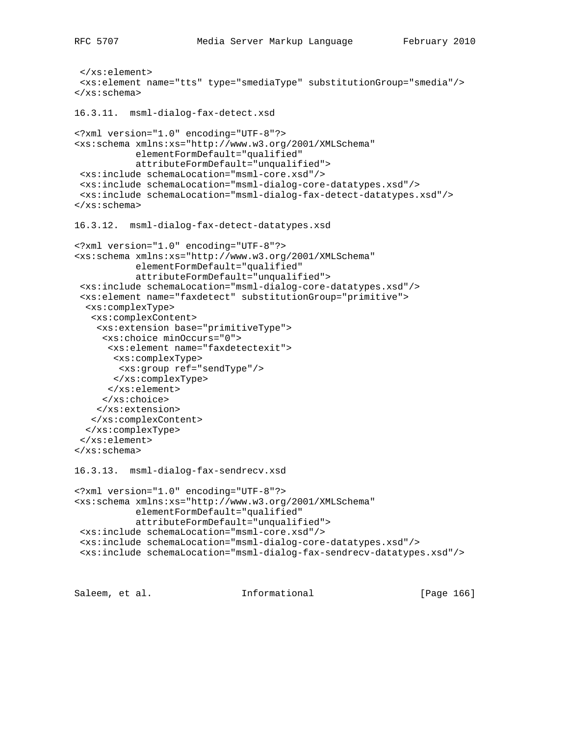```
 </xs:element>
 <xs:element name="tts" type="smediaType" substitutionGroup="smedia"/>
</xs:schema>
```

16.3.11.  msml-dialog-fax-detect.xsd

```
<?xml version="1.0" encoding="UTF-8"?>
<xs:schema xmlns:xs="http://www.w3.org/2001/XMLSchema"
           elementFormDefault="qualified"
           attributeFormDefault="unqualified">
 <xs:include schemaLocation="msml-core.xsd"/>
 <xs:include schemaLocation="msml-dialog-core-datatypes.xsd"/>
 <xs:include schemaLocation="msml-dialog-fax-detect-datatypes.xsd"/>
</xs:schema>
```

16.3.12.  msml-dialog-fax-detect-datatypes.xsd

```
<?xml version="1.0" encoding="UTF-8"?>
<xs:schema xmlns:xs="http://www.w3.org/2001/XMLSchema"
           elementFormDefault="qualified"
           attributeFormDefault="unqualified">
 <xs:include schemaLocation="msml-dialog-core-datatypes.xsd"/>
 <xs:element name="faxdetect" substitutionGroup="primitive">
  <xs:complexType>
   <xs:complexContent>
    <xs:extension base="primitiveType">
     <xs:choice minOccurs="0">
      <xs:element name="faxdetectexit">
       <xs:complexType>
        <xs:group ref="sendType"/>
       </xs:complexType>
      </xs:element>
     </xs:choice>
    </xs:extension>
   </xs:complexContent>
  </xs:complexType>
 </xs:element>
</xs:schema>
```

16.3.13.  msml-dialog-fax-sendrecv.xsd

```
<?xml version="1.0" encoding="UTF-8"?>
<xs:schema xmlns:xs="http://www.w3.org/2001/XMLSchema"
           elementFormDefault="qualified"
           attributeFormDefault="unqualified">
 <xs:include schemaLocation="msml-core.xsd"/>
 <xs:include schemaLocation="msml-dialog-core-datatypes.xsd"/>
 <xs:include schemaLocation="msml-dialog-fax-sendrecv-datatypes.xsd"/>
```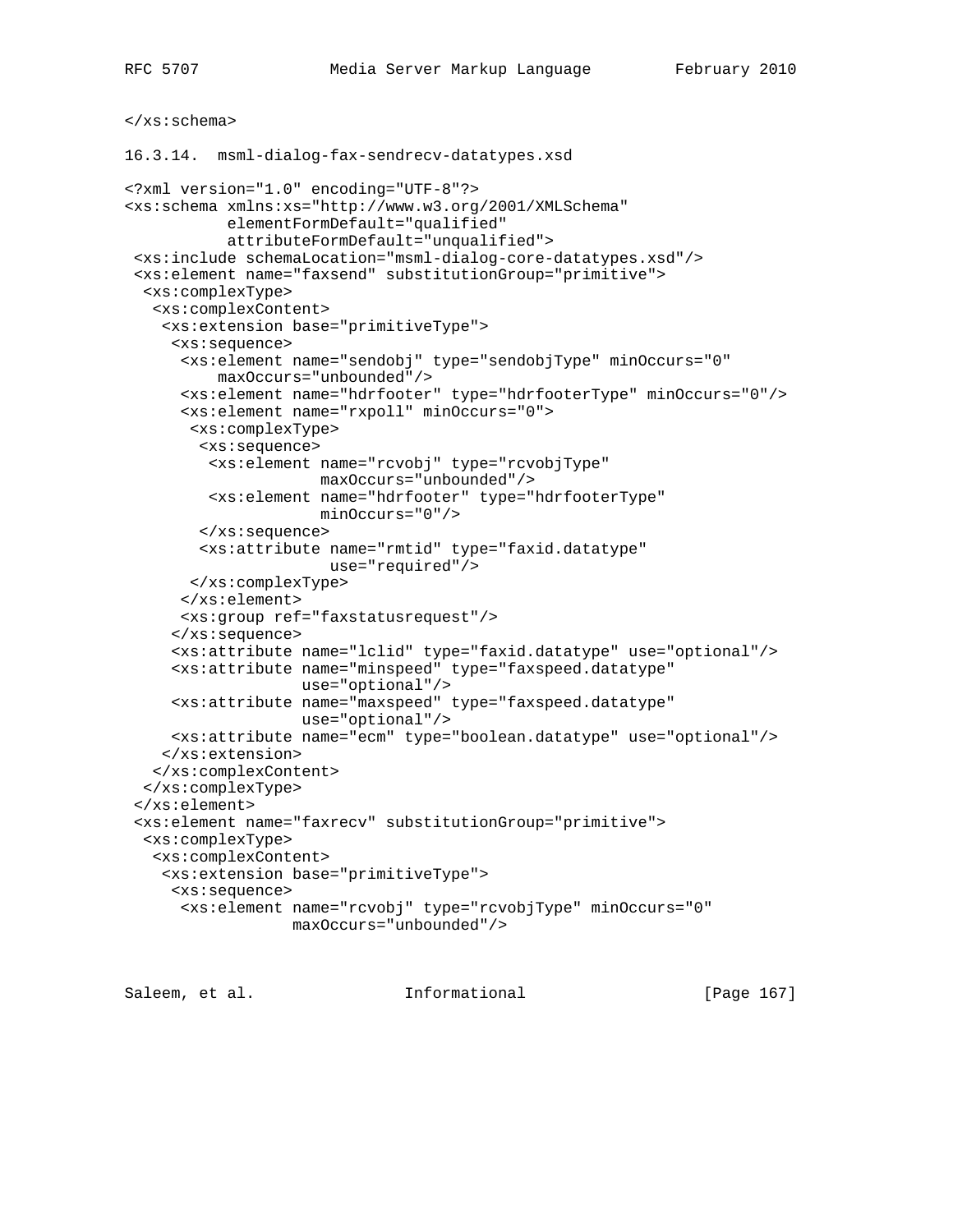```
</xs:schema>
```

16.3.14. msml-dialog-fax-sendrecv-datatypes.xsd

```
<?xml version="1.0" encoding="UTF-8"?>
<xs:schema xmlns:xs="http://www.w3.org/2001/XMLSchema"
           elementFormDefault="qualified"
           attributeFormDefault="unqualified">
 <xs:include schemaLocation="msml-dialog-core-datatypes.xsd"/>
 <xs:element name="faxsend" substitutionGroup="primitive">
  <xs:complexType>
   <xs:complexContent>
    <xs:extension base="primitiveType">
     <xs:sequence>
      <xs:element name="sendobj" type="sendobjType" minOccurs="0"
          maxOccurs="unbounded"/>
      <xs:element name="hdrfooter" type="hdrfooterType" minOccurs="0"/>
      <xs:element name="rxpoll" minOccurs="0">
       <xs:complexType>
        <xs:sequence>
         <xs:element name="rcvobj" type="rcvobjType"
                     maxOccurs="unbounded"/>
         <xs:element name="hdrfooter" type="hdrfooterType"
                     minOccurs="0"/>
        </xs:sequence>
        <xs:attribute name="rmtid" type="faxid.datatype"
                      use="required"/>
       </xs:complexType>
      </xs:element>
      <xs:group ref="faxstatusrequest"/>
     </xs:sequence>
     <xs:attribute name="lclid" type="faxid.datatype" use="optional"/>
     <xs:attribute name="minspeed" type="faxspeed.datatype"
                   use="optional"/>
     <xs:attribute name="maxspeed" type="faxspeed.datatype"
                   use="optional"/>
     <xs:attribute name="ecm" type="boolean.datatype" use="optional"/>
    </xs:extension>
   </xs:complexContent>
  </xs:complexType>
 </xs:element>
 <xs:element name="faxrecv" substitutionGroup="primitive">
  <xs:complexType>
   <xs:complexContent>
    <xs:extension base="primitiveType">
     <xs:sequence>
      <xs:element name="rcvobj" type="rcvobjType" minOccurs="0"
                  maxOccurs="unbounded"/>
```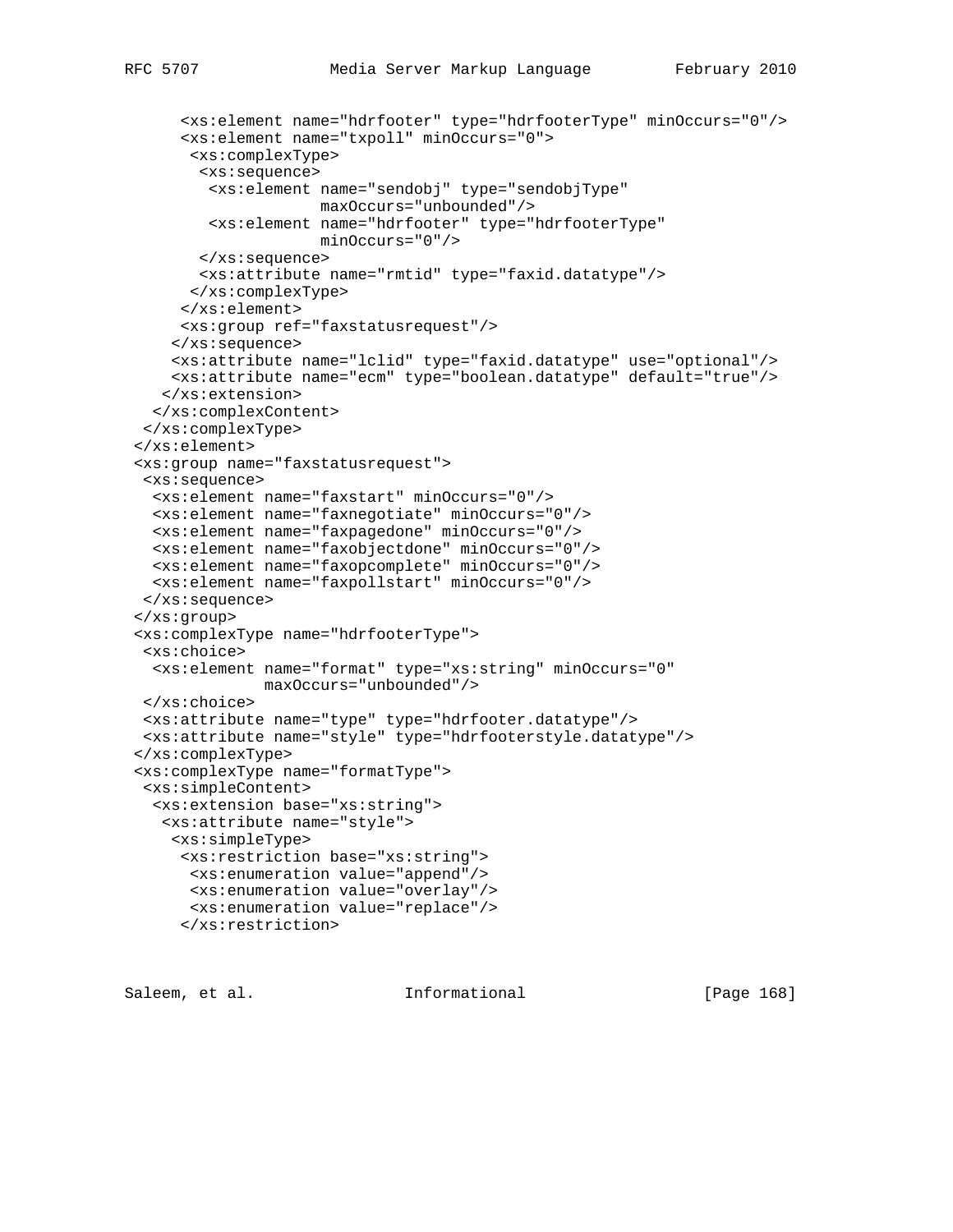```
      <xs:element name="hdrfooter" type="hdrfooterType" minOccurs="0"/>
      <xs:element name="txpoll" minOccurs="0">
       <xs:complexType>
        <xs:sequence>
         <xs:element name="sendobj" type="sendobjType"
                     maxOccurs="unbounded"/>
         <xs:element name="hdrfooter" type="hdrfooterType"
                     minOccurs="0"/>
        </xs:sequence>
        <xs:attribute name="rmtid" type="faxid.datatype"/>
       </xs:complexType>
      </xs:element>
      <xs:group ref="faxstatusrequest"/>
     </xs:sequence>
     <xs:attribute name="lclid" type="faxid.datatype" use="optional"/>
     <xs:attribute name="ecm" type="boolean.datatype" default="true"/>
    </xs:extension>
   </xs:complexContent>
  </xs:complexType>
 </xs:element>
 <xs:group name="faxstatusrequest">
  <xs:sequence>
   <xs:element name="faxstart" minOccurs="0"/>
   <xs:element name="faxnegotiate" minOccurs="0"/>
   <xs:element name="faxpagedone" minOccurs="0"/>
   <xs:element name="faxobjectdone" minOccurs="0"/>
   <xs:element name="faxopcomplete" minOccurs="0"/>
   <xs:element name="faxpollstart" minOccurs="0"/>
  </xs:sequence>
 </xs:group>
 <xs:complexType name="hdrfooterType">
  <xs:choice>
   <xs:element name="format" type="xs:string" minOccurs="0"
              maxOccurs="unbounded"/>
  </xs:choice>
  <xs:attribute name="type" type="hdrfooter.datatype"/>
  <xs:attribute name="style" type="hdrfooterstyle.datatype"/>
 </xs:complexType>
 <xs:complexType name="formatType">
  <xs:simpleContent>
   <xs:extension base="xs:string">
    <xs:attribute name="style">
     <xs:simpleType>
      <xs:restriction base="xs:string">
       <xs:enumeration value="append"/>
       <xs:enumeration value="overlay"/>
       <xs:enumeration value="replace"/>
      </xs:restriction>
```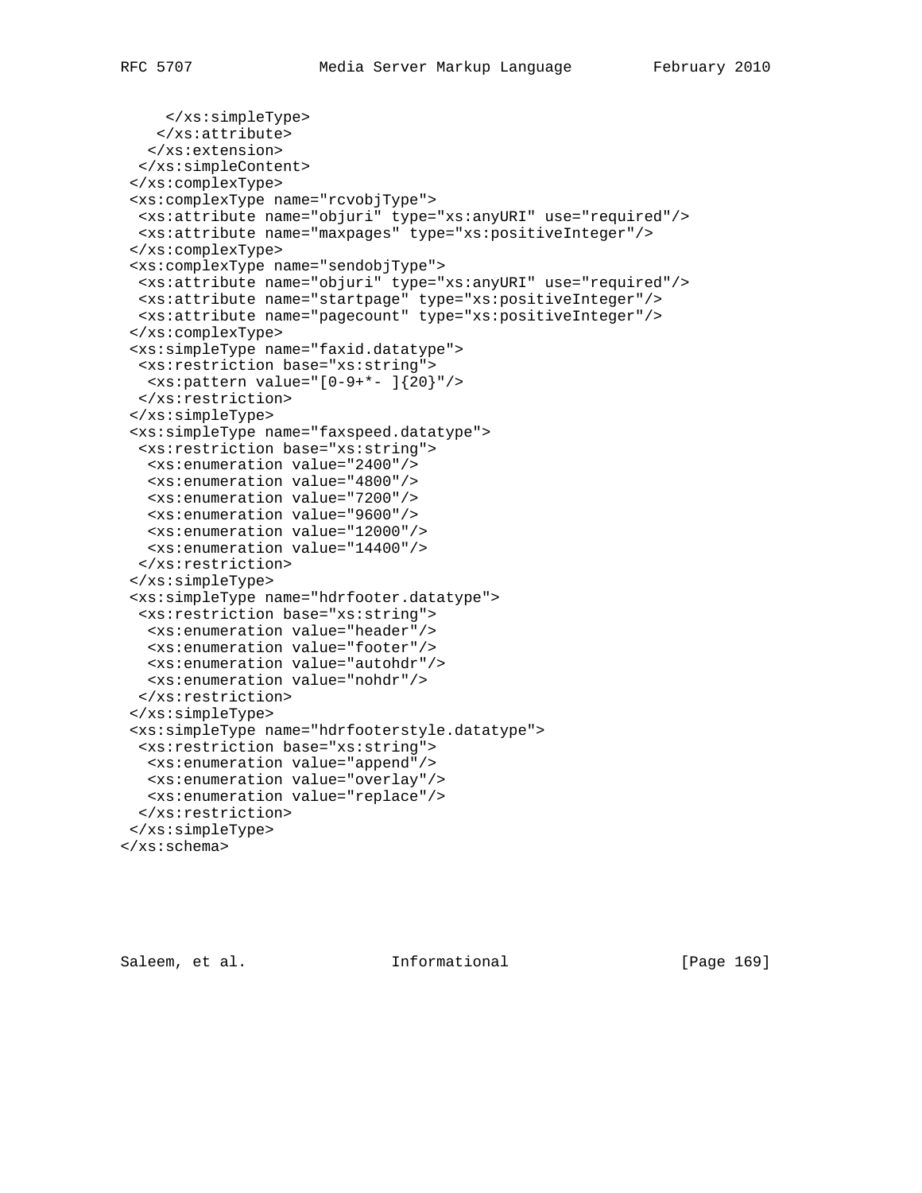```
     </xs:simpleType>
    </xs:attribute>
   </xs:extension>
  </xs:simpleContent>
 </xs:complexType>
 <xs:complexType name="rcvobjType">
  <xs:attribute name="objuri" type="xs:anyURI" use="required"/>
  <xs:attribute name="maxpages" type="xs:positiveInteger"/>
 </xs:complexType>
 <xs:complexType name="sendobjType">
  <xs:attribute name="objuri" type="xs:anyURI" use="required"/>
  <xs:attribute name="startpage" type="xs:positiveInteger"/>
  <xs:attribute name="pagecount" type="xs:positiveInteger"/>
 </xs:complexType>
 <xs:simpleType name="faxid.datatype">
  <xs:restriction base="xs:string">
   <xs:pattern value="[0-9+*- ]{20}"/>
  </xs:restriction>
 </xs:simpleType>
 <xs:simpleType name="faxspeed.datatype">
  <xs:restriction base="xs:string">
   <xs:enumeration value="2400"/>
   <xs:enumeration value="4800"/>
   <xs:enumeration value="7200"/>
   <xs:enumeration value="9600"/>
   <xs:enumeration value="12000"/>
   <xs:enumeration value="14400"/>
  </xs:restriction>
 </xs:simpleType>
 <xs:simpleType name="hdrfooter.datatype">
  <xs:restriction base="xs:string">
   <xs:enumeration value="header"/>
   <xs:enumeration value="footer"/>
   <xs:enumeration value="autohdr"/>
   <xs:enumeration value="nohdr"/>
  </xs:restriction>
 </xs:simpleType>
 <xs:simpleType name="hdrfooterstyle.datatype">
  <xs:restriction base="xs:string">
   <xs:enumeration value="append"/>
   <xs:enumeration value="overlay"/>
   <xs:enumeration value="replace"/>
  </xs:restriction>
 </xs:simpleType>
</xs:schema>
```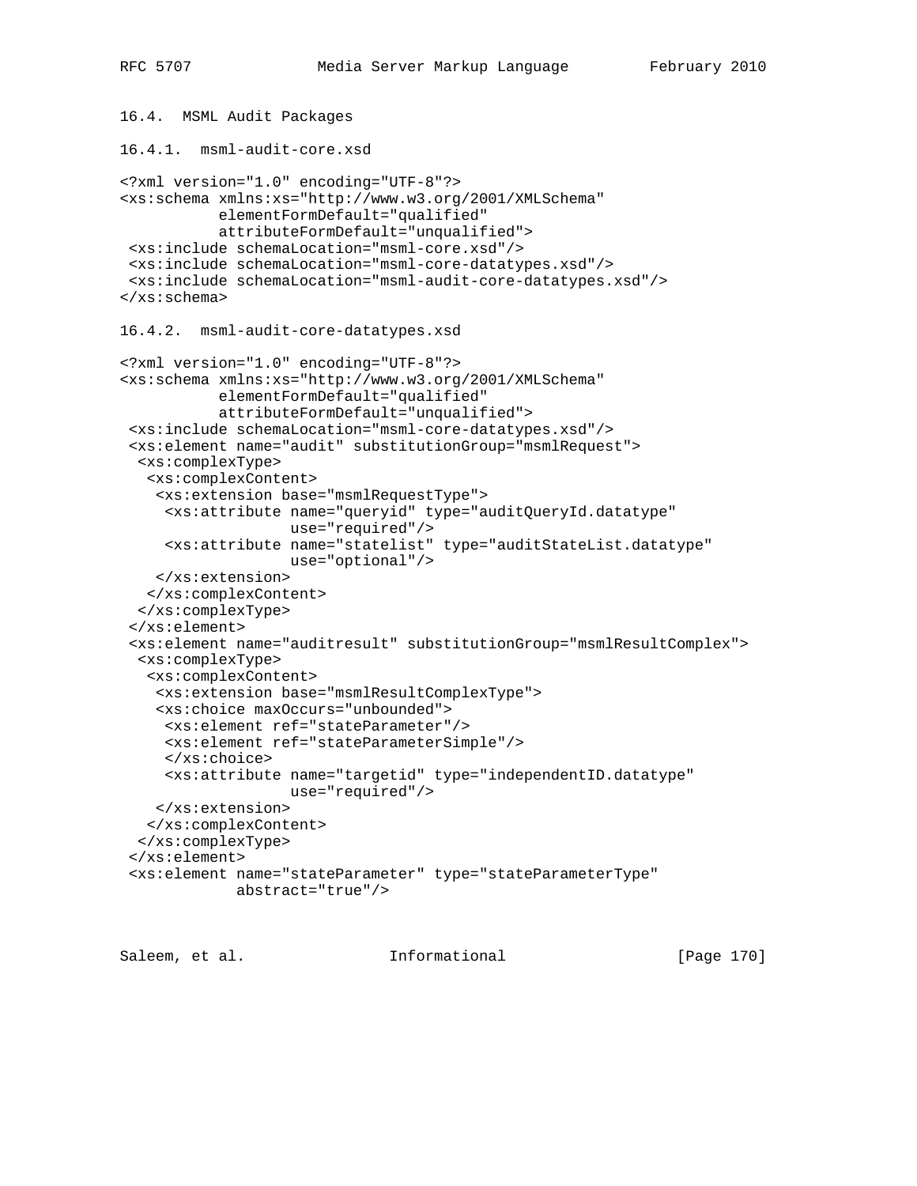### 16.4. MSML Audit Packages

#### 16.4.1. msml-audit-core.xsd

```
<?xml version="1.0" encoding="UTF-8"?>
<xs:schema xmlns:xs="http://www.w3.org/2001/XMLSchema"
           elementFormDefault="qualified"
           attributeFormDefault="unqualified">
 <xs:include schemaLocation="msml-core.xsd"/>
 <xs:include schemaLocation="msml-core-datatypes.xsd"/>
 <xs:include schemaLocation="msml-audit-core-datatypes.xsd"/>
</xs:schema>
```

#### 16.4.2. msml-audit-core-datatypes.xsd

```
<?xml version="1.0" encoding="UTF-8"?>
<xs:schema xmlns:xs="http://www.w3.org/2001/XMLSchema"
           elementFormDefault="qualified"
           attributeFormDefault="unqualified">
 <xs:include schemaLocation="msml-core-datatypes.xsd"/>
 <xs:element name="audit" substitutionGroup="msmlRequest">
  <xs:complexType>
   <xs:complexContent>
    <xs:extension base="msmlRequestType">
     <xs:attribute name="queryid" type="auditQueryId.datatype"
                   use="required"/>
     <xs:attribute name="statelist" type="auditStateList.datatype"
                   use="optional"/>
    </xs:extension>
   </xs:complexContent>
  </xs:complexType>
 </xs:element>
 <xs:element name="auditresult" substitutionGroup="msmlResultComplex">
  <xs:complexType>
   <xs:complexContent>
    <xs:extension base="msmlResultComplexType">
    <xs:choice maxOccurs="unbounded">
     <xs:element ref="stateParameter"/>
     <xs:element ref="stateParameterSimple"/>
     </xs:choice>
     <xs:attribute name="targetid" type="independentID.datatype"
                   use="required"/>
    </xs:extension>
   </xs:complexContent>
  </xs:complexType>
 </xs:element>
 <xs:element name="stateParameter" type="stateParameterType"
             abstract="true"/>
```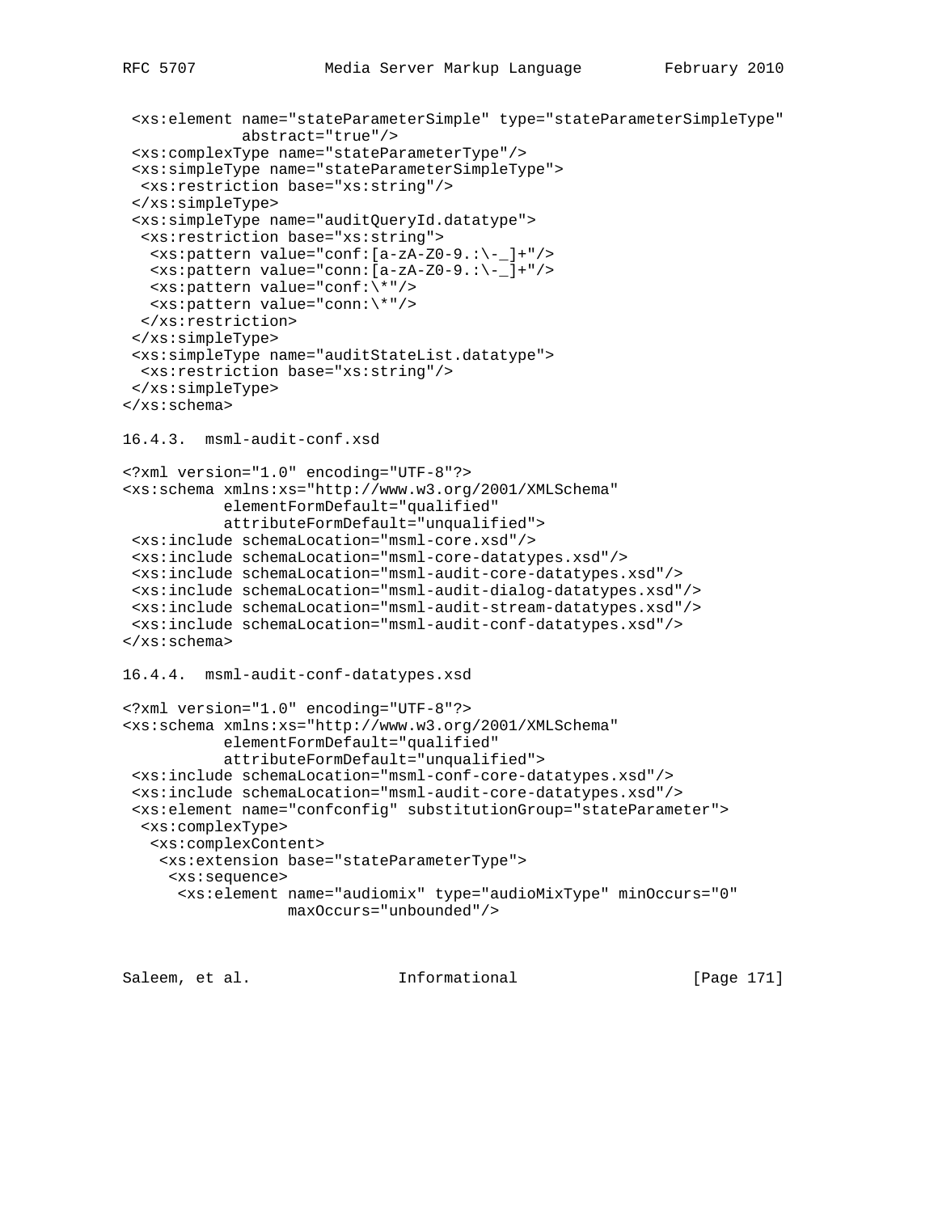```
 <xs:element name="stateParameterSimple" type="stateParameterSimpleType"
            abstract="true"/>
 <xs:complexType name="stateParameterType"/>
 <xs:simpleType name="stateParameterSimpleType">
  <xs:restriction base="xs:string"/>
 </xs:simpleType>
 <xs:simpleType name="auditQueryId.datatype">
  <xs:restriction base="xs:string">
   <xs:pattern value="conf:[a-zA-Z0-9.:\-_]+"/>
   <xs:pattern value="conn:[a-zA-Z0-9.:\-_]+"/>
   <xs:pattern value="conf:\*"/>
   <xs:pattern value="conn:\*"/>
  </xs:restriction>
 </xs:simpleType>
 <xs:simpleType name="auditStateList.datatype">
  <xs:restriction base="xs:string"/>
 </xs:simpleType>
</xs:schema>
```

### 16.4.3. msml-audit-conf.xsd

```
<?xml version="1.0" encoding="UTF-8"?>
<xs:schema xmlns:xs="http://www.w3.org/2001/XMLSchema"
           elementFormDefault="qualified"
           attributeFormDefault="unqualified">
 <xs:include schemaLocation="msml-core.xsd"/>
 <xs:include schemaLocation="msml-core-datatypes.xsd"/>
 <xs:include schemaLocation="msml-audit-core-datatypes.xsd"/>
 <xs:include schemaLocation="msml-audit-dialog-datatypes.xsd"/>
 <xs:include schemaLocation="msml-audit-stream-datatypes.xsd"/>
 <xs:include schemaLocation="msml-audit-conf-datatypes.xsd"/>
</xs:schema>
```

### 16.4.4. msml-audit-conf-datatypes.xsd

```
<?xml version="1.0" encoding="UTF-8"?>
<xs:schema xmlns:xs="http://www.w3.org/2001/XMLSchema"
           elementFormDefault="qualified"
           attributeFormDefault="unqualified">
 <xs:include schemaLocation="msml-conf-core-datatypes.xsd"/>
 <xs:include schemaLocation="msml-audit-core-datatypes.xsd"/>
 <xs:element name="confconfig" substitutionGroup="stateParameter">
  <xs:complexType>
   <xs:complexContent>
    <xs:extension base="stateParameterType">
     <xs:sequence>
      <xs:element name="audiomix" type="audioMixType" minOccurs="0"
                  maxOccurs="unbounded"/>
```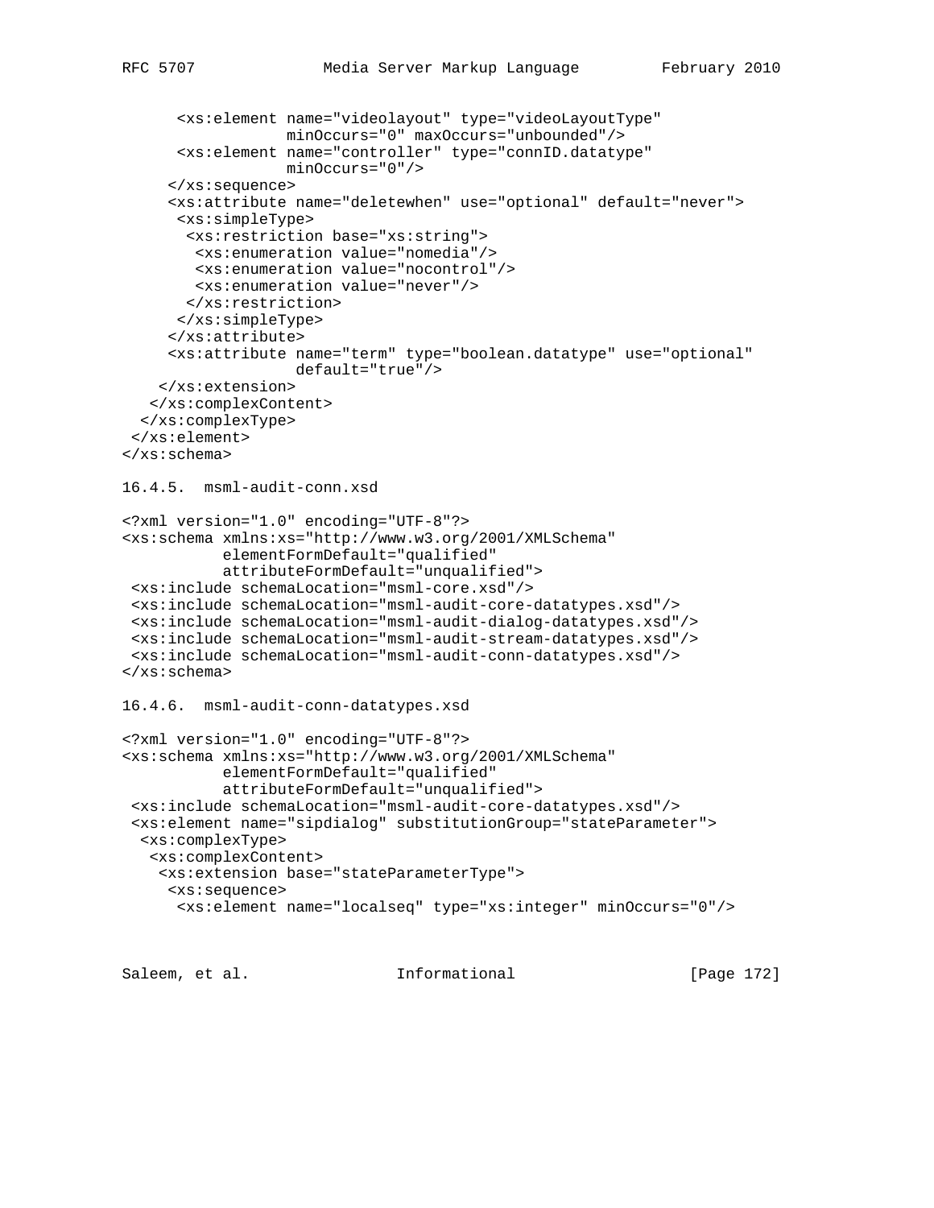```
      <xs:element name="videolayout" type="videoLayoutType"
                  minOccurs="0" maxOccurs="unbounded"/>
      <xs:element name="controller" type="connID.datatype"
                  minOccurs="0"/>
     </xs:sequence>
     <xs:attribute name="deletewhen" use="optional" default="never">
      <xs:simpleType>
       <xs:restriction base="xs:string">
        <xs:enumeration value="nomedia"/>
        <xs:enumeration value="nocontrol"/>
        <xs:enumeration value="never"/>
       </xs:restriction>
      </xs:simpleType>
     </xs:attribute>
     <xs:attribute name="term" type="boolean.datatype" use="optional"
                   default="true"/>
    </xs:extension>
   </xs:complexContent>
  </xs:complexType>
 </xs:element>
</xs:schema>
```

16.4.5. msml-audit-conn.xsd

```
<?xml version="1.0" encoding="UTF-8"?>
<xs:schema xmlns:xs="http://www.w3.org/2001/XMLSchema"
           elementFormDefault="qualified"
           attributeFormDefault="unqualified">
 <xs:include schemaLocation="msml-core.xsd"/>
 <xs:include schemaLocation="msml-audit-core-datatypes.xsd"/>
 <xs:include schemaLocation="msml-audit-dialog-datatypes.xsd"/>
 <xs:include schemaLocation="msml-audit-stream-datatypes.xsd"/>
 <xs:include schemaLocation="msml-audit-conn-datatypes.xsd"/>
</xs:schema>
```

16.4.6. msml-audit-conn-datatypes.xsd

```
<?xml version="1.0" encoding="UTF-8"?>
<xs:schema xmlns:xs="http://www.w3.org/2001/XMLSchema"
           elementFormDefault="qualified"
           attributeFormDefault="unqualified">
 <xs:include schemaLocation="msml-audit-core-datatypes.xsd"/>
 <xs:element name="sipdialog" substitutionGroup="stateParameter">
  <xs:complexType>
   <xs:complexContent>
    <xs:extension base="stateParameterType">
     <xs:sequence>
      <xs:element name="localseq" type="xs:integer" minOccurs="0"/>
```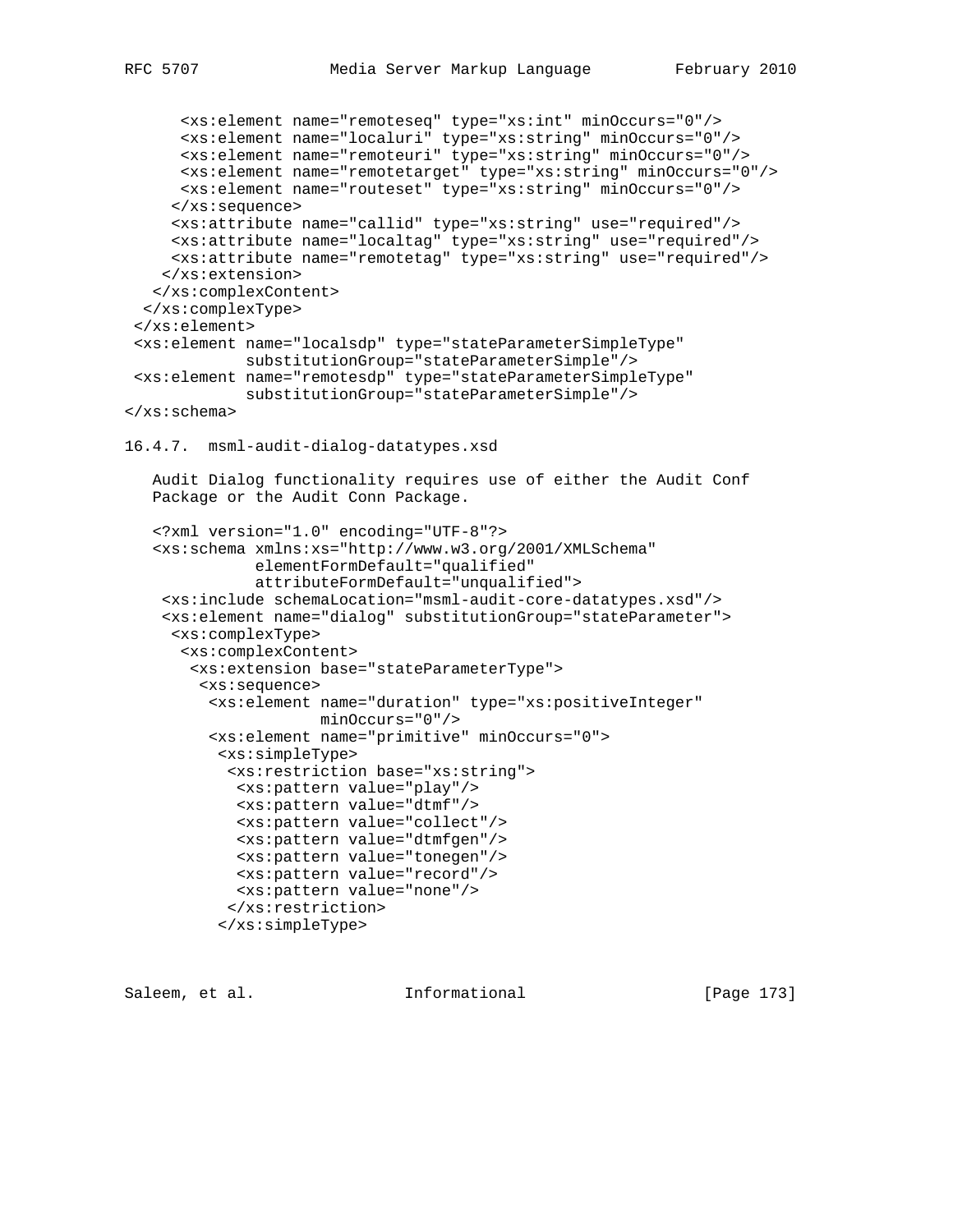```
      <xs:element name="remoteseq" type="xs:int" minOccurs="0"/>
      <xs:element name="localuri" type="xs:string" minOccurs="0"/>
      <xs:element name="remoteuri" type="xs:string" minOccurs="0"/>
      <xs:element name="remotetarget" type="xs:string" minOccurs="0"/>
      <xs:element name="routeset" type="xs:string" minOccurs="0"/>
     </xs:sequence>
     <xs:attribute name="callid" type="xs:string" use="required"/>
     <xs:attribute name="localtag" type="xs:string" use="required"/>
     <xs:attribute name="remotetag" type="xs:string" use="required"/>
    </xs:extension>
   </xs:complexContent>
  </xs:complexType>
 </xs:element>
 <xs:element name="localsdp" type="stateParameterSimpleType"
            substitutionGroup="stateParameterSimple"/>
 <xs:element name="remotesdp" type="stateParameterSimpleType"
            substitutionGroup="stateParameterSimple"/>
</xs:schema>
```

### 16.4.7. msml-audit-dialog-datatypes.xsd

Audit Dialog functionality requires use of either the Audit Conf Package or the Audit Conn Package.

```
<?xml version="1.0" encoding="UTF-8"?>
<xs:schema xmlns:xs="http://www.w3.org/2001/XMLSchema"
           elementFormDefault="qualified"
           attributeFormDefault="unqualified">
 <xs:include schemaLocation="msml-audit-core-datatypes.xsd"/>
 <xs:element name="dialog" substitutionGroup="stateParameter">
  <xs:complexType>
   <xs:complexContent>
    <xs:extension base="stateParameterType">
     <xs:sequence>
      <xs:element name="duration" type="xs:positiveInteger"
                  minOccurs="0"/>
      <xs:element name="primitive" minOccurs="0">
       <xs:simpleType>
        <xs:restriction base="xs:string">
         <xs:pattern value="play"/>
         <xs:pattern value="dtmf"/>
         <xs:pattern value="collect"/>
         <xs:pattern value="dtmfgen"/>
         <xs:pattern value="tonegen"/>
         <xs:pattern value="record"/>
         <xs:pattern value="none"/>
        </xs:restriction>
       </xs:simpleType>
```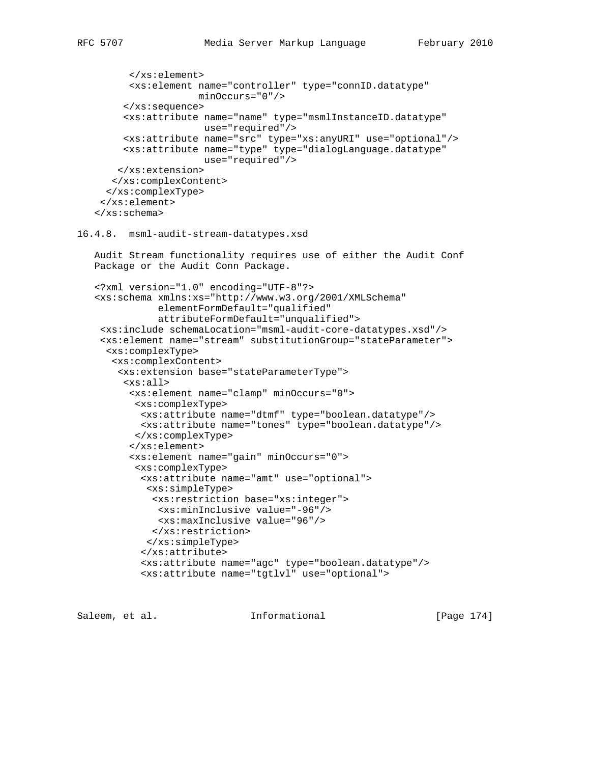```
        </xs:element>
        <xs:element name="controller" type="connID.datatype"
                    minOccurs="0"/>
       </xs:sequence>
       <xs:attribute name="name" type="msmlInstanceID.datatype"
                     use="required"/>
       <xs:attribute name="src" type="xs:anyURI" use="optional"/>
       <xs:attribute name="type" type="dialogLanguage.datatype"
                     use="required"/>
      </xs:extension>
     </xs:complexContent>
    </xs:complexType>
   </xs:element>
  </xs:schema>
```

### 16.4.8. msml-audit-stream-datatypes.xsd

Audit Stream functionality requires use of either the Audit Conf Package or the Audit Conn Package.

```
<?xml version="1.0" encoding="UTF-8"?>
<xs:schema xmlns:xs="http://www.w3.org/2001/XMLSchema"
           elementFormDefault="qualified"
           attributeFormDefault="unqualified">
 <xs:include schemaLocation="msml-audit-core-datatypes.xsd"/>
 <xs:element name="stream" substitutionGroup="stateParameter">
  <xs:complexType>
   <xs:complexContent>
    <xs:extension base="stateParameterType">
     <xs:all>
      <xs:element name="clamp" minOccurs="0">
       <xs:complexType>
        <xs:attribute name="dtmf" type="boolean.datatype"/>
        <xs:attribute name="tones" type="boolean.datatype"/>
       </xs:complexType>
      </xs:element>
      <xs:element name="gain" minOccurs="0">
       <xs:complexType>
        <xs:attribute name="amt" use="optional">
         <xs:simpleType>
          <xs:restriction base="xs:integer">
           <xs:minInclusive value="-96"/>
           <xs:maxInclusive value="96"/>
          </xs:restriction>
         </xs:simpleType>
        </xs:attribute>
        <xs:attribute name="agc" type="boolean.datatype"/>
        <xs:attribute name="tgtlvl" use="optional">
```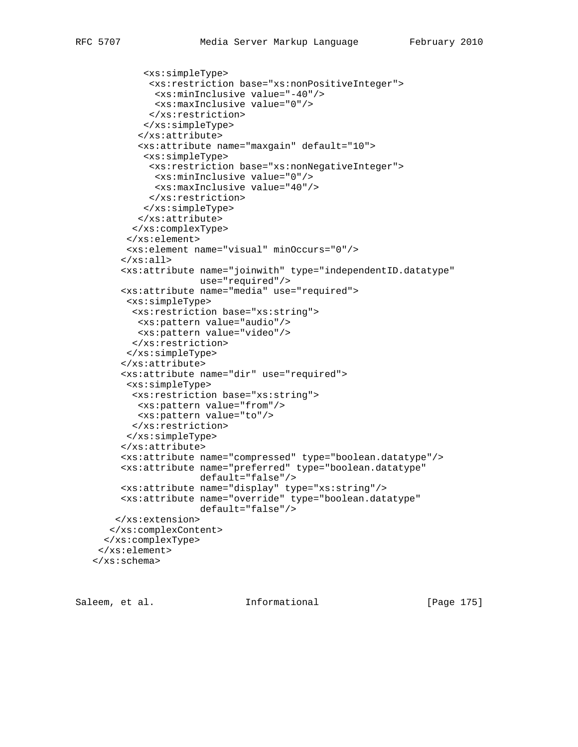```
            <xs:simpleType>
             <xs:restriction base="xs:nonPositiveInteger">
              <xs:minInclusive value="-40"/>
              <xs:maxInclusive value="0"/>
             </xs:restriction>
            </xs:simpleType>
           </xs:attribute>
           <xs:attribute name="maxgain" default="10">
            <xs:simpleType>
             <xs:restriction base="xs:nonNegativeInteger">
              <xs:minInclusive value="0"/>
              <xs:maxInclusive value="40"/>
             </xs:restriction>
            </xs:simpleType>
           </xs:attribute>
          </xs:complexType>
         </xs:element>
         <xs:element name="visual" minOccurs="0"/>
        </xs:all>
        <xs:attribute name="joinwith" type="independentID.datatype"
                      use="required"/>
        <xs:attribute name="media" use="required">
         <xs:simpleType>
          <xs:restriction base="xs:string">
           <xs:pattern value="audio"/>
           <xs:pattern value="video"/>
          </xs:restriction>
         </xs:simpleType>
        </xs:attribute>
        <xs:attribute name="dir" use="required">
         <xs:simpleType>
          <xs:restriction base="xs:string">
           <xs:pattern value="from"/>
           <xs:pattern value="to"/>
          </xs:restriction>
         </xs:simpleType>
        </xs:attribute>
        <xs:attribute name="compressed" type="boolean.datatype"/>
        <xs:attribute name="preferred" type="boolean.datatype"
                      default="false"/>
        <xs:attribute name="display" type="xs:string"/>
        <xs:attribute name="override" type="boolean.datatype"
                      default="false"/>
       </xs:extension>
      </xs:complexContent>
     </xs:complexType>
    </xs:element>
   </xs:schema>
```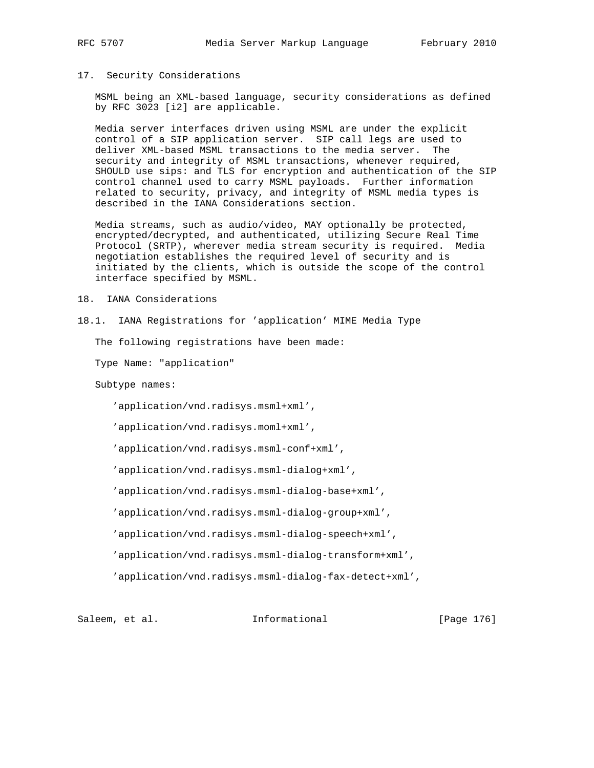## 17. Security Considerations

MSML being an XML-based language, security considerations as defined by RFC 3023 [i2] are applicable.

Media server interfaces driven using MSML are under the explicit control of a SIP application server. SIP call legs are used to deliver XML-based MSML transactions to the media server. The security and integrity of MSML transactions, whenever required, SHOULD use sips: and TLS for encryption and authentication of the SIP control channel used to carry MSML payloads. Further information related to security, privacy, and integrity of MSML media types is described in the IANA Considerations section.

Media streams, such as audio/video, MAY optionally be protected, encrypted/decrypted, and authenticated, utilizing Secure Real Time Protocol (SRTP), wherever media stream security is required. Media negotiation establishes the required level of security and is initiated by the clients, which is outside the scope of the control interface specified by MSML.

## 18. IANA Considerations

### 18.1. IANA Registrations for 'application' MIME Media Type

The following registrations have been made:

Type Name: "application"

Subtype names:

'application/vnd.radisys.msml+xml',

'application/vnd.radisys.moml+xml',

'application/vnd.radisys.msml-conf+xml',

'application/vnd.radisys.msml-dialog+xml',

'application/vnd.radisys.msml-dialog-base+xml',

'application/vnd.radisys.msml-dialog-group+xml',

'application/vnd.radisys.msml-dialog-speech+xml',

'application/vnd.radisys.msml-dialog-transform+xml',

'application/vnd.radisys.msml-dialog-fax-detect+xml',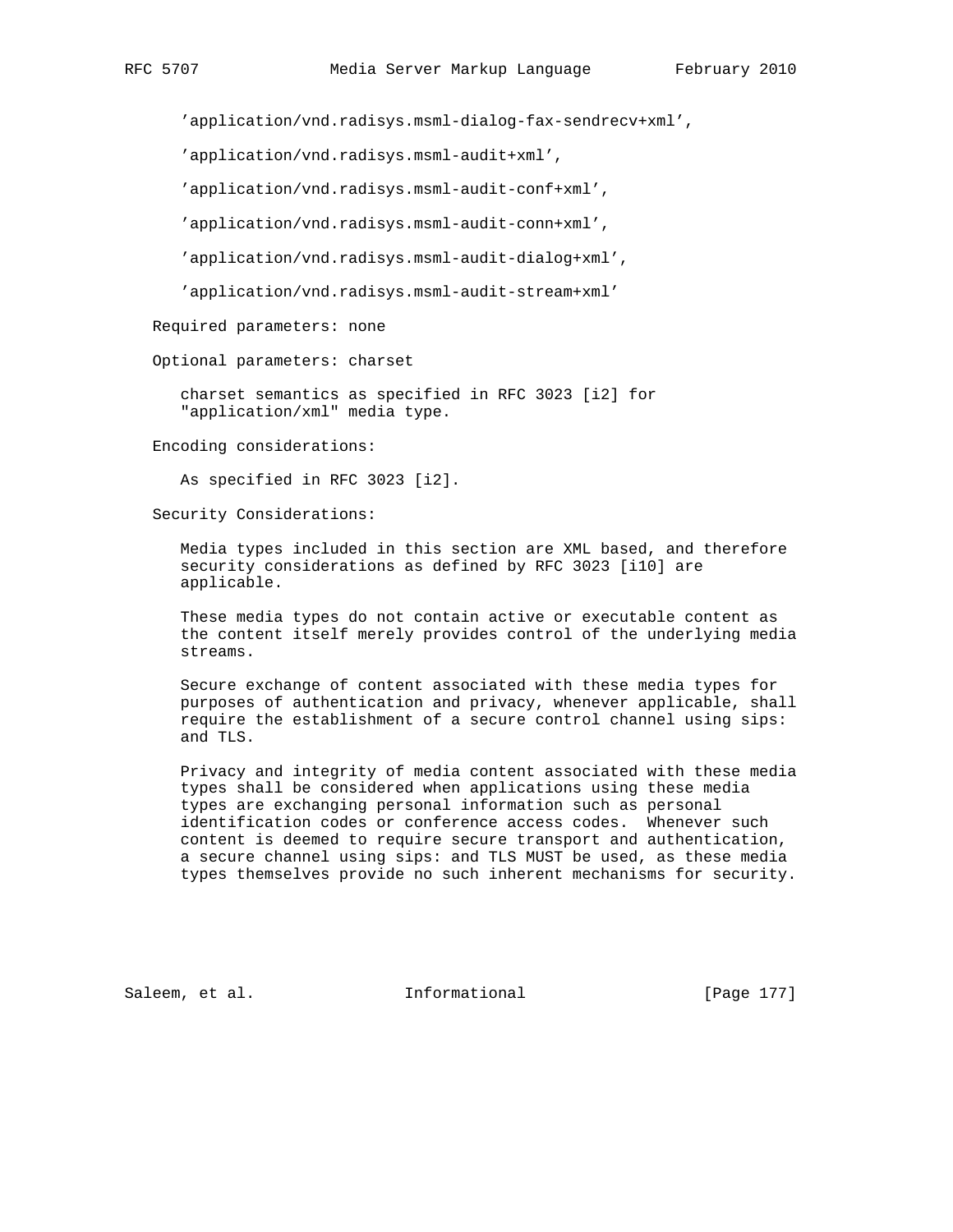'application/vnd.radisys.msml-dialog-fax-sendrecv+xml',

'application/vnd.radisys.msml-audit+xml',

'application/vnd.radisys.msml-audit-conf+xml',

'application/vnd.radisys.msml-audit-conn+xml',

'application/vnd.radisys.msml-audit-dialog+xml',

'application/vnd.radisys.msml-audit-stream+xml'

Required parameters: none

Optional parameters: charset

charset semantics as specified in RFC 3023 [i2] for "application/xml" media type.

Encoding considerations:

As specified in RFC 3023 [i2].

Security Considerations:

Media types included in this section are XML based, and therefore security considerations as defined by RFC 3023 [i10] are applicable.

These media types do not contain active or executable content as the content itself merely provides control of the underlying media streams.

Secure exchange of content associated with these media types for purposes of authentication and privacy, whenever applicable, shall require the establishment of a secure control channel using sips: and TLS.

Privacy and integrity of media content associated with these media types shall be considered when applications using these media types are exchanging personal information such as personal identification codes or conference access codes. Whenever such content is deemed to require secure transport and authentication, a secure channel using sips: and TLS MUST be used, as these media types themselves provide no such inherent mechanisms for security.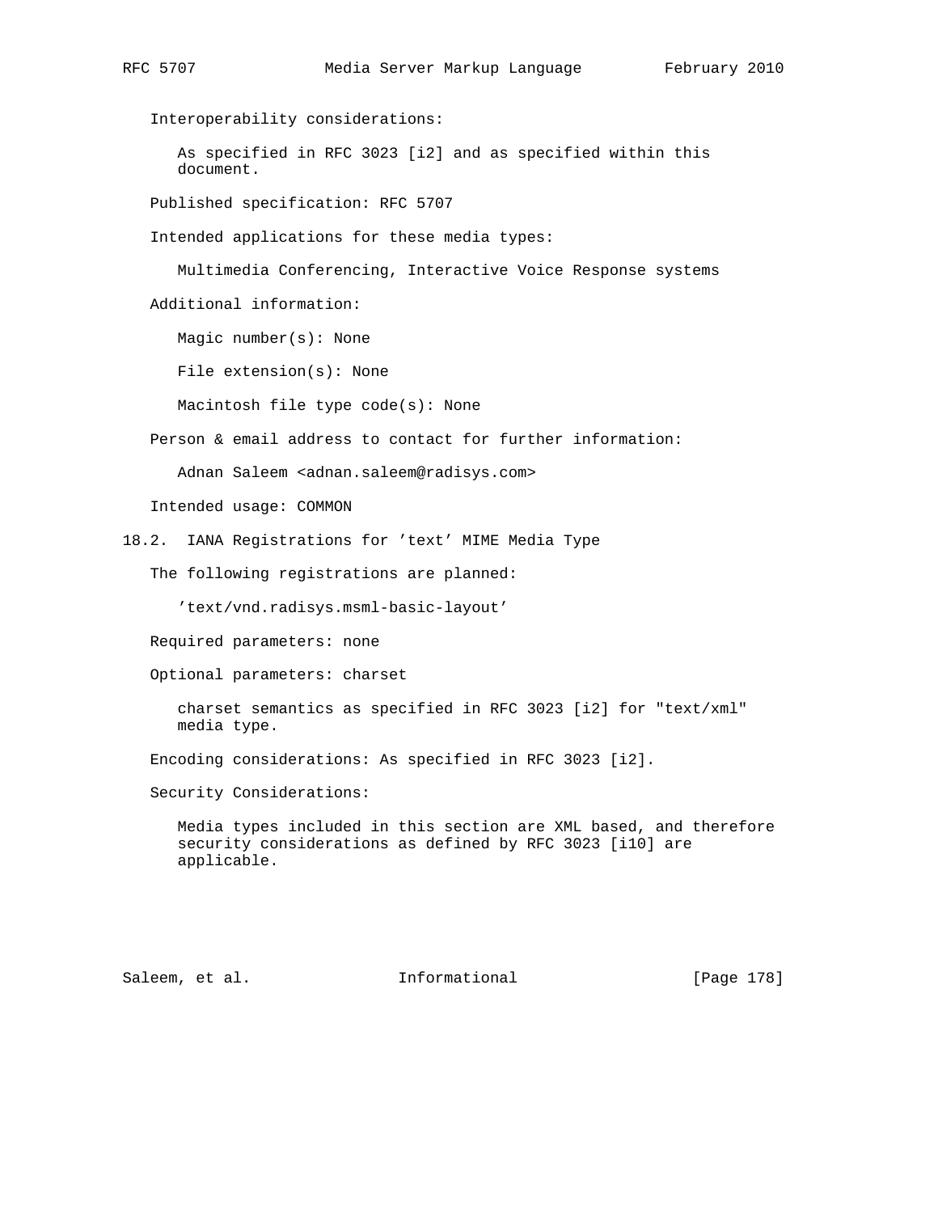Interoperability considerations:

As specified in RFC 3023 [i2] and as specified within this document.

Published specification: RFC 5707

Intended applications for these media types:

Multimedia Conferencing, Interactive Voice Response systems

Additional information:

Magic number(s): None

File extension(s): None

Macintosh file type code(s): None

Person & email address to contact for further information:

Adnan Saleem <adnan.saleem@radisys.com>

Intended usage: COMMON

## 18.2. IANA Registrations for 'text' MIME Media Type

The following registrations are planned:

'text/vnd.radisys.msml-basic-layout'

Required parameters: none

Optional parameters: charset

charset semantics as specified in RFC 3023 [i2] for "text/xml" media type.

Encoding considerations: As specified in RFC 3023 [i2].

Security Considerations:

Media types included in this section are XML based, and therefore security considerations as defined by RFC 3023 [i10] are applicable.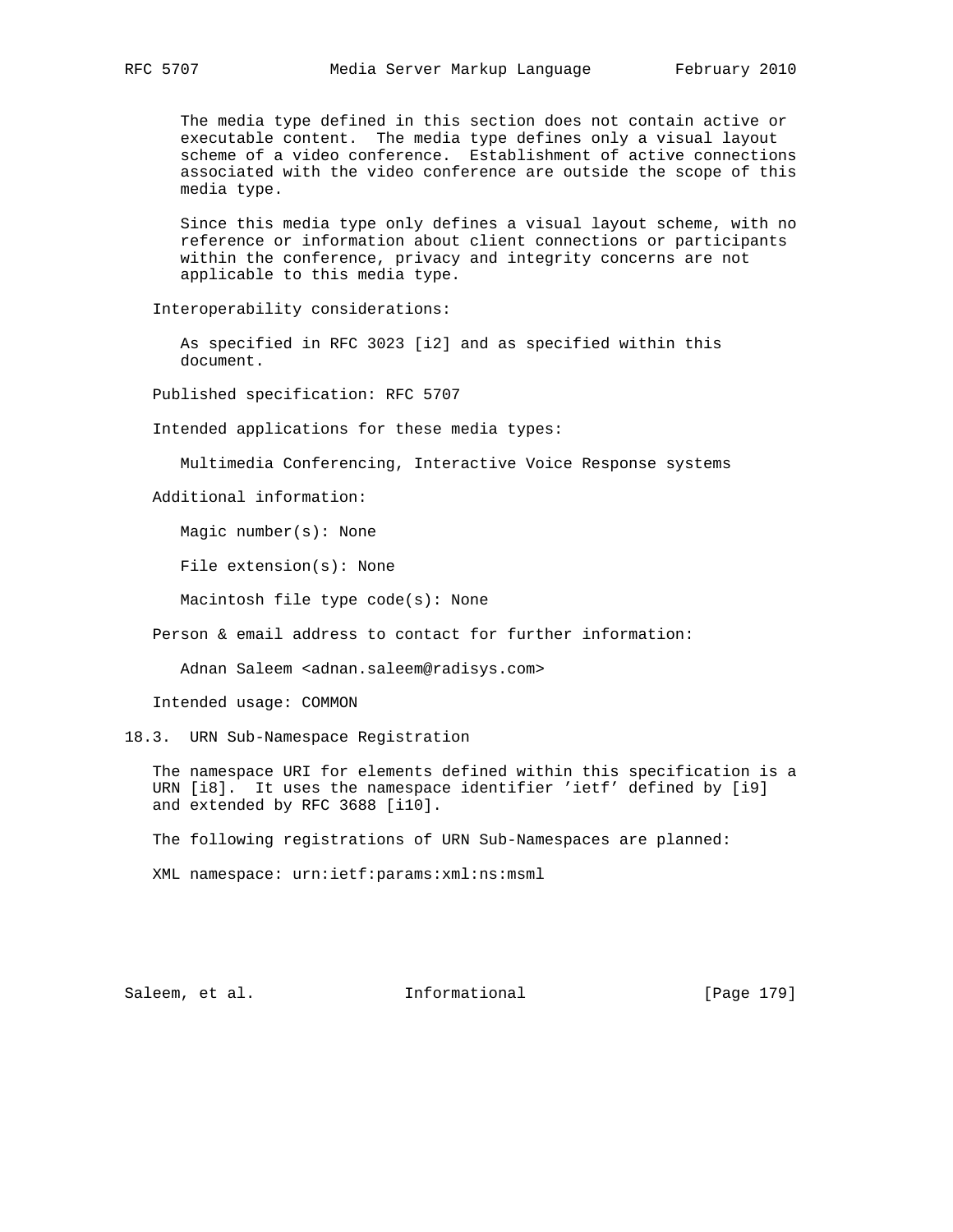The media type defined in this section does not contain active or executable content. The media type defines only a visual layout scheme of a video conference. Establishment of active connections associated with the video conference are outside the scope of this media type.

Since this media type only defines a visual layout scheme, with no reference or information about client connections or participants within the conference, privacy and integrity concerns are not applicable to this media type.

Interoperability considerations:

As specified in RFC 3023 [i2] and as specified within this document.

Published specification: RFC 5707

Intended applications for these media types:

Multimedia Conferencing, Interactive Voice Response systems

Additional information:

Magic number(s): None

File extension(s): None

Macintosh file type code(s): None

Person & email address to contact for further information:

Adnan Saleem <adnan.saleem@radisys.com>

Intended usage: COMMON

## 18.3. URN Sub-Namespace Registration

The namespace URI for elements defined within this specification is a URN [i8]. It uses the namespace identifier 'ietf' defined by [i9] and extended by RFC 3688 [i10].

The following registrations of URN Sub-Namespaces are planned:

XML namespace: urn:ietf:params:xml:ns:msml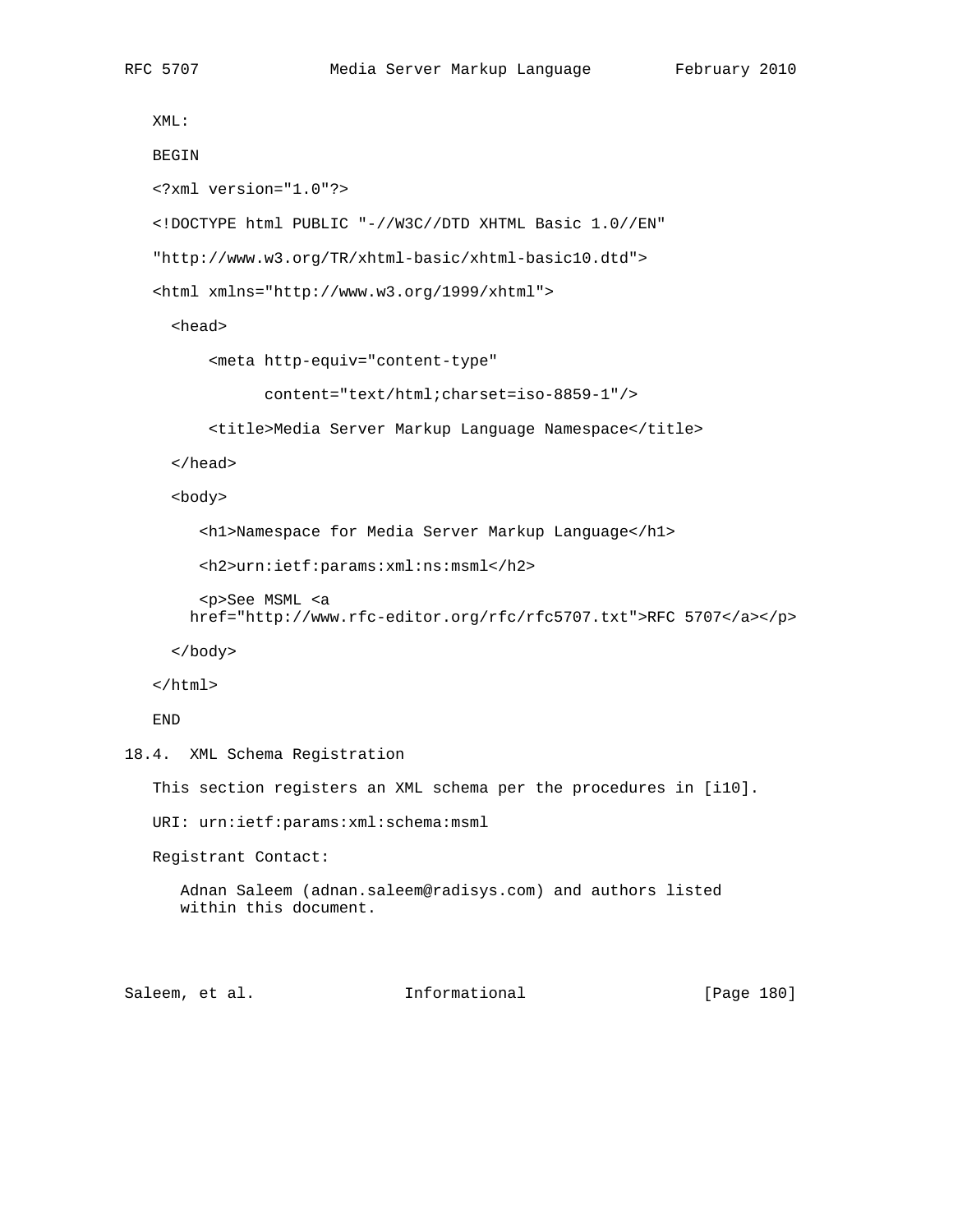XML:

BEGIN

```
<?xml version="1.0"?>

<!DOCTYPE html PUBLIC "-//W3C//DTD XHTML Basic 1.0//EN"

"http://www.w3.org/TR/xhtml-basic/xhtml-basic10.dtd">

<html xmlns="http://www.w3.org/1999/xhtml">

  <head>

      <meta http-equiv="content-type"

            content="text/html;charset=iso-8859-1"/>

      <title>Media Server Markup Language Namespace</title>

  </head>

  <body>

     <h1>Namespace for Media Server Markup Language</h1>

     <h2>urn:ietf:params:xml:ns:msml</h2>

     <p>See MSML <a
    href="http://www.rfc-editor.org/rfc/rfc5707.txt">RFC 5707</a></p>

  </body>

</html>
```

END

## 18.4. XML Schema Registration

This section registers an XML schema per the procedures in [i10].

URI: urn:ietf:params:xml:schema:msml

Registrant Contact:

Adnan Saleem (adnan.saleem@radisys.com) and authors listed within this document.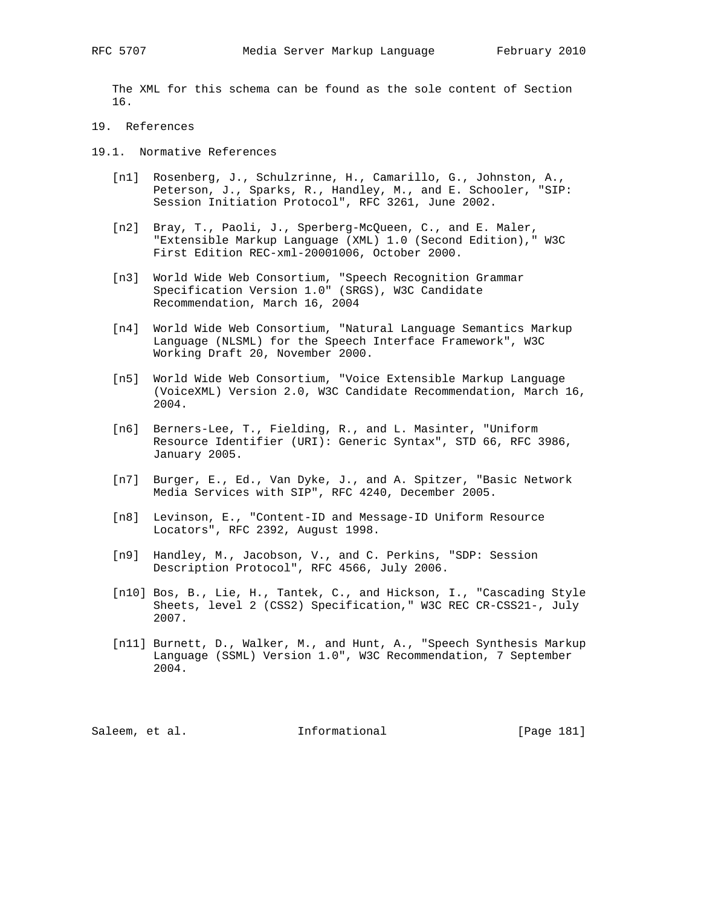The XML for this schema can be found as the sole content of Section 16.

# 19. References

## 19.1. Normative References

[n1] Rosenberg, J., Schulzrinne, H., Camarillo, G., Johnston, A., Peterson, J., Sparks, R., Handley, M., and E. Schooler, "SIP: Session Initiation Protocol", RFC 3261, June 2002.

[n2] Bray, T., Paoli, J., Sperberg-McQueen, C., and E. Maler, "Extensible Markup Language (XML) 1.0 (Second Edition)," W3C First Edition REC-xml-20001006, October 2000.

[n3] World Wide Web Consortium, "Speech Recognition Grammar Specification Version 1.0" (SRGS), W3C Candidate Recommendation, March 16, 2004

[n4] World Wide Web Consortium, "Natural Language Semantics Markup Language (NLSML) for the Speech Interface Framework", W3C Working Draft 20, November 2000.

[n5] World Wide Web Consortium, "Voice Extensible Markup Language (VoiceXML) Version 2.0, W3C Candidate Recommendation, March 16, 2004.

[n6] Berners-Lee, T., Fielding, R., and L. Masinter, "Uniform Resource Identifier (URI): Generic Syntax", STD 66, RFC 3986, January 2005.

[n7] Burger, E., Ed., Van Dyke, J., and A. Spitzer, "Basic Network Media Services with SIP", RFC 4240, December 2005.

[n8] Levinson, E., "Content-ID and Message-ID Uniform Resource Locators", RFC 2392, August 1998.

[n9] Handley, M., Jacobson, V., and C. Perkins, "SDP: Session Description Protocol", RFC 4566, July 2006.

[n10] Bos, B., Lie, H., Tantek, C., and Hickson, I., "Cascading Style Sheets, level 2 (CSS2) Specification," W3C REC CR-CSS21-, July 2007.

[n11] Burnett, D., Walker, M., and Hunt, A., "Speech Synthesis Markup Language (SSML) Version 1.0", W3C Recommendation, 7 September 2004.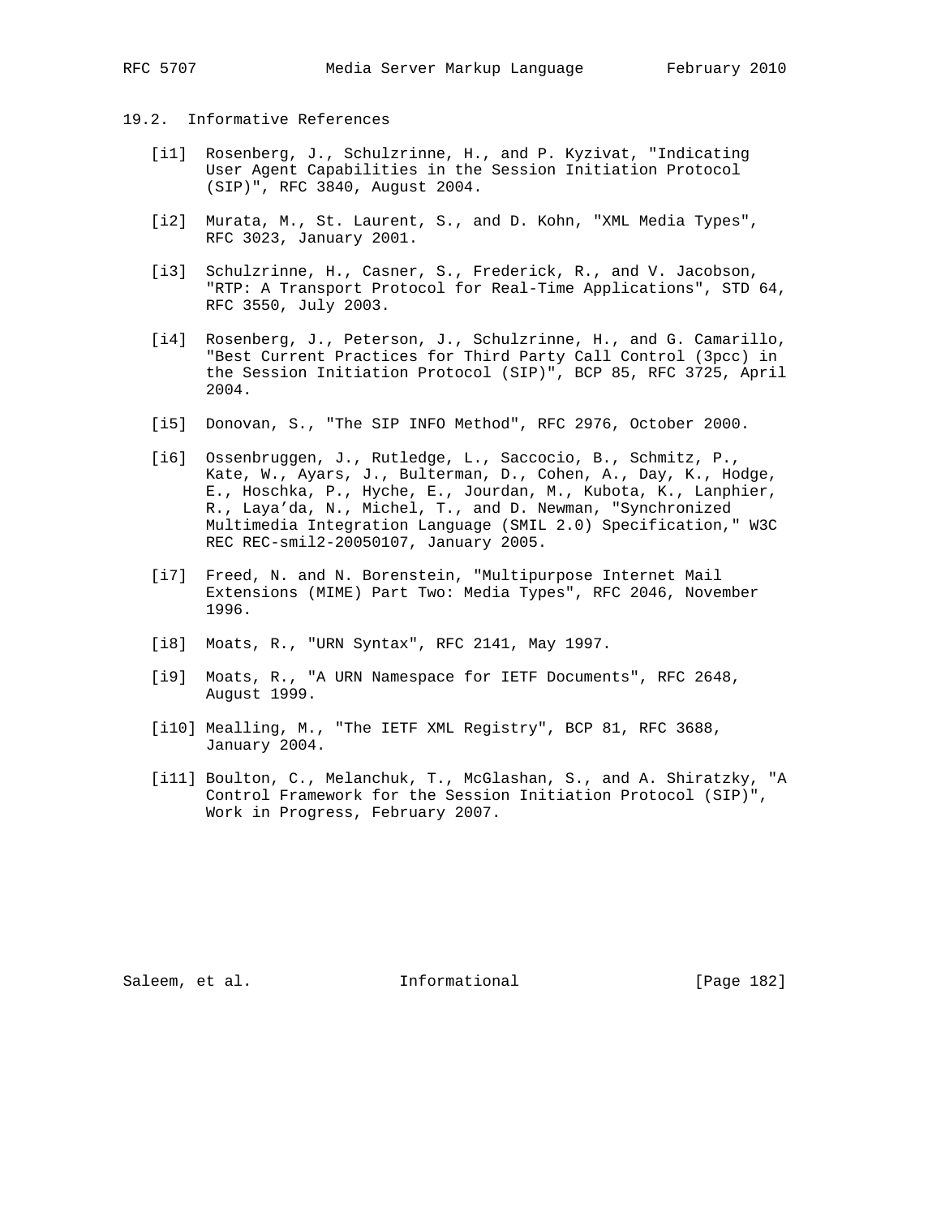## 19.2. Informative References

[i1] Rosenberg, J., Schulzrinne, H., and P. Kyzivat, "Indicating User Agent Capabilities in the Session Initiation Protocol (SIP)", RFC 3840, August 2004.

[i2] Murata, M., St. Laurent, S., and D. Kohn, "XML Media Types", RFC 3023, January 2001.

[i3] Schulzrinne, H., Casner, S., Frederick, R., and V. Jacobson, "RTP: A Transport Protocol for Real-Time Applications", STD 64, RFC 3550, July 2003.

[i4] Rosenberg, J., Peterson, J., Schulzrinne, H., and G. Camarillo, "Best Current Practices for Third Party Call Control (3pcc) in the Session Initiation Protocol (SIP)", BCP 85, RFC 3725, April 2004.

[i5] Donovan, S., "The SIP INFO Method", RFC 2976, October 2000.

[i6] Ossenbruggen, J., Rutledge, L., Saccocio, B., Schmitz, P., Kate, W., Ayars, J., Bulterman, D., Cohen, A., Day, K., Hodge, E., Hoschka, P., Hyche, E., Jourdan, M., Kubota, K., Lanphier, R., Laya'da, N., Michel, T., and D. Newman, "Synchronized Multimedia Integration Language (SMIL 2.0) Specification," W3C REC REC-smil2-20050107, January 2005.

[i7] Freed, N. and N. Borenstein, "Multipurpose Internet Mail Extensions (MIME) Part Two: Media Types", RFC 2046, November 1996.

[i8] Moats, R., "URN Syntax", RFC 2141, May 1997.

[i9] Moats, R., "A URN Namespace for IETF Documents", RFC 2648, August 1999.

[i10] Mealling, M., "The IETF XML Registry", BCP 81, RFC 3688, January 2004.

[i11] Boulton, C., Melanchuk, T., McGlashan, S., and A. Shiratzky, "A Control Framework for the Session Initiation Protocol (SIP)", Work in Progress, February 2007.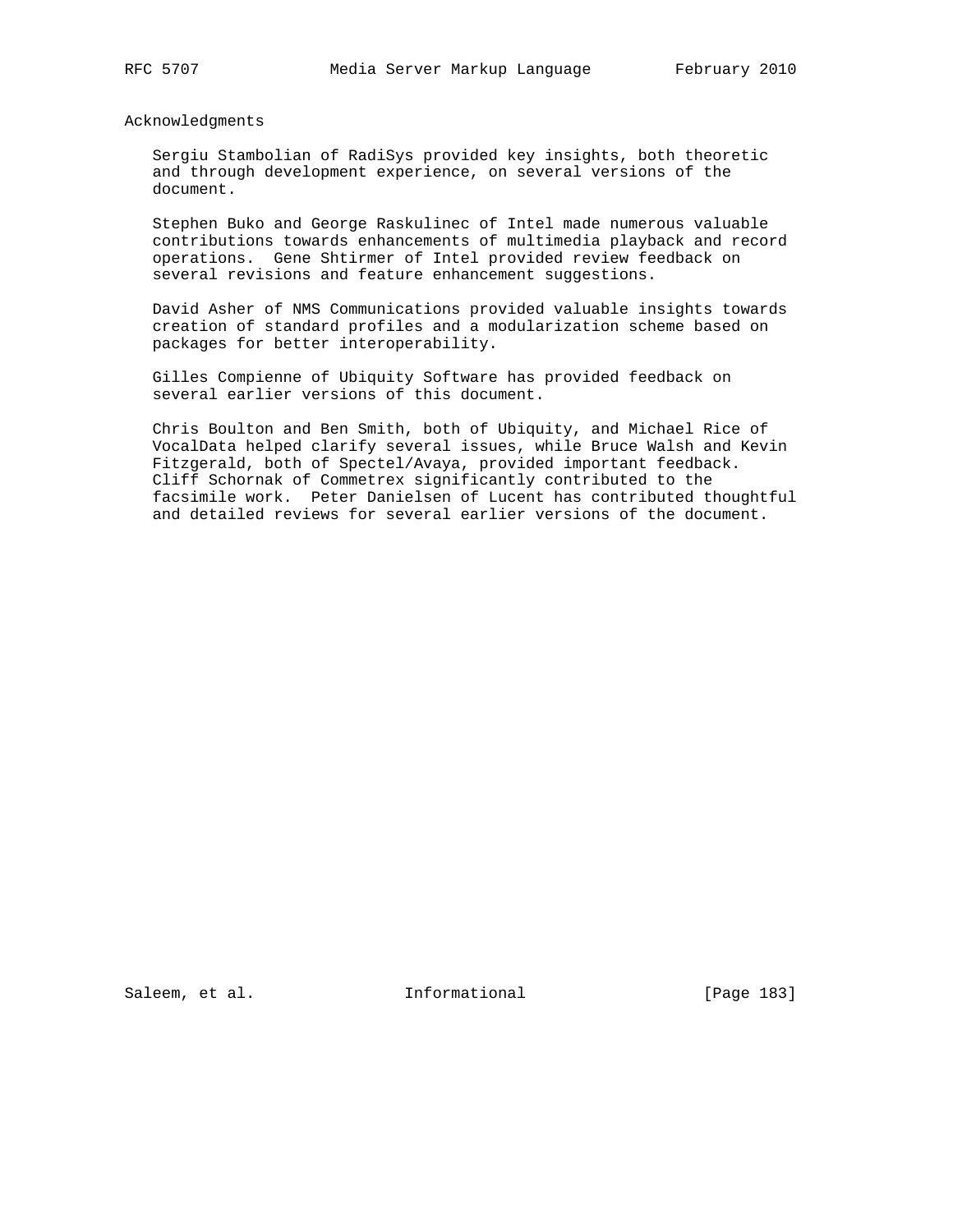## Acknowledgments

Sergiu Stambolian of RadiSys provided key insights, both theoretic and through development experience, on several versions of the document.

Stephen Buko and George Raskulinec of Intel made numerous valuable contributions towards enhancements of multimedia playback and record operations. Gene Shtirmer of Intel provided review feedback on several revisions and feature enhancement suggestions.

David Asher of NMS Communications provided valuable insights towards creation of standard profiles and a modularization scheme based on packages for better interoperability.

Gilles Compienne of Ubiquity Software has provided feedback on several earlier versions of this document.

Chris Boulton and Ben Smith, both of Ubiquity, and Michael Rice of VocalData helped clarify several issues, while Bruce Walsh and Kevin Fitzgerald, both of Spectel/Avaya, provided important feedback. Cliff Schornak of Commetrex significantly contributed to the facsimile work. Peter Danielsen of Lucent has contributed thoughtful and detailed reviews for several earlier versions of the document.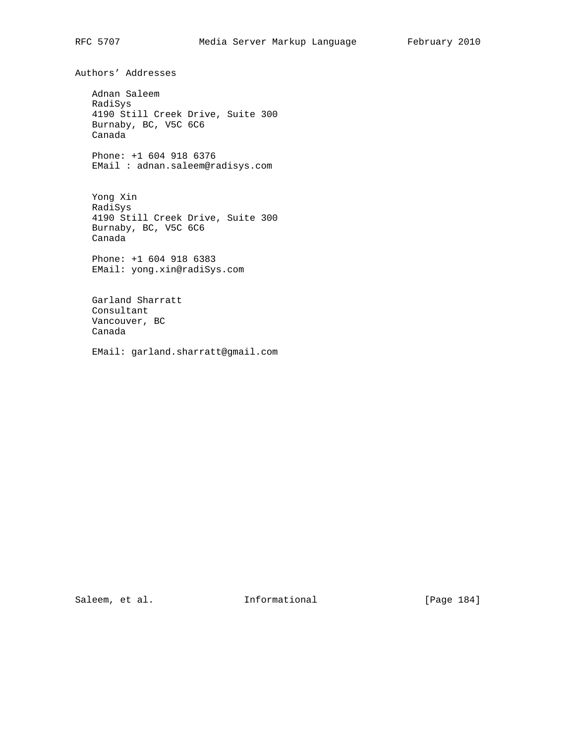## Authors' Addresses

Adnan Saleem
RadiSys
4190 Still Creek Drive, Suite 300
Burnaby, BC, V5C 6C6
Canada

Phone: +1 604 918 6376
EMail : adnan.saleem@radisys.com

Yong Xin
RadiSys
4190 Still Creek Drive, Suite 300
Burnaby, BC, V5C 6C6
Canada

Phone: +1 604 918 6383
EMail: yong.xin@radiSys.com

Garland Sharratt
Consultant
Vancouver, BC
Canada

EMail: garland.sharratt@gmail.com